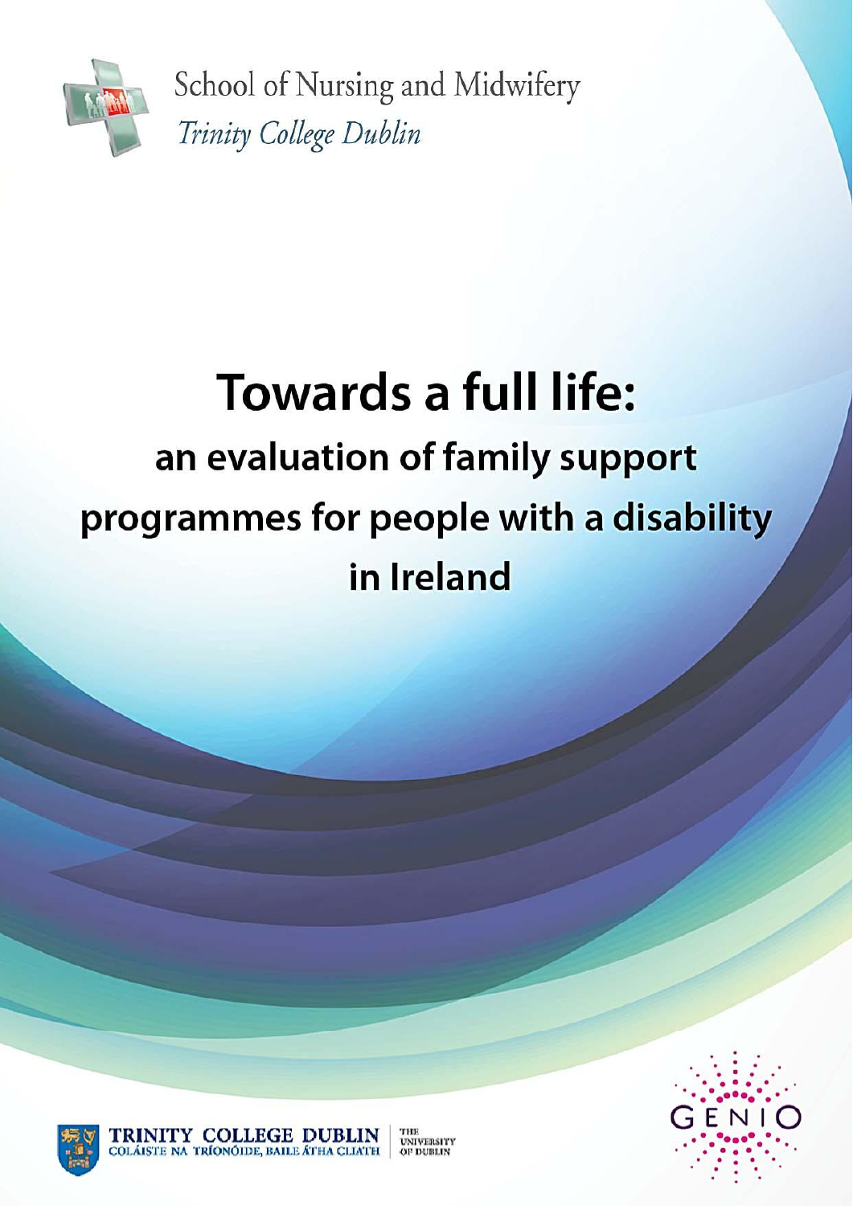School of Nursing and Midwifery

*Trinity College Dublin*

# Towards a full life:

## an evaluation of family support programmes for people with a disability in Ireland

TRINITY COLLEGE DUBLIN
COLÁISTE NA TRÍONÓIDE, BAILE ÁTHA CLIATH
THE UNIVERSITY OF DUBLIN

GENIO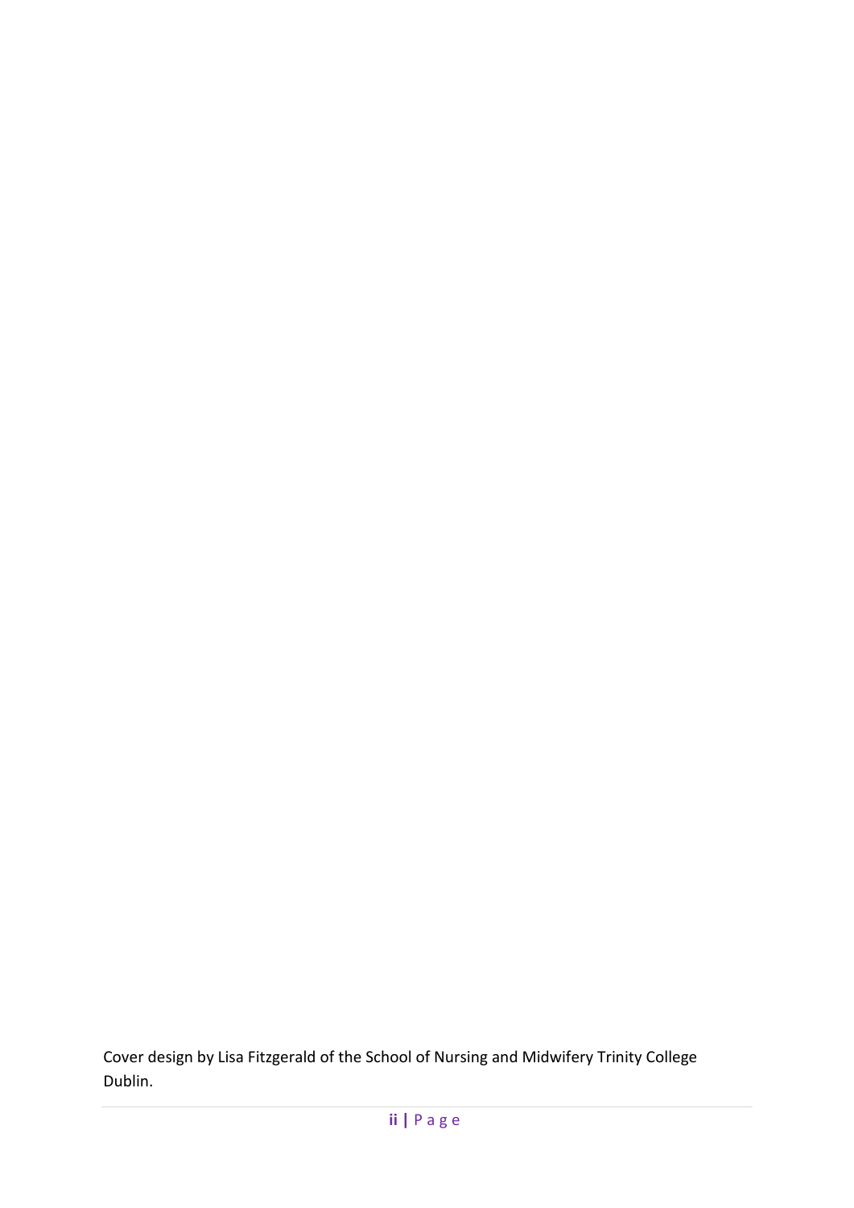Cover design by Lisa Fitzgerald of the School of Nursing and Midwifery Trinity College Dublin.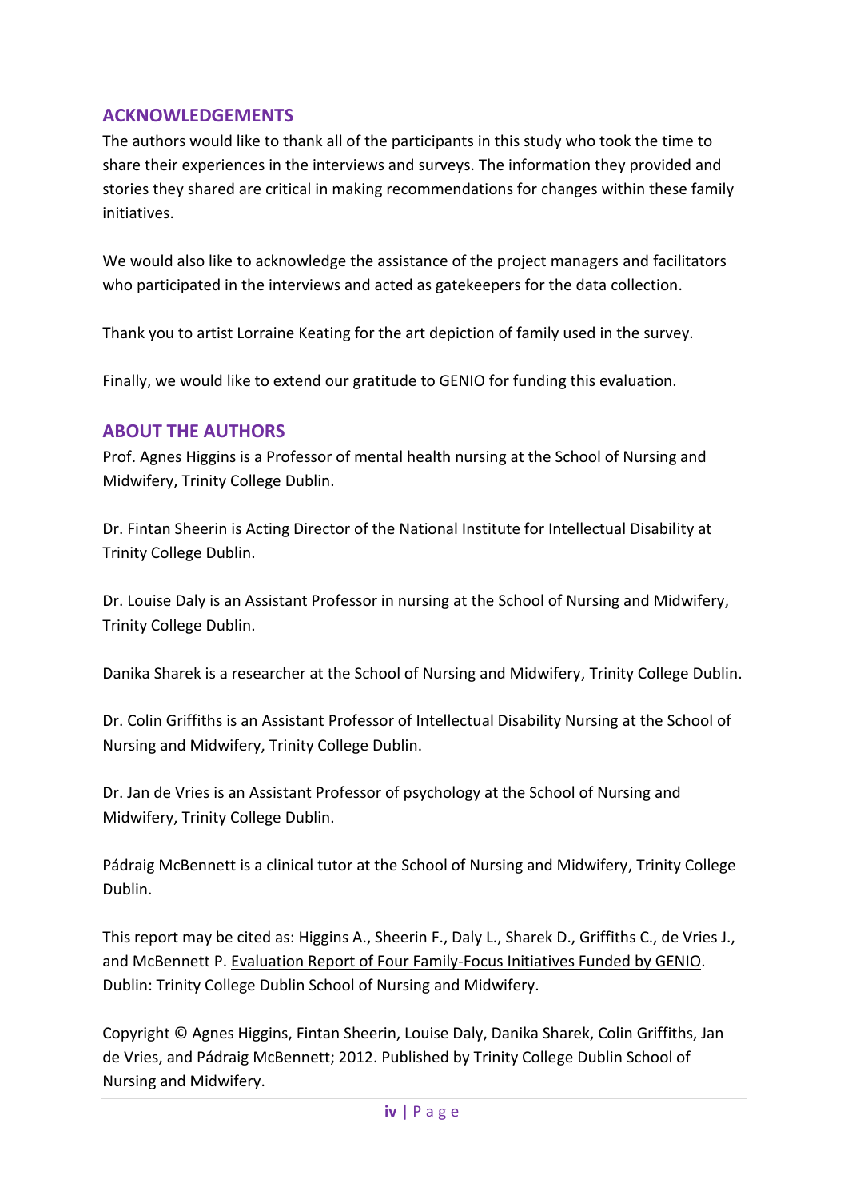## ACKNOWLEDGEMENTS

The authors would like to thank all of the participants in this study who took the time to share their experiences in the interviews and surveys. The information they provided and stories they shared are critical in making recommendations for changes within these family initiatives.

We would also like to acknowledge the assistance of the project managers and facilitators who participated in the interviews and acted as gatekeepers for the data collection.

Thank you to artist Lorraine Keating for the art depiction of family used in the survey.

Finally, we would like to extend our gratitude to GENIO for funding this evaluation.

## ABOUT THE AUTHORS

Prof. Agnes Higgins is a Professor of mental health nursing at the School of Nursing and Midwifery, Trinity College Dublin.

Dr. Fintan Sheerin is Acting Director of the National Institute for Intellectual Disability at Trinity College Dublin.

Dr. Louise Daly is an Assistant Professor in nursing at the School of Nursing and Midwifery, Trinity College Dublin.

Danika Sharek is a researcher at the School of Nursing and Midwifery, Trinity College Dublin.

Dr. Colin Griffiths is an Assistant Professor of Intellectual Disability Nursing at the School of Nursing and Midwifery, Trinity College Dublin.

Dr. Jan de Vries is an Assistant Professor of psychology at the School of Nursing and Midwifery, Trinity College Dublin.

Pádraig McBennett is a clinical tutor at the School of Nursing and Midwifery, Trinity College Dublin.

This report may be cited as: Higgins A., Sheerin F., Daly L., Sharek D., Griffiths C., de Vries J., and McBennett P. Evaluation Report of Four Family-Focus Initiatives Funded by GENIO. Dublin: Trinity College Dublin School of Nursing and Midwifery.

Copyright © Agnes Higgins, Fintan Sheerin, Louise Daly, Danika Sharek, Colin Griffiths, Jan de Vries, and Pádraig McBennett; 2012. Published by Trinity College Dublin School of Nursing and Midwifery.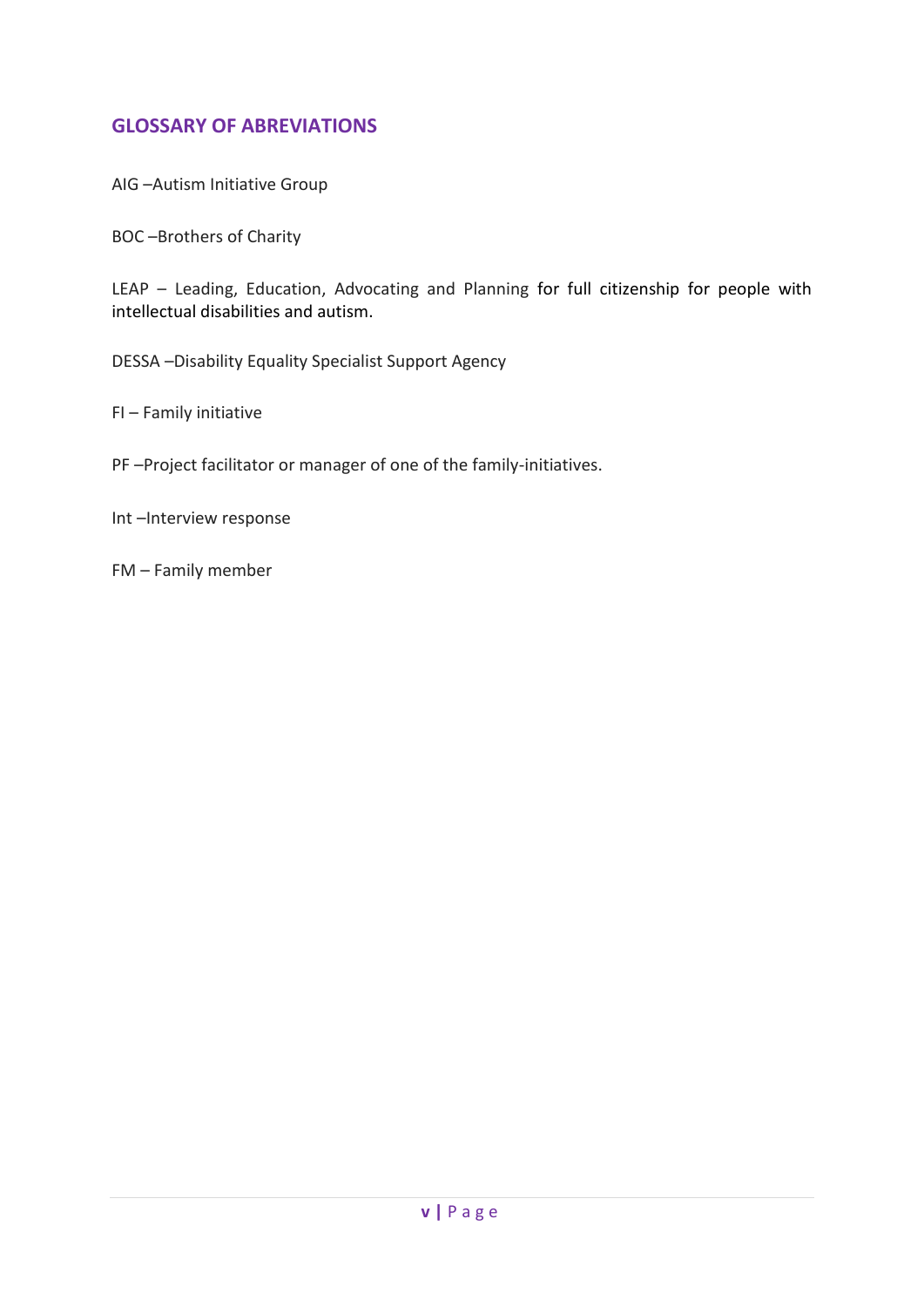## GLOSSARY OF ABREVIATIONS

AIG –Autism Initiative Group

BOC –Brothers of Charity

LEAP – Leading, Education, Advocating and Planning for full citizenship for people with intellectual disabilities and autism.

DESSA –Disability Equality Specialist Support Agency

FI – Family initiative

PF –Project facilitator or manager of one of the family-initiatives.

Int –Interview response

FM – Family member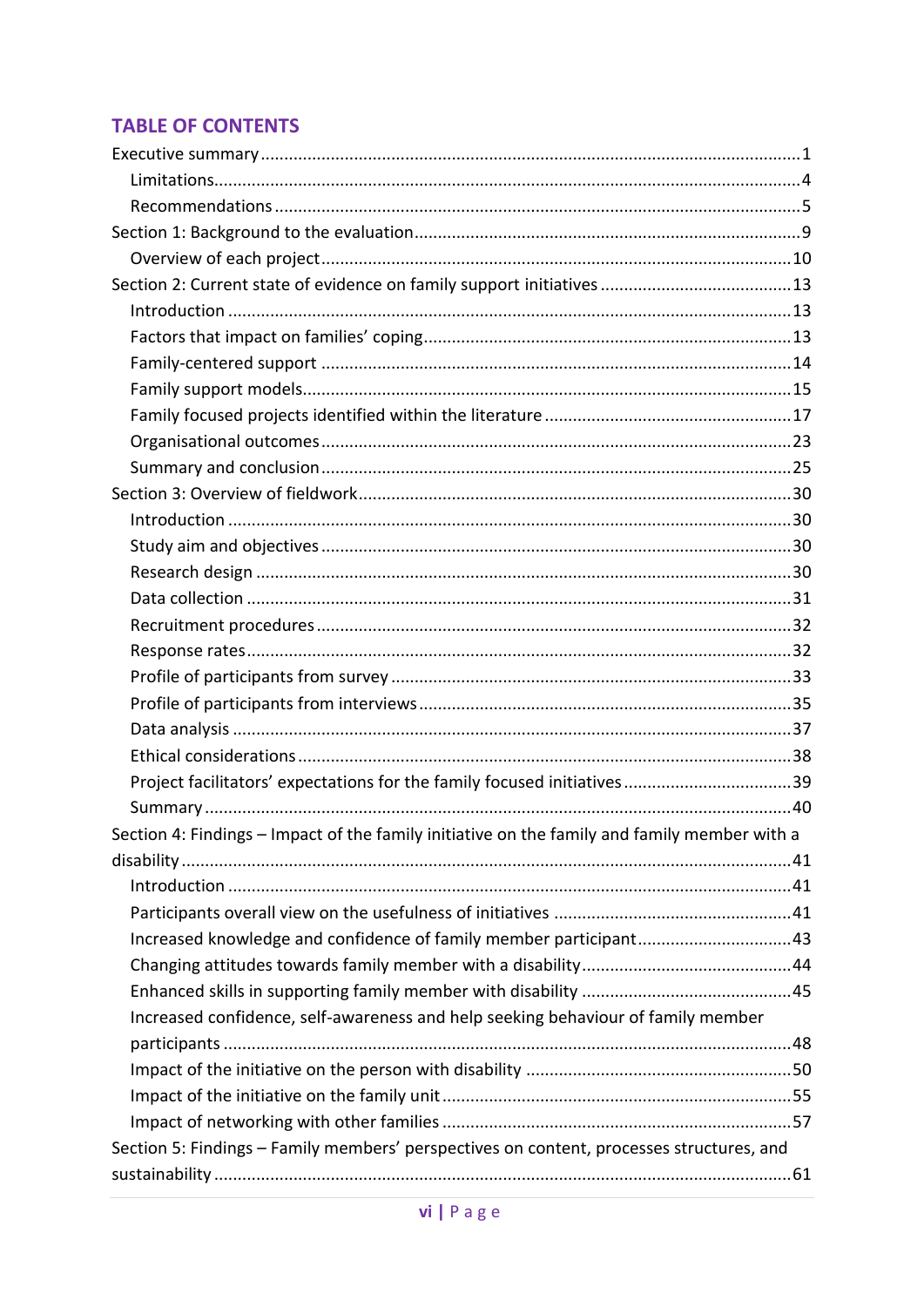## TABLE OF CONTENTS

Executive summary ........................................................ 1

- Limitations ........................................................ 4
- Recommendations ........................................................ 5

Section 1: Background to the evaluation ........................................................ 9

- Overview of each project ........................................................ 10

Section 2: Current state of evidence on family support initiatives ........................................................ 13

- Introduction ........................................................ 13
- Factors that impact on families' coping ........................................................ 13
- Family-centered support ........................................................ 14
- Family support models ........................................................ 15
- Family focused projects identified within the literature ........................................................ 17
- Organisational outcomes ........................................................ 23
- Summary and conclusion ........................................................ 25

Section 3: Overview of fieldwork ........................................................ 30

- Introduction ........................................................ 30
- Study aim and objectives ........................................................ 30
- Research design ........................................................ 30
- Data collection ........................................................ 31
- Recruitment procedures ........................................................ 32
- Response rates ........................................................ 32
- Profile of participants from survey ........................................................ 33
- Profile of participants from interviews ........................................................ 35
- Data analysis ........................................................ 37
- Ethical considerations ........................................................ 38
- Project facilitators' expectations for the family focused initiatives ........................................................ 39
- Summary ........................................................ 40

Section 4: Findings – Impact of the family initiative on the family and family member with a disability ........................................................ 41

- Introduction ........................................................ 41
- Participants overall view on the usefulness of initiatives ........................................................ 41
- Increased knowledge and confidence of family member participant ........................................................ 43
- Changing attitudes towards family member with a disability ........................................................ 44
- Enhanced skills in supporting family member with disability ........................................................ 45
- Increased confidence, self-awareness and help seeking behaviour of family member participants ........................................................ 48
- Impact of the initiative on the person with disability ........................................................ 50
- Impact of the initiative on the family unit ........................................................ 55
- Impact of networking with other families ........................................................ 57

Section 5: Findings – Family members' perspectives on content, processes structures, and sustainability ........................................................ 61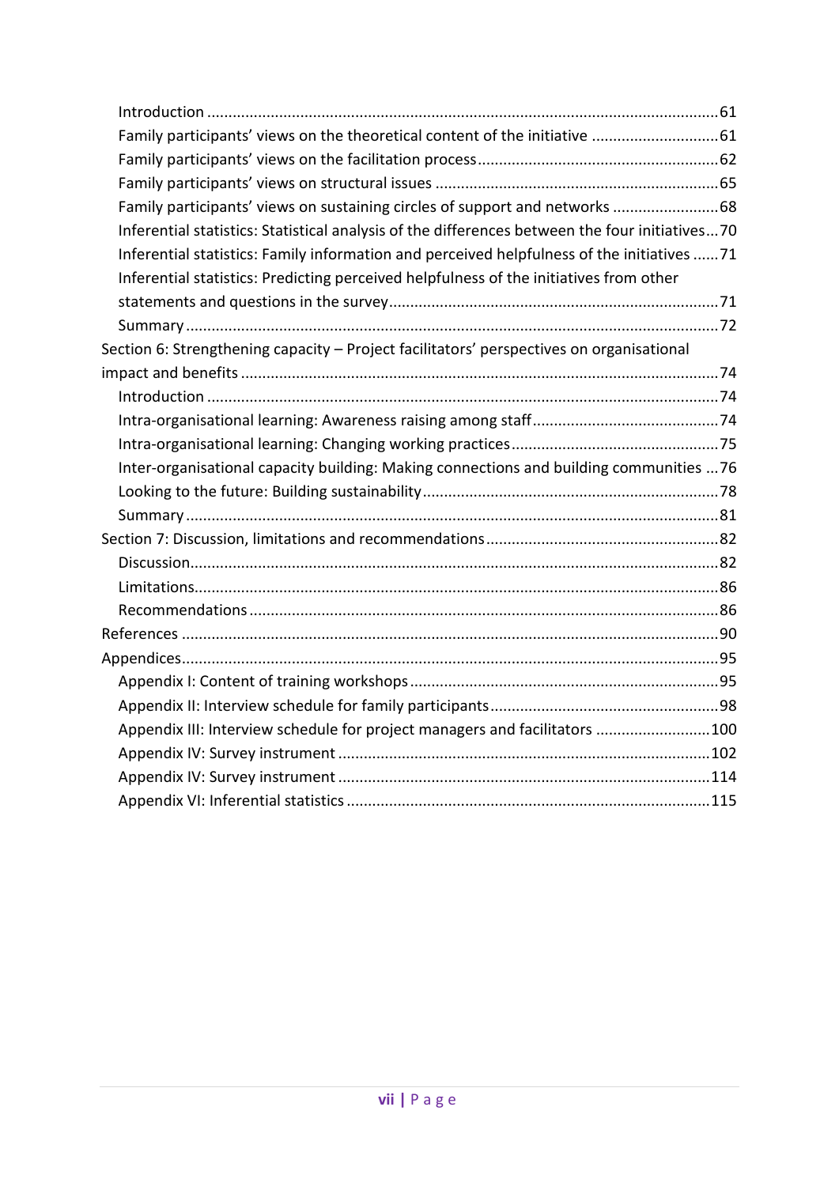Introduction ........................................................................................................................61
Family participants' views on the theoretical content of the initiative ..............................61
Family participants' views on the facilitation process.........................................................62
Family participants' views on structural issues ...................................................................65
Family participants' views on sustaining circles of support and networks .........................68
Inferential statistics: Statistical analysis of the differences between the four initiatives...70
Inferential statistics: Family information and perceived helpfulness of the initiatives ......71
Inferential statistics: Predicting perceived helpfulness of the initiatives from other statements and questions in the survey.............................................................................71
Summary .............................................................................................................................72

Section 6: Strengthening capacity – Project facilitators' perspectives on organisational impact and benefits ................................................................................................................74
Introduction ........................................................................................................................74
Intra-organisational learning: Awareness raising among staff............................................74
Intra-organisational learning: Changing working practices.................................................75
Inter-organisational capacity building: Making connections and building communities ...76
Looking to the future: Building sustainability......................................................................78
Summary .............................................................................................................................81

Section 7: Discussion, limitations and recommendations.......................................................82
Discussion............................................................................................................................82
Limitations...........................................................................................................................86
Recommendations..............................................................................................................86

References ..............................................................................................................................90

Appendices.............................................................................................................................95
Appendix I: Content of training workshops.........................................................................95
Appendix II: Interview schedule for family participants......................................................98
Appendix III: Interview schedule for project managers and facilitators ...........................100
Appendix IV: Survey instrument .......................................................................................102
Appendix IV: Survey instrument .......................................................................................114
Appendix VI: Inferential statistics .....................................................................................115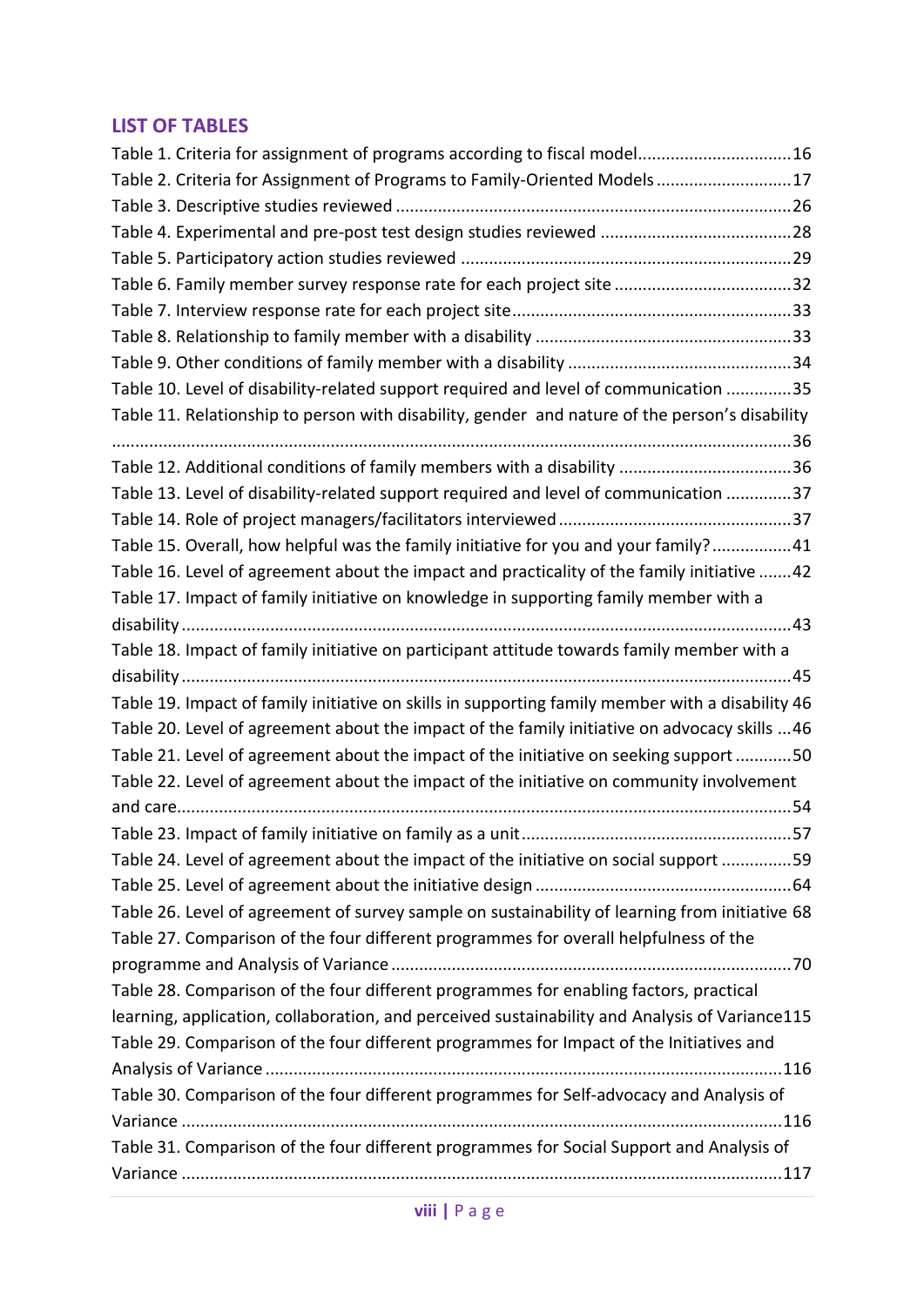## LIST OF TABLES

Table 1. Criteria for assignment of programs according to fiscal model................................16
Table 2. Criteria for Assignment of Programs to Family-Oriented Models ............................17
Table 3. Descriptive studies reviewed ...................................................................................26
Table 4. Experimental and pre-post test design studies reviewed ........................................28
Table 5. Participatory action studies reviewed .....................................................................29
Table 6. Family member survey response rate for each project site .....................................32
Table 7. Interview response rate for each project site..........................................................33
Table 8. Relationship to family member with a disability .....................................................33
Table 9. Other conditions of family member with a disability ...............................................34
Table 10. Level of disability-related support required and level of communication .............35
Table 11. Relationship to person with disability, gender and nature of the person's disability ..........................................................................................................................................36
Table 12. Additional conditions of family members with a disability ....................................36
Table 13. Level of disability-related support required and level of communication .............37
Table 14. Role of project managers/facilitators interviewed .................................................37
Table 15. Overall, how helpful was the family initiative for you and your family?.................41
Table 16. Level of agreement about the impact and practicality of the family initiative .......42
Table 17. Impact of family initiative on knowledge in supporting family member with a disability................................................................................................................................43
Table 18. Impact of family initiative on participant attitude towards family member with a disability................................................................................................................................45
Table 19. Impact of family initiative on skills in supporting family member with a disability 46
Table 20. Level of agreement about the impact of the family initiative on advocacy skills ...46
Table 21. Level of agreement about the impact of the initiative on seeking support ...........50
Table 22. Level of agreement about the impact of the initiative on community involvement and care.................................................................................................................................54
Table 23. Impact of family initiative on family as a unit.........................................................57
Table 24. Level of agreement about the impact of the initiative on social support ..............59
Table 25. Level of agreement about the initiative design ......................................................64
Table 26. Level of agreement of survey sample on sustainability of learning from initiative 68
Table 27. Comparison of the four different programmes for overall helpfulness of the programme and Analysis of Variance....................................................................................70
Table 28. Comparison of the four different programmes for enabling factors, practical learning, application, collaboration, and perceived sustainability and Analysis of Variance115
Table 29. Comparison of the four different programmes for Impact of the Initiatives and Analysis of Variance .............................................................................................................116
Table 30. Comparison of the four different programmes for Self-advocacy and Analysis of Variance ..............................................................................................................................116
Table 31. Comparison of the four different programmes for Social Support and Analysis of Variance ..............................................................................................................................117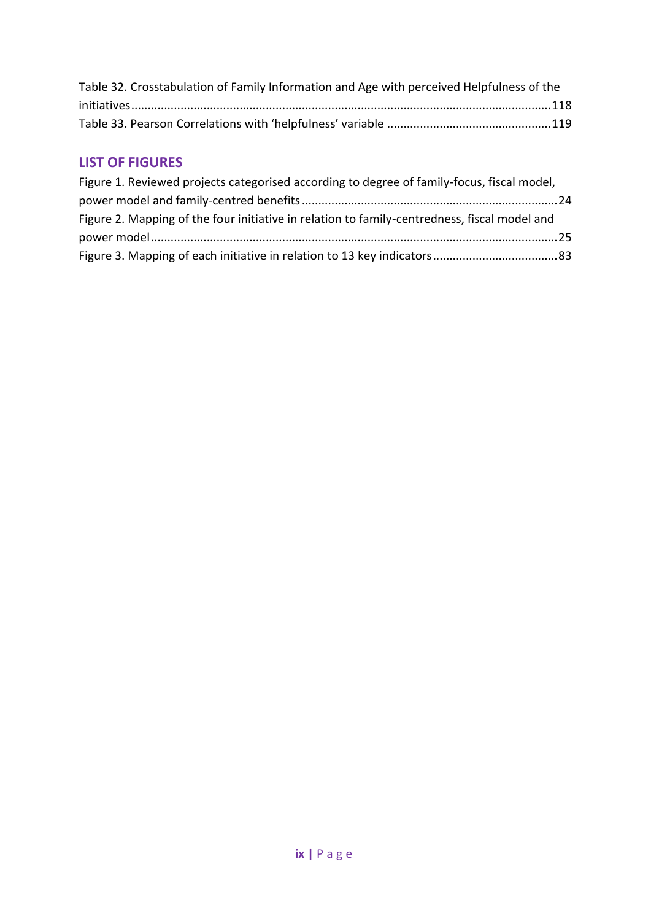Table 32. Crosstabulation of Family Information and Age with perceived Helpfulness of the initiatives....118

Table 33. Pearson Correlations with 'helpfulness' variable ....119

## LIST OF FIGURES

Figure 1. Reviewed projects categorised according to degree of family-focus, fiscal model, power model and family-centred benefits....24

Figure 2. Mapping of the four initiative in relation to family-centredness, fiscal model and power model....25

Figure 3. Mapping of each initiative in relation to 13 key indicators....83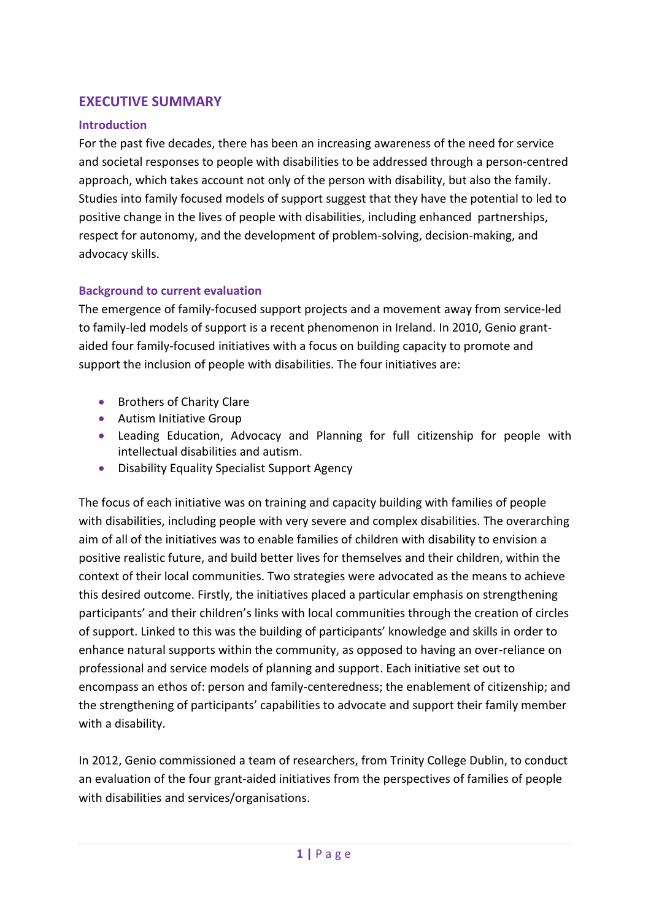# EXECUTIVE SUMMARY

## Introduction

For the past five decades, there has been an increasing awareness of the need for service and societal responses to people with disabilities to be addressed through a person-centred approach, which takes account not only of the person with disability, but also the family. Studies into family focused models of support suggest that they have the potential to led to positive change in the lives of people with disabilities, including enhanced partnerships, respect for autonomy, and the development of problem-solving, decision-making, and advocacy skills.

## Background to current evaluation

The emergence of family-focused support projects and a movement away from service-led to family-led models of support is a recent phenomenon in Ireland. In 2010, Genio grant-aided four family-focused initiatives with a focus on building capacity to promote and support the inclusion of people with disabilities. The four initiatives are:

- Brothers of Charity Clare
- Autism Initiative Group
- Leading Education, Advocacy and Planning for full citizenship for people with intellectual disabilities and autism.
- Disability Equality Specialist Support Agency

The focus of each initiative was on training and capacity building with families of people with disabilities, including people with very severe and complex disabilities. The overarching aim of all of the initiatives was to enable families of children with disability to envision a positive realistic future, and build better lives for themselves and their children, within the context of their local communities. Two strategies were advocated as the means to achieve this desired outcome. Firstly, the initiatives placed a particular emphasis on strengthening participants' and their children's links with local communities through the creation of circles of support. Linked to this was the building of participants' knowledge and skills in order to enhance natural supports within the community, as opposed to having an over-reliance on professional and service models of planning and support. Each initiative set out to encompass an ethos of: person and family-centeredness; the enablement of citizenship; and the strengthening of participants' capabilities to advocate and support their family member with a disability.

In 2012, Genio commissioned a team of researchers, from Trinity College Dublin, to conduct an evaluation of the four grant-aided initiatives from the perspectives of families of people with disabilities and services/organisations.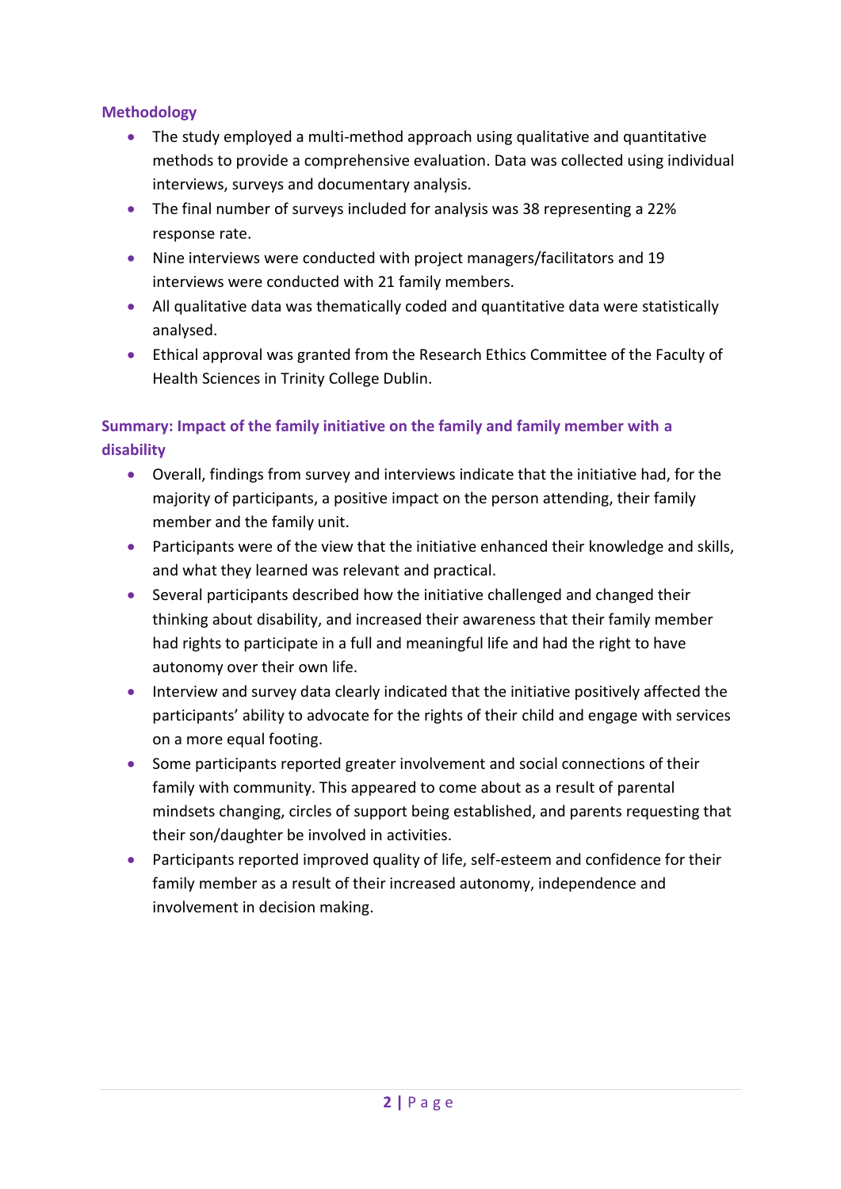### Methodology

- The study employed a multi-method approach using qualitative and quantitative methods to provide a comprehensive evaluation. Data was collected using individual interviews, surveys and documentary analysis.
- The final number of surveys included for analysis was 38 representing a 22% response rate.
- Nine interviews were conducted with project managers/facilitators and 19 interviews were conducted with 21 family members.
- All qualitative data was thematically coded and quantitative data were statistically analysed.
- Ethical approval was granted from the Research Ethics Committee of the Faculty of Health Sciences in Trinity College Dublin.

### Summary: Impact of the family initiative on the family and family member with a disability

- Overall, findings from survey and interviews indicate that the initiative had, for the majority of participants, a positive impact on the person attending, their family member and the family unit.
- Participants were of the view that the initiative enhanced their knowledge and skills, and what they learned was relevant and practical.
- Several participants described how the initiative challenged and changed their thinking about disability, and increased their awareness that their family member had rights to participate in a full and meaningful life and had the right to have autonomy over their own life.
- Interview and survey data clearly indicated that the initiative positively affected the participants' ability to advocate for the rights of their child and engage with services on a more equal footing.
- Some participants reported greater involvement and social connections of their family with community. This appeared to come about as a result of parental mindsets changing, circles of support being established, and parents requesting that their son/daughter be involved in activities.
- Participants reported improved quality of life, self-esteem and confidence for their family member as a result of their increased autonomy, independence and involvement in decision making.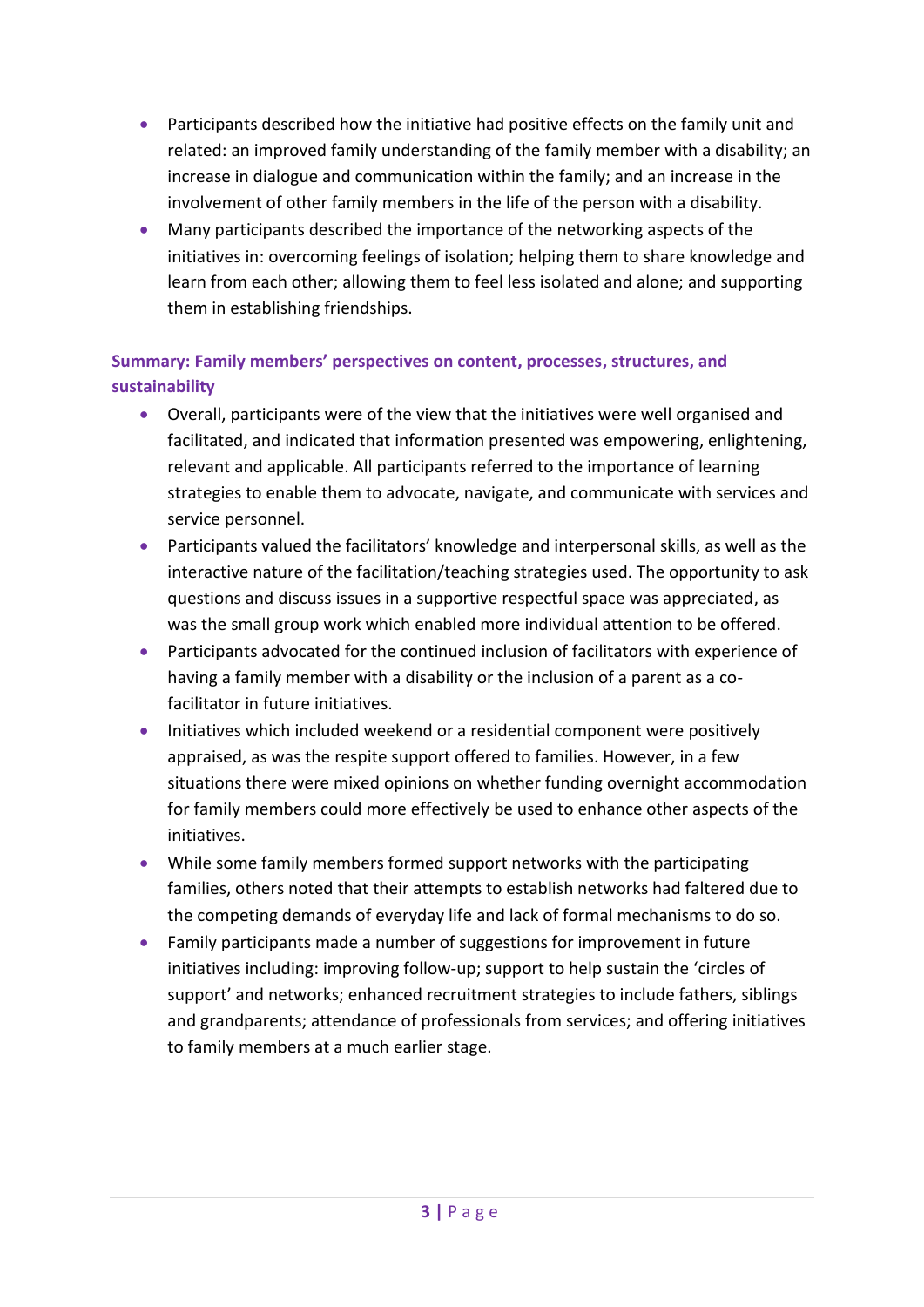- Participants described how the initiative had positive effects on the family unit and related: an improved family understanding of the family member with a disability; an increase in dialogue and communication within the family; and an increase in the involvement of other family members in the life of the person with a disability.
- Many participants described the importance of the networking aspects of the initiatives in: overcoming feelings of isolation; helping them to share knowledge and learn from each other; allowing them to feel less isolated and alone; and supporting them in establishing friendships.

**Summary: Family members' perspectives on content, processes, structures, and sustainability**

- Overall, participants were of the view that the initiatives were well organised and facilitated, and indicated that information presented was empowering, enlightening, relevant and applicable. All participants referred to the importance of learning strategies to enable them to advocate, navigate, and communicate with services and service personnel.
- Participants valued the facilitators' knowledge and interpersonal skills, as well as the interactive nature of the facilitation/teaching strategies used. The opportunity to ask questions and discuss issues in a supportive respectful space was appreciated, as was the small group work which enabled more individual attention to be offered.
- Participants advocated for the continued inclusion of facilitators with experience of having a family member with a disability or the inclusion of a parent as a co-facilitator in future initiatives.
- Initiatives which included weekend or a residential component were positively appraised, as was the respite support offered to families. However, in a few situations there were mixed opinions on whether funding overnight accommodation for family members could more effectively be used to enhance other aspects of the initiatives.
- While some family members formed support networks with the participating families, others noted that their attempts to establish networks had faltered due to the competing demands of everyday life and lack of formal mechanisms to do so.
- Family participants made a number of suggestions for improvement in future initiatives including: improving follow-up; support to help sustain the 'circles of support' and networks; enhanced recruitment strategies to include fathers, siblings and grandparents; attendance of professionals from services; and offering initiatives to family members at a much earlier stage.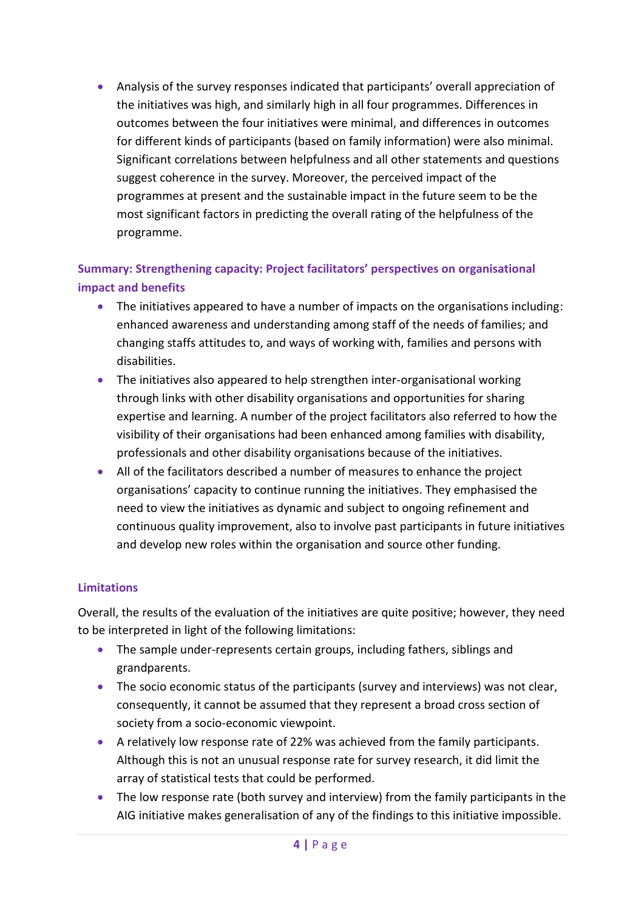- Analysis of the survey responses indicated that participants' overall appreciation of the initiatives was high, and similarly high in all four programmes. Differences in outcomes between the four initiatives were minimal, and differences in outcomes for different kinds of participants (based on family information) were also minimal. Significant correlations between helpfulness and all other statements and questions suggest coherence in the survey. Moreover, the perceived impact of the programmes at present and the sustainable impact in the future seem to be the most significant factors in predicting the overall rating of the helpfulness of the programme.

### Summary: Strengthening capacity: Project facilitators' perspectives on organisational impact and benefits

- The initiatives appeared to have a number of impacts on the organisations including: enhanced awareness and understanding among staff of the needs of families; and changing staffs attitudes to, and ways of working with, families and persons with disabilities.
- The initiatives also appeared to help strengthen inter-organisational working through links with other disability organisations and opportunities for sharing expertise and learning. A number of the project facilitators also referred to how the visibility of their organisations had been enhanced among families with disability, professionals and other disability organisations because of the initiatives.
- All of the facilitators described a number of measures to enhance the project organisations' capacity to continue running the initiatives. They emphasised the need to view the initiatives as dynamic and subject to ongoing refinement and continuous quality improvement, also to involve past participants in future initiatives and develop new roles within the organisation and source other funding.

### Limitations

Overall, the results of the evaluation of the initiatives are quite positive; however, they need to be interpreted in light of the following limitations:

- The sample under-represents certain groups, including fathers, siblings and grandparents.
- The socio economic status of the participants (survey and interviews) was not clear, consequently, it cannot be assumed that they represent a broad cross section of society from a socio-economic viewpoint.
- A relatively low response rate of 22% was achieved from the family participants. Although this is not an unusual response rate for survey research, it did limit the array of statistical tests that could be performed.
- The low response rate (both survey and interview) from the family participants in the AIG initiative makes generalisation of any of the findings to this initiative impossible.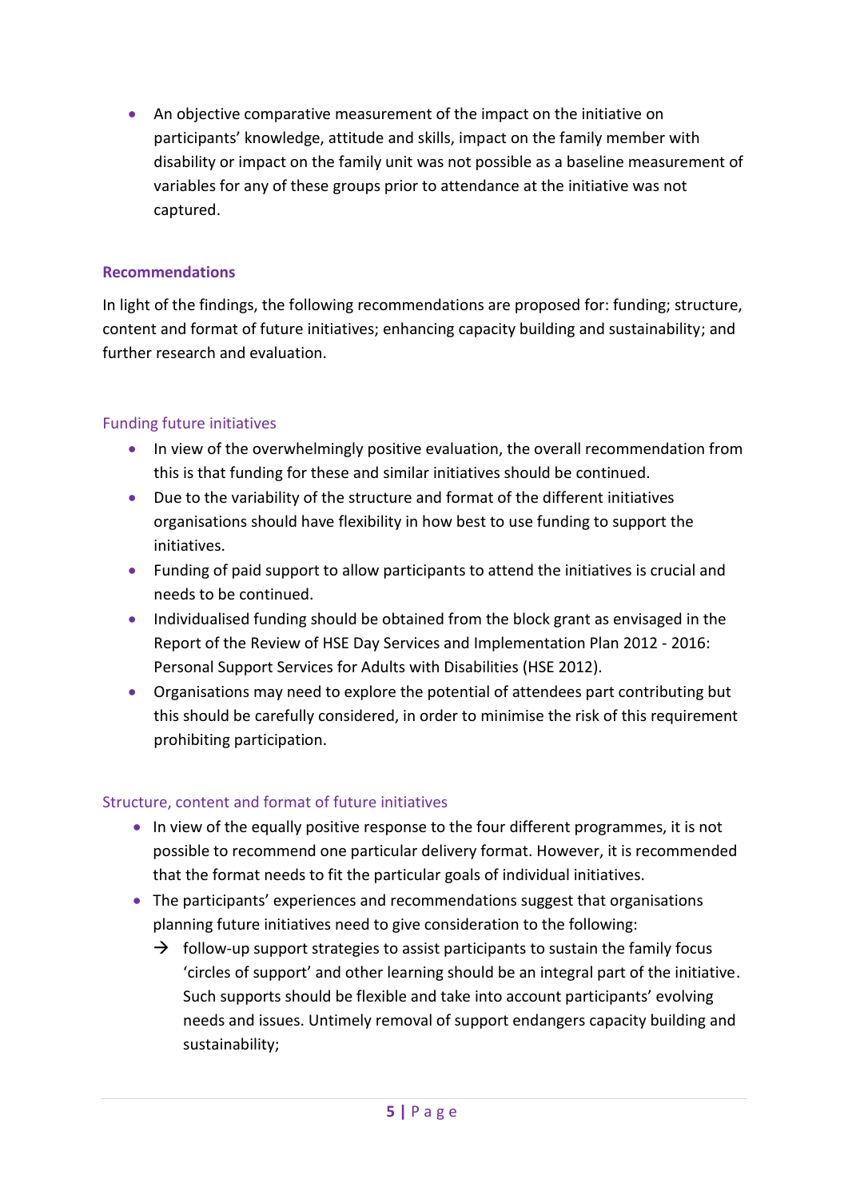- An objective comparative measurement of the impact on the initiative on participants' knowledge, attitude and skills, impact on the family member with disability or impact on the family unit was not possible as a baseline measurement of variables for any of these groups prior to attendance at the initiative was not captured.

### Recommendations

In light of the findings, the following recommendations are proposed for: funding; structure, content and format of future initiatives; enhancing capacity building and sustainability; and further research and evaluation.

#### Funding future initiatives

- In view of the overwhelmingly positive evaluation, the overall recommendation from this is that funding for these and similar initiatives should be continued.
- Due to the variability of the structure and format of the different initiatives organisations should have flexibility in how best to use funding to support the initiatives.
- Funding of paid support to allow participants to attend the initiatives is crucial and needs to be continued.
- Individualised funding should be obtained from the block grant as envisaged in the Report of the Review of HSE Day Services and Implementation Plan 2012 - 2016: Personal Support Services for Adults with Disabilities (HSE 2012).
- Organisations may need to explore the potential of attendees part contributing but this should be carefully considered, in order to minimise the risk of this requirement prohibiting participation.

#### Structure, content and format of future initiatives

- In view of the equally positive response to the four different programmes, it is not possible to recommend one particular delivery format. However, it is recommended that the format needs to fit the particular goals of individual initiatives.
- The participants' experiences and recommendations suggest that organisations planning future initiatives need to give consideration to the following:
  - → follow-up support strategies to assist participants to sustain the family focus 'circles of support' and other learning should be an integral part of the initiative. Such supports should be flexible and take into account participants' evolving needs and issues. Untimely removal of support endangers capacity building and sustainability;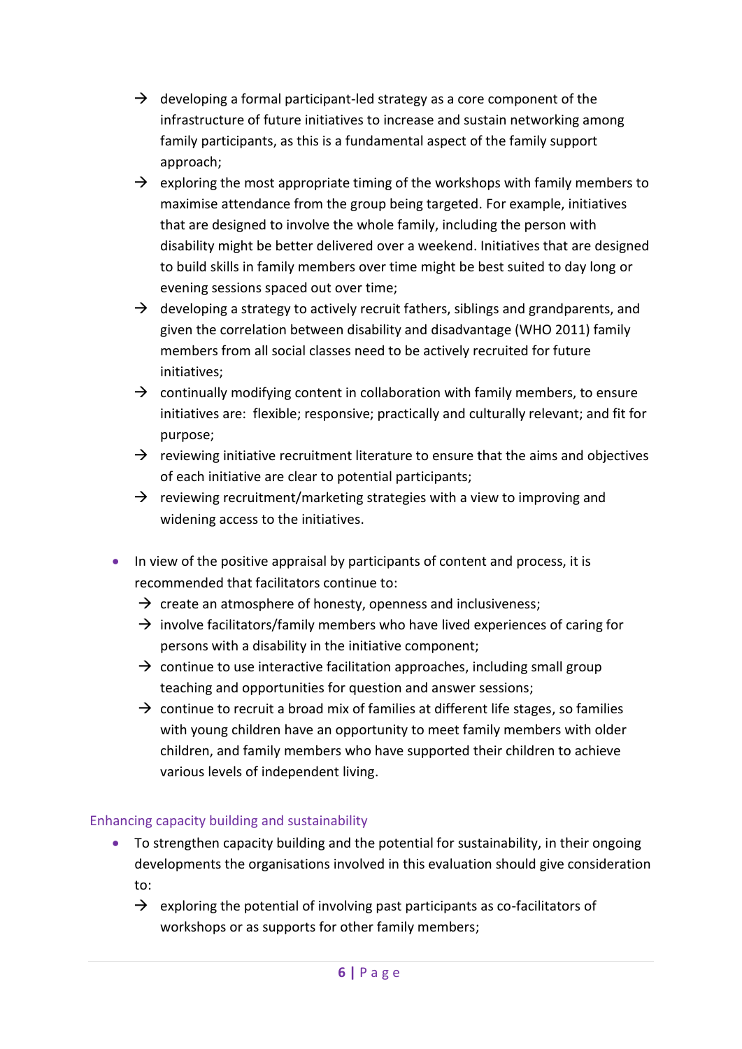- → developing a formal participant-led strategy as a core component of the infrastructure of future initiatives to increase and sustain networking among family participants, as this is a fundamental aspect of the family support approach;
  - → exploring the most appropriate timing of the workshops with family members to maximise attendance from the group being targeted. For example, initiatives that are designed to involve the whole family, including the person with disability might be better delivered over a weekend. Initiatives that are designed to build skills in family members over time might be best suited to day long or evening sessions spaced out over time;
  - → developing a strategy to actively recruit fathers, siblings and grandparents, and given the correlation between disability and disadvantage (WHO 2011) family members from all social classes need to be actively recruited for future initiatives;
  - → continually modifying content in collaboration with family members, to ensure initiatives are: flexible; responsive; practically and culturally relevant; and fit for purpose;
  - → reviewing initiative recruitment literature to ensure that the aims and objectives of each initiative are clear to potential participants;
  - → reviewing recruitment/marketing strategies with a view to improving and widening access to the initiatives.

- In view of the positive appraisal by participants of content and process, it is recommended that facilitators continue to:
  - → create an atmosphere of honesty, openness and inclusiveness;
  - → involve facilitators/family members who have lived experiences of caring for persons with a disability in the initiative component;
  - → continue to use interactive facilitation approaches, including small group teaching and opportunities for question and answer sessions;
  - → continue to recruit a broad mix of families at different life stages, so families with young children have an opportunity to meet family members with older children, and family members who have supported their children to achieve various levels of independent living.

### Enhancing capacity building and sustainability

- To strengthen capacity building and the potential for sustainability, in their ongoing developments the organisations involved in this evaluation should give consideration to:
  - → exploring the potential of involving past participants as co-facilitators of workshops or as supports for other family members;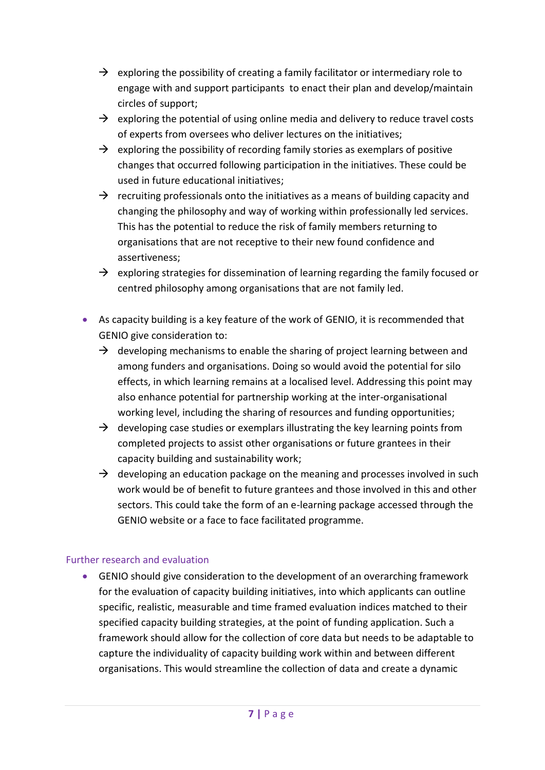- → exploring the possibility of creating a family facilitator or intermediary role to engage with and support participants to enact their plan and develop/maintain circles of support;
  - → exploring the potential of using online media and delivery to reduce travel costs of experts from oversees who deliver lectures on the initiatives;
  - → exploring the possibility of recording family stories as exemplars of positive changes that occurred following participation in the initiatives. These could be used in future educational initiatives;
  - → recruiting professionals onto the initiatives as a means of building capacity and changing the philosophy and way of working within professionally led services. This has the potential to reduce the risk of family members returning to organisations that are not receptive to their new found confidence and assertiveness;
  - → exploring strategies for dissemination of learning regarding the family focused or centred philosophy among organisations that are not family led.

- As capacity building is a key feature of the work of GENIO, it is recommended that GENIO give consideration to:
  - → developing mechanisms to enable the sharing of project learning between and among funders and organisations. Doing so would avoid the potential for silo effects, in which learning remains at a localised level. Addressing this point may also enhance potential for partnership working at the inter-organisational working level, including the sharing of resources and funding opportunities;
  - → developing case studies or exemplars illustrating the key learning points from completed projects to assist other organisations or future grantees in their capacity building and sustainability work;
  - → developing an education package on the meaning and processes involved in such work would be of benefit to future grantees and those involved in this and other sectors. This could take the form of an e-learning package accessed through the GENIO website or a face to face facilitated programme.

### Further research and evaluation

- GENIO should give consideration to the development of an overarching framework for the evaluation of capacity building initiatives, into which applicants can outline specific, realistic, measurable and time framed evaluation indices matched to their specified capacity building strategies, at the point of funding application. Such a framework should allow for the collection of core data but needs to be adaptable to capture the individuality of capacity building work within and between different organisations. This would streamline the collection of data and create a dynamic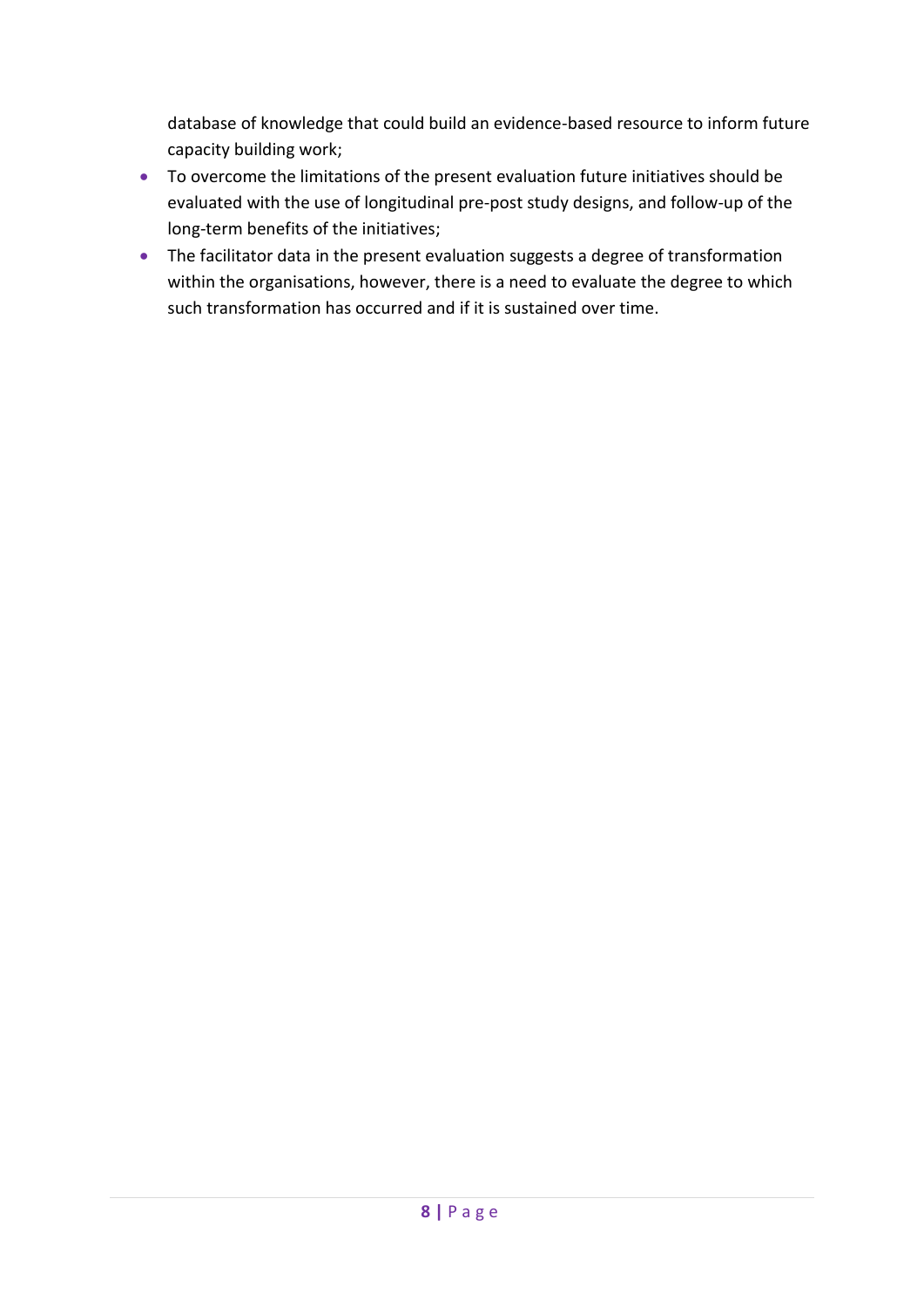database of knowledge that could build an evidence-based resource to inform future capacity building work;

- To overcome the limitations of the present evaluation future initiatives should be evaluated with the use of longitudinal pre-post study designs, and follow-up of the long-term benefits of the initiatives;
- The facilitator data in the present evaluation suggests a degree of transformation within the organisations, however, there is a need to evaluate the degree to which such transformation has occurred and if it is sustained over time.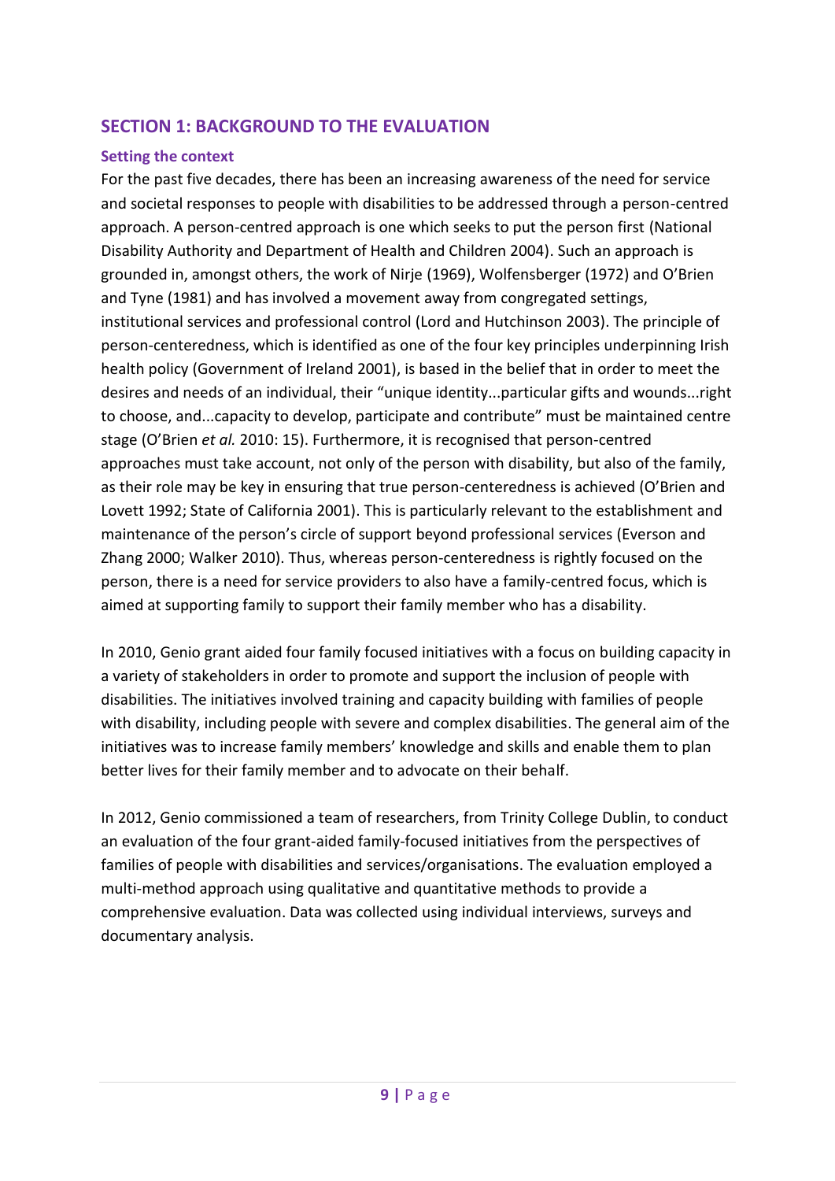## SECTION 1: BACKGROUND TO THE EVALUATION

### Setting the context

For the past five decades, there has been an increasing awareness of the need for service and societal responses to people with disabilities to be addressed through a person-centred approach. A person-centred approach is one which seeks to put the person first (National Disability Authority and Department of Health and Children 2004). Such an approach is grounded in, amongst others, the work of Nirje (1969), Wolfensberger (1972) and O'Brien and Tyne (1981) and has involved a movement away from congregated settings, institutional services and professional control (Lord and Hutchinson 2003). The principle of person-centeredness, which is identified as one of the four key principles underpinning Irish health policy (Government of Ireland 2001), is based in the belief that in order to meet the desires and needs of an individual, their "unique identity...particular gifts and wounds...right to choose, and...capacity to develop, participate and contribute" must be maintained centre stage (O'Brien *et al.* 2010: 15). Furthermore, it is recognised that person-centred approaches must take account, not only of the person with disability, but also of the family, as their role may be key in ensuring that true person-centeredness is achieved (O'Brien and Lovett 1992; State of California 2001). This is particularly relevant to the establishment and maintenance of the person's circle of support beyond professional services (Everson and Zhang 2000; Walker 2010). Thus, whereas person-centeredness is rightly focused on the person, there is a need for service providers to also have a family-centred focus, which is aimed at supporting family to support their family member who has a disability.

In 2010, Genio grant aided four family focused initiatives with a focus on building capacity in a variety of stakeholders in order to promote and support the inclusion of people with disabilities. The initiatives involved training and capacity building with families of people with disability, including people with severe and complex disabilities. The general aim of the initiatives was to increase family members' knowledge and skills and enable them to plan better lives for their family member and to advocate on their behalf.

In 2012, Genio commissioned a team of researchers, from Trinity College Dublin, to conduct an evaluation of the four grant-aided family-focused initiatives from the perspectives of families of people with disabilities and services/organisations. The evaluation employed a multi-method approach using qualitative and quantitative methods to provide a comprehensive evaluation. Data was collected using individual interviews, surveys and documentary analysis.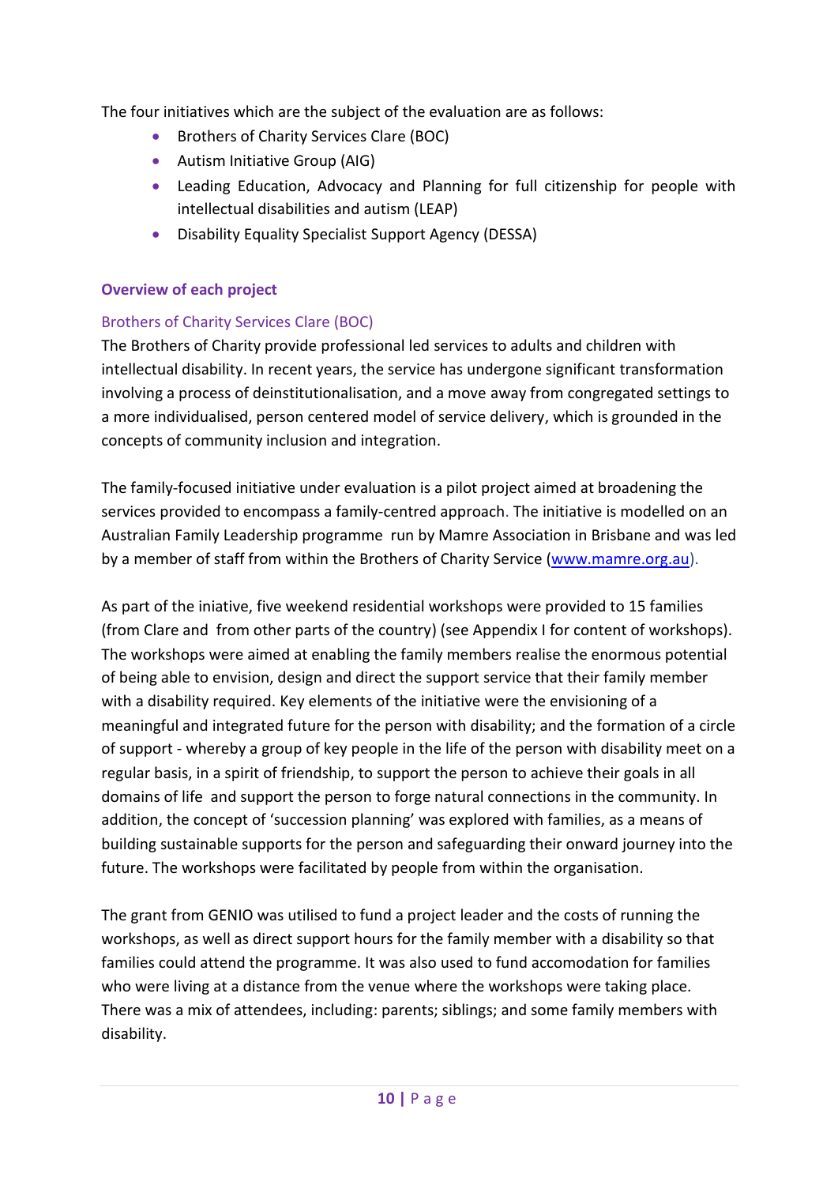The four initiatives which are the subject of the evaluation are as follows:

- Brothers of Charity Services Clare (BOC)
- Autism Initiative Group (AIG)
- Leading Education, Advocacy and Planning for full citizenship for people with intellectual disabilities and autism (LEAP)
- Disability Equality Specialist Support Agency (DESSA)

### Overview of each project

#### Brothers of Charity Services Clare (BOC)

The Brothers of Charity provide professional led services to adults and children with intellectual disability. In recent years, the service has undergone significant transformation involving a process of deinstitutionalisation, and a move away from congregated settings to a more individualised, person centered model of service delivery, which is grounded in the concepts of community inclusion and integration.

The family-focused initiative under evaluation is a pilot project aimed at broadening the services provided to encompass a family-centred approach. The initiative is modelled on an Australian Family Leadership programme run by Mamre Association in Brisbane and was led by a member of staff from within the Brothers of Charity Service (www.mamre.org.au).

As part of the iniative, five weekend residential workshops were provided to 15 families (from Clare and from other parts of the country) (see Appendix I for content of workshops). The workshops were aimed at enabling the family members realise the enormous potential of being able to envision, design and direct the support service that their family member with a disability required. Key elements of the initiative were the envisioning of a meaningful and integrated future for the person with disability; and the formation of a circle of support - whereby a group of key people in the life of the person with disability meet on a regular basis, in a spirit of friendship, to support the person to achieve their goals in all domains of life and support the person to forge natural connections in the community. In addition, the concept of 'succession planning' was explored with families, as a means of building sustainable supports for the person and safeguarding their onward journey into the future. The workshops were facilitated by people from within the organisation.

The grant from GENIO was utilised to fund a project leader and the costs of running the workshops, as well as direct support hours for the family member with a disability so that families could attend the programme. It was also used to fund accomodation for families who were living at a distance from the venue where the workshops were taking place. There was a mix of attendees, including: parents; siblings; and some family members with disability.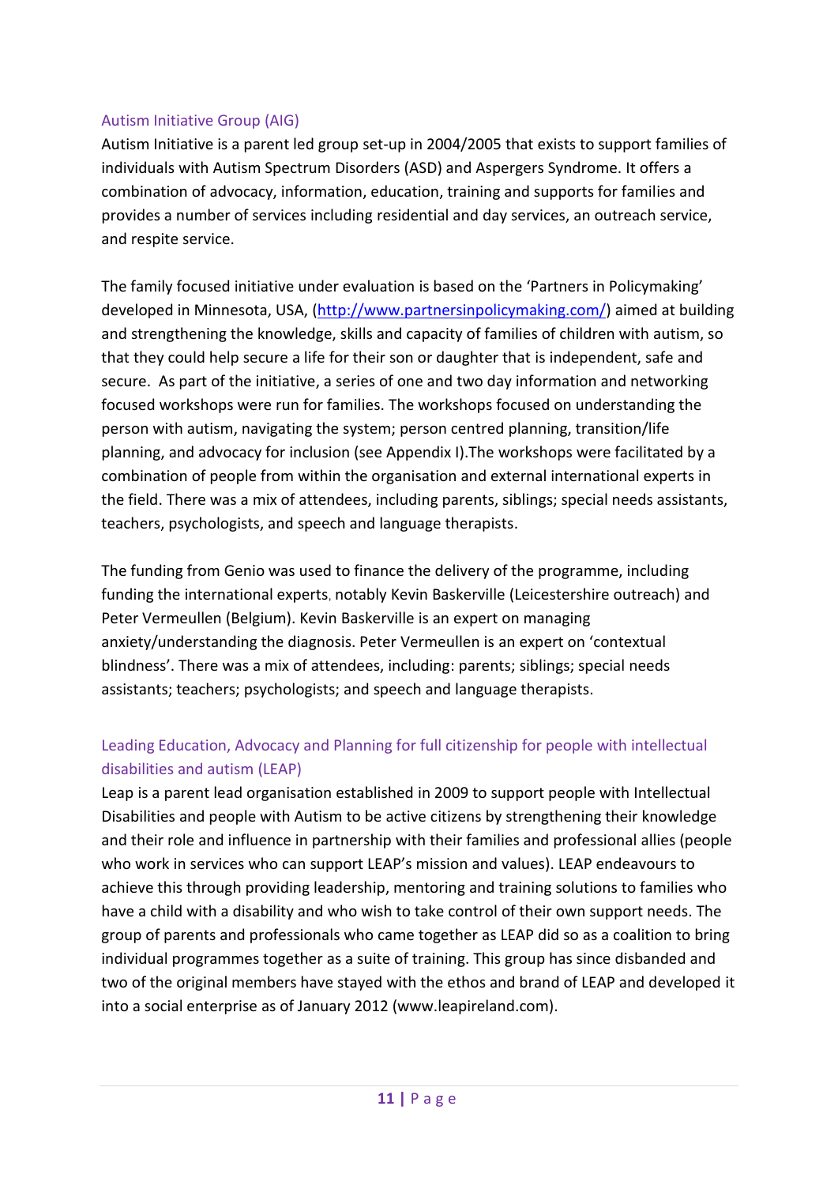### Autism Initiative Group (AIG)

Autism Initiative is a parent led group set-up in 2004/2005 that exists to support families of individuals with Autism Spectrum Disorders (ASD) and Aspergers Syndrome. It offers a combination of advocacy, information, education, training and supports for families and provides a number of services including residential and day services, an outreach service, and respite service.

The family focused initiative under evaluation is based on the 'Partners in Policymaking' developed in Minnesota, USA, (http://www.partnersinpolicymaking.com/) aimed at building and strengthening the knowledge, skills and capacity of families of children with autism, so that they could help secure a life for their son or daughter that is independent, safe and secure. As part of the initiative, a series of one and two day information and networking focused workshops were run for families. The workshops focused on understanding the person with autism, navigating the system; person centred planning, transition/life planning, and advocacy for inclusion (see Appendix I).The workshops were facilitated by a combination of people from within the organisation and external international experts in the field. There was a mix of attendees, including parents, siblings; special needs assistants, teachers, psychologists, and speech and language therapists.

The funding from Genio was used to finance the delivery of the programme, including funding the international experts, notably Kevin Baskerville (Leicestershire outreach) and Peter Vermeullen (Belgium). Kevin Baskerville is an expert on managing anxiety/understanding the diagnosis. Peter Vermeullen is an expert on 'contextual blindness'. There was a mix of attendees, including: parents; siblings; special needs assistants; teachers; psychologists; and speech and language therapists.

### Leading Education, Advocacy and Planning for full citizenship for people with intellectual disabilities and autism (LEAP)

Leap is a parent lead organisation established in 2009 to support people with Intellectual Disabilities and people with Autism to be active citizens by strengthening their knowledge and their role and influence in partnership with their families and professional allies (people who work in services who can support LEAP's mission and values). LEAP endeavours to achieve this through providing leadership, mentoring and training solutions to families who have a child with a disability and who wish to take control of their own support needs. The group of parents and professionals who came together as LEAP did so as a coalition to bring individual programmes together as a suite of training. This group has since disbanded and two of the original members have stayed with the ethos and brand of LEAP and developed it into a social enterprise as of January 2012 (www.leapireland.com).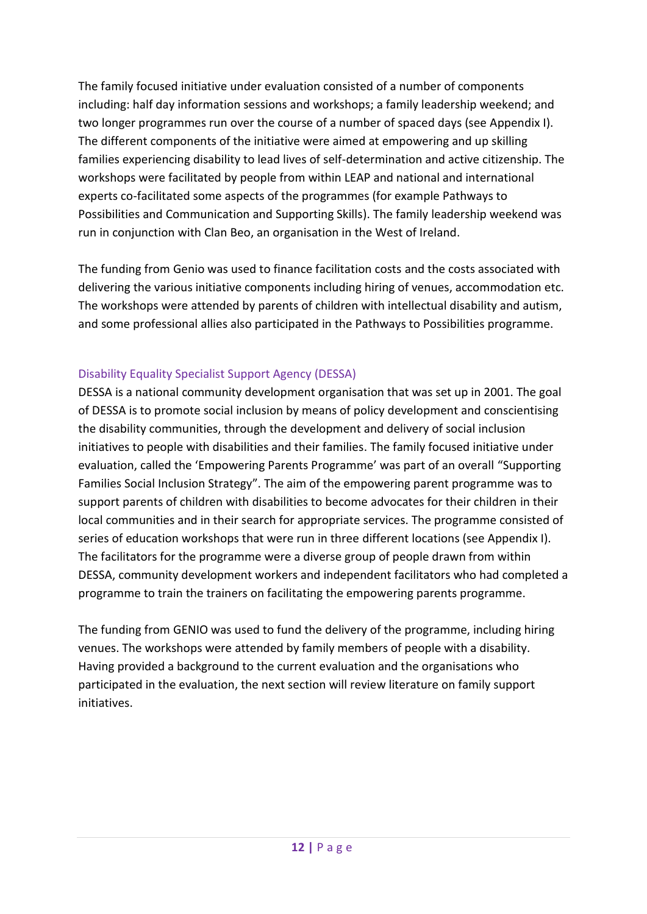The family focused initiative under evaluation consisted of a number of components including: half day information sessions and workshops; a family leadership weekend; and two longer programmes run over the course of a number of spaced days (see Appendix I). The different components of the initiative were aimed at empowering and up skilling families experiencing disability to lead lives of self-determination and active citizenship. The workshops were facilitated by people from within LEAP and national and international experts co-facilitated some aspects of the programmes (for example Pathways to Possibilities and Communication and Supporting Skills). The family leadership weekend was run in conjunction with Clan Beo, an organisation in the West of Ireland.

The funding from Genio was used to finance facilitation costs and the costs associated with delivering the various initiative components including hiring of venues, accommodation etc. The workshops were attended by parents of children with intellectual disability and autism, and some professional allies also participated in the Pathways to Possibilities programme.

### Disability Equality Specialist Support Agency (DESSA)

DESSA is a national community development organisation that was set up in 2001. The goal of DESSA is to promote social inclusion by means of policy development and conscientising the disability communities, through the development and delivery of social inclusion initiatives to people with disabilities and their families. The family focused initiative under evaluation, called the 'Empowering Parents Programme' was part of an overall "Supporting Families Social Inclusion Strategy". The aim of the empowering parent programme was to support parents of children with disabilities to become advocates for their children in their local communities and in their search for appropriate services. The programme consisted of series of education workshops that were run in three different locations (see Appendix I). The facilitators for the programme were a diverse group of people drawn from within DESSA, community development workers and independent facilitators who had completed a programme to train the trainers on facilitating the empowering parents programme.

The funding from GENIO was used to fund the delivery of the programme, including hiring venues. The workshops were attended by family members of people with a disability. Having provided a background to the current evaluation and the organisations who participated in the evaluation, the next section will review literature on family support initiatives.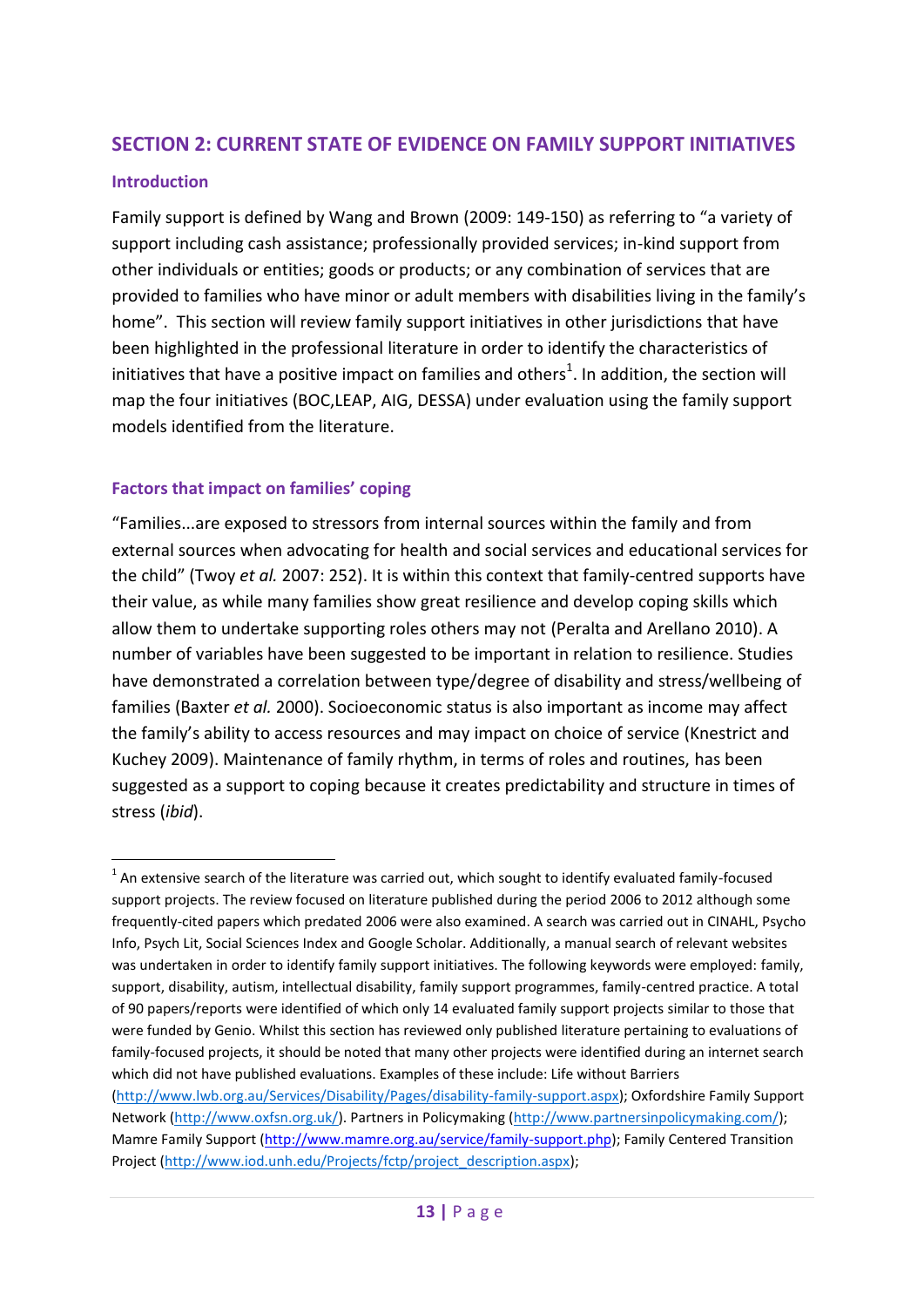## SECTION 2: CURRENT STATE OF EVIDENCE ON FAMILY SUPPORT INITIATIVES

### Introduction

Family support is defined by Wang and Brown (2009: 149-150) as referring to "a variety of support including cash assistance; professionally provided services; in-kind support from other individuals or entities; goods or products; or any combination of services that are provided to families who have minor or adult members with disabilities living in the family's home". This section will review family support initiatives in other jurisdictions that have been highlighted in the professional literature in order to identify the characteristics of initiatives that have a positive impact on families and others[1]. In addition, the section will map the four initiatives (BOC,LEAP, AIG, DESSA) under evaluation using the family support models identified from the literature.

### Factors that impact on families' coping

"Families...are exposed to stressors from internal sources within the family and from external sources when advocating for health and social services and educational services for the child" (Twoy *et al.* 2007: 252). It is within this context that family-centred supports have their value, as while many families show great resilience and develop coping skills which allow them to undertake supporting roles others may not (Peralta and Arellano 2010). A number of variables have been suggested to be important in relation to resilience. Studies have demonstrated a correlation between type/degree of disability and stress/wellbeing of families (Baxter *et al.* 2000). Socioeconomic status is also important as income may affect the family's ability to access resources and may impact on choice of service (Knestrict and Kuchey 2009). Maintenance of family rhythm, in terms of roles and routines, has been suggested as a support to coping because it creates predictability and structure in times of stress (*ibid*).

---

[1] An extensive search of the literature was carried out, which sought to identify evaluated family-focused support projects. The review focused on literature published during the period 2006 to 2012 although some frequently-cited papers which predated 2006 were also examined. A search was carried out in CINAHL, Psycho Info, Psych Lit, Social Sciences Index and Google Scholar. Additionally, a manual search of relevant websites was undertaken in order to identify family support initiatives. The following keywords were employed: family, support, disability, autism, intellectual disability, family support programmes, family-centred practice. A total of 90 papers/reports were identified of which only 14 evaluated family support projects similar to those that were funded by Genio. Whilst this section has reviewed only published literature pertaining to evaluations of family-focused projects, it should be noted that many other projects were identified during an internet search which did not have published evaluations. Examples of these include: Life without Barriers (http://www.lwb.org.au/Services/Disability/Pages/disability-family-support.aspx); Oxfordshire Family Support Network (http://www.oxfsn.org.uk/). Partners in Policymaking (http://www.partnersinpolicymaking.com/); Mamre Family Support (http://www.mamre.org.au/service/family-support.php); Family Centered Transition Project (http://www.iod.unh.edu/Projects/fctp/project_description.aspx);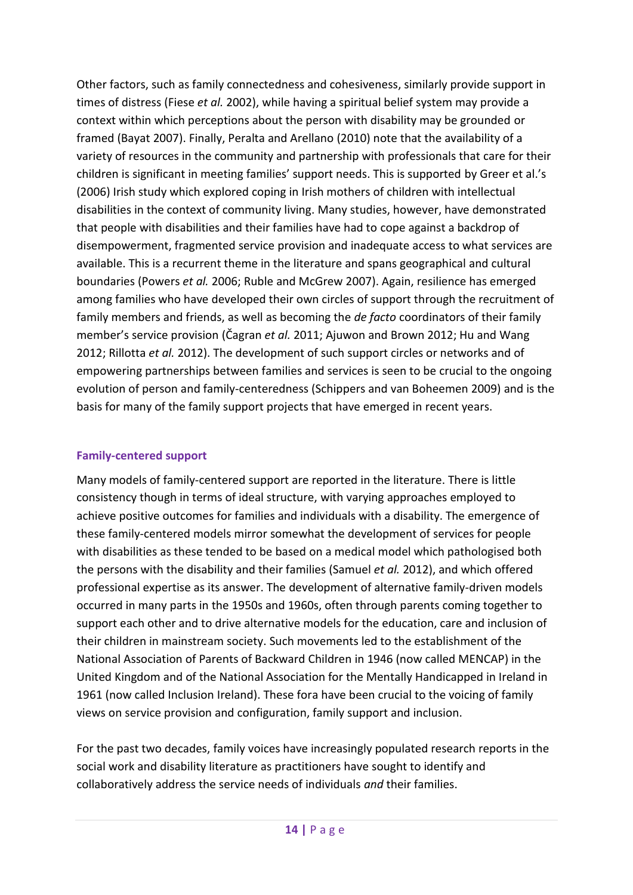Other factors, such as family connectedness and cohesiveness, similarly provide support in times of distress (Fiese *et al.* 2002), while having a spiritual belief system may provide a context within which perceptions about the person with disability may be grounded or framed (Bayat 2007). Finally, Peralta and Arellano (2010) note that the availability of a variety of resources in the community and partnership with professionals that care for their children is significant in meeting families' support needs. This is supported by Greer et al.'s (2006) Irish study which explored coping in Irish mothers of children with intellectual disabilities in the context of community living. Many studies, however, have demonstrated that people with disabilities and their families have had to cope against a backdrop of disempowerment, fragmented service provision and inadequate access to what services are available. This is a recurrent theme in the literature and spans geographical and cultural boundaries (Powers *et al.* 2006; Ruble and McGrew 2007). Again, resilience has emerged among families who have developed their own circles of support through the recruitment of family members and friends, as well as becoming the *de facto* coordinators of their family member's service provision (Čagran *et al.* 2011; Ajuwon and Brown 2012; Hu and Wang 2012; Rillotta *et al.* 2012). The development of such support circles or networks and of empowering partnerships between families and services is seen to be crucial to the ongoing evolution of person and family-centeredness (Schippers and van Boheemen 2009) and is the basis for many of the family support projects that have emerged in recent years.

### Family-centered support

Many models of family-centered support are reported in the literature. There is little consistency though in terms of ideal structure, with varying approaches employed to achieve positive outcomes for families and individuals with a disability. The emergence of these family-centered models mirror somewhat the development of services for people with disabilities as these tended to be based on a medical model which pathologised both the persons with the disability and their families (Samuel *et al.* 2012), and which offered professional expertise as its answer. The development of alternative family-driven models occurred in many parts in the 1950s and 1960s, often through parents coming together to support each other and to drive alternative models for the education, care and inclusion of their children in mainstream society. Such movements led to the establishment of the National Association of Parents of Backward Children in 1946 (now called MENCAP) in the United Kingdom and of the National Association for the Mentally Handicapped in Ireland in 1961 (now called Inclusion Ireland). These fora have been crucial to the voicing of family views on service provision and configuration, family support and inclusion.

For the past two decades, family voices have increasingly populated research reports in the social work and disability literature as practitioners have sought to identify and collaboratively address the service needs of individuals *and* their families.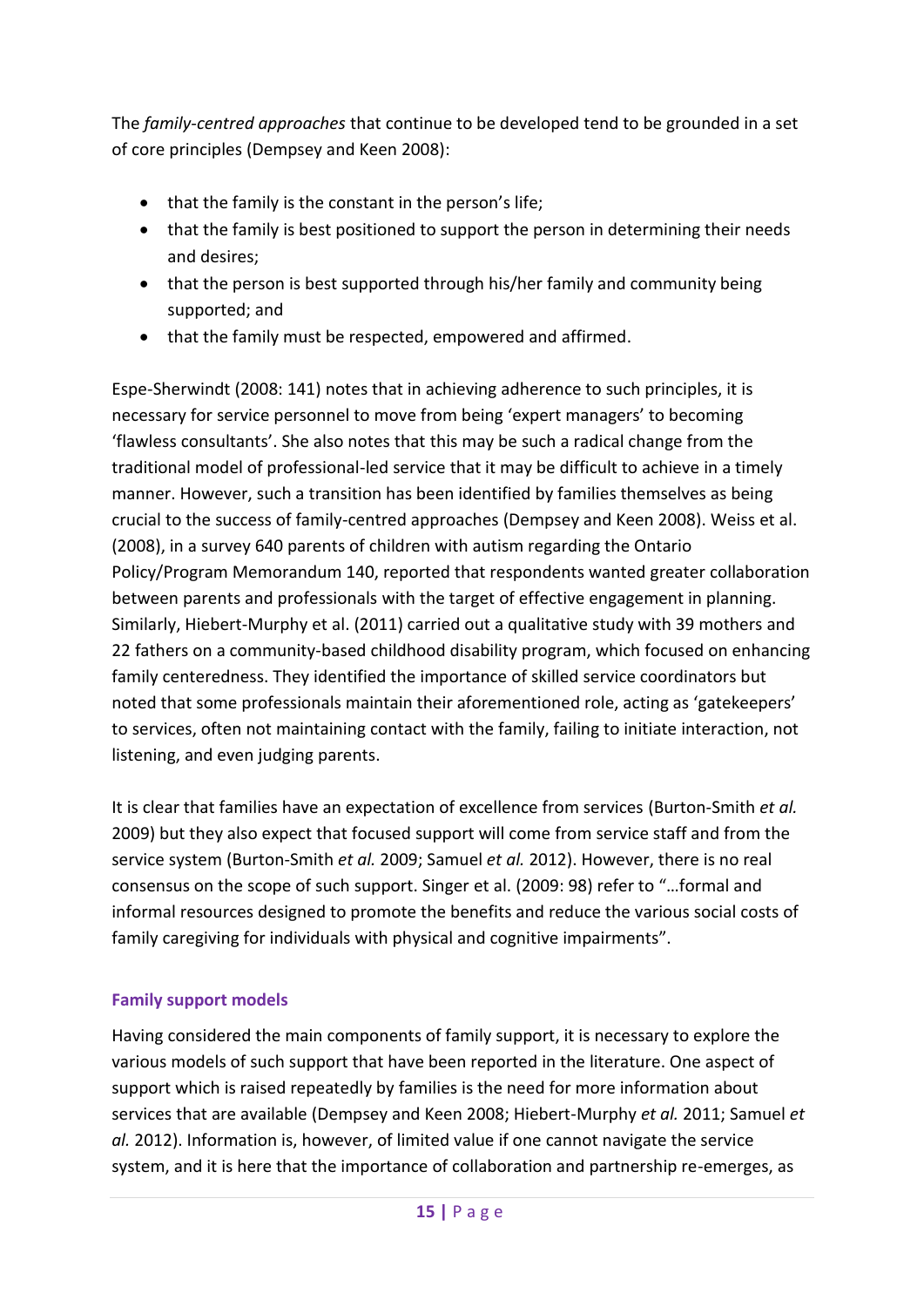The *family-centred approaches* that continue to be developed tend to be grounded in a set of core principles (Dempsey and Keen 2008):

- that the family is the constant in the person's life;
- that the family is best positioned to support the person in determining their needs and desires;
- that the person is best supported through his/her family and community being supported; and
- that the family must be respected, empowered and affirmed.

Espe-Sherwindt (2008: 141) notes that in achieving adherence to such principles, it is necessary for service personnel to move from being 'expert managers' to becoming 'flawless consultants'. She also notes that this may be such a radical change from the traditional model of professional-led service that it may be difficult to achieve in a timely manner. However, such a transition has been identified by families themselves as being crucial to the success of family-centred approaches (Dempsey and Keen 2008). Weiss et al. (2008), in a survey 640 parents of children with autism regarding the Ontario Policy/Program Memorandum 140, reported that respondents wanted greater collaboration between parents and professionals with the target of effective engagement in planning. Similarly, Hiebert-Murphy et al. (2011) carried out a qualitative study with 39 mothers and 22 fathers on a community-based childhood disability program, which focused on enhancing family centeredness. They identified the importance of skilled service coordinators but noted that some professionals maintain their aforementioned role, acting as 'gatekeepers' to services, often not maintaining contact with the family, failing to initiate interaction, not listening, and even judging parents.

It is clear that families have an expectation of excellence from services (Burton-Smith *et al.* 2009) but they also expect that focused support will come from service staff and from the service system (Burton-Smith *et al.* 2009; Samuel *et al.* 2012). However, there is no real consensus on the scope of such support. Singer et al. (2009: 98) refer to "…formal and informal resources designed to promote the benefits and reduce the various social costs of family caregiving for individuals with physical and cognitive impairments".

### Family support models

Having considered the main components of family support, it is necessary to explore the various models of such support that have been reported in the literature. One aspect of support which is raised repeatedly by families is the need for more information about services that are available (Dempsey and Keen 2008; Hiebert-Murphy *et al.* 2011; Samuel *et al.* 2012). Information is, however, of limited value if one cannot navigate the service system, and it is here that the importance of collaboration and partnership re-emerges, as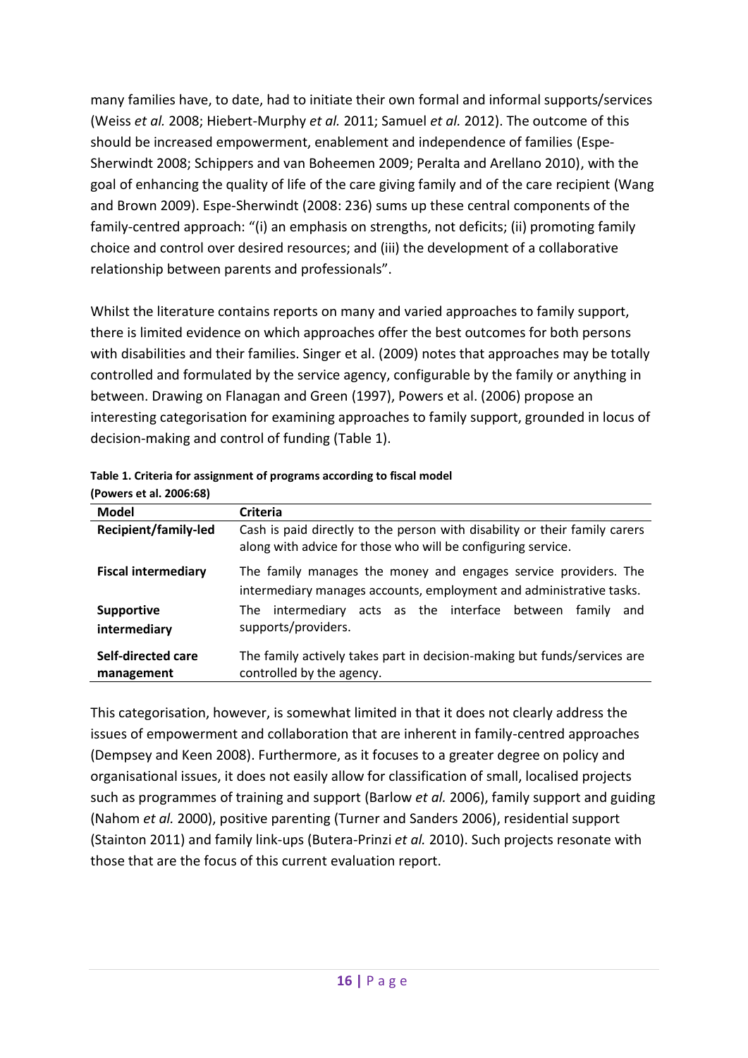many families have, to date, had to initiate their own formal and informal supports/services (Weiss *et al.* 2008; Hiebert-Murphy *et al.* 2011; Samuel *et al.* 2012). The outcome of this should be increased empowerment, enablement and independence of families (Espe-Sherwindt 2008; Schippers and van Boheemen 2009; Peralta and Arellano 2010), with the goal of enhancing the quality of life of the care giving family and of the care recipient (Wang and Brown 2009). Espe-Sherwindt (2008: 236) sums up these central components of the family-centred approach: "(i) an emphasis on strengths, not deficits; (ii) promoting family choice and control over desired resources; and (iii) the development of a collaborative relationship between parents and professionals".

Whilst the literature contains reports on many and varied approaches to family support, there is limited evidence on which approaches offer the best outcomes for both persons with disabilities and their families. Singer et al. (2009) notes that approaches may be totally controlled and formulated by the service agency, configurable by the family or anything in between. Drawing on Flanagan and Green (1997), Powers et al. (2006) propose an interesting categorisation for examining approaches to family support, grounded in locus of decision-making and control of funding (Table 1).

**Table 1. Criteria for assignment of programs according to fiscal model (Powers et al. 2006:68)**

| Model | Criteria |
|---|---|
| **Recipient/family-led** | Cash is paid directly to the person with disability or their family carers along with advice for those who will be configuring service. |
| **Fiscal intermediary** | The family manages the money and engages service providers. The intermediary manages accounts, employment and administrative tasks. |
| **Supportive intermediary** | The intermediary acts as the interface between family and supports/providers. |
| **Self-directed care management** | The family actively takes part in decision-making but funds/services are controlled by the agency. |

This categorisation, however, is somewhat limited in that it does not clearly address the issues of empowerment and collaboration that are inherent in family-centred approaches (Dempsey and Keen 2008). Furthermore, as it focuses to a greater degree on policy and organisational issues, it does not easily allow for classification of small, localised projects such as programmes of training and support (Barlow *et al.* 2006), family support and guiding (Nahom *et al.* 2000), positive parenting (Turner and Sanders 2006), residential support (Stainton 2011) and family link-ups (Butera-Prinzi *et al.* 2010). Such projects resonate with those that are the focus of this current evaluation report.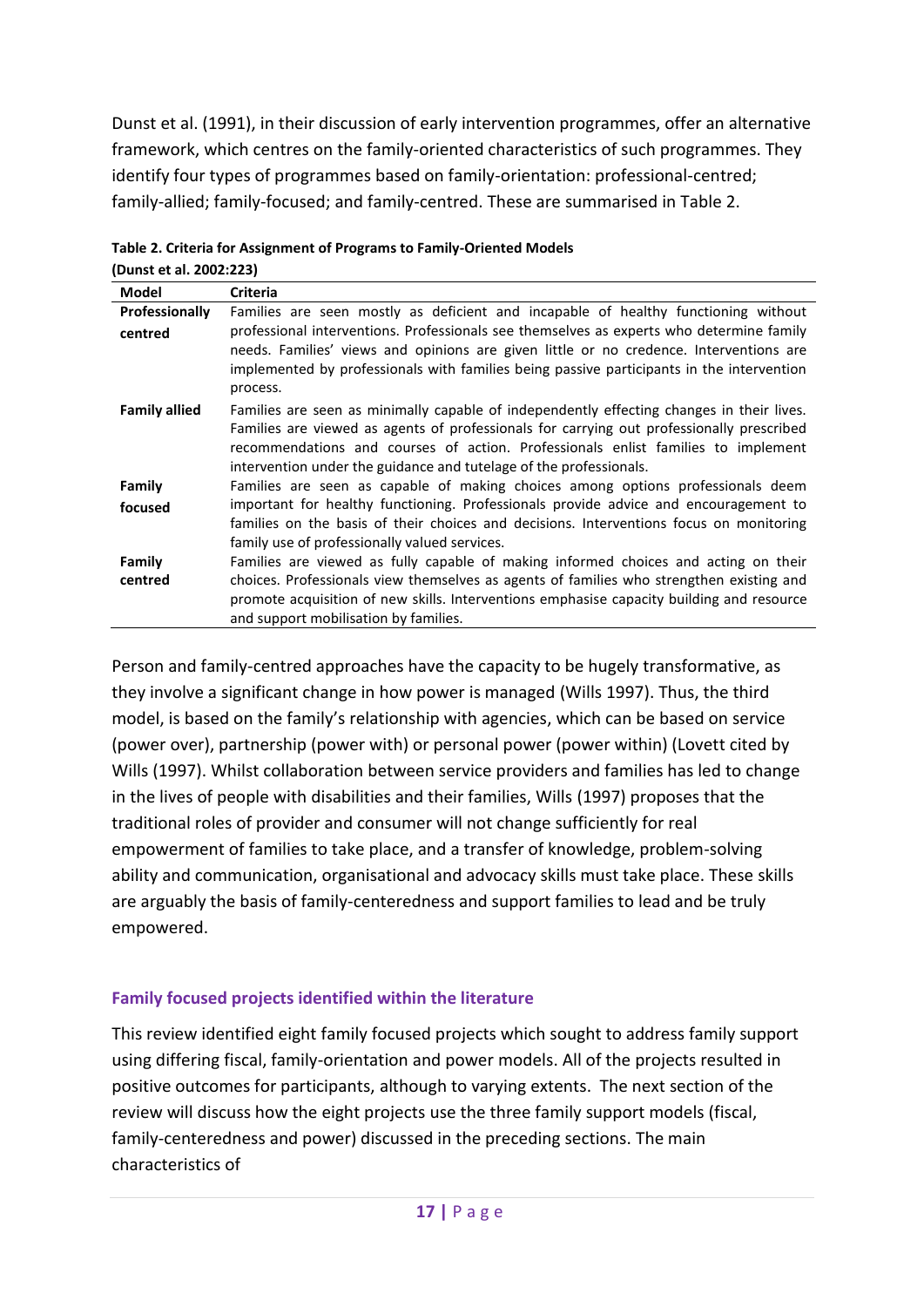Dunst et al. (1991), in their discussion of early intervention programmes, offer an alternative framework, which centres on the family-oriented characteristics of such programmes. They identify four types of programmes based on family-orientation: professional-centred; family-allied; family-focused; and family-centred. These are summarised in Table 2.

**Table 2. Criteria for Assignment of Programs to Family-Oriented Models (Dunst et al. 2002:223)**

| Model | Criteria |
|---|---|
| **Professionally centred** | Families are seen mostly as deficient and incapable of healthy functioning without professional interventions. Professionals see themselves as experts who determine family needs. Families' views and opinions are given little or no credence. Interventions are implemented by professionals with families being passive participants in the intervention process. |
| **Family allied** | Families are seen as minimally capable of independently effecting changes in their lives. Families are viewed as agents of professionals for carrying out professionally prescribed recommendations and courses of action. Professionals enlist families to implement intervention under the guidance and tutelage of the professionals. |
| **Family focused** | Families are seen as capable of making choices among options professionals deem important for healthy functioning. Professionals provide advice and encouragement to families on the basis of their choices and decisions. Interventions focus on monitoring family use of professionally valued services. |
| **Family centred** | Families are viewed as fully capable of making informed choices and acting on their choices. Professionals view themselves as agents of families who strengthen existing and promote acquisition of new skills. Interventions emphasise capacity building and resource and support mobilisation by families. |

Person and family-centred approaches have the capacity to be hugely transformative, as they involve a significant change in how power is managed (Wills 1997). Thus, the third model, is based on the family's relationship with agencies, which can be based on service (power over), partnership (power with) or personal power (power within) (Lovett cited by Wills (1997). Whilst collaboration between service providers and families has led to change in the lives of people with disabilities and their families, Wills (1997) proposes that the traditional roles of provider and consumer will not change sufficiently for real empowerment of families to take place, and a transfer of knowledge, problem-solving ability and communication, organisational and advocacy skills must take place. These skills are arguably the basis of family-centeredness and support families to lead and be truly empowered.

### Family focused projects identified within the literature

This review identified eight family focused projects which sought to address family support using differing fiscal, family-orientation and power models. All of the projects resulted in positive outcomes for participants, although to varying extents. The next section of the review will discuss how the eight projects use the three family support models (fiscal, family-centeredness and power) discussed in the preceding sections. The main characteristics of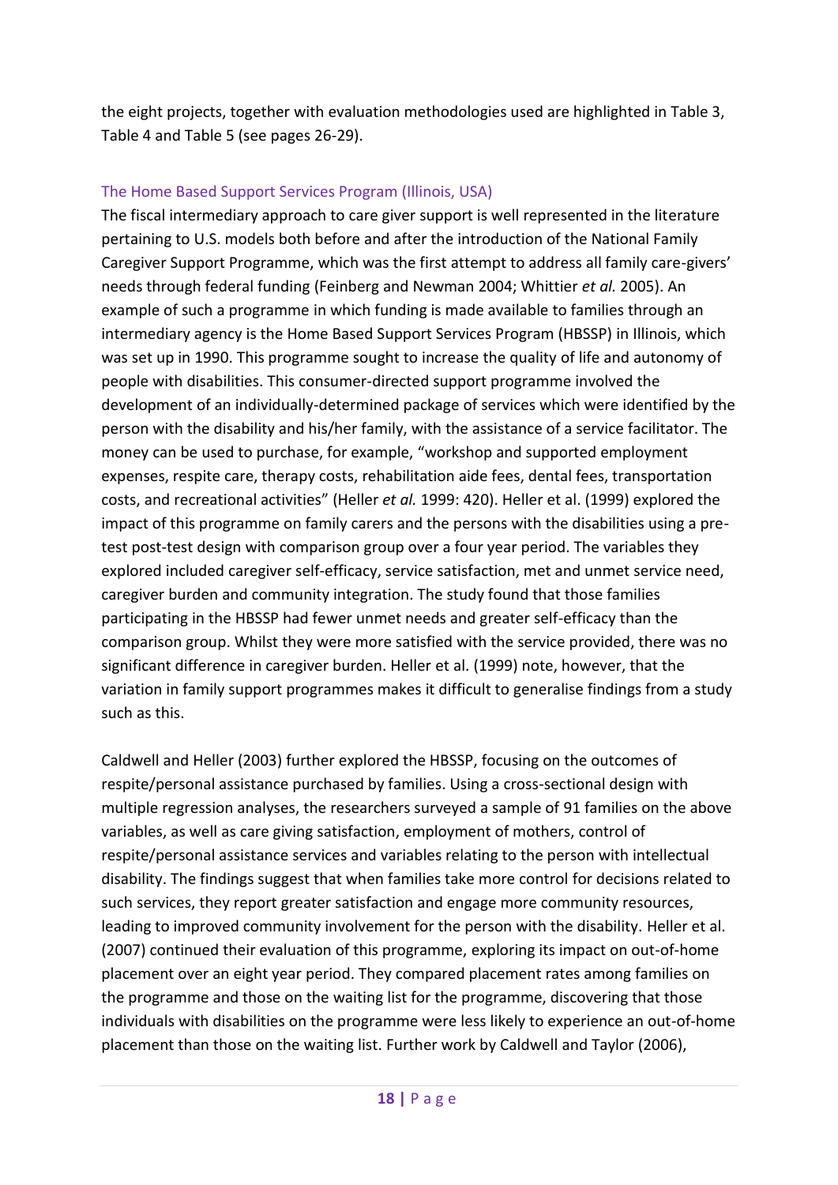the eight projects, together with evaluation methodologies used are highlighted in Table 3, Table 4 and Table 5 (see pages 26-29).

### The Home Based Support Services Program (Illinois, USA)

The fiscal intermediary approach to care giver support is well represented in the literature pertaining to U.S. models both before and after the introduction of the National Family Caregiver Support Programme, which was the first attempt to address all family care-givers' needs through federal funding (Feinberg and Newman 2004; Whittier *et al.* 2005). An example of such a programme in which funding is made available to families through an intermediary agency is the Home Based Support Services Program (HBSSP) in Illinois, which was set up in 1990. This programme sought to increase the quality of life and autonomy of people with disabilities. This consumer-directed support programme involved the development of an individually-determined package of services which were identified by the person with the disability and his/her family, with the assistance of a service facilitator. The money can be used to purchase, for example, "workshop and supported employment expenses, respite care, therapy costs, rehabilitation aide fees, dental fees, transportation costs, and recreational activities" (Heller *et al.* 1999: 420). Heller et al. (1999) explored the impact of this programme on family carers and the persons with the disabilities using a pre-test post-test design with comparison group over a four year period. The variables they explored included caregiver self-efficacy, service satisfaction, met and unmet service need, caregiver burden and community integration. The study found that those families participating in the HBSSP had fewer unmet needs and greater self-efficacy than the comparison group. Whilst they were more satisfied with the service provided, there was no significant difference in caregiver burden. Heller et al. (1999) note, however, that the variation in family support programmes makes it difficult to generalise findings from a study such as this.

Caldwell and Heller (2003) further explored the HBSSP, focusing on the outcomes of respite/personal assistance purchased by families. Using a cross-sectional design with multiple regression analyses, the researchers surveyed a sample of 91 families on the above variables, as well as care giving satisfaction, employment of mothers, control of respite/personal assistance services and variables relating to the person with intellectual disability. The findings suggest that when families take more control for decisions related to such services, they report greater satisfaction and engage more community resources, leading to improved community involvement for the person with the disability. Heller et al. (2007) continued their evaluation of this programme, exploring its impact on out-of-home placement over an eight year period. They compared placement rates among families on the programme and those on the waiting list for the programme, discovering that those individuals with disabilities on the programme were less likely to experience an out-of-home placement than those on the waiting list. Further work by Caldwell and Taylor (2006),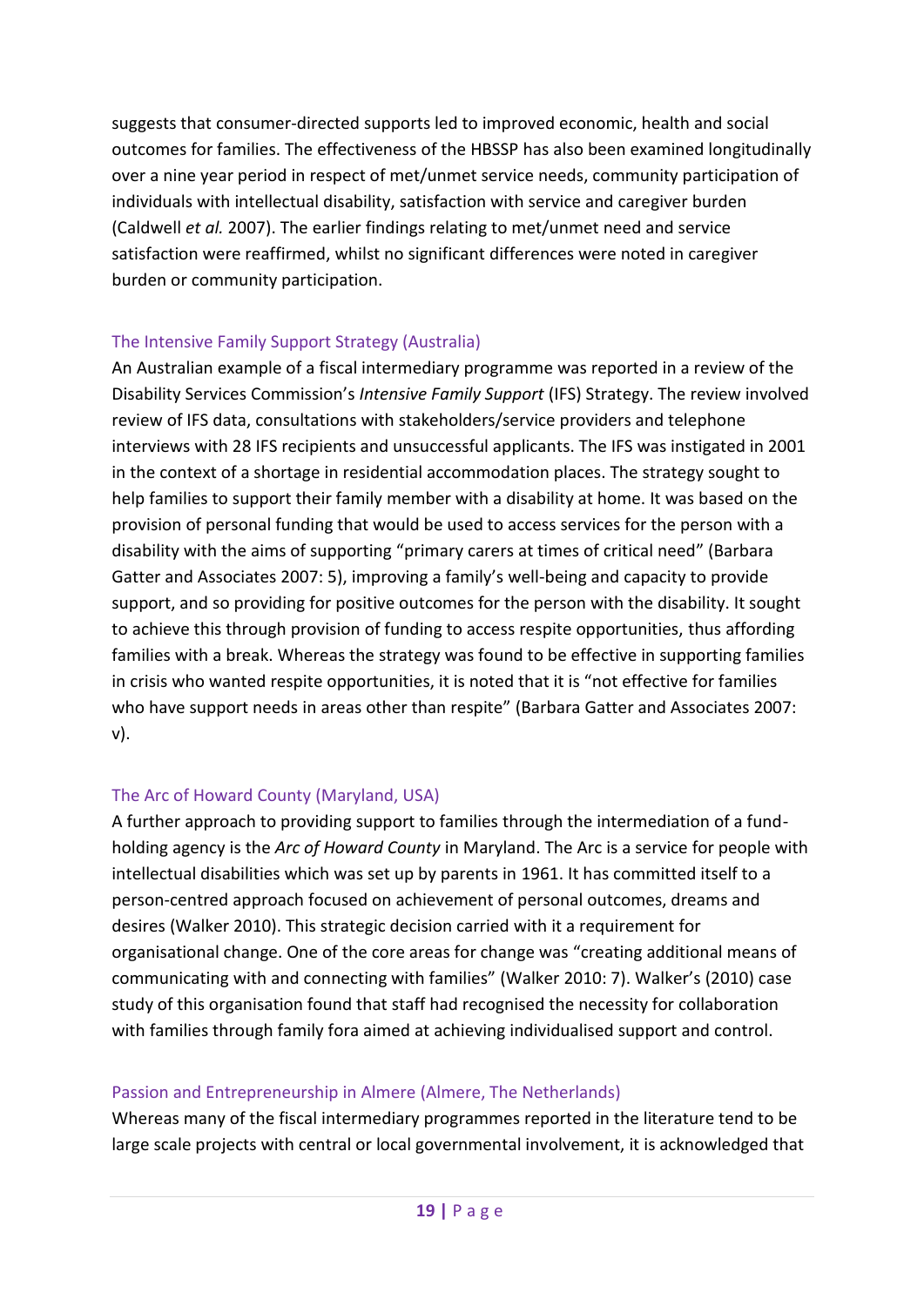suggests that consumer-directed supports led to improved economic, health and social outcomes for families. The effectiveness of the HBSSP has also been examined longitudinally over a nine year period in respect of met/unmet service needs, community participation of individuals with intellectual disability, satisfaction with service and caregiver burden (Caldwell *et al.* 2007). The earlier findings relating to met/unmet need and service satisfaction were reaffirmed, whilst no significant differences were noted in caregiver burden or community participation.

### The Intensive Family Support Strategy (Australia)

An Australian example of a fiscal intermediary programme was reported in a review of the Disability Services Commission's *Intensive Family Support* (IFS) Strategy. The review involved review of IFS data, consultations with stakeholders/service providers and telephone interviews with 28 IFS recipients and unsuccessful applicants. The IFS was instigated in 2001 in the context of a shortage in residential accommodation places. The strategy sought to help families to support their family member with a disability at home. It was based on the provision of personal funding that would be used to access services for the person with a disability with the aims of supporting "primary carers at times of critical need" (Barbara Gatter and Associates 2007: 5), improving a family's well-being and capacity to provide support, and so providing for positive outcomes for the person with the disability. It sought to achieve this through provision of funding to access respite opportunities, thus affording families with a break. Whereas the strategy was found to be effective in supporting families in crisis who wanted respite opportunities, it is noted that it is "not effective for families who have support needs in areas other than respite" (Barbara Gatter and Associates 2007: v).

### The Arc of Howard County (Maryland, USA)

A further approach to providing support to families through the intermediation of a fund-holding agency is the *Arc of Howard County* in Maryland. The Arc is a service for people with intellectual disabilities which was set up by parents in 1961. It has committed itself to a person-centred approach focused on achievement of personal outcomes, dreams and desires (Walker 2010). This strategic decision carried with it a requirement for organisational change. One of the core areas for change was "creating additional means of communicating with and connecting with families" (Walker 2010: 7). Walker's (2010) case study of this organisation found that staff had recognised the necessity for collaboration with families through family fora aimed at achieving individualised support and control.

### Passion and Entrepreneurship in Almere (Almere, The Netherlands)

Whereas many of the fiscal intermediary programmes reported in the literature tend to be large scale projects with central or local governmental involvement, it is acknowledged that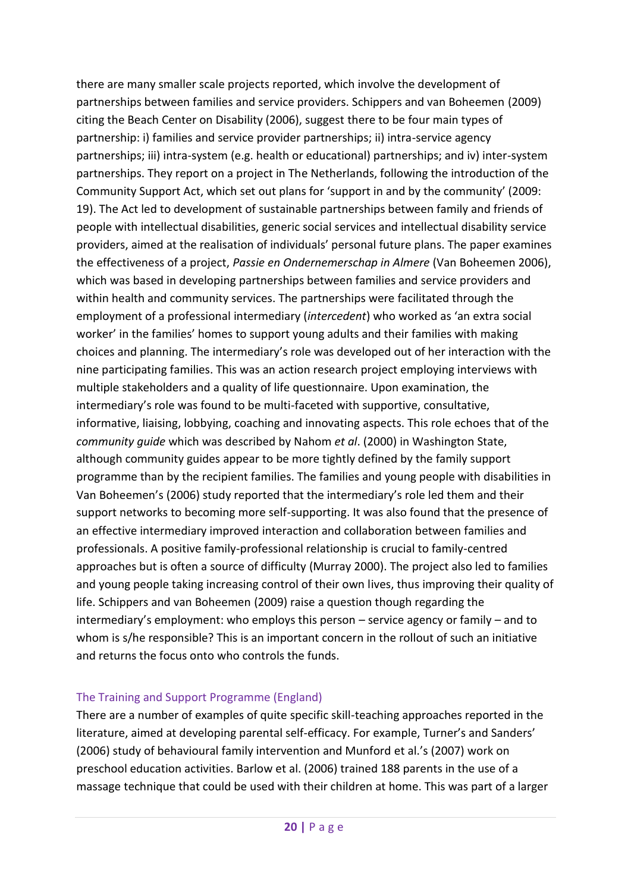there are many smaller scale projects reported, which involve the development of partnerships between families and service providers. Schippers and van Boheemen (2009) citing the Beach Center on Disability (2006), suggest there to be four main types of partnership: i) families and service provider partnerships; ii) intra-service agency partnerships; iii) intra-system (e.g. health or educational) partnerships; and iv) inter-system partnerships. They report on a project in The Netherlands, following the introduction of the Community Support Act, which set out plans for 'support in and by the community' (2009: 19). The Act led to development of sustainable partnerships between family and friends of people with intellectual disabilities, generic social services and intellectual disability service providers, aimed at the realisation of individuals' personal future plans. The paper examines the effectiveness of a project, *Passie en Ondernemerschap in Almere* (Van Boheemen 2006), which was based in developing partnerships between families and service providers and within health and community services. The partnerships were facilitated through the employment of a professional intermediary (*intercedent*) who worked as 'an extra social worker' in the families' homes to support young adults and their families with making choices and planning. The intermediary's role was developed out of her interaction with the nine participating families. This was an action research project employing interviews with multiple stakeholders and a quality of life questionnaire. Upon examination, the intermediary's role was found to be multi-faceted with supportive, consultative, informative, liaising, lobbying, coaching and innovating aspects. This role echoes that of the *community guide* which was described by Nahom *et al*. (2000) in Washington State, although community guides appear to be more tightly defined by the family support programme than by the recipient families. The families and young people with disabilities in Van Boheemen's (2006) study reported that the intermediary's role led them and their support networks to becoming more self-supporting. It was also found that the presence of an effective intermediary improved interaction and collaboration between families and professionals. A positive family-professional relationship is crucial to family-centred approaches but is often a source of difficulty (Murray 2000). The project also led to families and young people taking increasing control of their own lives, thus improving their quality of life. Schippers and van Boheemen (2009) raise a question though regarding the intermediary's employment: who employs this person – service agency or family – and to whom is s/he responsible? This is an important concern in the rollout of such an initiative and returns the focus onto who controls the funds.

### The Training and Support Programme (England)

There are a number of examples of quite specific skill-teaching approaches reported in the literature, aimed at developing parental self-efficacy. For example, Turner's and Sanders' (2006) study of behavioural family intervention and Munford et al.'s (2007) work on preschool education activities. Barlow et al. (2006) trained 188 parents in the use of a massage technique that could be used with their children at home. This was part of a larger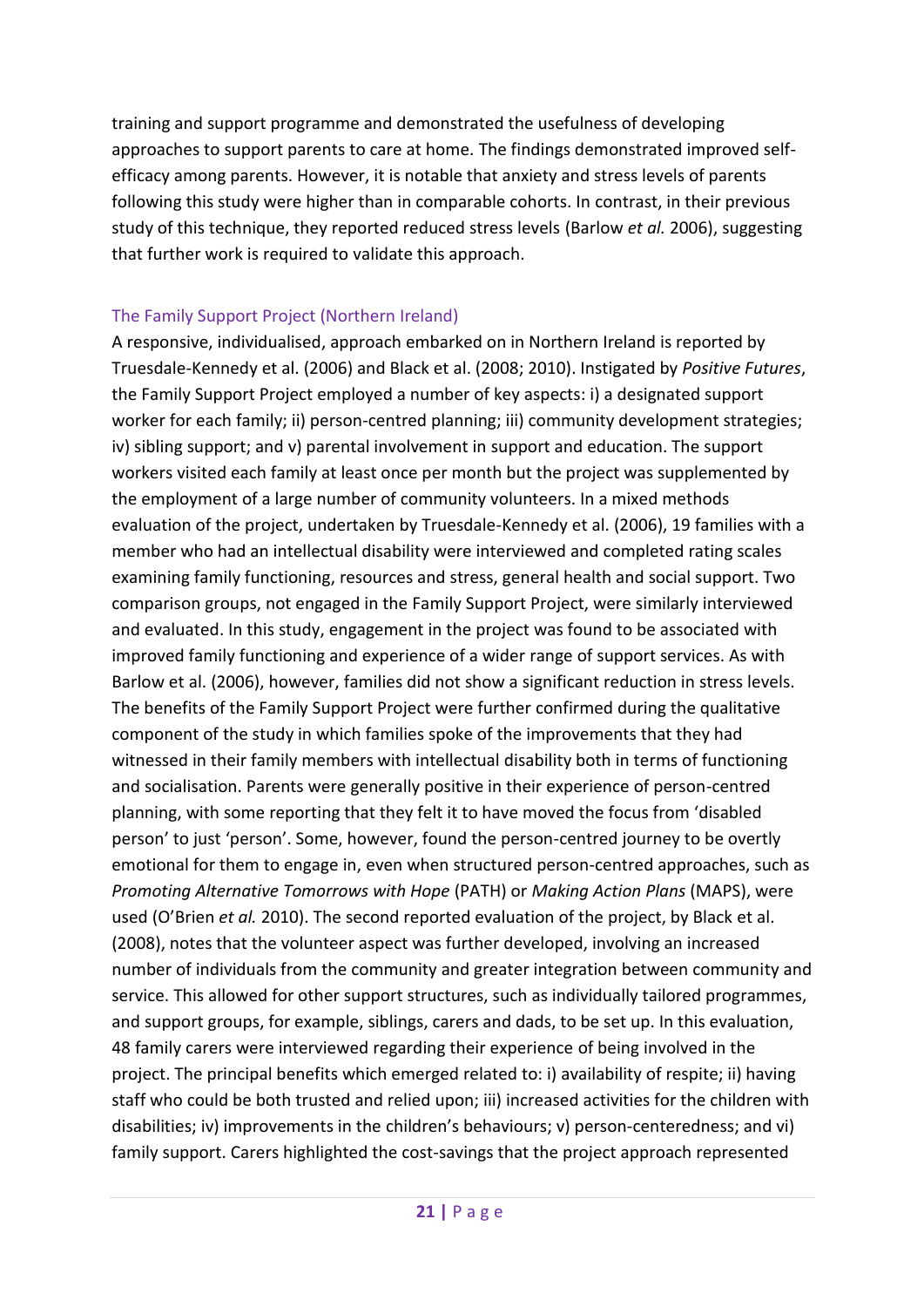training and support programme and demonstrated the usefulness of developing approaches to support parents to care at home. The findings demonstrated improved self-efficacy among parents. However, it is notable that anxiety and stress levels of parents following this study were higher than in comparable cohorts. In contrast, in their previous study of this technique, they reported reduced stress levels (Barlow *et al.* 2006), suggesting that further work is required to validate this approach.

### The Family Support Project (Northern Ireland)

A responsive, individualised, approach embarked on in Northern Ireland is reported by Truesdale-Kennedy et al. (2006) and Black et al. (2008; 2010). Instigated by *Positive Futures*, the Family Support Project employed a number of key aspects: i) a designated support worker for each family; ii) person-centred planning; iii) community development strategies; iv) sibling support; and v) parental involvement in support and education. The support workers visited each family at least once per month but the project was supplemented by the employment of a large number of community volunteers. In a mixed methods evaluation of the project, undertaken by Truesdale-Kennedy et al. (2006), 19 families with a member who had an intellectual disability were interviewed and completed rating scales examining family functioning, resources and stress, general health and social support. Two comparison groups, not engaged in the Family Support Project, were similarly interviewed and evaluated. In this study, engagement in the project was found to be associated with improved family functioning and experience of a wider range of support services. As with Barlow et al. (2006), however, families did not show a significant reduction in stress levels. The benefits of the Family Support Project were further confirmed during the qualitative component of the study in which families spoke of the improvements that they had witnessed in their family members with intellectual disability both in terms of functioning and socialisation. Parents were generally positive in their experience of person-centred planning, with some reporting that they felt it to have moved the focus from 'disabled person' to just 'person'. Some, however, found the person-centred journey to be overtly emotional for them to engage in, even when structured person-centred approaches, such as *Promoting Alternative Tomorrows with Hope* (PATH) or *Making Action Plans* (MAPS), were used (O'Brien *et al.* 2010). The second reported evaluation of the project, by Black et al. (2008), notes that the volunteer aspect was further developed, involving an increased number of individuals from the community and greater integration between community and service. This allowed for other support structures, such as individually tailored programmes, and support groups, for example, siblings, carers and dads, to be set up. In this evaluation, 48 family carers were interviewed regarding their experience of being involved in the project. The principal benefits which emerged related to: i) availability of respite; ii) having staff who could be both trusted and relied upon; iii) increased activities for the children with disabilities; iv) improvements in the children's behaviours; v) person-centeredness; and vi) family support. Carers highlighted the cost-savings that the project approach represented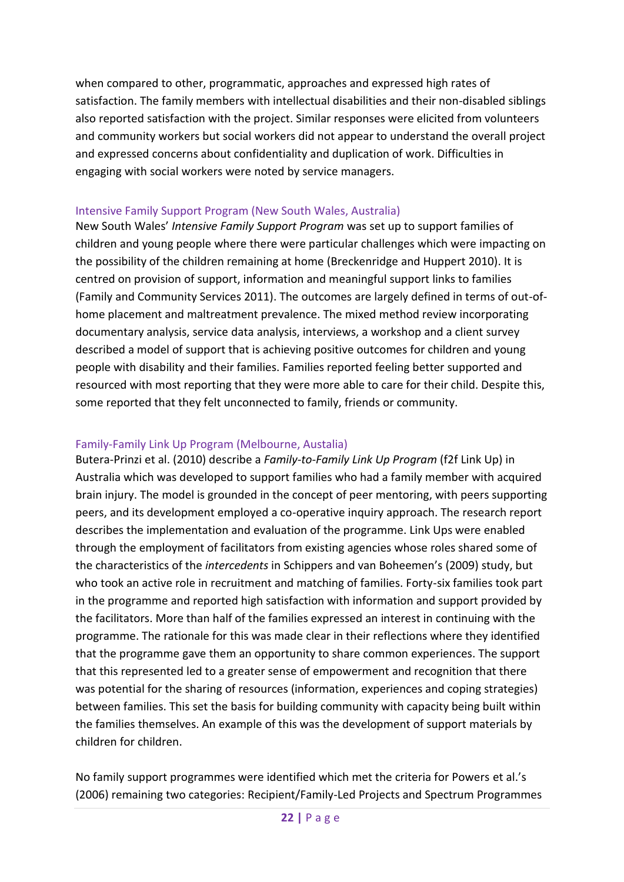when compared to other, programmatic, approaches and expressed high rates of satisfaction. The family members with intellectual disabilities and their non-disabled siblings also reported satisfaction with the project. Similar responses were elicited from volunteers and community workers but social workers did not appear to understand the overall project and expressed concerns about confidentiality and duplication of work. Difficulties in engaging with social workers were noted by service managers.

### Intensive Family Support Program (New South Wales, Australia)

New South Wales' *Intensive Family Support Program* was set up to support families of children and young people where there were particular challenges which were impacting on the possibility of the children remaining at home (Breckenridge and Huppert 2010). It is centred on provision of support, information and meaningful support links to families (Family and Community Services 2011). The outcomes are largely defined in terms of out-of-home placement and maltreatment prevalence. The mixed method review incorporating documentary analysis, service data analysis, interviews, a workshop and a client survey described a model of support that is achieving positive outcomes for children and young people with disability and their families. Families reported feeling better supported and resourced with most reporting that they were more able to care for their child. Despite this, some reported that they felt unconnected to family, friends or community.

### Family-Family Link Up Program (Melbourne, Austalia)

Butera-Prinzi et al. (2010) describe a *Family-to-Family Link Up Program* (f2f Link Up) in Australia which was developed to support families who had a family member with acquired brain injury. The model is grounded in the concept of peer mentoring, with peers supporting peers, and its development employed a co-operative inquiry approach. The research report describes the implementation and evaluation of the programme. Link Ups were enabled through the employment of facilitators from existing agencies whose roles shared some of the characteristics of the *intercedents* in Schippers and van Boheemen's (2009) study, but who took an active role in recruitment and matching of families. Forty-six families took part in the programme and reported high satisfaction with information and support provided by the facilitators. More than half of the families expressed an interest in continuing with the programme. The rationale for this was made clear in their reflections where they identified that the programme gave them an opportunity to share common experiences. The support that this represented led to a greater sense of empowerment and recognition that there was potential for the sharing of resources (information, experiences and coping strategies) between families. This set the basis for building community with capacity being built within the families themselves. An example of this was the development of support materials by children for children.

No family support programmes were identified which met the criteria for Powers et al.'s (2006) remaining two categories: Recipient/Family-Led Projects and Spectrum Programmes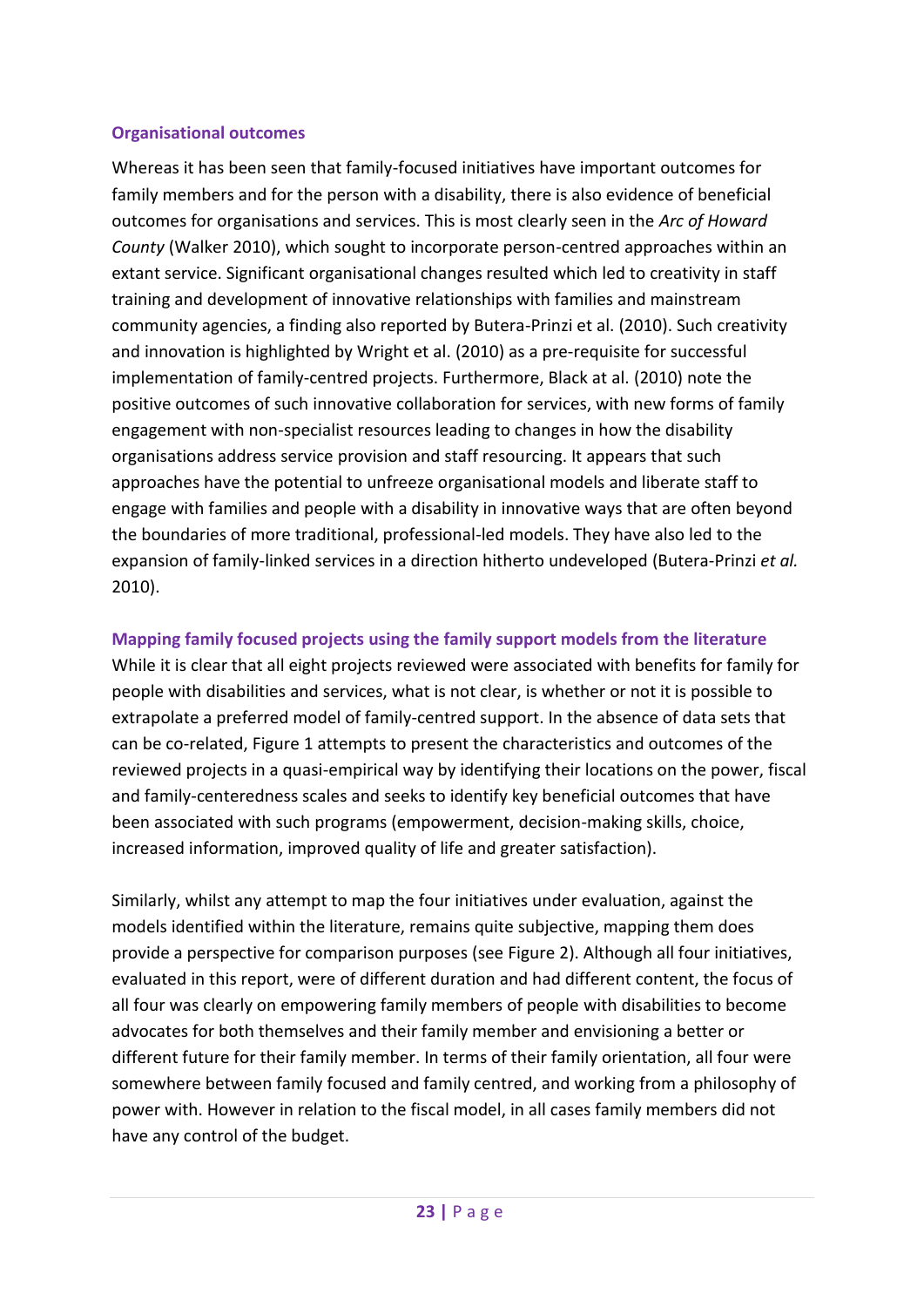### Organisational outcomes

Whereas it has been seen that family-focused initiatives have important outcomes for family members and for the person with a disability, there is also evidence of beneficial outcomes for organisations and services. This is most clearly seen in the *Arc of Howard County* (Walker 2010), which sought to incorporate person-centred approaches within an extant service. Significant organisational changes resulted which led to creativity in staff training and development of innovative relationships with families and mainstream community agencies, a finding also reported by Butera-Prinzi et al. (2010). Such creativity and innovation is highlighted by Wright et al. (2010) as a pre-requisite for successful implementation of family-centred projects. Furthermore, Black at al. (2010) note the positive outcomes of such innovative collaboration for services, with new forms of family engagement with non-specialist resources leading to changes in how the disability organisations address service provision and staff resourcing. It appears that such approaches have the potential to unfreeze organisational models and liberate staff to engage with families and people with a disability in innovative ways that are often beyond the boundaries of more traditional, professional-led models. They have also led to the expansion of family-linked services in a direction hitherto undeveloped (Butera-Prinzi *et al.* 2010).

### Mapping family focused projects using the family support models from the literature

While it is clear that all eight projects reviewed were associated with benefits for family for people with disabilities and services, what is not clear, is whether or not it is possible to extrapolate a preferred model of family-centred support. In the absence of data sets that can be co-related, Figure 1 attempts to present the characteristics and outcomes of the reviewed projects in a quasi-empirical way by identifying their locations on the power, fiscal and family-centeredness scales and seeks to identify key beneficial outcomes that have been associated with such programs (empowerment, decision-making skills, choice, increased information, improved quality of life and greater satisfaction).

Similarly, whilst any attempt to map the four initiatives under evaluation, against the models identified within the literature, remains quite subjective, mapping them does provide a perspective for comparison purposes (see Figure 2). Although all four initiatives, evaluated in this report, were of different duration and had different content, the focus of all four was clearly on empowering family members of people with disabilities to become advocates for both themselves and their family member and envisioning a better or different future for their family member. In terms of their family orientation, all four were somewhere between family focused and family centred, and working from a philosophy of power with. However in relation to the fiscal model, in all cases family members did not have any control of the budget.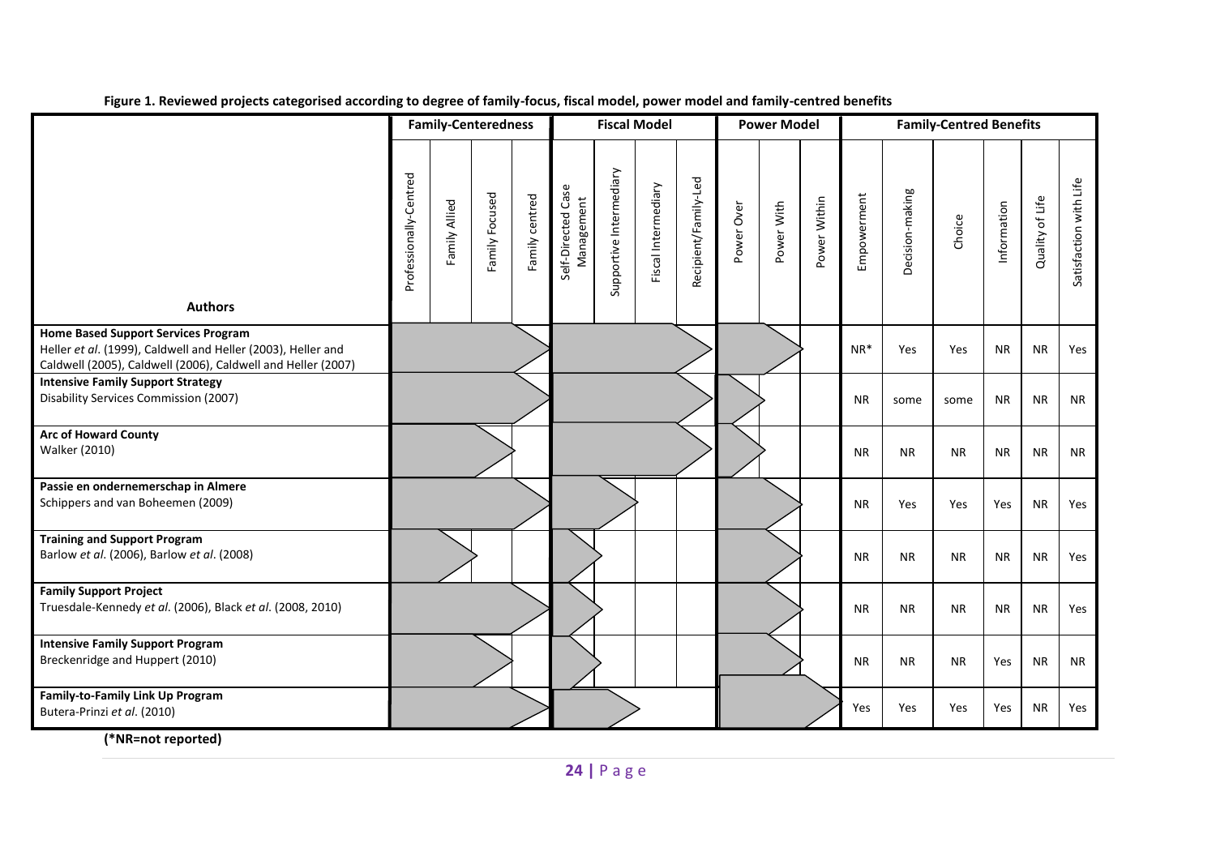**Figure 1. Reviewed projects categorised according to degree of family-focus, fiscal model, power model and family-centred benefits**

Shaded cells are marked ■.

| Authors | Family-Centeredness | | | | Fiscal Model | | | | Power Model | | | Family-Centred Benefits | | | | | |
|---|---|---|---|---|---|---|---|---|---|---|---|---|---|---|---|---|---|
| | Professionally-Centred | Family Allied | Family Focused | Family centred | Self-Directed Case Management | Supportive Intermediary | Fiscal Intermediary | Recipient/Family-Led | Power Over | Power With | Power Within | Empowerment | Decision-making | Choice | Information | Quality of Life | Satisfaction with Life |
| **Home Based Support Services Program**<br>Heller *et al*. (1999), Caldwell and Heller (2003), Heller and Caldwell (2005), Caldwell (2006), Caldwell and Heller (2007) | ■ | ■ | ■ | ■ | ■ | ■ | ■ | ■ | ■ | ■ | | NR* | Yes | Yes | NR | NR | Yes |
| **Intensive Family Support Strategy**<br>Disability Services Commission (2007) | ■ | ■ | ■ | ■ | ■ | ■ | ■ | ■ | ■ | | | NR | some | some | NR | NR | NR |
| **Arc of Howard County**<br>Walker (2010) | ■ | ■ | ■ | | ■ | ■ | ■ | ■ | ■ | | | NR | NR | NR | NR | NR | NR |
| **Passie en ondernemerschap in Almere**<br>Schippers and van Boheemen (2009) | ■ | ■ | ■ | ■ | ■ | ■ | | | ■ | ■ | | NR | Yes | Yes | Yes | NR | Yes |
| **Training and Support Program**<br>Barlow *et al*. (2006), Barlow *et al*. (2008) | ■ | ■ | | | ■ | | | | ■ | ■ | | NR | NR | NR | NR | NR | Yes |
| **Family Support Project**<br>Truesdale-Kennedy *et al*. (2006), Black *et al*. (2008, 2010) | ■ | ■ | ■ | ■ | ■ | | | | ■ | ■ | | NR | NR | NR | NR | NR | Yes |
| **Intensive Family Support Program**<br>Breckenridge and Huppert (2010) | ■ | ■ | ■ | | ■ | | | | ■ | ■ | | NR | NR | NR | Yes | NR | NR |
| **Family-to-Family Link Up Program**<br>Butera-Prinzi *et al*. (2010) | ■ | ■ | ■ | ■ | ■ | ■ | | | ■ | ■ | ■ | Yes | Yes | Yes | Yes | NR | Yes |

**(*NR=not reported)**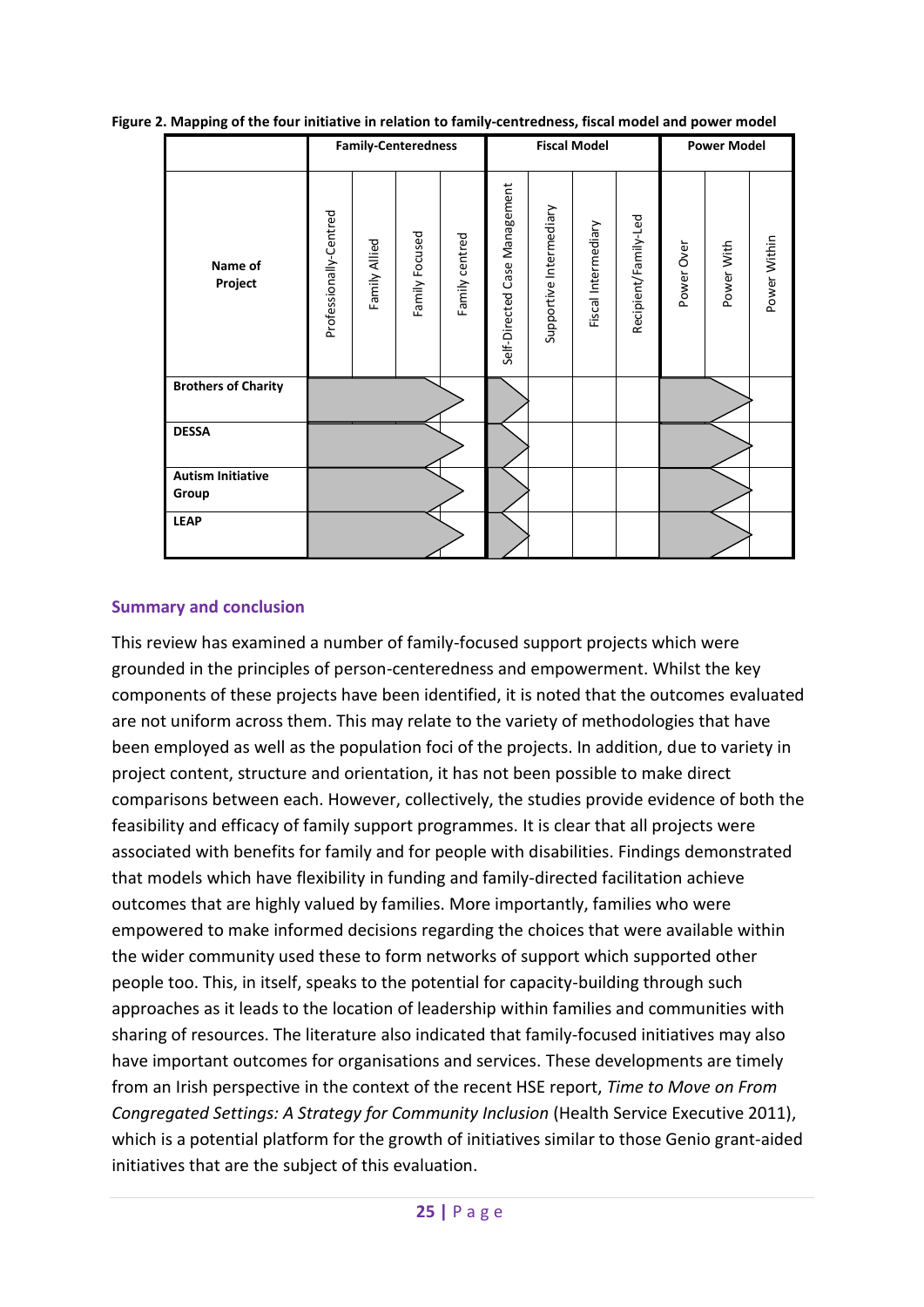**Figure 2. Mapping of the four initiative in relation to family-centredness, fiscal model and power model**

| Name of Project | Family-Centeredness | | | | Fiscal Model | | | | Power Model | | |
|---|---|---|---|---|---|---|---|---|---|---|---|
| | Professionally-Centred | Family Allied | Family Focused | Family centred | Self-Directed Case Management | Supportive Intermediary | Fiscal Intermediary | Recipient/Family-Led | Power Over | Power With | Power Within |
| **Brothers of Charity** | ■ | ■ | ■ | ▶ | ▶ | | | | ■ | ▶ | |
| **DESSA** | ■ | ■ | ■ | ▶ | ▶ | | | | ■ | ▶ | |
| **Autism Initiative Group** | ■ | ■ | ■ | ▶ | ▶ | | | | ■ | ▶ | |
| **LEAP** | ■ | ■ | ■ | ▶ | ▶ | | | | ■ | ▶ | |

## Summary and conclusion

This review has examined a number of family-focused support projects which were grounded in the principles of person-centeredness and empowerment. Whilst the key components of these projects have been identified, it is noted that the outcomes evaluated are not uniform across them. This may relate to the variety of methodologies that have been employed as well as the population foci of the projects. In addition, due to variety in project content, structure and orientation, it has not been possible to make direct comparisons between each. However, collectively, the studies provide evidence of both the feasibility and efficacy of family support programmes. It is clear that all projects were associated with benefits for family and for people with disabilities. Findings demonstrated that models which have flexibility in funding and family-directed facilitation achieve outcomes that are highly valued by families. More importantly, families who were empowered to make informed decisions regarding the choices that were available within the wider community used these to form networks of support which supported other people too. This, in itself, speaks to the potential for capacity-building through such approaches as it leads to the location of leadership within families and communities with sharing of resources. The literature also indicated that family-focused initiatives may also have important outcomes for organisations and services. These developments are timely from an Irish perspective in the context of the recent HSE report, *Time to Move on From Congregated Settings: A Strategy for Community Inclusion* (Health Service Executive 2011), which is a potential platform for the growth of initiatives similar to those Genio grant-aided initiatives that are the subject of this evaluation.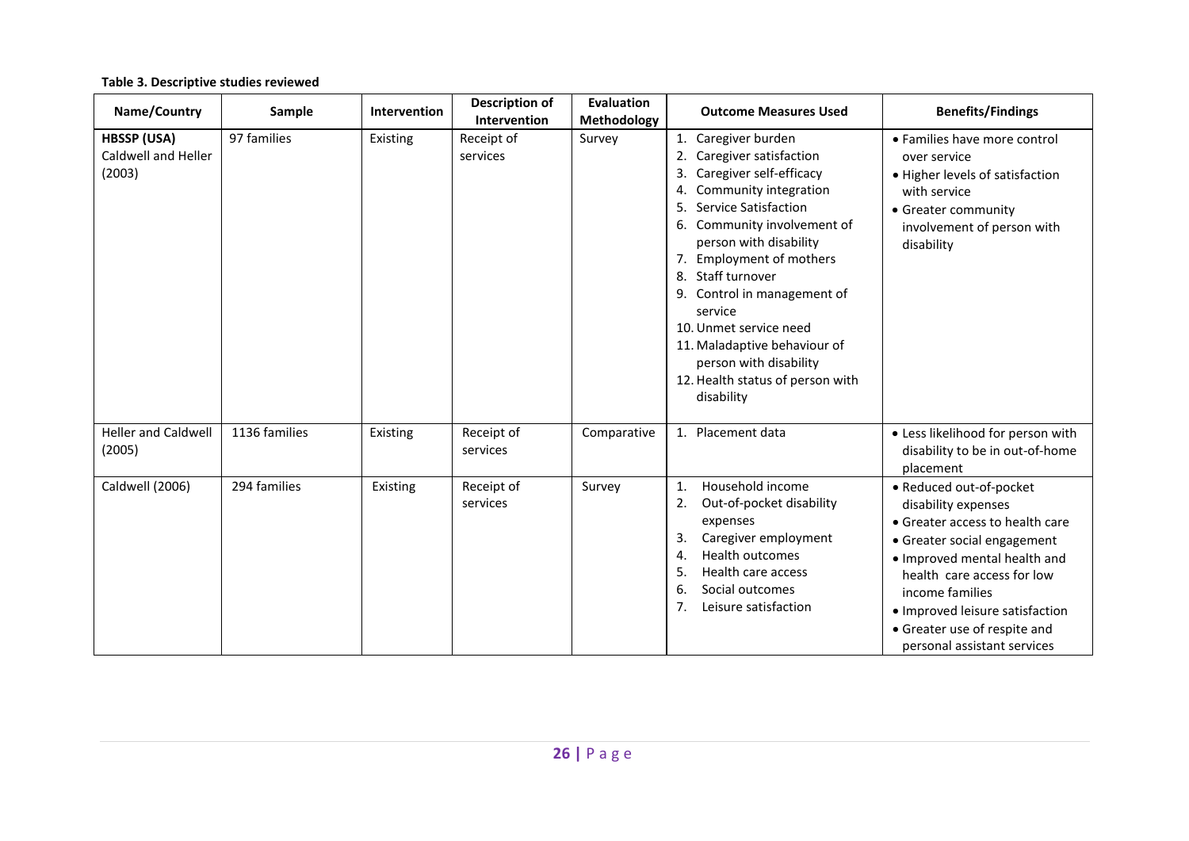**Table 3. Descriptive studies reviewed**

| Name/Country | Sample | Intervention | Description of Intervention | Evaluation Methodology | Outcome Measures Used | Benefits/Findings |
|---|---|---|---|---|---|---|
| **HBSSP (USA)** Caldwell and Heller (2003) | 97 families | Existing | Receipt of services | Survey | 1. Caregiver burden<br>2. Caregiver satisfaction<br>3. Caregiver self-efficacy<br>4. Community integration<br>5. Service Satisfaction<br>6. Community involvement of person with disability<br>7. Employment of mothers<br>8. Staff turnover<br>9. Control in management of service<br>10. Unmet service need<br>11. Maladaptive behaviour of person with disability<br>12. Health status of person with disability | • Families have more control over service<br>• Higher levels of satisfaction with service<br>• Greater community involvement of person with disability |
| Heller and Caldwell (2005) | 1136 families | Existing | Receipt of services | Comparative | 1. Placement data | • Less likelihood for person with disability to be in out-of-home placement |
| Caldwell (2006) | 294 families | Existing | Receipt of services | Survey | 1. Household income<br>2. Out-of-pocket disability expenses<br>3. Caregiver employment<br>4. Health outcomes<br>5. Health care access<br>6. Social outcomes<br>7. Leisure satisfaction | • Reduced out-of-pocket disability expenses<br>• Greater access to health care<br>• Greater social engagement<br>• Improved mental health and health care access for low income families<br>• Improved leisure satisfaction<br>• Greater use of respite and personal assistant services |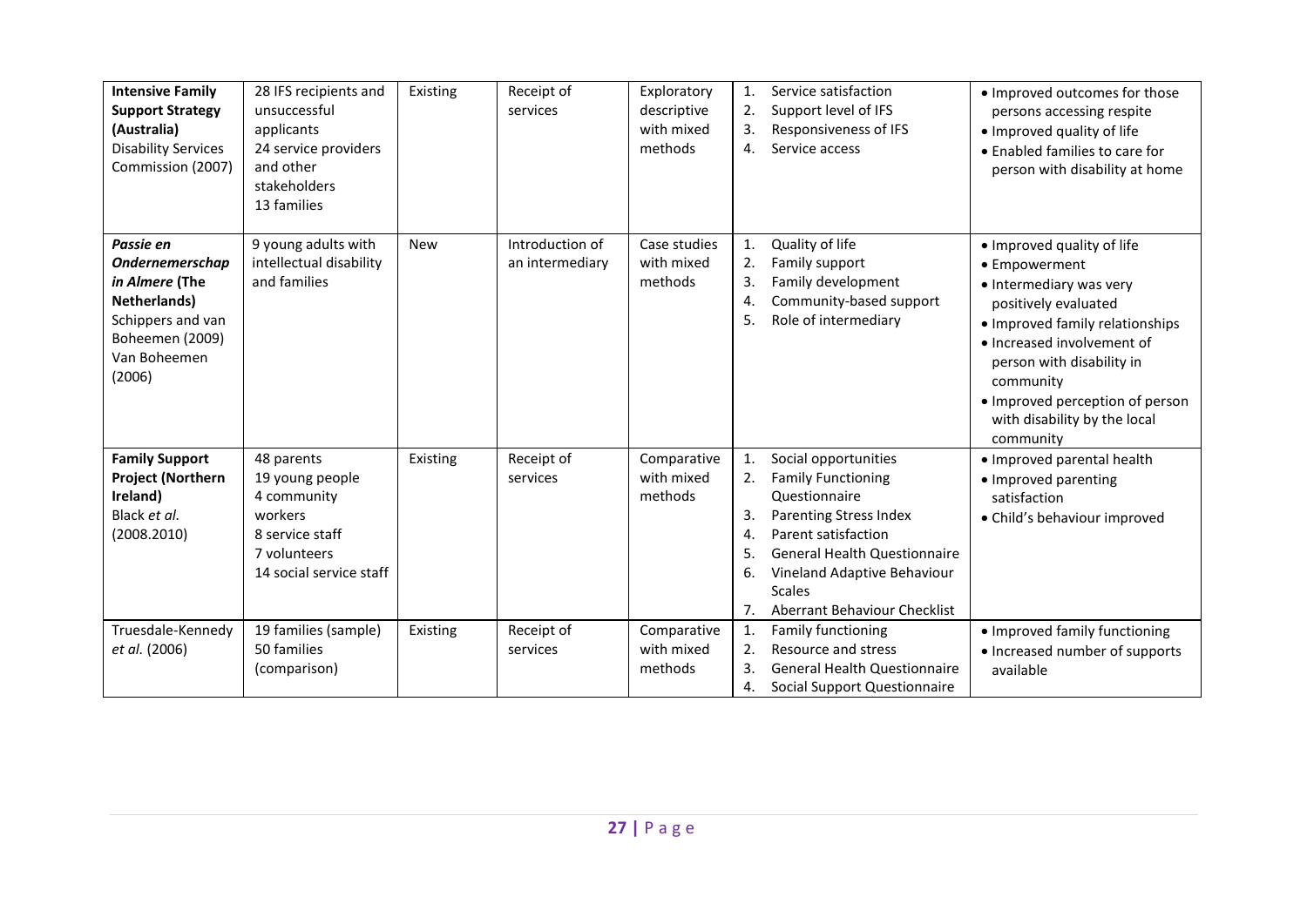| | | | | | | |
|---|---|---|---|---|---|---|
| **Intensive Family Support Strategy (Australia)** Disability Services Commission (2007) | 28 IFS recipients and unsuccessful applicants<br>24 service providers and other stakeholders<br>13 families | Existing | Receipt of services | Exploratory descriptive with mixed methods | 1. Service satisfaction<br>2. Support level of IFS<br>3. Responsiveness of IFS<br>4. Service access | • Improved outcomes for those persons accessing respite<br>• Improved quality of life<br>• Enabled families to care for person with disability at home |
| ***Passie en Ondernemerschap in Almere* (The Netherlands)** Schippers and van Boheemen (2009) Van Boheemen (2006) | 9 young adults with intellectual disability and families | New | Introduction of an intermediary | Case studies with mixed methods | 1. Quality of life<br>2. Family support<br>3. Family development<br>4. Community-based support<br>5. Role of intermediary | • Improved quality of life<br>• Empowerment<br>• Intermediary was very positively evaluated<br>• Improved family relationships<br>• Increased involvement of person with disability in community<br>• Improved perception of person with disability by the local community |
| **Family Support Project (Northern Ireland)** Black *et al.* (2008.2010) | 48 parents<br>19 young people<br>4 community workers<br>8 service staff<br>7 volunteers<br>14 social service staff | Existing | Receipt of services | Comparative with mixed methods | 1. Social opportunities<br>2. Family Functioning Questionnaire<br>3. Parenting Stress Index<br>4. Parent satisfaction<br>5. General Health Questionnaire<br>6. Vineland Adaptive Behaviour Scales<br>7. Aberrant Behaviour Checklist | • Improved parental health<br>• Improved parenting satisfaction<br>• Child's behaviour improved |
| Truesdale-Kennedy *et al.* (2006) | 19 families (sample)<br>50 families (comparison) | Existing | Receipt of services | Comparative with mixed methods | 1. Family functioning<br>2. Resource and stress<br>3. General Health Questionnaire<br>4. Social Support Questionnaire | • Improved family functioning<br>• Increased number of supports available |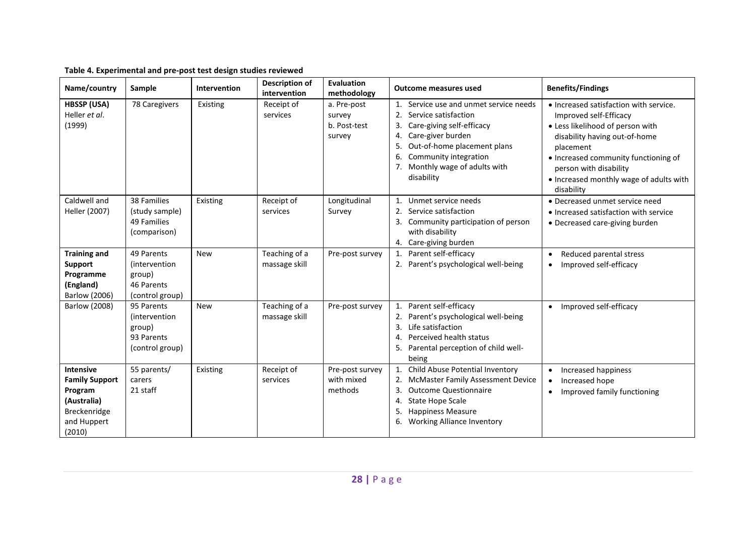**Table 4. Experimental and pre-post test design studies reviewed**

| Name/country | Sample | Intervention | Description of intervention | Evaluation methodology | Outcome measures used | Benefits/Findings |
|---|---|---|---|---|---|---|
| **HBSSP (USA)** Heller *et al*. (1999) | 78 Caregivers | Existing | Receipt of services | a. Pre-post survey b. Post-test survey | 1. Service use and unmet service needs 2. Service satisfaction 3. Care-giving self-efficacy 4. Care-giver burden 5. Out-of-home placement plans 6. Community integration 7. Monthly wage of adults with disability | • Increased satisfaction with service. Improved self-Efficacy • Less likelihood of person with disability having out-of-home placement • Increased community functioning of person with disability • Increased monthly wage of adults with disability |
| Caldwell and Heller (2007) | 38 Families (study sample) 49 Families (comparison) | Existing | Receipt of services | Longitudinal Survey | 1. Unmet service needs 2. Service satisfaction 3. Community participation of person with disability 4. Care-giving burden | • Decreased unmet service need • Increased satisfaction with service • Decreased care-giving burden |
| **Training and Support Programme (England)** Barlow (2006) | 49 Parents (intervention group) 46 Parents (control group) | New | Teaching of a massage skill | Pre-post survey | 1. Parent self-efficacy 2. Parent's psychological well-being | • Reduced parental stress • Improved self-efficacy |
| Barlow (2008) | 95 Parents (intervention group) 93 Parents (control group) | New | Teaching of a massage skill | Pre-post survey | 1. Parent self-efficacy 2. Parent's psychological well-being 3. Life satisfaction 4. Perceived health status 5. Parental perception of child well-being | • Improved self-efficacy |
| **Intensive Family Support Program (Australia)** Breckenridge and Huppert (2010) | 55 parents/ carers 21 staff | Existing | Receipt of services | Pre-post survey with mixed methods | 1. Child Abuse Potential Inventory 2. McMaster Family Assessment Device 3. Outcome Questionnaire 4. State Hope Scale 5. Happiness Measure 6. Working Alliance Inventory | • Increased happiness • Increased hope • Improved family functioning |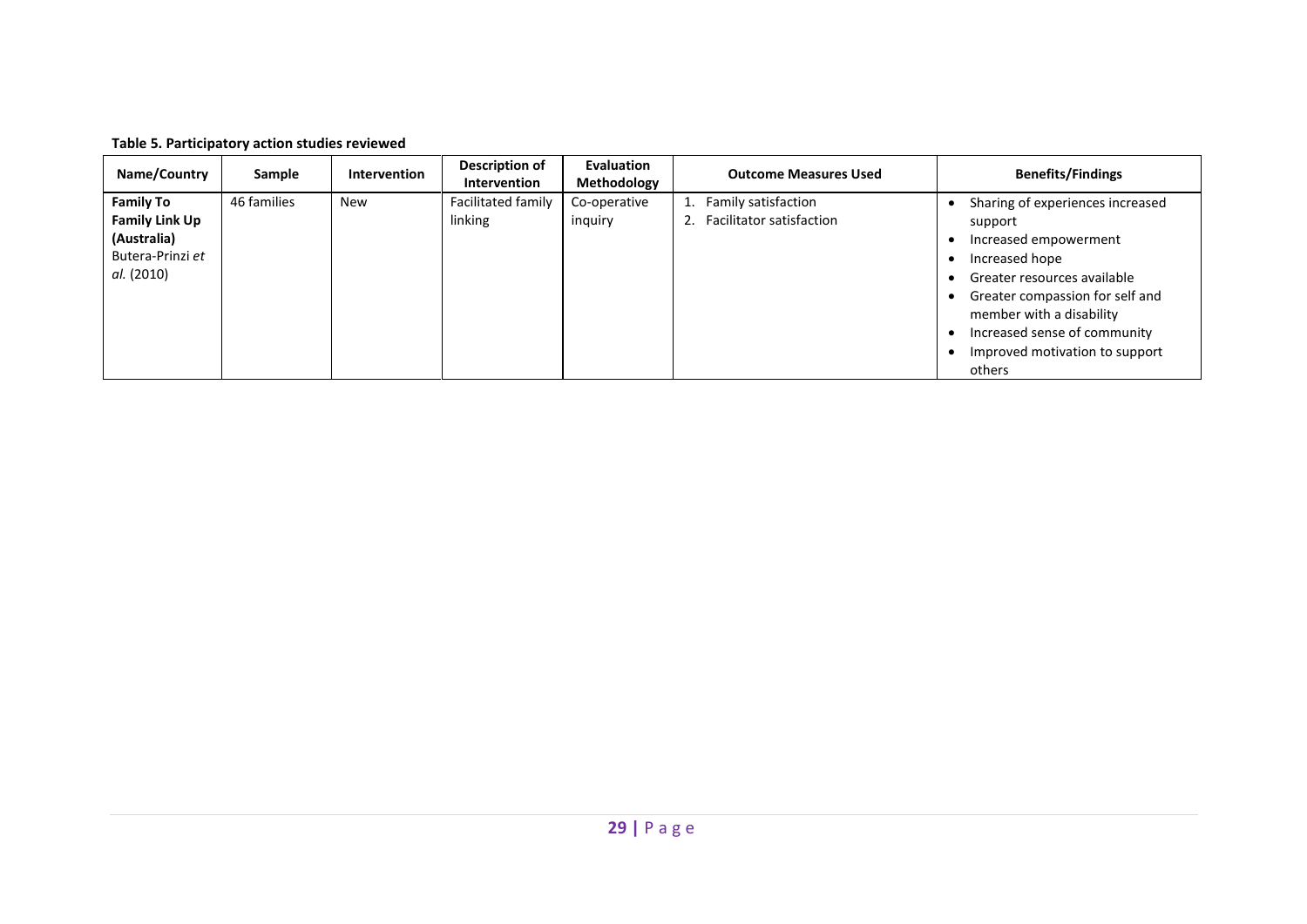**Table 5. Participatory action studies reviewed**

| Name/Country | Sample | Intervention | Description of Intervention | Evaluation Methodology | Outcome Measures Used | Benefits/Findings |
|---|---|---|---|---|---|---|
| **Family To Family Link Up (Australia)** Butera-Prinzi *et al.* (2010) | 46 families | New | Facilitated family linking | Co-operative inquiry | 1. Family satisfaction<br>2. Facilitator satisfaction | • Sharing of experiences increased support<br>• Increased empowerment<br>• Increased hope<br>• Greater resources available<br>• Greater compassion for self and member with a disability<br>• Increased sense of community<br>• Improved motivation to support others |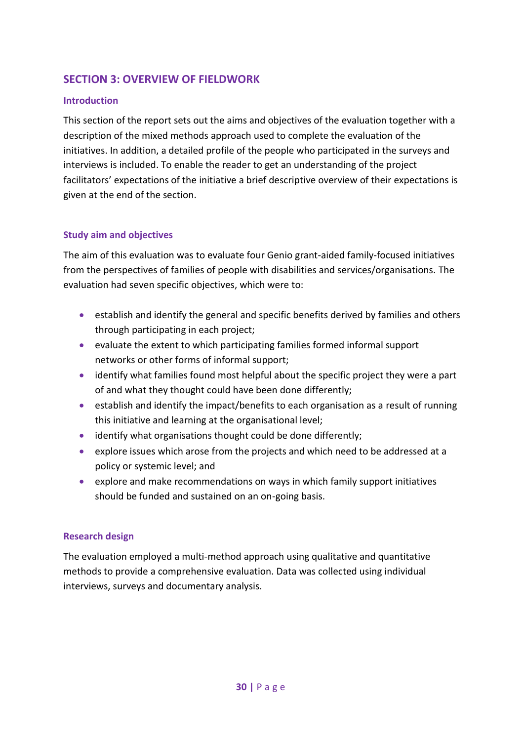## SECTION 3: OVERVIEW OF FIELDWORK

### Introduction

This section of the report sets out the aims and objectives of the evaluation together with a description of the mixed methods approach used to complete the evaluation of the initiatives. In addition, a detailed profile of the people who participated in the surveys and interviews is included. To enable the reader to get an understanding of the project facilitators' expectations of the initiative a brief descriptive overview of their expectations is given at the end of the section.

### Study aim and objectives

The aim of this evaluation was to evaluate four Genio grant-aided family-focused initiatives from the perspectives of families of people with disabilities and services/organisations. The evaluation had seven specific objectives, which were to:

- establish and identify the general and specific benefits derived by families and others through participating in each project;
- evaluate the extent to which participating families formed informal support networks or other forms of informal support;
- identify what families found most helpful about the specific project they were a part of and what they thought could have been done differently;
- establish and identify the impact/benefits to each organisation as a result of running this initiative and learning at the organisational level;
- identify what organisations thought could be done differently;
- explore issues which arose from the projects and which need to be addressed at a policy or systemic level; and
- explore and make recommendations on ways in which family support initiatives should be funded and sustained on an on-going basis.

### Research design

The evaluation employed a multi-method approach using qualitative and quantitative methods to provide a comprehensive evaluation. Data was collected using individual interviews, surveys and documentary analysis.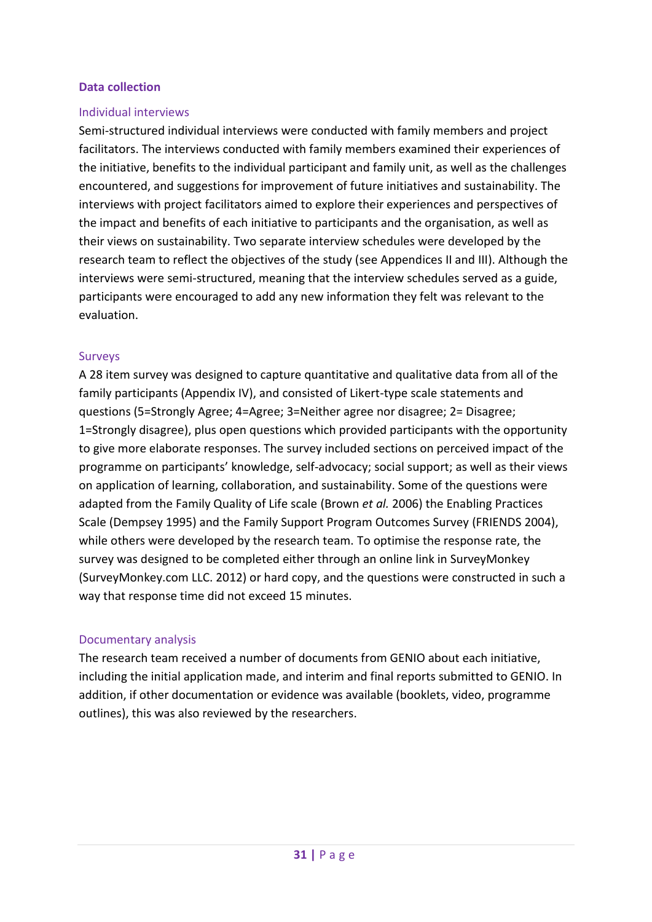## Data collection

### Individual interviews

Semi-structured individual interviews were conducted with family members and project facilitators. The interviews conducted with family members examined their experiences of the initiative, benefits to the individual participant and family unit, as well as the challenges encountered, and suggestions for improvement of future initiatives and sustainability. The interviews with project facilitators aimed to explore their experiences and perspectives of the impact and benefits of each initiative to participants and the organisation, as well as their views on sustainability. Two separate interview schedules were developed by the research team to reflect the objectives of the study (see Appendices II and III). Although the interviews were semi-structured, meaning that the interview schedules served as a guide, participants were encouraged to add any new information they felt was relevant to the evaluation.

### Surveys

A 28 item survey was designed to capture quantitative and qualitative data from all of the family participants (Appendix IV), and consisted of Likert-type scale statements and questions (5=Strongly Agree; 4=Agree; 3=Neither agree nor disagree; 2= Disagree; 1=Strongly disagree), plus open questions which provided participants with the opportunity to give more elaborate responses. The survey included sections on perceived impact of the programme on participants' knowledge, self-advocacy; social support; as well as their views on application of learning, collaboration, and sustainability. Some of the questions were adapted from the Family Quality of Life scale (Brown *et al.* 2006) the Enabling Practices Scale (Dempsey 1995) and the Family Support Program Outcomes Survey (FRIENDS 2004), while others were developed by the research team. To optimise the response rate, the survey was designed to be completed either through an online link in SurveyMonkey (SurveyMonkey.com LLC. 2012) or hard copy, and the questions were constructed in such a way that response time did not exceed 15 minutes.

### Documentary analysis

The research team received a number of documents from GENIO about each initiative, including the initial application made, and interim and final reports submitted to GENIO. In addition, if other documentation or evidence was available (booklets, video, programme outlines), this was also reviewed by the researchers.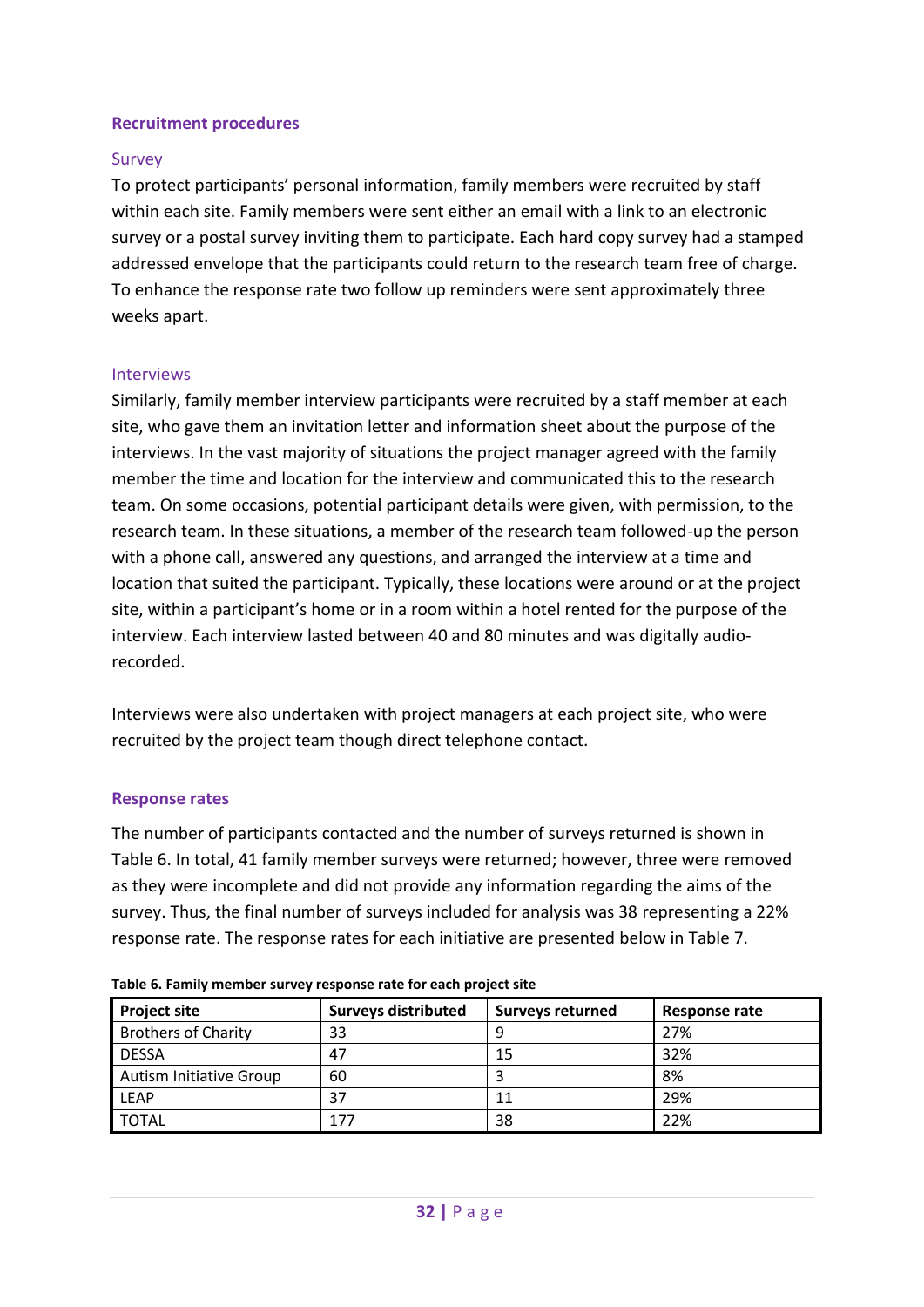### Recruitment procedures

#### Survey

To protect participants' personal information, family members were recruited by staff within each site. Family members were sent either an email with a link to an electronic survey or a postal survey inviting them to participate. Each hard copy survey had a stamped addressed envelope that the participants could return to the research team free of charge. To enhance the response rate two follow up reminders were sent approximately three weeks apart.

#### Interviews

Similarly, family member interview participants were recruited by a staff member at each site, who gave them an invitation letter and information sheet about the purpose of the interviews. In the vast majority of situations the project manager agreed with the family member the time and location for the interview and communicated this to the research team. On some occasions, potential participant details were given, with permission, to the research team. In these situations, a member of the research team followed-up the person with a phone call, answered any questions, and arranged the interview at a time and location that suited the participant. Typically, these locations were around or at the project site, within a participant's home or in a room within a hotel rented for the purpose of the interview. Each interview lasted between 40 and 80 minutes and was digitally audio-recorded.

Interviews were also undertaken with project managers at each project site, who were recruited by the project team though direct telephone contact.

### Response rates

The number of participants contacted and the number of surveys returned is shown in Table 6. In total, 41 family member surveys were returned; however, three were removed as they were incomplete and did not provide any information regarding the aims of the survey. Thus, the final number of surveys included for analysis was 38 representing a 22% response rate. The response rates for each initiative are presented below in Table 7.

**Table 6. Family member survey response rate for each project site**

| Project site | Surveys distributed | Surveys returned | Response rate |
|---|---|---|---|
| Brothers of Charity | 33 | 9 | 27% |
| DESSA | 47 | 15 | 32% |
| Autism Initiative Group | 60 | 3 | 8% |
| LEAP | 37 | 11 | 29% |
| TOTAL | 177 | 38 | 22% |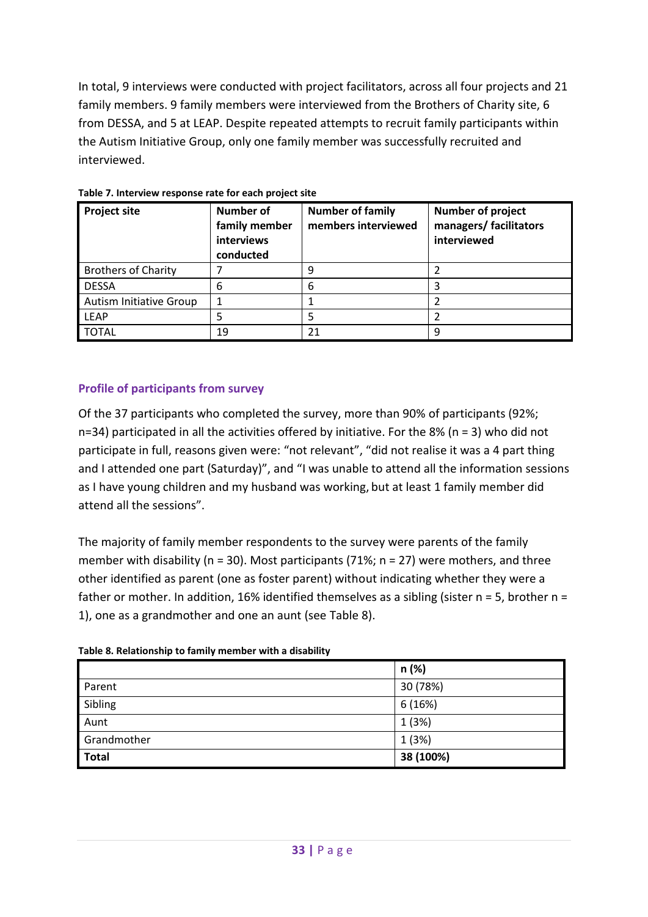In total, 9 interviews were conducted with project facilitators, across all four projects and 21 family members. 9 family members were interviewed from the Brothers of Charity site, 6 from DESSA, and 5 at LEAP. Despite repeated attempts to recruit family participants within the Autism Initiative Group, only one family member was successfully recruited and interviewed.

**Table 7. Interview response rate for each project site**

| Project site | Number of family member interviews conducted | Number of family members interviewed | Number of project managers/ facilitators interviewed |
|---|---|---|---|
| Brothers of Charity | 7 | 9 | 2 |
| DESSA | 6 | 6 | 3 |
| Autism Initiative Group | 1 | 1 | 2 |
| LEAP | 5 | 5 | 2 |
| TOTAL | 19 | 21 | 9 |

## Profile of participants from survey

Of the 37 participants who completed the survey, more than 90% of participants (92%; n=34) participated in all the activities offered by initiative. For the 8% (n = 3) who did not participate in full, reasons given were: "not relevant", "did not realise it was a 4 part thing and I attended one part (Saturday)", and "I was unable to attend all the information sessions as I have young children and my husband was working, but at least 1 family member did attend all the sessions".

The majority of family member respondents to the survey were parents of the family member with disability (n = 30). Most participants (71%; n = 27) were mothers, and three other identified as parent (one as foster parent) without indicating whether they were a father or mother. In addition, 16% identified themselves as a sibling (sister n = 5, brother n = 1), one as a grandmother and one an aunt (see Table 8).

**Table 8. Relationship to family member with a disability**

| | n (%) |
|---|---|
| Parent | 30 (78%) |
| Sibling | 6 (16%) |
| Aunt | 1 (3%) |
| Grandmother | 1 (3%) |
| **Total** | **38 (100%)** |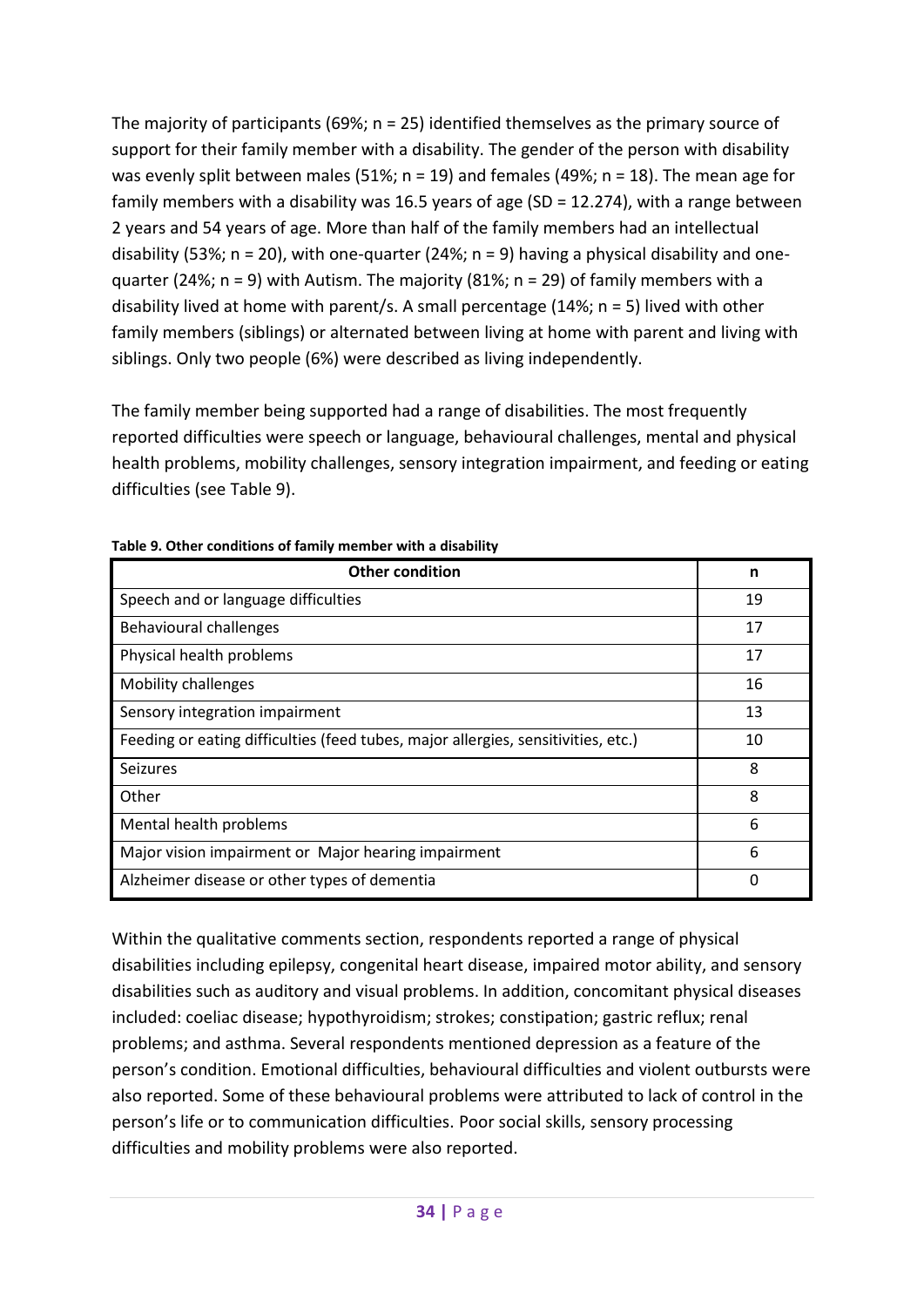The majority of participants (69%; n = 25) identified themselves as the primary source of support for their family member with a disability. The gender of the person with disability was evenly split between males (51%; n = 19) and females (49%; n = 18). The mean age for family members with a disability was 16.5 years of age (SD = 12.274), with a range between 2 years and 54 years of age. More than half of the family members had an intellectual disability (53%; n = 20), with one-quarter (24%; n = 9) having a physical disability and one-quarter (24%; n = 9) with Autism. The majority (81%; n = 29) of family members with a disability lived at home with parent/s. A small percentage (14%; n = 5) lived with other family members (siblings) or alternated between living at home with parent and living with siblings. Only two people (6%) were described as living independently.

The family member being supported had a range of disabilities. The most frequently reported difficulties were speech or language, behavioural challenges, mental and physical health problems, mobility challenges, sensory integration impairment, and feeding or eating difficulties (see Table 9).

**Table 9. Other conditions of family member with a disability**

| Other condition | n |
|---|---|
| Speech and or language difficulties | 19 |
| Behavioural challenges | 17 |
| Physical health problems | 17 |
| Mobility challenges | 16 |
| Sensory integration impairment | 13 |
| Feeding or eating difficulties (feed tubes, major allergies, sensitivities, etc.) | 10 |
| Seizures | 8 |
| Other | 8 |
| Mental health problems | 6 |
| Major vision impairment or Major hearing impairment | 6 |
| Alzheimer disease or other types of dementia | 0 |

Within the qualitative comments section, respondents reported a range of physical disabilities including epilepsy, congenital heart disease, impaired motor ability, and sensory disabilities such as auditory and visual problems. In addition, concomitant physical diseases included: coeliac disease; hypothyroidism; strokes; constipation; gastric reflux; renal problems; and asthma. Several respondents mentioned depression as a feature of the person's condition. Emotional difficulties, behavioural difficulties and violent outbursts were also reported. Some of these behavioural problems were attributed to lack of control in the person's life or to communication difficulties. Poor social skills, sensory processing difficulties and mobility problems were also reported.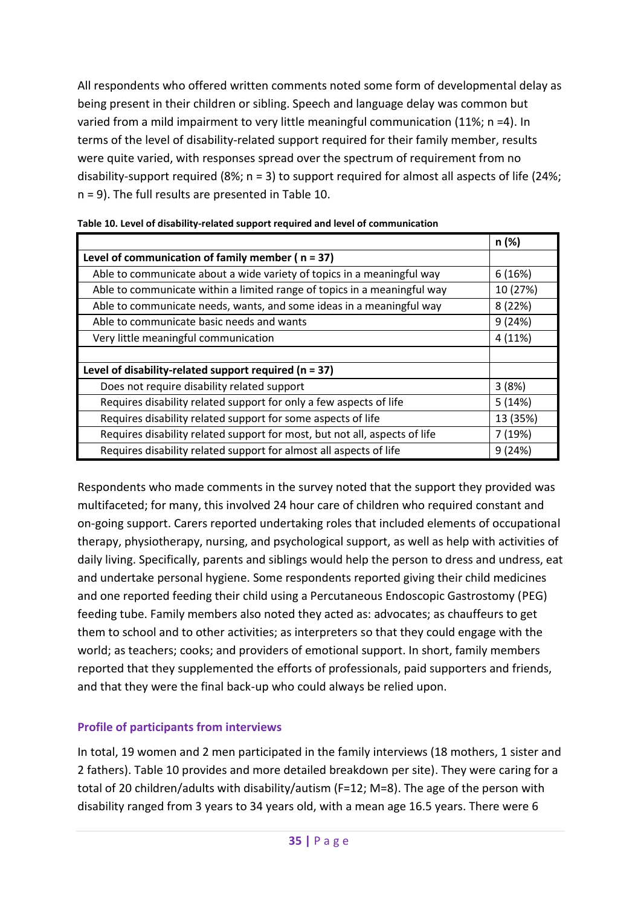All respondents who offered written comments noted some form of developmental delay as being present in their children or sibling. Speech and language delay was common but varied from a mild impairment to very little meaningful communication (11%; n =4). In terms of the level of disability-related support required for their family member, results were quite varied, with responses spread over the spectrum of requirement from no disability-support required (8%; n = 3) to support required for almost all aspects of life (24%; n = 9). The full results are presented in Table 10.

**Table 10. Level of disability-related support required and level of communication**

| | n (%) |
|---|---|
| **Level of communication of family member ( n = 37)** | |
| Able to communicate about a wide variety of topics in a meaningful way | 6 (16%) |
| Able to communicate within a limited range of topics in a meaningful way | 10 (27%) |
| Able to communicate needs, wants, and some ideas in a meaningful way | 8 (22%) |
| Able to communicate basic needs and wants | 9 (24%) |
| Very little meaningful communication | 4 (11%) |
| | |
| **Level of disability-related support required (n = 37)** | |
| Does not require disability related support | 3 (8%) |
| Requires disability related support for only a few aspects of life | 5 (14%) |
| Requires disability related support for some aspects of life | 13 (35%) |
| Requires disability related support for most, but not all, aspects of life | 7 (19%) |
| Requires disability related support for almost all aspects of life | 9 (24%) |

Respondents who made comments in the survey noted that the support they provided was multifaceted; for many, this involved 24 hour care of children who required constant and on-going support. Carers reported undertaking roles that included elements of occupational therapy, physiotherapy, nursing, and psychological support, as well as help with activities of daily living. Specifically, parents and siblings would help the person to dress and undress, eat and undertake personal hygiene. Some respondents reported giving their child medicines and one reported feeding their child using a Percutaneous Endoscopic Gastrostomy (PEG) feeding tube. Family members also noted they acted as: advocates; as chauffeurs to get them to school and to other activities; as interpreters so that they could engage with the world; as teachers; cooks; and providers of emotional support. In short, family members reported that they supplemented the efforts of professionals, paid supporters and friends, and that they were the final back-up who could always be relied upon.

### Profile of participants from interviews

In total, 19 women and 2 men participated in the family interviews (18 mothers, 1 sister and 2 fathers). Table 10 provides and more detailed breakdown per site). They were caring for a total of 20 children/adults with disability/autism (F=12; M=8). The age of the person with disability ranged from 3 years to 34 years old, with a mean age 16.5 years. There were 6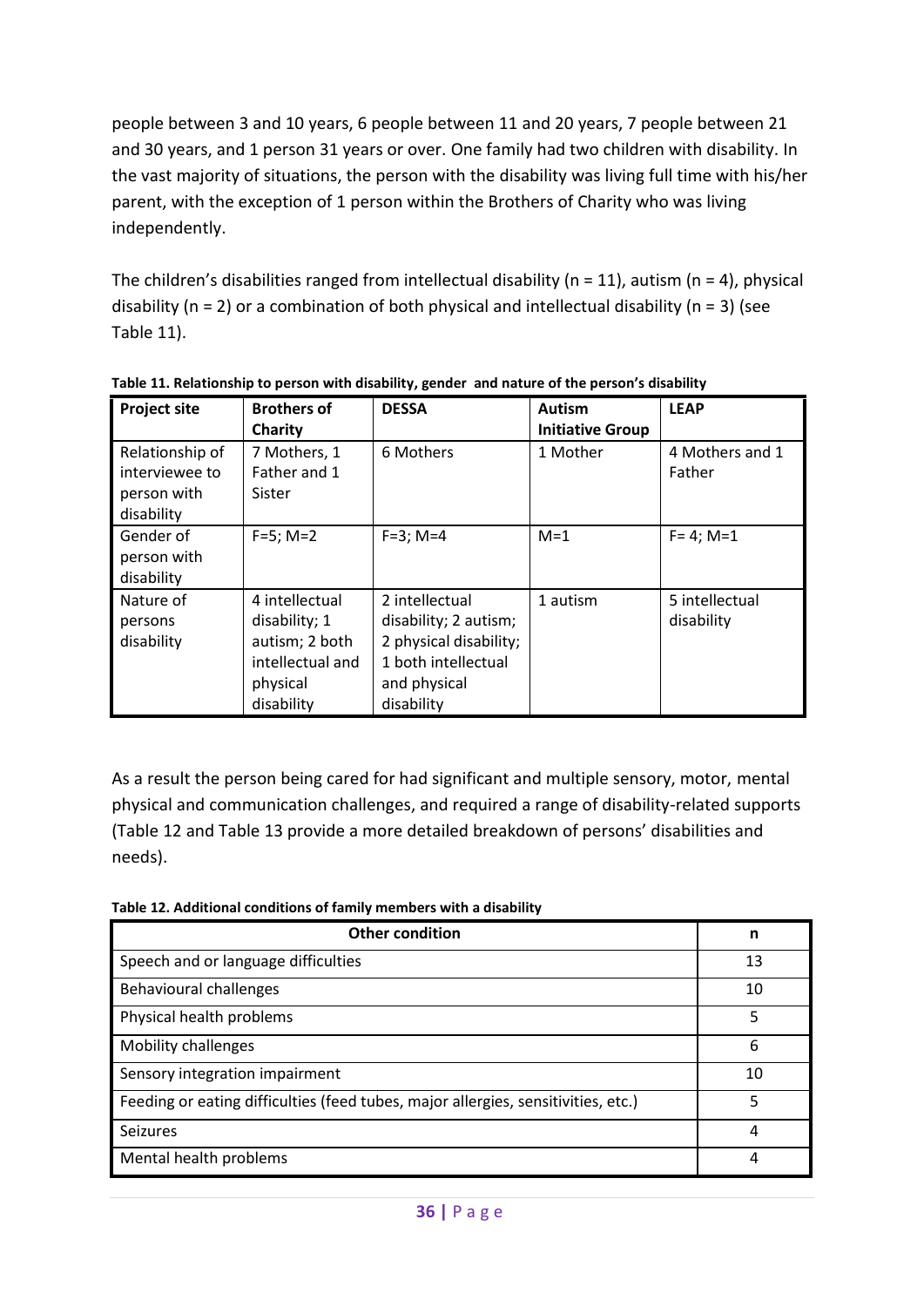people between 3 and 10 years, 6 people between 11 and 20 years, 7 people between 21 and 30 years, and 1 person 31 years or over. One family had two children with disability. In the vast majority of situations, the person with the disability was living full time with his/her parent, with the exception of 1 person within the Brothers of Charity who was living independently.

The children's disabilities ranged from intellectual disability (n = 11), autism (n = 4), physical disability (n = 2) or a combination of both physical and intellectual disability (n = 3) (see Table 11).

**Table 11. Relationship to person with disability, gender and nature of the person's disability**

| Project site | Brothers of Charity | DESSA | Autism Initiative Group | LEAP |
|---|---|---|---|---|
| Relationship of interviewee to person with disability | 7 Mothers, 1 Father and 1 Sister | 6 Mothers | 1 Mother | 4 Mothers and 1 Father |
| Gender of person with disability | F=5; M=2 | F=3; M=4 | M=1 | F= 4; M=1 |
| Nature of persons disability | 4 intellectual disability; 1 autism; 2 both intellectual and physical disability | 2 intellectual disability; 2 autism; 2 physical disability; 1 both intellectual and physical disability | 1 autism | 5 intellectual disability |

As a result the person being cared for had significant and multiple sensory, motor, mental physical and communication challenges, and required a range of disability-related supports (Table 12 and Table 13 provide a more detailed breakdown of persons' disabilities and needs).

**Table 12. Additional conditions of family members with a disability**

| Other condition | n |
|---|---|
| Speech and or language difficulties | 13 |
| Behavioural challenges | 10 |
| Physical health problems | 5 |
| Mobility challenges | 6 |
| Sensory integration impairment | 10 |
| Feeding or eating difficulties (feed tubes, major allergies, sensitivities, etc.) | 5 |
| Seizures | 4 |
| Mental health problems | 4 |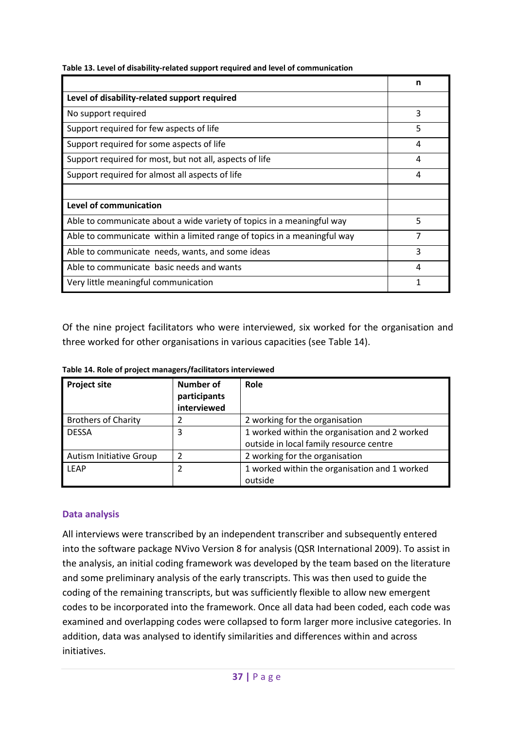**Table 13. Level of disability-related support required and level of communication**

| | n |
|---|---|
| **Level of disability-related support required** | |
| No support required | 3 |
| Support required for few aspects of life | 5 |
| Support required for some aspects of life | 4 |
| Support required for most, but not all, aspects of life | 4 |
| Support required for almost all aspects of life | 4 |
| | |
| **Level of communication** | |
| Able to communicate about a wide variety of topics in a meaningful way | 5 |
| Able to communicate within a limited range of topics in a meaningful way | 7 |
| Able to communicate needs, wants, and some ideas | 3 |
| Able to communicate basic needs and wants | 4 |
| Very little meaningful communication | 1 |

Of the nine project facilitators who were interviewed, six worked for the organisation and three worked for other organisations in various capacities (see Table 14).

**Table 14. Role of project managers/facilitators interviewed**

| Project site | Number of participants interviewed | Role |
|---|---|---|
| Brothers of Charity | 2 | 2 working for the organisation |
| DESSA | 3 | 1 worked within the organisation and 2 worked outside in local family resource centre |
| Autism Initiative Group | 2 | 2 working for the organisation |
| LEAP | 2 | 1 worked within the organisation and 1 worked outside |

### Data analysis

All interviews were transcribed by an independent transcriber and subsequently entered into the software package NVivo Version 8 for analysis (QSR International 2009). To assist in the analysis, an initial coding framework was developed by the team based on the literature and some preliminary analysis of the early transcripts. This was then used to guide the coding of the remaining transcripts, but was sufficiently flexible to allow new emergent codes to be incorporated into the framework. Once all data had been coded, each code was examined and overlapping codes were collapsed to form larger more inclusive categories. In addition, data was analysed to identify similarities and differences within and across initiatives.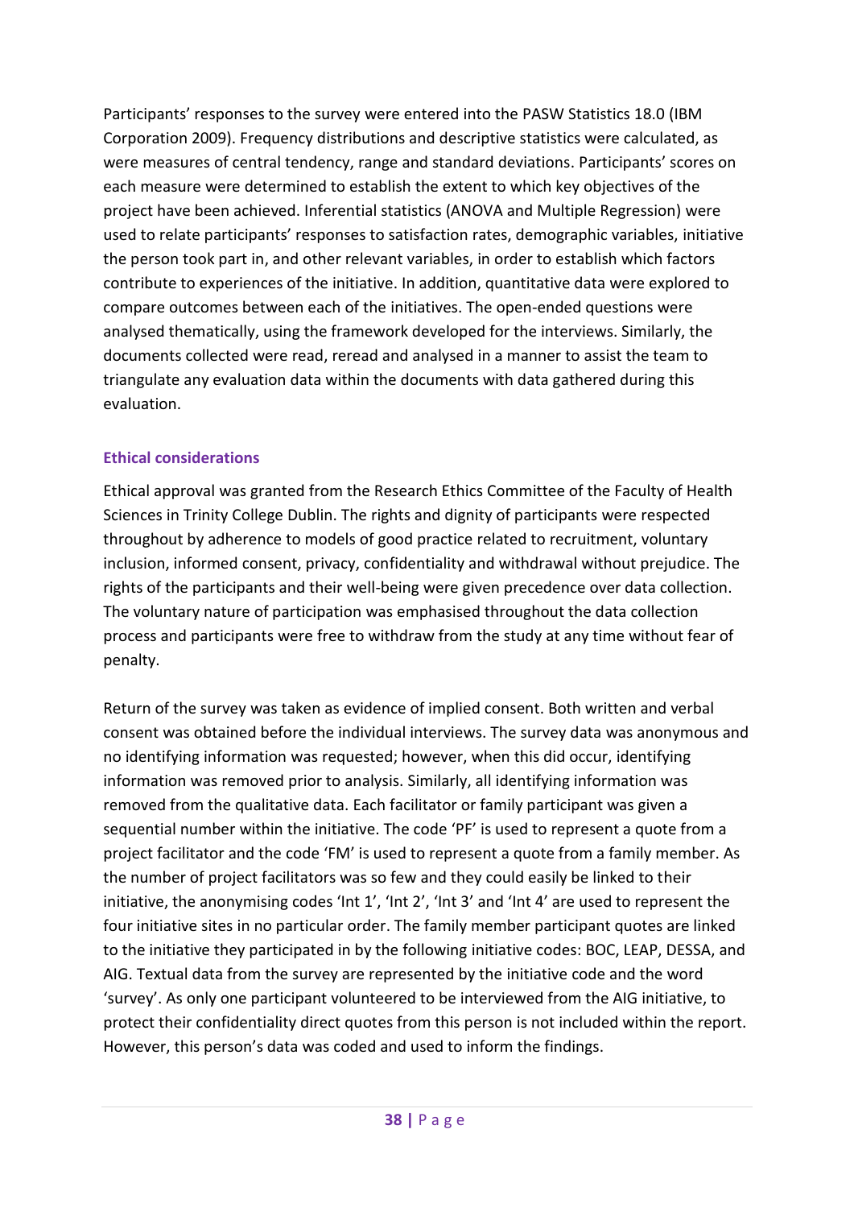Participants' responses to the survey were entered into the PASW Statistics 18.0 (IBM Corporation 2009). Frequency distributions and descriptive statistics were calculated, as were measures of central tendency, range and standard deviations. Participants' scores on each measure were determined to establish the extent to which key objectives of the project have been achieved. Inferential statistics (ANOVA and Multiple Regression) were used to relate participants' responses to satisfaction rates, demographic variables, initiative the person took part in, and other relevant variables, in order to establish which factors contribute to experiences of the initiative. In addition, quantitative data were explored to compare outcomes between each of the initiatives. The open-ended questions were analysed thematically, using the framework developed for the interviews. Similarly, the documents collected were read, reread and analysed in a manner to assist the team to triangulate any evaluation data within the documents with data gathered during this evaluation.

### Ethical considerations

Ethical approval was granted from the Research Ethics Committee of the Faculty of Health Sciences in Trinity College Dublin. The rights and dignity of participants were respected throughout by adherence to models of good practice related to recruitment, voluntary inclusion, informed consent, privacy, confidentiality and withdrawal without prejudice. The rights of the participants and their well-being were given precedence over data collection. The voluntary nature of participation was emphasised throughout the data collection process and participants were free to withdraw from the study at any time without fear of penalty.

Return of the survey was taken as evidence of implied consent. Both written and verbal consent was obtained before the individual interviews. The survey data was anonymous and no identifying information was requested; however, when this did occur, identifying information was removed prior to analysis. Similarly, all identifying information was removed from the qualitative data. Each facilitator or family participant was given a sequential number within the initiative. The code 'PF' is used to represent a quote from a project facilitator and the code 'FM' is used to represent a quote from a family member. As the number of project facilitators was so few and they could easily be linked to their initiative, the anonymising codes 'Int 1', 'Int 2', 'Int 3' and 'Int 4' are used to represent the four initiative sites in no particular order. The family member participant quotes are linked to the initiative they participated in by the following initiative codes: BOC, LEAP, DESSA, and AIG. Textual data from the survey are represented by the initiative code and the word 'survey'. As only one participant volunteered to be interviewed from the AIG initiative, to protect their confidentiality direct quotes from this person is not included within the report. However, this person's data was coded and used to inform the findings.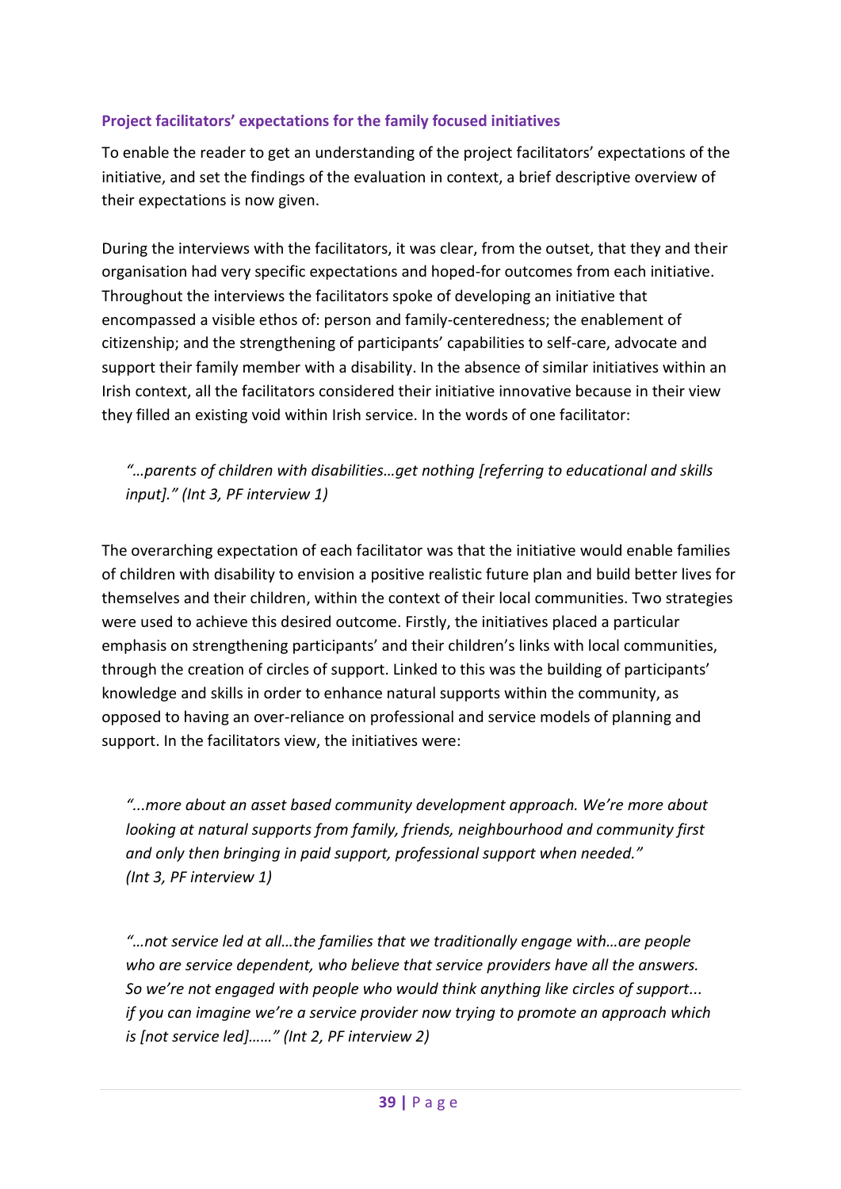### Project facilitators' expectations for the family focused initiatives

To enable the reader to get an understanding of the project facilitators' expectations of the initiative, and set the findings of the evaluation in context, a brief descriptive overview of their expectations is now given.

During the interviews with the facilitators, it was clear, from the outset, that they and their organisation had very specific expectations and hoped-for outcomes from each initiative. Throughout the interviews the facilitators spoke of developing an initiative that encompassed a visible ethos of: person and family-centeredness; the enablement of citizenship; and the strengthening of participants' capabilities to self-care, advocate and support their family member with a disability. In the absence of similar initiatives within an Irish context, all the facilitators considered their initiative innovative because in their view they filled an existing void within Irish service. In the words of one facilitator:

> *"…parents of children with disabilities…get nothing [referring to educational and skills input]." (Int 3, PF interview 1)*

The overarching expectation of each facilitator was that the initiative would enable families of children with disability to envision a positive realistic future plan and build better lives for themselves and their children, within the context of their local communities. Two strategies were used to achieve this desired outcome. Firstly, the initiatives placed a particular emphasis on strengthening participants' and their children's links with local communities, through the creation of circles of support. Linked to this was the building of participants' knowledge and skills in order to enhance natural supports within the community, as opposed to having an over-reliance on professional and service models of planning and support. In the facilitators view, the initiatives were:

> *"...more about an asset based community development approach. We're more about looking at natural supports from family, friends, neighbourhood and community first and only then bringing in paid support, professional support when needed." (Int 3, PF interview 1)*

> *"…not service led at all…the families that we traditionally engage with…are people who are service dependent, who believe that service providers have all the answers. So we're not engaged with people who would think anything like circles of support... if you can imagine we're a service provider now trying to promote an approach which is [not service led]……" (Int 2, PF interview 2)*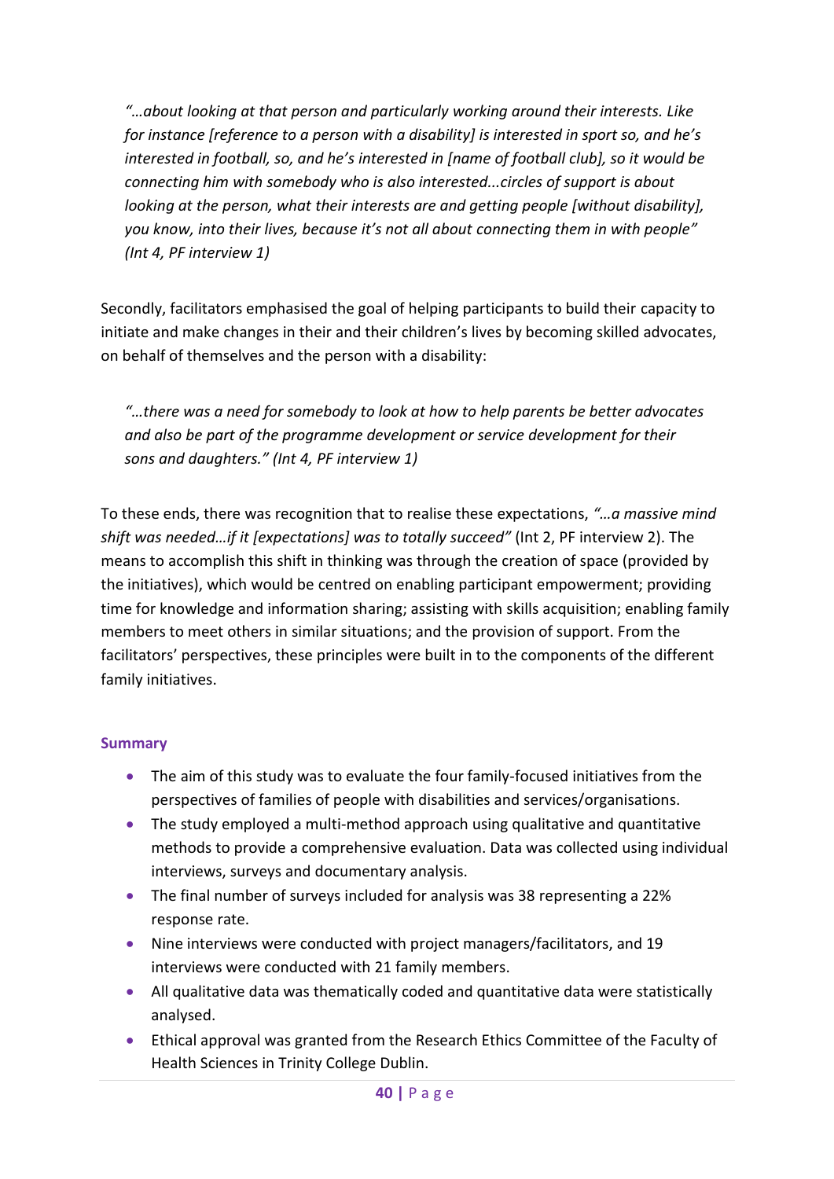> *"…about looking at that person and particularly working around their interests. Like for instance [reference to a person with a disability] is interested in sport so, and he's interested in football, so, and he's interested in [name of football club], so it would be connecting him with somebody who is also interested...circles of support is about looking at the person, what their interests are and getting people [without disability], you know, into their lives, because it's not all about connecting them in with people" (Int 4, PF interview 1)*

Secondly, facilitators emphasised the goal of helping participants to build their capacity to initiate and make changes in their and their children's lives by becoming skilled advocates, on behalf of themselves and the person with a disability:

> *"…there was a need for somebody to look at how to help parents be better advocates and also be part of the programme development or service development for their sons and daughters." (Int 4, PF interview 1)*

To these ends, there was recognition that to realise these expectations, *"…a massive mind shift was needed…if it [expectations] was to totally succeed"* (Int 2, PF interview 2). The means to accomplish this shift in thinking was through the creation of space (provided by the initiatives), which would be centred on enabling participant empowerment; providing time for knowledge and information sharing; assisting with skills acquisition; enabling family members to meet others in similar situations; and the provision of support. From the facilitators' perspectives, these principles were built in to the components of the different family initiatives.

**Summary**

- The aim of this study was to evaluate the four family-focused initiatives from the perspectives of families of people with disabilities and services/organisations.
- The study employed a multi-method approach using qualitative and quantitative methods to provide a comprehensive evaluation. Data was collected using individual interviews, surveys and documentary analysis.
- The final number of surveys included for analysis was 38 representing a 22% response rate.
- Nine interviews were conducted with project managers/facilitators, and 19 interviews were conducted with 21 family members.
- All qualitative data was thematically coded and quantitative data were statistically analysed.
- Ethical approval was granted from the Research Ethics Committee of the Faculty of Health Sciences in Trinity College Dublin.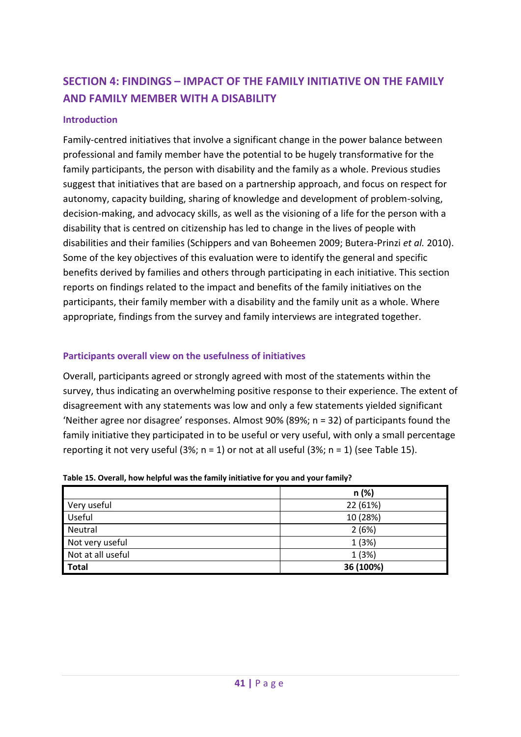## SECTION 4: FINDINGS – IMPACT OF THE FAMILY INITIATIVE ON THE FAMILY AND FAMILY MEMBER WITH A DISABILITY

### Introduction

Family-centred initiatives that involve a significant change in the power balance between professional and family member have the potential to be hugely transformative for the family participants, the person with disability and the family as a whole. Previous studies suggest that initiatives that are based on a partnership approach, and focus on respect for autonomy, capacity building, sharing of knowledge and development of problem-solving, decision-making, and advocacy skills, as well as the visioning of a life for the person with a disability that is centred on citizenship has led to change in the lives of people with disabilities and their families (Schippers and van Boheemen 2009; Butera-Prinzi *et al.* 2010). Some of the key objectives of this evaluation were to identify the general and specific benefits derived by families and others through participating in each initiative. This section reports on findings related to the impact and benefits of the family initiatives on the participants, their family member with a disability and the family unit as a whole. Where appropriate, findings from the survey and family interviews are integrated together.

### Participants overall view on the usefulness of initiatives

Overall, participants agreed or strongly agreed with most of the statements within the survey, thus indicating an overwhelming positive response to their experience. The extent of disagreement with any statements was low and only a few statements yielded significant 'Neither agree nor disagree' responses. Almost 90% (89%; n = 32) of participants found the family initiative they participated in to be useful or very useful, with only a small percentage reporting it not very useful (3%; n = 1) or not at all useful (3%; n = 1) (see Table 15).

**Table 15. Overall, how helpful was the family initiative for you and your family?**

| | n (%) |
|---|---|
| Very useful | 22 (61%) |
| Useful | 10 (28%) |
| Neutral | 2 (6%) |
| Not very useful | 1 (3%) |
| Not at all useful | 1 (3%) |
| **Total** | **36 (100%)** |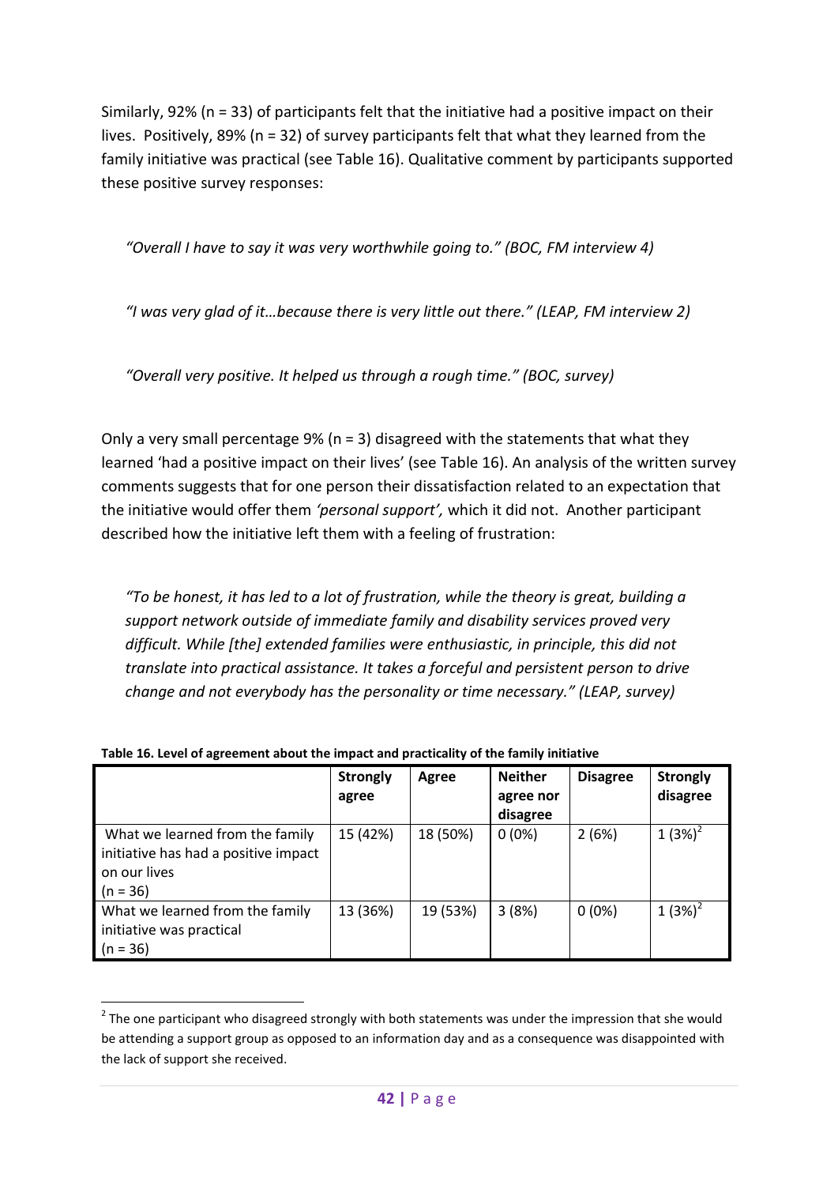Similarly, 92% (n = 33) of participants felt that the initiative had a positive impact on their lives. Positively, 89% (n = 32) of survey participants felt that what they learned from the family initiative was practical (see Table 16). Qualitative comment by participants supported these positive survey responses:

*"Overall I have to say it was very worthwhile going to." (BOC, FM interview 4)*

*"I was very glad of it…because there is very little out there." (LEAP, FM interview 2)*

*"Overall very positive. It helped us through a rough time." (BOC, survey)*

Only a very small percentage 9% (n = 3) disagreed with the statements that what they learned 'had a positive impact on their lives' (see Table 16). An analysis of the written survey comments suggests that for one person their dissatisfaction related to an expectation that the initiative would offer them *'personal support',* which it did not. Another participant described how the initiative left them with a feeling of frustration:

*"To be honest, it has led to a lot of frustration, while the theory is great, building a support network outside of immediate family and disability services proved very difficult. While [the] extended families were enthusiastic, in principle, this did not translate into practical assistance. It takes a forceful and persistent person to drive change and not everybody has the personality or time necessary." (LEAP, survey)*

**Table 16. Level of agreement about the impact and practicality of the family initiative**

| | Strongly agree | Agree | Neither agree nor disagree | Disagree | Strongly disagree |
|---|---|---|---|---|---|
| What we learned from the family initiative has had a positive impact on our lives (n = 36) | 15 (42%) | 18 (50%) | 0 (0%) | 2 (6%) | 1 (3%)[2] |
| What we learned from the family initiative was practical (n = 36) | 13 (36%) | 19 (53%) | 3 (8%) | 0 (0%) | 1 (3%)[2] |

[2] The one participant who disagreed strongly with both statements was under the impression that she would be attending a support group as opposed to an information day and as a consequence was disappointed with the lack of support she received.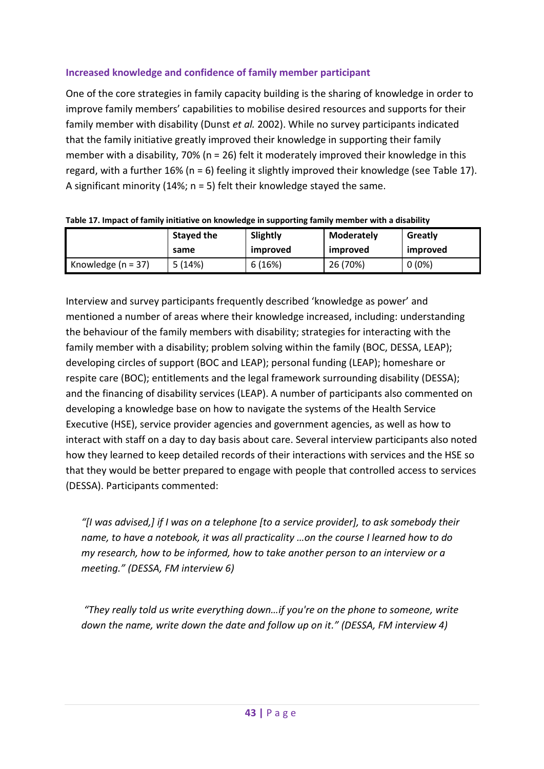### Increased knowledge and confidence of family member participant

One of the core strategies in family capacity building is the sharing of knowledge in order to improve family members' capabilities to mobilise desired resources and supports for their family member with disability (Dunst *et al.* 2002). While no survey participants indicated that the family initiative greatly improved their knowledge in supporting their family member with a disability, 70% (n = 26) felt it moderately improved their knowledge in this regard, with a further 16% (n = 6) feeling it slightly improved their knowledge (see Table 17). A significant minority (14%; n = 5) felt their knowledge stayed the same.

**Table 17. Impact of family initiative on knowledge in supporting family member with a disability**

| | Stayed the same | Slightly improved | Moderately improved | Greatly improved |
|---|---|---|---|---|
| Knowledge (n = 37) | 5 (14%) | 6 (16%) | 26 (70%) | 0 (0%) |

Interview and survey participants frequently described 'knowledge as power' and mentioned a number of areas where their knowledge increased, including: understanding the behaviour of the family members with disability; strategies for interacting with the family member with a disability; problem solving within the family (BOC, DESSA, LEAP); developing circles of support (BOC and LEAP); personal funding (LEAP); homeshare or respite care (BOC); entitlements and the legal framework surrounding disability (DESSA); and the financing of disability services (LEAP). A number of participants also commented on developing a knowledge base on how to navigate the systems of the Health Service Executive (HSE), service provider agencies and government agencies, as well as how to interact with staff on a day to day basis about care. Several interview participants also noted how they learned to keep detailed records of their interactions with services and the HSE so that they would be better prepared to engage with people that controlled access to services (DESSA). Participants commented:

> *"[I was advised,] if I was on a telephone [to a service provider], to ask somebody their name, to have a notebook, it was all practicality …on the course I learned how to do my research, how to be informed, how to take another person to an interview or a meeting." (DESSA, FM interview 6)*

> *"They really told us write everything down…if you're on the phone to someone, write down the name, write down the date and follow up on it." (DESSA, FM interview 4)*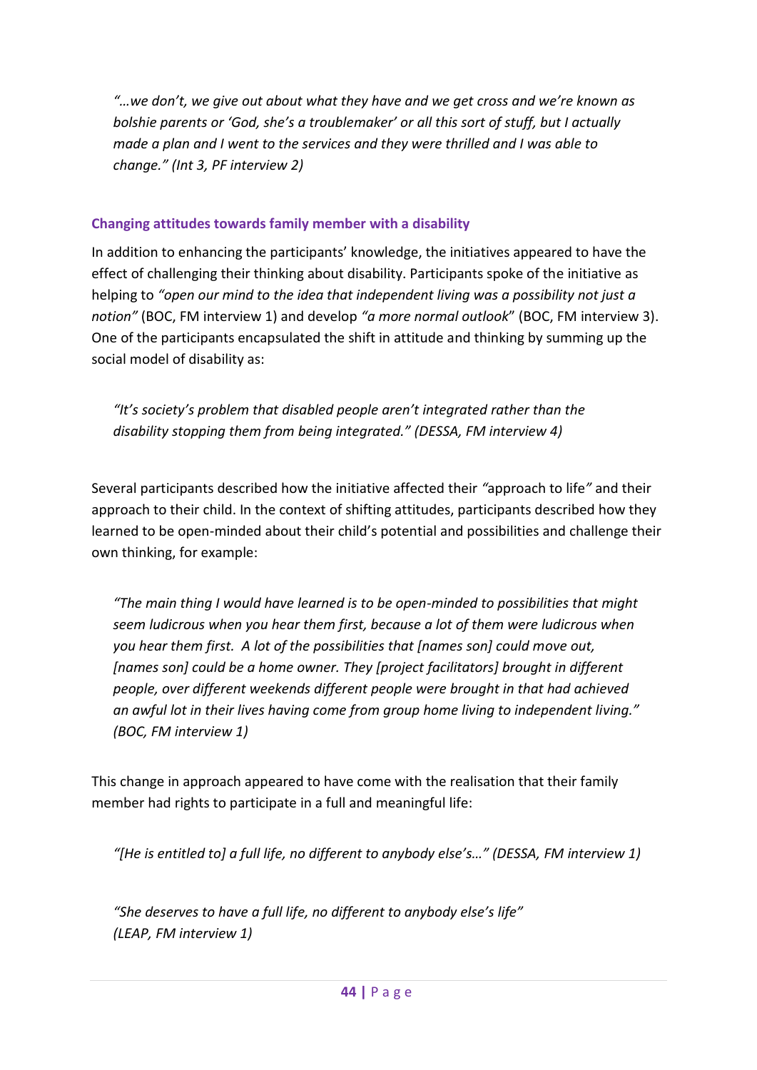*"…we don't, we give out about what they have and we get cross and we're known as bolshie parents or 'God, she's a troublemaker' or all this sort of stuff, but I actually made a plan and I went to the services and they were thrilled and I was able to change." (Int 3, PF interview 2)*

### Changing attitudes towards family member with a disability

In addition to enhancing the participants' knowledge, the initiatives appeared to have the effect of challenging their thinking about disability. Participants spoke of the initiative as helping to *"open our mind to the idea that independent living was a possibility not just a notion"* (BOC, FM interview 1) and develop *"a more normal outlook*" (BOC, FM interview 3). One of the participants encapsulated the shift in attitude and thinking by summing up the social model of disability as:

> *"It's society's problem that disabled people aren't integrated rather than the disability stopping them from being integrated." (DESSA, FM interview 4)*

Several participants described how the initiative affected their *"*approach to life*"* and their approach to their child. In the context of shifting attitudes, participants described how they learned to be open-minded about their child's potential and possibilities and challenge their own thinking, for example:

> *"The main thing I would have learned is to be open-minded to possibilities that might seem ludicrous when you hear them first, because a lot of them were ludicrous when you hear them first. A lot of the possibilities that [names son] could move out, [names son] could be a home owner. They [project facilitators] brought in different people, over different weekends different people were brought in that had achieved an awful lot in their lives having come from group home living to independent living." (BOC, FM interview 1)*

This change in approach appeared to have come with the realisation that their family member had rights to participate in a full and meaningful life:

> *"[He is entitled to] a full life, no different to anybody else's…" (DESSA, FM interview 1)*

> *"She deserves to have a full life, no different to anybody else's life" (LEAP, FM interview 1)*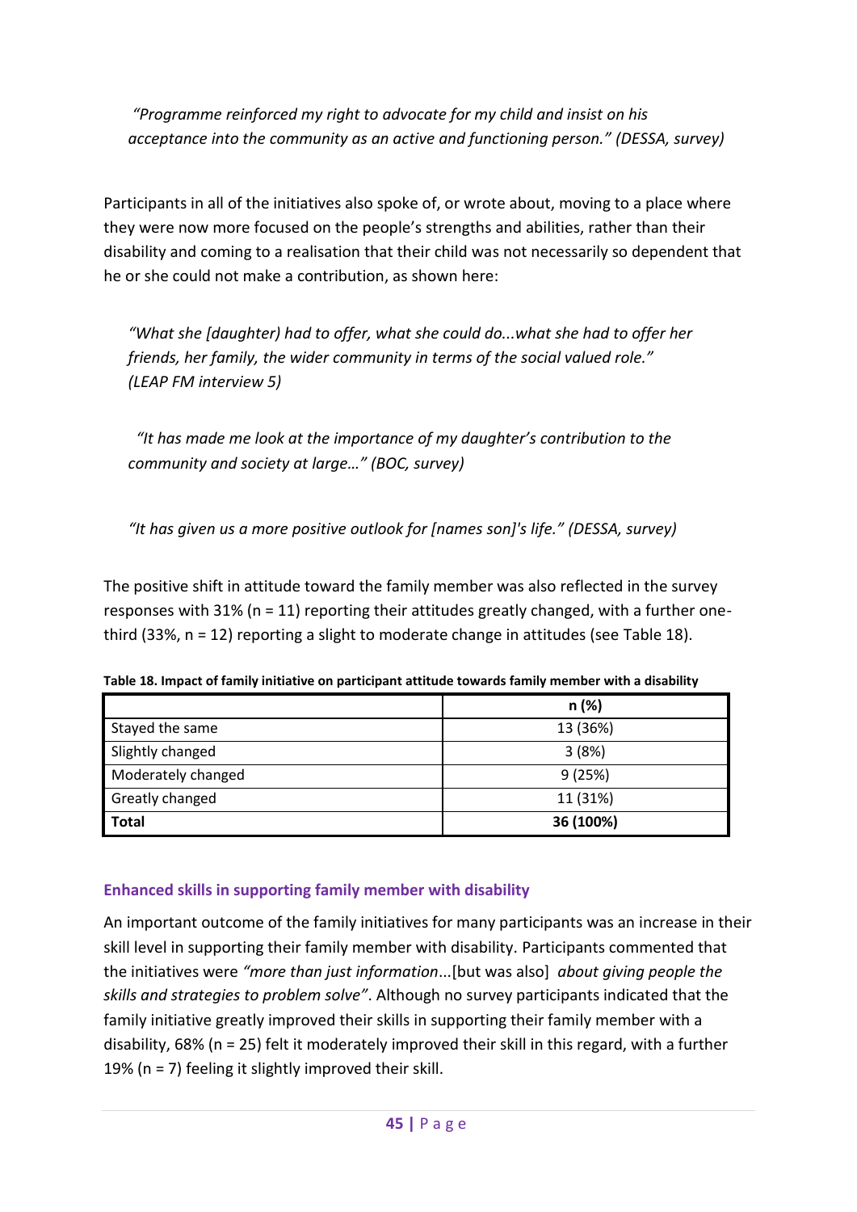*"Programme reinforced my right to advocate for my child and insist on his acceptance into the community as an active and functioning person." (DESSA, survey)*

Participants in all of the initiatives also spoke of, or wrote about, moving to a place where they were now more focused on the people's strengths and abilities, rather than their disability and coming to a realisation that their child was not necessarily so dependent that he or she could not make a contribution, as shown here:

*"What she [daughter] had to offer, what she could do...what she had to offer her friends, her family, the wider community in terms of the social valued role." (LEAP FM interview 5)*

*"It has made me look at the importance of my daughter's contribution to the community and society at large…" (BOC, survey)*

*"It has given us a more positive outlook for [names son]'s life." (DESSA, survey)*

The positive shift in attitude toward the family member was also reflected in the survey responses with 31% (n = 11) reporting their attitudes greatly changed, with a further one-third (33%, n = 12) reporting a slight to moderate change in attitudes (see Table 18).

**Table 18. Impact of family initiative on participant attitude towards family member with a disability**

| | n (%) |
|---|---|
| Stayed the same | 13 (36%) |
| Slightly changed | 3 (8%) |
| Moderately changed | 9 (25%) |
| Greatly changed | 11 (31%) |
| **Total** | **36 (100%)** |

### Enhanced skills in supporting family member with disability

An important outcome of the family initiatives for many participants was an increase in their skill level in supporting their family member with disability. Participants commented that the initiatives were *"more than just information*...[but was also] *about giving people the skills and strategies to problem solve"*. Although no survey participants indicated that the family initiative greatly improved their skills in supporting their family member with a disability, 68% (n = 25) felt it moderately improved their skill in this regard, with a further 19% (n = 7) feeling it slightly improved their skill.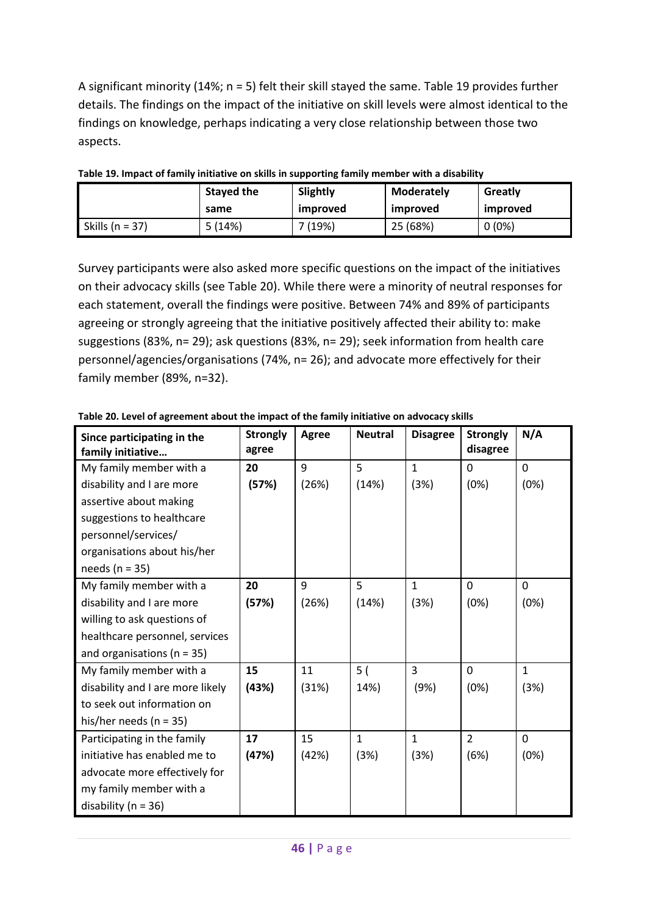A significant minority (14%; n = 5) felt their skill stayed the same. Table 19 provides further details. The findings on the impact of the initiative on skill levels were almost identical to the findings on knowledge, perhaps indicating a very close relationship between those two aspects.

**Table 19. Impact of family initiative on skills in supporting family member with a disability**

| | Stayed the same | Slightly improved | Moderately improved | Greatly improved |
|---|---|---|---|---|
| Skills (n = 37) | 5 (14%) | 7 (19%) | 25 (68%) | 0 (0%) |

Survey participants were also asked more specific questions on the impact of the initiatives on their advocacy skills (see Table 20). While there were a minority of neutral responses for each statement, overall the findings were positive. Between 74% and 89% of participants agreeing or strongly agreeing that the initiative positively affected their ability to: make suggestions (83%, n= 29); ask questions (83%, n= 29); seek information from health care personnel/agencies/organisations (74%, n= 26); and advocate more effectively for their family member (89%, n=32).

**Table 20. Level of agreement about the impact of the family initiative on advocacy skills**

| Since participating in the family initiative… | Strongly agree | Agree | Neutral | Disagree | Strongly disagree | N/A |
|---|---|---|---|---|---|---|
| My family member with a disability and I are more assertive about making suggestions to healthcare personnel/services/ organisations about his/her needs (n = 35) | **20 (57%)** | 9 (26%) | 5 (14%) | 1 (3%) | 0 (0%) | 0 (0%) |
| My family member with a disability and I are more willing to ask questions of healthcare personnel, services and organisations (n = 35) | **20 (57%)** | 9 (26%) | 5 (14%) | 1 (3%) | 0 (0%) | 0 (0%) |
| My family member with a disability and I are more likely to seek out information on his/her needs (n = 35) | **15 (43%)** | 11 (31%) | 5 ( 14%) | 3 (9%) | 0 (0%) | 1 (3%) |
| Participating in the family initiative has enabled me to advocate more effectively for my family member with a disability (n = 36) | **17 (47%)** | 15 (42%) | 1 (3%) | 1 (3%) | 2 (6%) | 0 (0%) |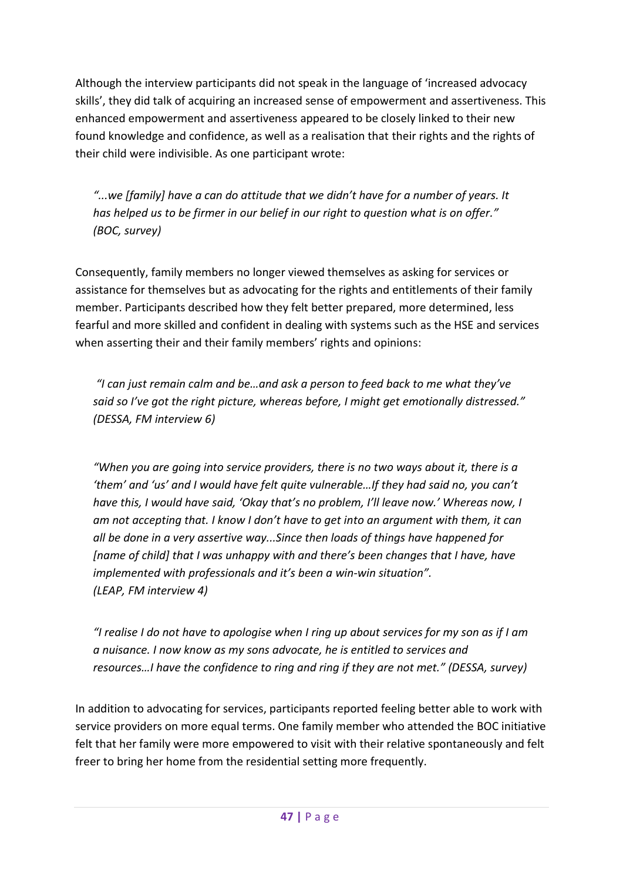Although the interview participants did not speak in the language of 'increased advocacy skills', they did talk of acquiring an increased sense of empowerment and assertiveness. This enhanced empowerment and assertiveness appeared to be closely linked to their new found knowledge and confidence, as well as a realisation that their rights and the rights of their child were indivisible. As one participant wrote:

> *"...we [family] have a can do attitude that we didn't have for a number of years. It has helped us to be firmer in our belief in our right to question what is on offer." (BOC, survey)*

Consequently, family members no longer viewed themselves as asking for services or assistance for themselves but as advocating for the rights and entitlements of their family member. Participants described how they felt better prepared, more determined, less fearful and more skilled and confident in dealing with systems such as the HSE and services when asserting their and their family members' rights and opinions:

> *"I can just remain calm and be…and ask a person to feed back to me what they've said so I've got the right picture, whereas before, I might get emotionally distressed." (DESSA, FM interview 6)*

> *"When you are going into service providers, there is no two ways about it, there is a 'them' and 'us' and I would have felt quite vulnerable…If they had said no, you can't have this, I would have said, 'Okay that's no problem, I'll leave now.' Whereas now, I am not accepting that. I know I don't have to get into an argument with them, it can all be done in a very assertive way...Since then loads of things have happened for [name of child] that I was unhappy with and there's been changes that I have, have implemented with professionals and it's been a win-win situation". (LEAP, FM interview 4)*

> *"I realise I do not have to apologise when I ring up about services for my son as if I am a nuisance. I now know as my sons advocate, he is entitled to services and resources…I have the confidence to ring and ring if they are not met." (DESSA, survey)*

In addition to advocating for services, participants reported feeling better able to work with service providers on more equal terms. One family member who attended the BOC initiative felt that her family were more empowered to visit with their relative spontaneously and felt freer to bring her home from the residential setting more frequently.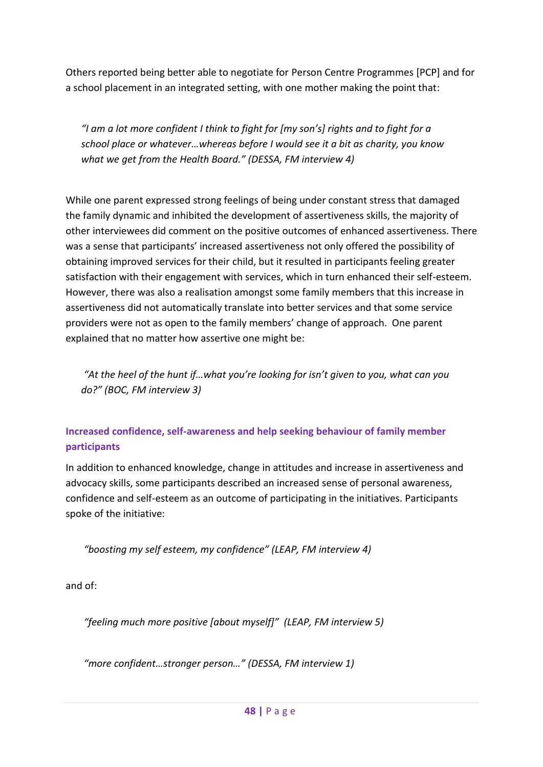Others reported being better able to negotiate for Person Centre Programmes [PCP] and for a school placement in an integrated setting, with one mother making the point that:

> *"I am a lot more confident I think to fight for [my son's] rights and to fight for a school place or whatever…whereas before I would see it a bit as charity, you know what we get from the Health Board." (DESSA, FM interview 4)*

While one parent expressed strong feelings of being under constant stress that damaged the family dynamic and inhibited the development of assertiveness skills, the majority of other interviewees did comment on the positive outcomes of enhanced assertiveness. There was a sense that participants' increased assertiveness not only offered the possibility of obtaining improved services for their child, but it resulted in participants feeling greater satisfaction with their engagement with services, which in turn enhanced their self-esteem. However, there was also a realisation amongst some family members that this increase in assertiveness did not automatically translate into better services and that some service providers were not as open to the family members' change of approach. One parent explained that no matter how assertive one might be:

> *"At the heel of the hunt if…what you're looking for isn't given to you, what can you do?" (BOC, FM interview 3)*

### Increased confidence, self-awareness and help seeking behaviour of family member participants

In addition to enhanced knowledge, change in attitudes and increase in assertiveness and advocacy skills, some participants described an increased sense of personal awareness, confidence and self-esteem as an outcome of participating in the initiatives. Participants spoke of the initiative:

> *"boosting my self esteem, my confidence" (LEAP, FM interview 4)*

and of:

> *"feeling much more positive [about myself]" (LEAP, FM interview 5)*

> *"more confident…stronger person…" (DESSA, FM interview 1)*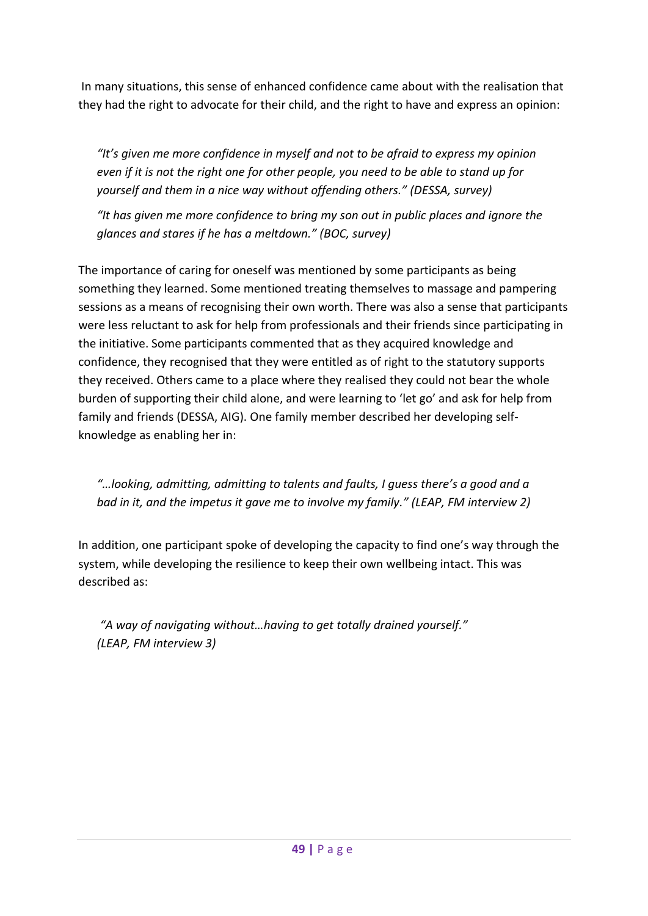In many situations, this sense of enhanced confidence came about with the realisation that they had the right to advocate for their child, and the right to have and express an opinion:

> *"It's given me more confidence in myself and not to be afraid to express my opinion even if it is not the right one for other people, you need to be able to stand up for yourself and them in a nice way without offending others." (DESSA, survey)*
>
> *"It has given me more confidence to bring my son out in public places and ignore the glances and stares if he has a meltdown." (BOC, survey)*

The importance of caring for oneself was mentioned by some participants as being something they learned. Some mentioned treating themselves to massage and pampering sessions as a means of recognising their own worth. There was also a sense that participants were less reluctant to ask for help from professionals and their friends since participating in the initiative. Some participants commented that as they acquired knowledge and confidence, they recognised that they were entitled as of right to the statutory supports they received. Others came to a place where they realised they could not bear the whole burden of supporting their child alone, and were learning to 'let go' and ask for help from family and friends (DESSA, AIG). One family member described her developing self-knowledge as enabling her in:

> *"…looking, admitting, admitting to talents and faults, I guess there's a good and a bad in it, and the impetus it gave me to involve my family." (LEAP, FM interview 2)*

In addition, one participant spoke of developing the capacity to find one's way through the system, while developing the resilience to keep their own wellbeing intact. This was described as:

> *"A way of navigating without…having to get totally drained yourself." (LEAP, FM interview 3)*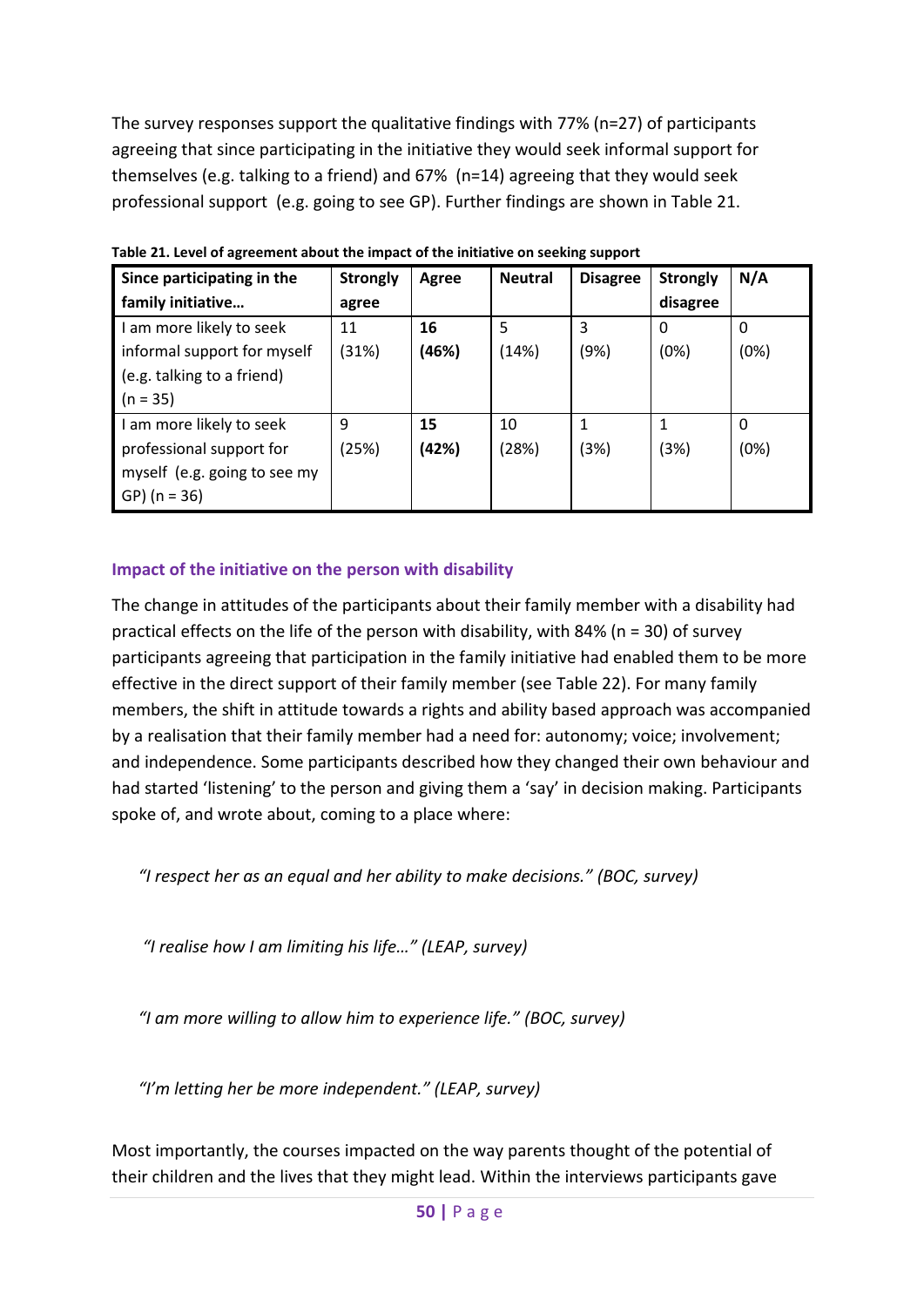The survey responses support the qualitative findings with 77% (n=27) of participants agreeing that since participating in the initiative they would seek informal support for themselves (e.g. talking to a friend) and 67% (n=14) agreeing that they would seek professional support (e.g. going to see GP). Further findings are shown in Table 21.

**Table 21. Level of agreement about the impact of the initiative on seeking support**

| Since participating in the family initiative… | Strongly agree | Agree | Neutral | Disagree | Strongly disagree | N/A |
|---|---|---|---|---|---|---|
| I am more likely to seek informal support for myself (e.g. talking to a friend) (n = 35) | 11 (31%) | **16 (46%)** | 5 (14%) | 3 (9%) | 0 (0%) | 0 (0%) |
| I am more likely to seek professional support for myself (e.g. going to see my GP) (n = 36) | 9 (25%) | **15 (42%)** | 10 (28%) | 1 (3%) | 1 (3%) | 0 (0%) |

### Impact of the initiative on the person with disability

The change in attitudes of the participants about their family member with a disability had practical effects on the life of the person with disability, with 84% (n = 30) of survey participants agreeing that participation in the family initiative had enabled them to be more effective in the direct support of their family member (see Table 22). For many family members, the shift in attitude towards a rights and ability based approach was accompanied by a realisation that their family member had a need for: autonomy; voice; involvement; and independence. Some participants described how they changed their own behaviour and had started 'listening' to the person and giving them a 'say' in decision making. Participants spoke of, and wrote about, coming to a place where:

*"I respect her as an equal and her ability to make decisions." (BOC, survey)*

*"I realise how I am limiting his life…" (LEAP, survey)*

*"I am more willing to allow him to experience life." (BOC, survey)*

*"I'm letting her be more independent." (LEAP, survey)*

Most importantly, the courses impacted on the way parents thought of the potential of their children and the lives that they might lead. Within the interviews participants gave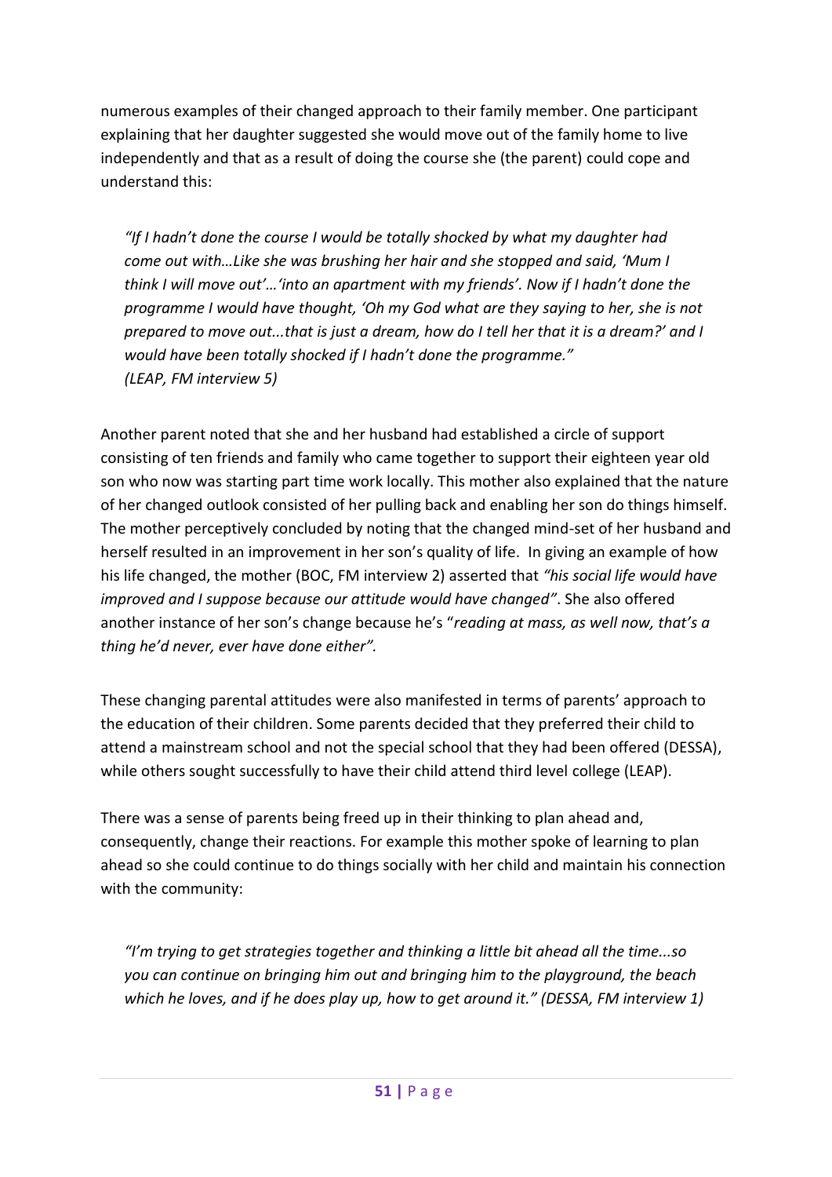numerous examples of their changed approach to their family member. One participant explaining that her daughter suggested she would move out of the family home to live independently and that as a result of doing the course she (the parent) could cope and understand this:

> *"If I hadn't done the course I would be totally shocked by what my daughter had come out with…Like she was brushing her hair and she stopped and said, 'Mum I think I will move out'…'into an apartment with my friends'. Now if I hadn't done the programme I would have thought, 'Oh my God what are they saying to her, she is not prepared to move out...that is just a dream, how do I tell her that it is a dream?' and I would have been totally shocked if I hadn't done the programme."*
> *(LEAP, FM interview 5)*

Another parent noted that she and her husband had established a circle of support consisting of ten friends and family who came together to support their eighteen year old son who now was starting part time work locally. This mother also explained that the nature of her changed outlook consisted of her pulling back and enabling her son do things himself. The mother perceptively concluded by noting that the changed mind-set of her husband and herself resulted in an improvement in her son's quality of life. In giving an example of how his life changed, the mother (BOC, FM interview 2) asserted that *"his social life would have improved and I suppose because our attitude would have changed"*. She also offered another instance of her son's change because he's "*reading at mass, as well now, that's a thing he'd never, ever have done either".*

These changing parental attitudes were also manifested in terms of parents' approach to the education of their children. Some parents decided that they preferred their child to attend a mainstream school and not the special school that they had been offered (DESSA), while others sought successfully to have their child attend third level college (LEAP).

There was a sense of parents being freed up in their thinking to plan ahead and, consequently, change their reactions. For example this mother spoke of learning to plan ahead so she could continue to do things socially with her child and maintain his connection with the community:

> *"I'm trying to get strategies together and thinking a little bit ahead all the time...so you can continue on bringing him out and bringing him to the playground, the beach which he loves, and if he does play up, how to get around it." (DESSA, FM interview 1)*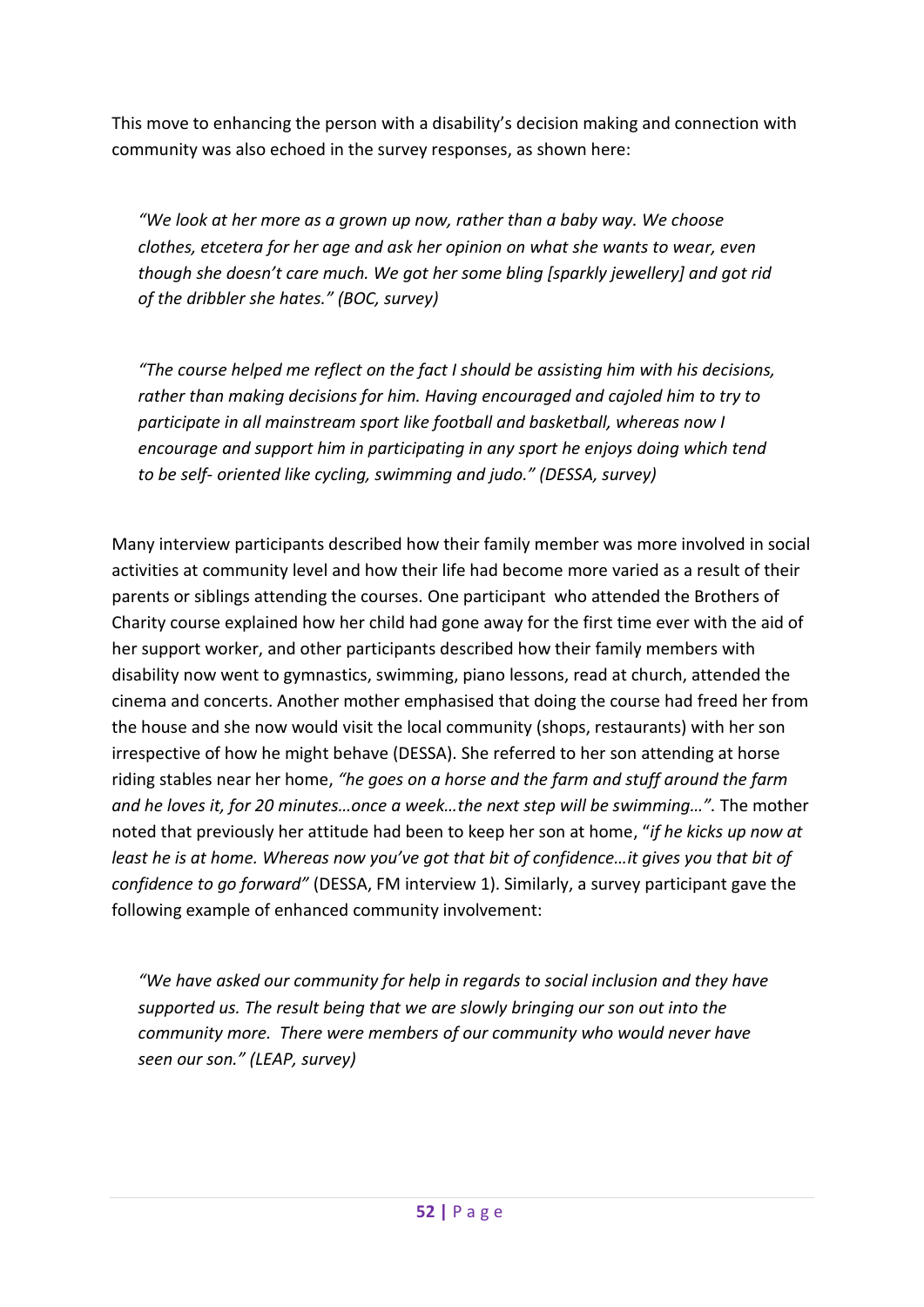This move to enhancing the person with a disability's decision making and connection with community was also echoed in the survey responses, as shown here:

> *"We look at her more as a grown up now, rather than a baby way. We choose clothes, etcetera for her age and ask her opinion on what she wants to wear, even though she doesn't care much. We got her some bling [sparkly jewellery] and got rid of the dribbler she hates." (BOC, survey)*

> *"The course helped me reflect on the fact I should be assisting him with his decisions, rather than making decisions for him. Having encouraged and cajoled him to try to participate in all mainstream sport like football and basketball, whereas now I encourage and support him in participating in any sport he enjoys doing which tend to be self- oriented like cycling, swimming and judo." (DESSA, survey)*

Many interview participants described how their family member was more involved in social activities at community level and how their life had become more varied as a result of their parents or siblings attending the courses. One participant who attended the Brothers of Charity course explained how her child had gone away for the first time ever with the aid of her support worker, and other participants described how their family members with disability now went to gymnastics, swimming, piano lessons, read at church, attended the cinema and concerts. Another mother emphasised that doing the course had freed her from the house and she now would visit the local community (shops, restaurants) with her son irrespective of how he might behave (DESSA). She referred to her son attending at horse riding stables near her home, *"he goes on a horse and the farm and stuff around the farm and he loves it, for 20 minutes…once a week…the next step will be swimming…".* The mother noted that previously her attitude had been to keep her son at home, "*if he kicks up now at least he is at home. Whereas now you've got that bit of confidence…it gives you that bit of confidence to go forward"* (DESSA, FM interview 1). Similarly, a survey participant gave the following example of enhanced community involvement:

> *"We have asked our community for help in regards to social inclusion and they have supported us. The result being that we are slowly bringing our son out into the community more. There were members of our community who would never have seen our son." (LEAP, survey)*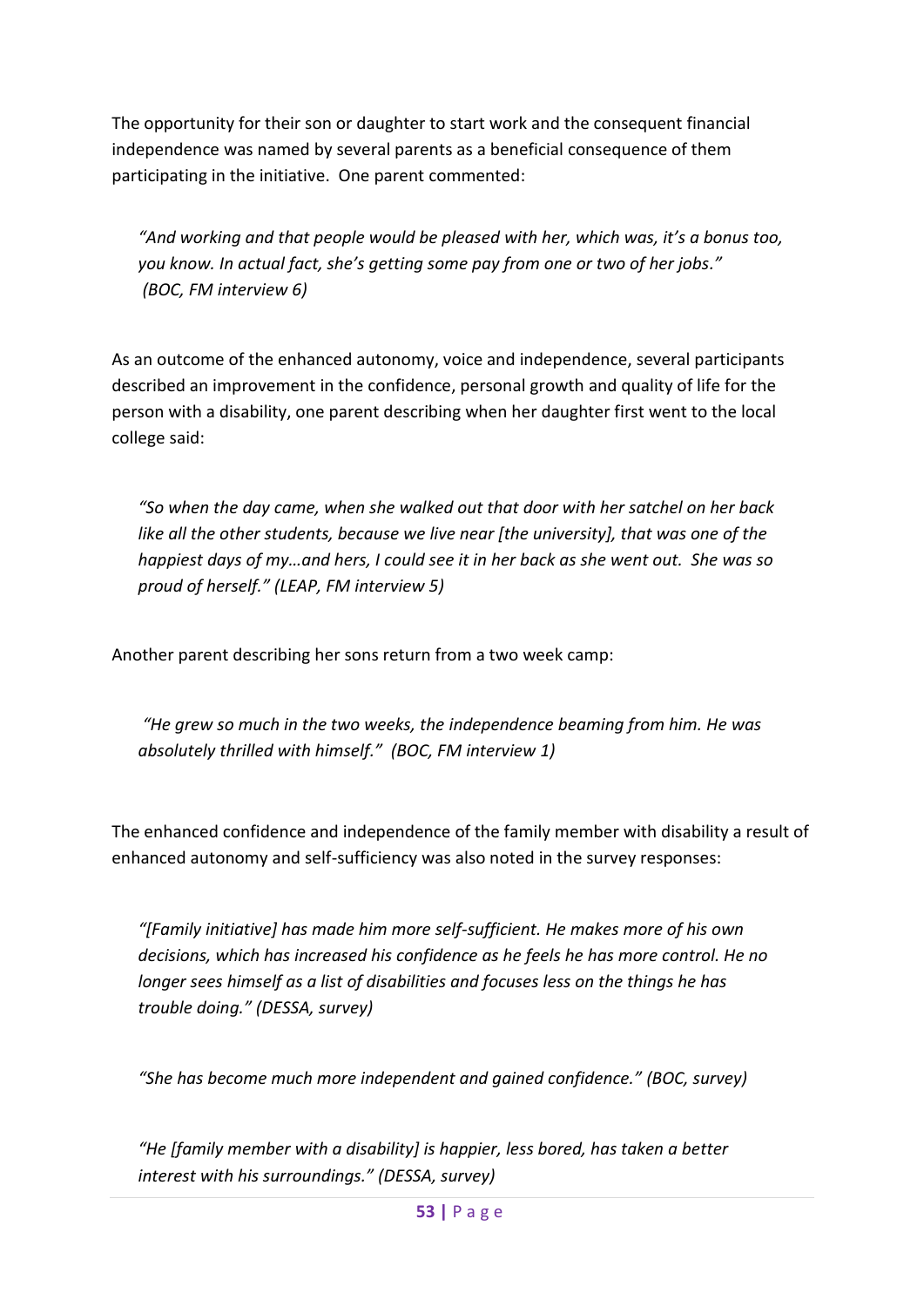The opportunity for their son or daughter to start work and the consequent financial independence was named by several parents as a beneficial consequence of them participating in the initiative. One parent commented:

> *"And working and that people would be pleased with her, which was, it's a bonus too, you know. In actual fact, she's getting some pay from one or two of her jobs." (BOC, FM interview 6)*

As an outcome of the enhanced autonomy, voice and independence, several participants described an improvement in the confidence, personal growth and quality of life for the person with a disability, one parent describing when her daughter first went to the local college said:

> *"So when the day came, when she walked out that door with her satchel on her back like all the other students, because we live near [the university], that was one of the happiest days of my…and hers, I could see it in her back as she went out. She was so proud of herself." (LEAP, FM interview 5)*

Another parent describing her sons return from a two week camp:

> *"He grew so much in the two weeks, the independence beaming from him. He was absolutely thrilled with himself." (BOC, FM interview 1)*

The enhanced confidence and independence of the family member with disability a result of enhanced autonomy and self-sufficiency was also noted in the survey responses:

> *"[Family initiative] has made him more self-sufficient. He makes more of his own decisions, which has increased his confidence as he feels he has more control. He no longer sees himself as a list of disabilities and focuses less on the things he has trouble doing." (DESSA, survey)*

> *"She has become much more independent and gained confidence." (BOC, survey)*

> *"He [family member with a disability] is happier, less bored, has taken a better interest with his surroundings." (DESSA, survey)*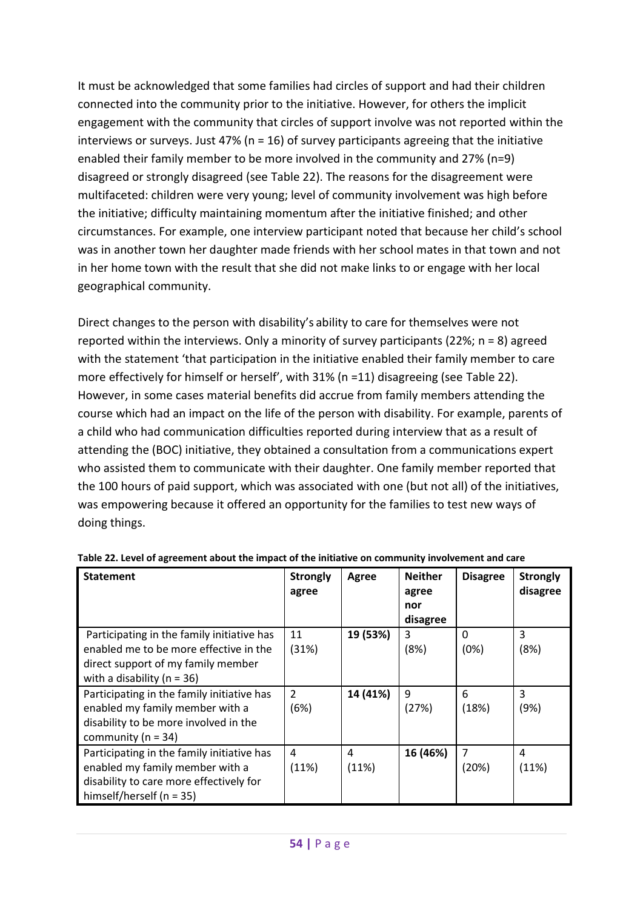It must be acknowledged that some families had circles of support and had their children connected into the community prior to the initiative. However, for others the implicit engagement with the community that circles of support involve was not reported within the interviews or surveys. Just 47% (n = 16) of survey participants agreeing that the initiative enabled their family member to be more involved in the community and 27% (n=9) disagreed or strongly disagreed (see Table 22). The reasons for the disagreement were multifaceted: children were very young; level of community involvement was high before the initiative; difficulty maintaining momentum after the initiative finished; and other circumstances. For example, one interview participant noted that because her child's school was in another town her daughter made friends with her school mates in that town and not in her home town with the result that she did not make links to or engage with her local geographical community.

Direct changes to the person with disability's ability to care for themselves were not reported within the interviews. Only a minority of survey participants (22%; n = 8) agreed with the statement 'that participation in the initiative enabled their family member to care more effectively for himself or herself', with 31% (n =11) disagreeing (see Table 22). However, in some cases material benefits did accrue from family members attending the course which had an impact on the life of the person with disability. For example, parents of a child who had communication difficulties reported during interview that as a result of attending the (BOC) initiative, they obtained a consultation from a communications expert who assisted them to communicate with their daughter. One family member reported that the 100 hours of paid support, which was associated with one (but not all) of the initiatives, was empowering because it offered an opportunity for the families to test new ways of doing things.

**Table 22. Level of agreement about the impact of the initiative on community involvement and care**

| Statement | Strongly agree | Agree | Neither agree nor disagree | Disagree | Strongly disagree |
|---|---|---|---|---|---|
| Participating in the family initiative has enabled me to be more effective in the direct support of my family member with a disability (n = 36) | 11 (31%) | **19 (53%)** | 3 (8%) | 0 (0%) | 3 (8%) |
| Participating in the family initiative has enabled my family member with a disability to be more involved in the community (n = 34) | 2 (6%) | **14 (41%)** | 9 (27%) | 6 (18%) | 3 (9%) |
| Participating in the family initiative has enabled my family member with a disability to care more effectively for himself/herself (n = 35) | 4 (11%) | 4 (11%) | **16 (46%)** | 7 (20%) | 4 (11%) |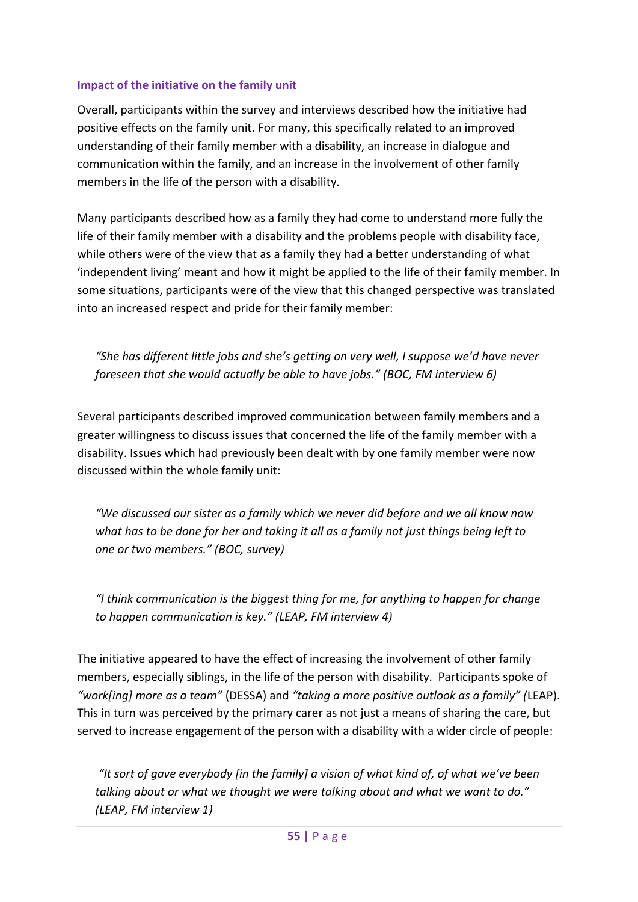### Impact of the initiative on the family unit

Overall, participants within the survey and interviews described how the initiative had positive effects on the family unit. For many, this specifically related to an improved understanding of their family member with a disability, an increase in dialogue and communication within the family, and an increase in the involvement of other family members in the life of the person with a disability.

Many participants described how as a family they had come to understand more fully the life of their family member with a disability and the problems people with disability face, while others were of the view that as a family they had a better understanding of what 'independent living' meant and how it might be applied to the life of their family member. In some situations, participants were of the view that this changed perspective was translated into an increased respect and pride for their family member:

> *"She has different little jobs and she's getting on very well, I suppose we'd have never foreseen that she would actually be able to have jobs." (BOC, FM interview 6)*

Several participants described improved communication between family members and a greater willingness to discuss issues that concerned the life of the family member with a disability. Issues which had previously been dealt with by one family member were now discussed within the whole family unit:

> *"We discussed our sister as a family which we never did before and we all know now what has to be done for her and taking it all as a family not just things being left to one or two members." (BOC, survey)*

> *"I think communication is the biggest thing for me, for anything to happen for change to happen communication is key." (LEAP, FM interview 4)*

The initiative appeared to have the effect of increasing the involvement of other family members, especially siblings, in the life of the person with disability. Participants spoke of *"work[ing] more as a team"* (DESSA) and *"taking a more positive outlook as a family" (*LEAP). This in turn was perceived by the primary carer as not just a means of sharing the care, but served to increase engagement of the person with a disability with a wider circle of people:

> *"It sort of gave everybody [in the family] a vision of what kind of, of what we've been talking about or what we thought we were talking about and what we want to do." (LEAP, FM interview 1)*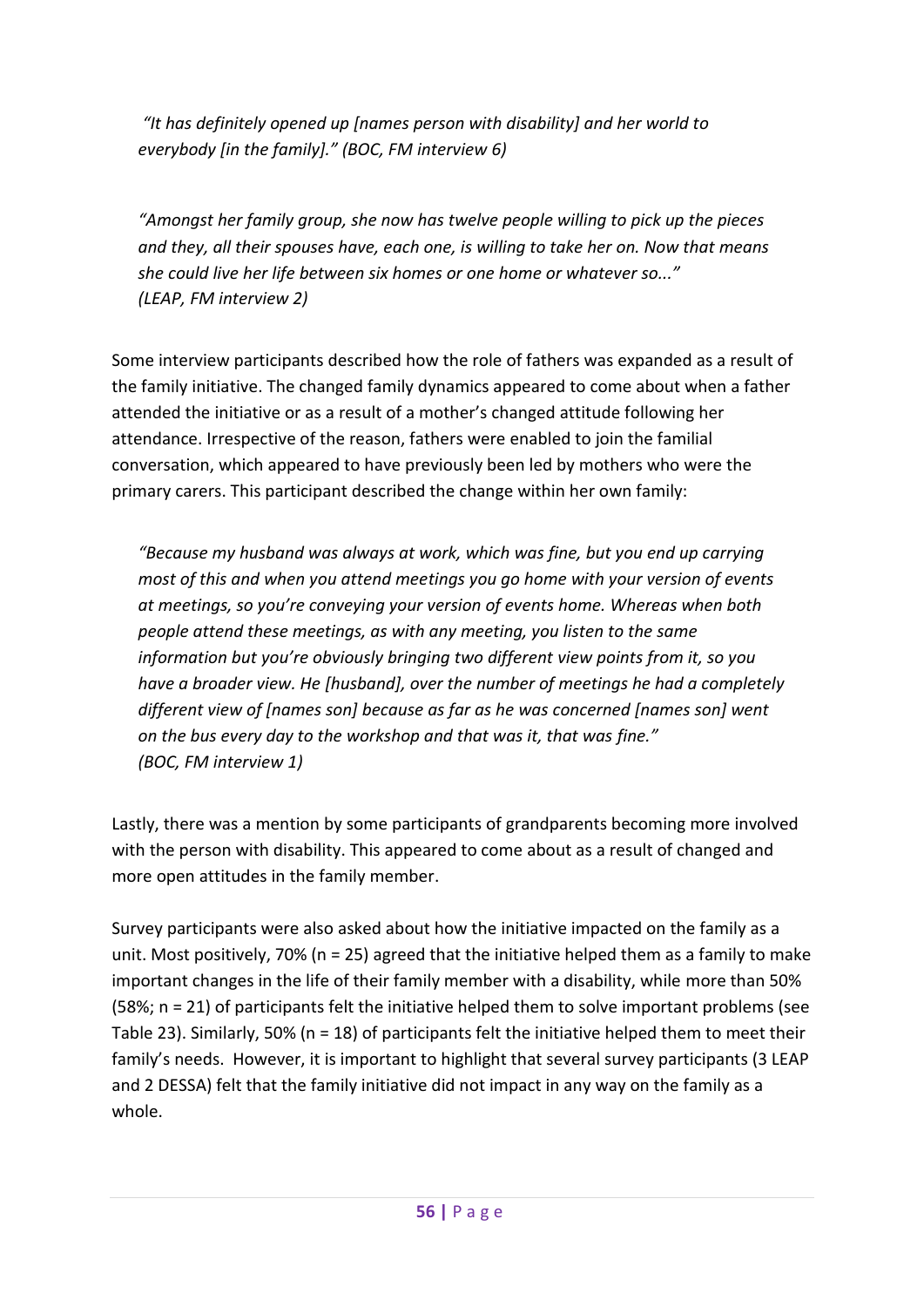*"It has definitely opened up [names person with disability] and her world to everybody [in the family]." (BOC, FM interview 6)*

*"Amongst her family group, she now has twelve people willing to pick up the pieces and they, all their spouses have, each one, is willing to take her on. Now that means she could live her life between six homes or one home or whatever so..." (LEAP, FM interview 2)*

Some interview participants described how the role of fathers was expanded as a result of the family initiative. The changed family dynamics appeared to come about when a father attended the initiative or as a result of a mother's changed attitude following her attendance. Irrespective of the reason, fathers were enabled to join the familial conversation, which appeared to have previously been led by mothers who were the primary carers. This participant described the change within her own family:

*"Because my husband was always at work, which was fine, but you end up carrying most of this and when you attend meetings you go home with your version of events at meetings, so you're conveying your version of events home. Whereas when both people attend these meetings, as with any meeting, you listen to the same information but you're obviously bringing two different view points from it, so you have a broader view. He [husband], over the number of meetings he had a completely different view of [names son] because as far as he was concerned [names son] went on the bus every day to the workshop and that was it, that was fine." (BOC, FM interview 1)*

Lastly, there was a mention by some participants of grandparents becoming more involved with the person with disability. This appeared to come about as a result of changed and more open attitudes in the family member.

Survey participants were also asked about how the initiative impacted on the family as a unit. Most positively, 70% (n = 25) agreed that the initiative helped them as a family to make important changes in the life of their family member with a disability, while more than 50% (58%; n = 21) of participants felt the initiative helped them to solve important problems (see Table 23). Similarly, 50% (n = 18) of participants felt the initiative helped them to meet their family's needs. However, it is important to highlight that several survey participants (3 LEAP and 2 DESSA) felt that the family initiative did not impact in any way on the family as a whole.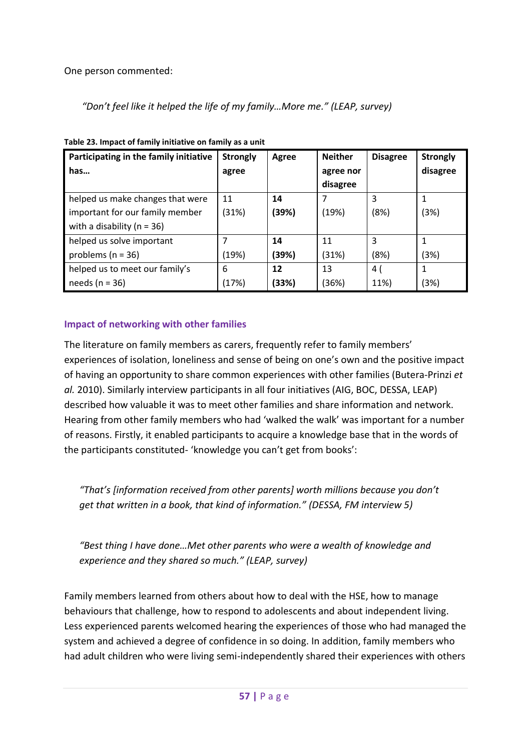One person commented:

*"Don't feel like it helped the life of my family…More me." (LEAP, survey)*

**Table 23. Impact of family initiative on family as a unit**

| Participating in the family initiative has… | Strongly agree | Agree | Neither agree nor disagree | Disagree | Strongly disagree |
|---|---|---|---|---|---|
| helped us make changes that were important for our family member with a disability (n = 36) | 11 (31%) | **14 (39%)** | 7 (19%) | 3 (8%) | 1 (3%) |
| helped us solve important problems (n = 36) | 7 (19%) | **14 (39%)** | 11 (31%) | 3 (8%) | 1 (3%) |
| helped us to meet our family's needs (n = 36) | 6 (17%) | **12 (33%)** | 13 (36%) | 4 ( 11%) | 1 (3%) |

### Impact of networking with other families

The literature on family members as carers, frequently refer to family members' experiences of isolation, loneliness and sense of being on one's own and the positive impact of having an opportunity to share common experiences with other families (Butera-Prinzi *et al.* 2010). Similarly interview participants in all four initiatives (AIG, BOC, DESSA, LEAP) described how valuable it was to meet other families and share information and network. Hearing from other family members who had 'walked the walk' was important for a number of reasons. Firstly, it enabled participants to acquire a knowledge base that in the words of the participants constituted- 'knowledge you can't get from books':

*"That's [information received from other parents] worth millions because you don't get that written in a book, that kind of information." (DESSA, FM interview 5)*

*"Best thing I have done…Met other parents who were a wealth of knowledge and experience and they shared so much." (LEAP, survey)*

Family members learned from others about how to deal with the HSE, how to manage behaviours that challenge, how to respond to adolescents and about independent living. Less experienced parents welcomed hearing the experiences of those who had managed the system and achieved a degree of confidence in so doing. In addition, family members who had adult children who were living semi-independently shared their experiences with others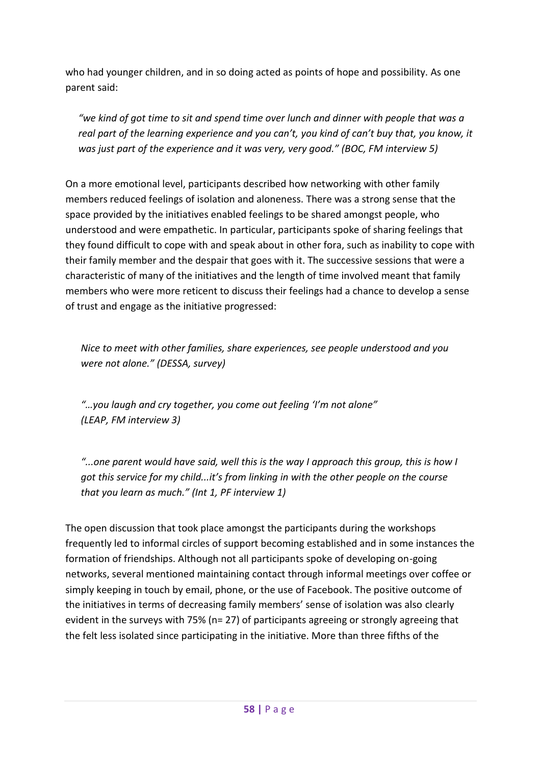who had younger children, and in so doing acted as points of hope and possibility. As one parent said:

> *"we kind of got time to sit and spend time over lunch and dinner with people that was a real part of the learning experience and you can't, you kind of can't buy that, you know, it was just part of the experience and it was very, very good." (BOC, FM interview 5)*

On a more emotional level, participants described how networking with other family members reduced feelings of isolation and aloneness. There was a strong sense that the space provided by the initiatives enabled feelings to be shared amongst people, who understood and were empathetic. In particular, participants spoke of sharing feelings that they found difficult to cope with and speak about in other fora, such as inability to cope with their family member and the despair that goes with it. The successive sessions that were a characteristic of many of the initiatives and the length of time involved meant that family members who were more reticent to discuss their feelings had a chance to develop a sense of trust and engage as the initiative progressed:

> *Nice to meet with other families, share experiences, see people understood and you were not alone." (DESSA, survey)*

> *"…you laugh and cry together, you come out feeling 'I'm not alone" (LEAP, FM interview 3)*

> *"...one parent would have said, well this is the way I approach this group, this is how I got this service for my child...it's from linking in with the other people on the course that you learn as much." (Int 1, PF interview 1)*

The open discussion that took place amongst the participants during the workshops frequently led to informal circles of support becoming established and in some instances the formation of friendships. Although not all participants spoke of developing on-going networks, several mentioned maintaining contact through informal meetings over coffee or simply keeping in touch by email, phone, or the use of Facebook. The positive outcome of the initiatives in terms of decreasing family members' sense of isolation was also clearly evident in the surveys with 75% (n= 27) of participants agreeing or strongly agreeing that the felt less isolated since participating in the initiative. More than three fifths of the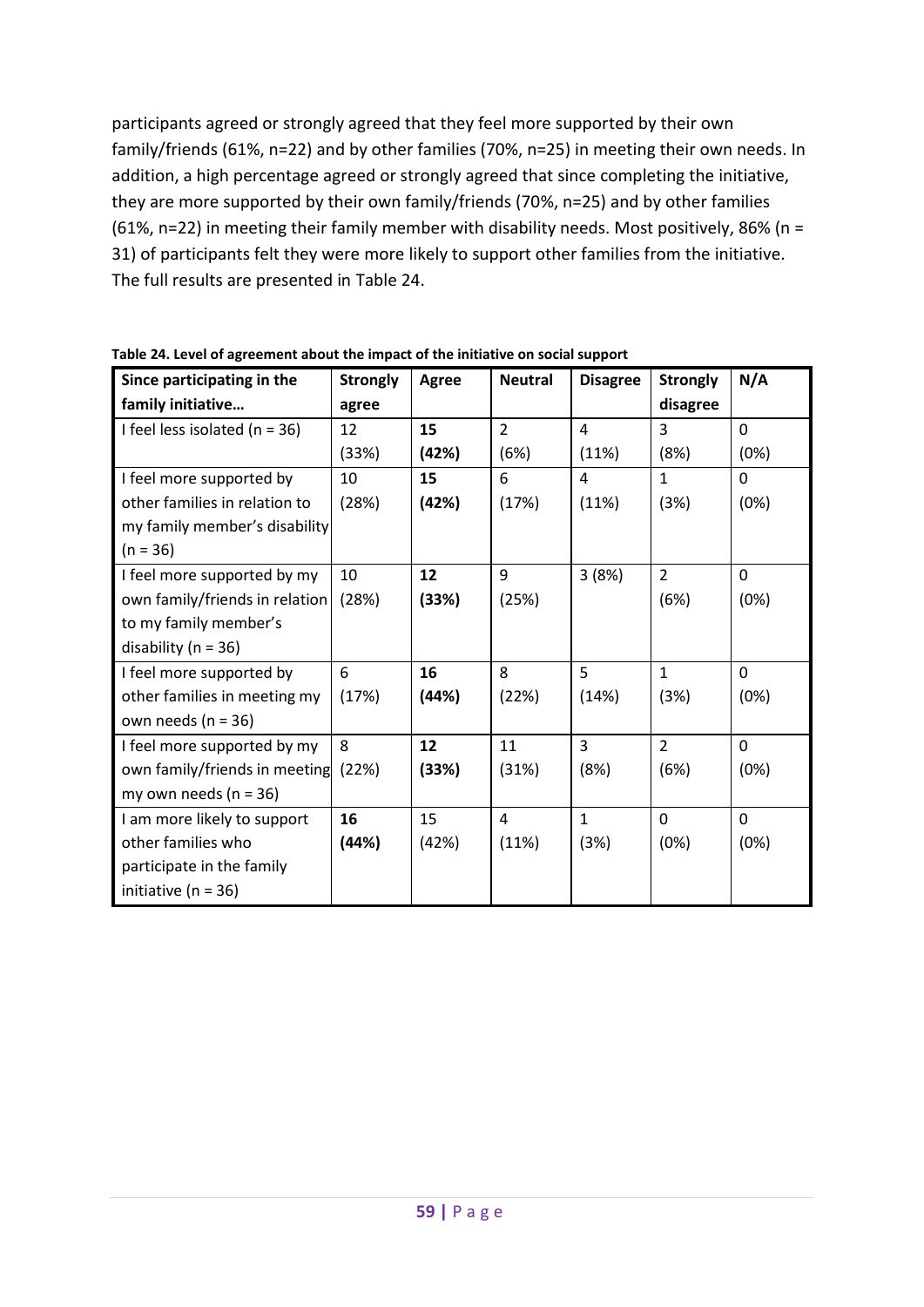participants agreed or strongly agreed that they feel more supported by their own family/friends (61%, n=22) and by other families (70%, n=25) in meeting their own needs. In addition, a high percentage agreed or strongly agreed that since completing the initiative, they are more supported by their own family/friends (70%, n=25) and by other families (61%, n=22) in meeting their family member with disability needs. Most positively, 86% (n = 31) of participants felt they were more likely to support other families from the initiative. The full results are presented in Table 24.

**Table 24. Level of agreement about the impact of the initiative on social support**

| Since participating in the family initiative… | Strongly agree | Agree | Neutral | Disagree | Strongly disagree | N/A |
|---|---|---|---|---|---|---|
| I feel less isolated (n = 36) | 12 (33%) | **15 (42%)** | 2 (6%) | 4 (11%) | 3 (8%) | 0 (0%) |
| I feel more supported by other families in relation to my family member's disability (n = 36) | 10 (28%) | **15 (42%)** | 6 (17%) | 4 (11%) | 1 (3%) | 0 (0%) |
| I feel more supported by my own family/friends in relation to my family member's disability (n = 36) | 10 (28%) | **12 (33%)** | 9 (25%) | 3 (8%) | 2 (6%) | 0 (0%) |
| I feel more supported by other families in meeting my own needs (n = 36) | 6 (17%) | **16 (44%)** | 8 (22%) | 5 (14%) | 1 (3%) | 0 (0%) |
| I feel more supported by my own family/friends in meeting my own needs (n = 36) | 8 (22%) | **12 (33%)** | 11 (31%) | 3 (8%) | 2 (6%) | 0 (0%) |
| I am more likely to support other families who participate in the family initiative (n = 36) | **16 (44%)** | 15 (42%) | 4 (11%) | 1 (3%) | 0 (0%) | 0 (0%) |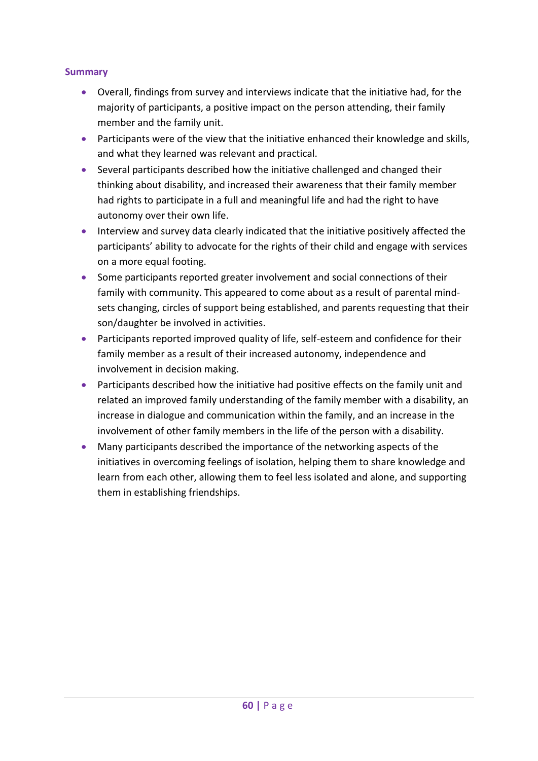### Summary

- Overall, findings from survey and interviews indicate that the initiative had, for the majority of participants, a positive impact on the person attending, their family member and the family unit.
- Participants were of the view that the initiative enhanced their knowledge and skills, and what they learned was relevant and practical.
- Several participants described how the initiative challenged and changed their thinking about disability, and increased their awareness that their family member had rights to participate in a full and meaningful life and had the right to have autonomy over their own life.
- Interview and survey data clearly indicated that the initiative positively affected the participants' ability to advocate for the rights of their child and engage with services on a more equal footing.
- Some participants reported greater involvement and social connections of their family with community. This appeared to come about as a result of parental mind-sets changing, circles of support being established, and parents requesting that their son/daughter be involved in activities.
- Participants reported improved quality of life, self-esteem and confidence for their family member as a result of their increased autonomy, independence and involvement in decision making.
- Participants described how the initiative had positive effects on the family unit and related an improved family understanding of the family member with a disability, an increase in dialogue and communication within the family, and an increase in the involvement of other family members in the life of the person with a disability.
- Many participants described the importance of the networking aspects of the initiatives in overcoming feelings of isolation, helping them to share knowledge and learn from each other, allowing them to feel less isolated and alone, and supporting them in establishing friendships.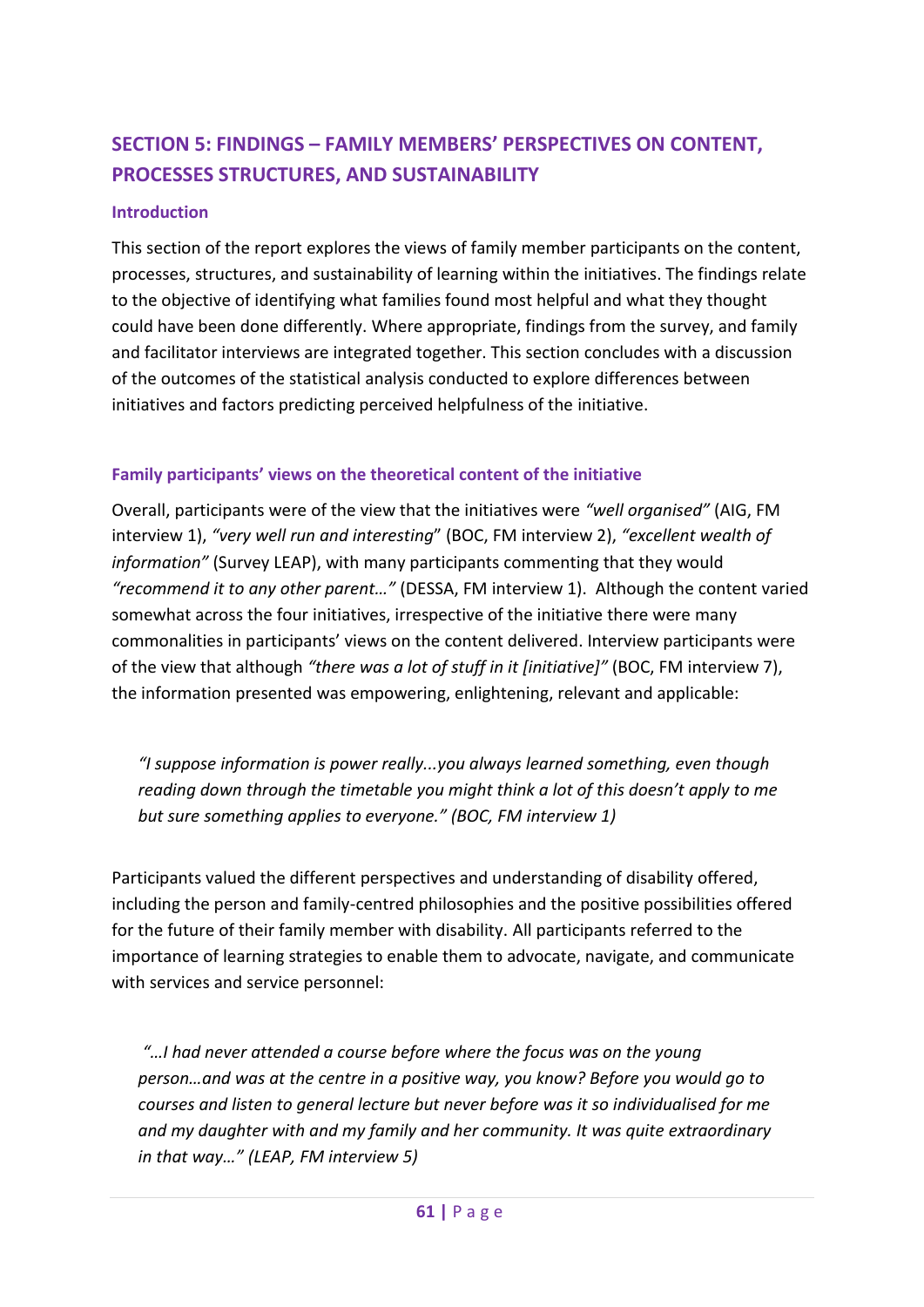## SECTION 5: FINDINGS – FAMILY MEMBERS' PERSPECTIVES ON CONTENT, PROCESSES STRUCTURES, AND SUSTAINABILITY

### Introduction

This section of the report explores the views of family member participants on the content, processes, structures, and sustainability of learning within the initiatives. The findings relate to the objective of identifying what families found most helpful and what they thought could have been done differently. Where appropriate, findings from the survey, and family and facilitator interviews are integrated together. This section concludes with a discussion of the outcomes of the statistical analysis conducted to explore differences between initiatives and factors predicting perceived helpfulness of the initiative.

### Family participants' views on the theoretical content of the initiative

Overall, participants were of the view that the initiatives were *"well organised"* (AIG, FM interview 1), *"very well run and interesting*" (BOC, FM interview 2), *"excellent wealth of information"* (Survey LEAP), with many participants commenting that they would *"recommend it to any other parent…"* (DESSA, FM interview 1). Although the content varied somewhat across the four initiatives, irrespective of the initiative there were many commonalities in participants' views on the content delivered. Interview participants were of the view that although *"there was a lot of stuff in it [initiative]"* (BOC, FM interview 7), the information presented was empowering, enlightening, relevant and applicable:

> *"I suppose information is power really...you always learned something, even though reading down through the timetable you might think a lot of this doesn't apply to me but sure something applies to everyone." (BOC, FM interview 1)*

Participants valued the different perspectives and understanding of disability offered, including the person and family-centred philosophies and the positive possibilities offered for the future of their family member with disability. All participants referred to the importance of learning strategies to enable them to advocate, navigate, and communicate with services and service personnel:

> *"…I had never attended a course before where the focus was on the young person…and was at the centre in a positive way, you know? Before you would go to courses and listen to general lecture but never before was it so individualised for me and my daughter with and my family and her community. It was quite extraordinary in that way…" (LEAP, FM interview 5)*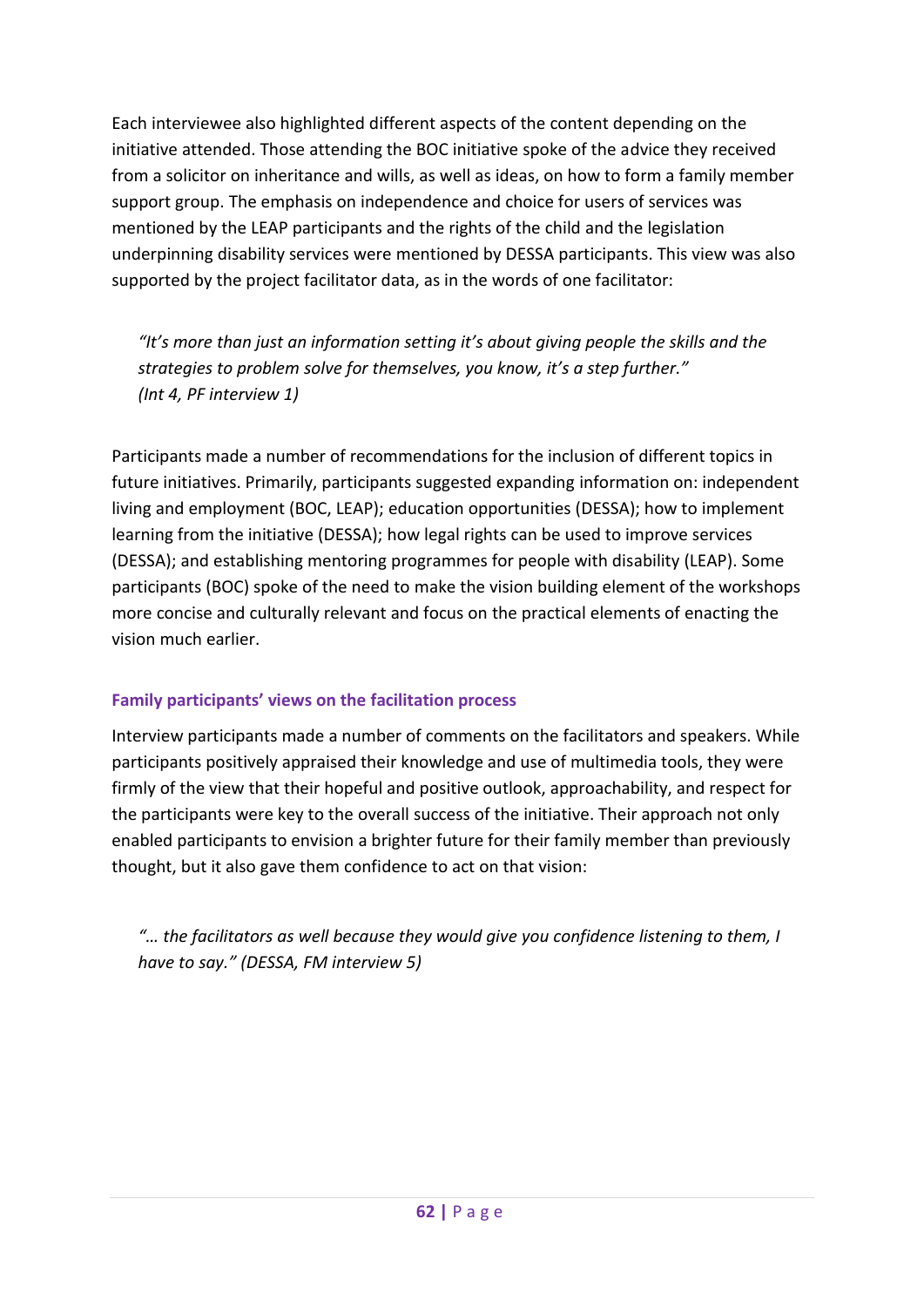Each interviewee also highlighted different aspects of the content depending on the initiative attended. Those attending the BOC initiative spoke of the advice they received from a solicitor on inheritance and wills, as well as ideas, on how to form a family member support group. The emphasis on independence and choice for users of services was mentioned by the LEAP participants and the rights of the child and the legislation underpinning disability services were mentioned by DESSA participants. This view was also supported by the project facilitator data, as in the words of one facilitator:

> *"It's more than just an information setting it's about giving people the skills and the strategies to problem solve for themselves, you know, it's a step further."*
> *(Int 4, PF interview 1)*

Participants made a number of recommendations for the inclusion of different topics in future initiatives. Primarily, participants suggested expanding information on: independent living and employment (BOC, LEAP); education opportunities (DESSA); how to implement learning from the initiative (DESSA); how legal rights can be used to improve services (DESSA); and establishing mentoring programmes for people with disability (LEAP). Some participants (BOC) spoke of the need to make the vision building element of the workshops more concise and culturally relevant and focus on the practical elements of enacting the vision much earlier.

### Family participants' views on the facilitation process

Interview participants made a number of comments on the facilitators and speakers. While participants positively appraised their knowledge and use of multimedia tools, they were firmly of the view that their hopeful and positive outlook, approachability, and respect for the participants were key to the overall success of the initiative. Their approach not only enabled participants to envision a brighter future for their family member than previously thought, but it also gave them confidence to act on that vision:

> *"… the facilitators as well because they would give you confidence listening to them, I have to say." (DESSA, FM interview 5)*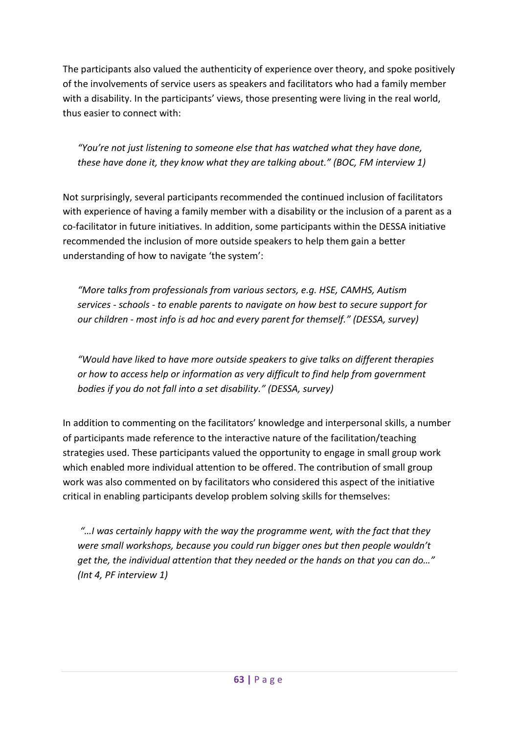The participants also valued the authenticity of experience over theory, and spoke positively of the involvements of service users as speakers and facilitators who had a family member with a disability. In the participants' views, those presenting were living in the real world, thus easier to connect with:

> *"You're not just listening to someone else that has watched what they have done, these have done it, they know what they are talking about." (BOC, FM interview 1)*

Not surprisingly, several participants recommended the continued inclusion of facilitators with experience of having a family member with a disability or the inclusion of a parent as a co-facilitator in future initiatives. In addition, some participants within the DESSA initiative recommended the inclusion of more outside speakers to help them gain a better understanding of how to navigate 'the system':

> *"More talks from professionals from various sectors, e.g. HSE, CAMHS, Autism services - schools - to enable parents to navigate on how best to secure support for our children - most info is ad hoc and every parent for themself." (DESSA, survey)*

> *"Would have liked to have more outside speakers to give talks on different therapies or how to access help or information as very difficult to find help from government bodies if you do not fall into a set disability." (DESSA, survey)*

In addition to commenting on the facilitators' knowledge and interpersonal skills, a number of participants made reference to the interactive nature of the facilitation/teaching strategies used. These participants valued the opportunity to engage in small group work which enabled more individual attention to be offered. The contribution of small group work was also commented on by facilitators who considered this aspect of the initiative critical in enabling participants develop problem solving skills for themselves:

> *"…I was certainly happy with the way the programme went, with the fact that they were small workshops, because you could run bigger ones but then people wouldn't get the, the individual attention that they needed or the hands on that you can do…" (Int 4, PF interview 1)*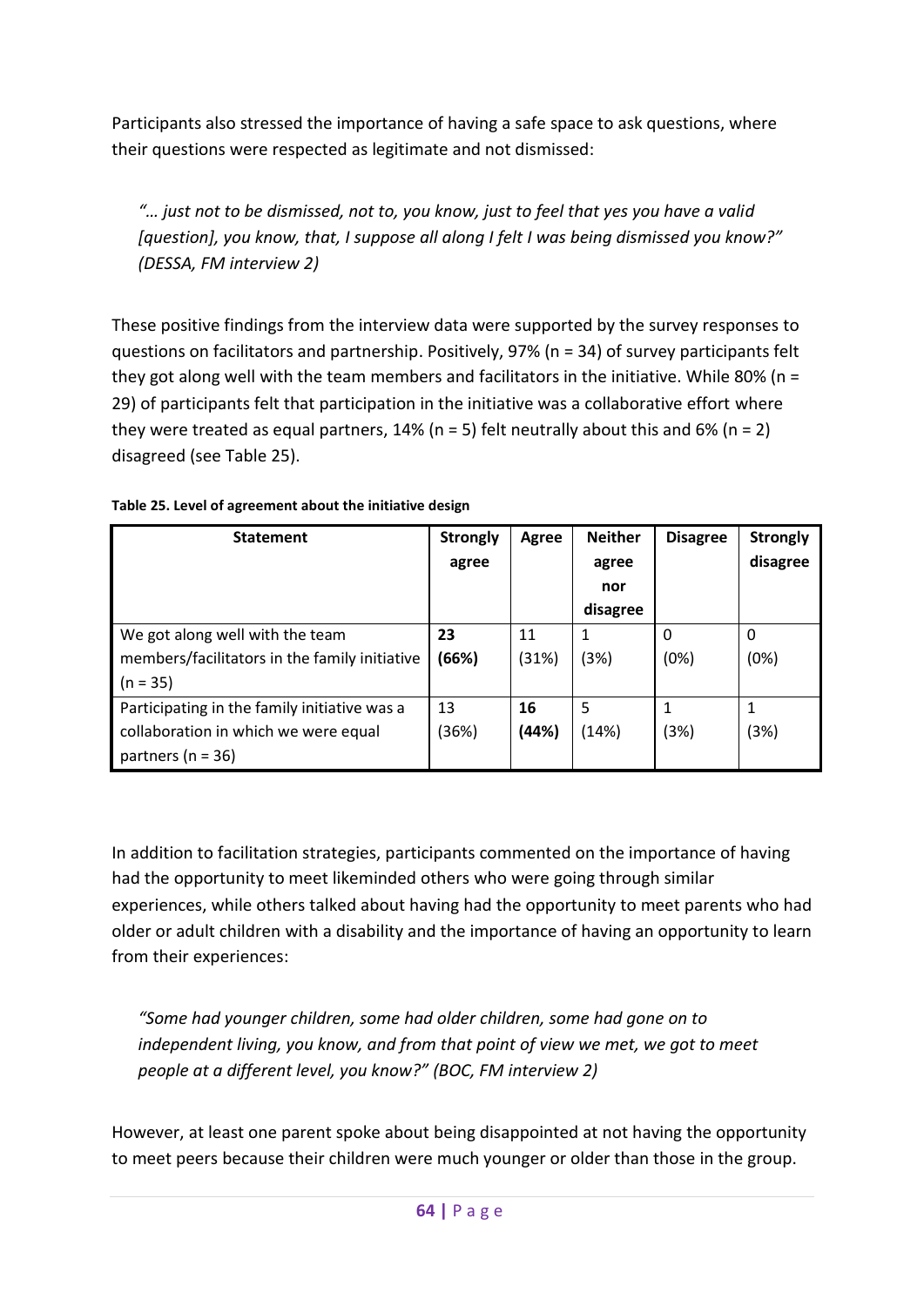Participants also stressed the importance of having a safe space to ask questions, where their questions were respected as legitimate and not dismissed:

> *"… just not to be dismissed, not to, you know, just to feel that yes you have a valid [question], you know, that, I suppose all along I felt I was being dismissed you know?" (DESSA, FM interview 2)*

These positive findings from the interview data were supported by the survey responses to questions on facilitators and partnership. Positively, 97% (n = 34) of survey participants felt they got along well with the team members and facilitators in the initiative. While 80% (n = 29) of participants felt that participation in the initiative was a collaborative effort where they were treated as equal partners, 14% (n = 5) felt neutrally about this and 6% (n = 2) disagreed (see Table 25).

**Table 25. Level of agreement about the initiative design**

| Statement | Strongly agree | Agree | Neither agree nor disagree | Disagree | Strongly disagree |
|---|---|---|---|---|---|
| We got along well with the team members/facilitators in the family initiative (n = 35) | **23 (66%)** | 11 (31%) | 1 (3%) | 0 (0%) | 0 (0%) |
| Participating in the family initiative was a collaboration in which we were equal partners (n = 36) | 13 (36%) | **16 (44%)** | 5 (14%) | 1 (3%) | 1 (3%) |

In addition to facilitation strategies, participants commented on the importance of having had the opportunity to meet likeminded others who were going through similar experiences, while others talked about having had the opportunity to meet parents who had older or adult children with a disability and the importance of having an opportunity to learn from their experiences:

> *"Some had younger children, some had older children, some had gone on to independent living, you know, and from that point of view we met, we got to meet people at a different level, you know?" (BOC, FM interview 2)*

However, at least one parent spoke about being disappointed at not having the opportunity to meet peers because their children were much younger or older than those in the group.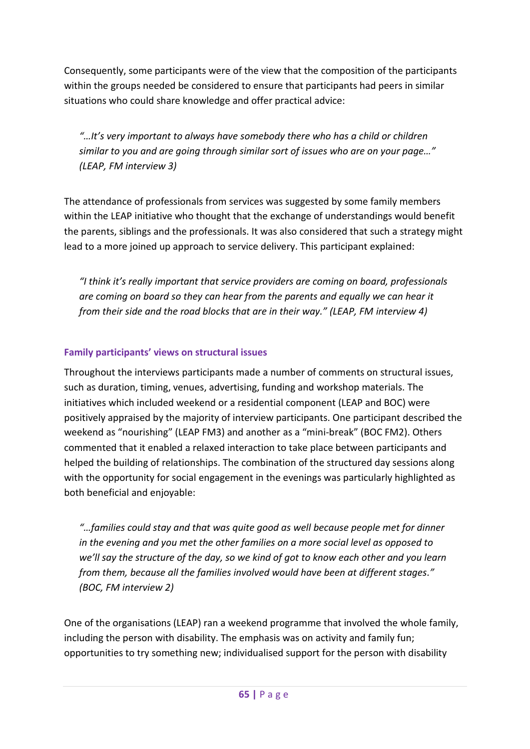Consequently, some participants were of the view that the composition of the participants within the groups needed be considered to ensure that participants had peers in similar situations who could share knowledge and offer practical advice:

> *"…It's very important to always have somebody there who has a child or children similar to you and are going through similar sort of issues who are on your page…" (LEAP, FM interview 3)*

The attendance of professionals from services was suggested by some family members within the LEAP initiative who thought that the exchange of understandings would benefit the parents, siblings and the professionals. It was also considered that such a strategy might lead to a more joined up approach to service delivery. This participant explained:

> *"I think it's really important that service providers are coming on board, professionals are coming on board so they can hear from the parents and equally we can hear it from their side and the road blocks that are in their way." (LEAP, FM interview 4)*

#### Family participants' views on structural issues

Throughout the interviews participants made a number of comments on structural issues, such as duration, timing, venues, advertising, funding and workshop materials. The initiatives which included weekend or a residential component (LEAP and BOC) were positively appraised by the majority of interview participants. One participant described the weekend as "nourishing" (LEAP FM3) and another as a "mini-break" (BOC FM2). Others commented that it enabled a relaxed interaction to take place between participants and helped the building of relationships. The combination of the structured day sessions along with the opportunity for social engagement in the evenings was particularly highlighted as both beneficial and enjoyable:

> *"…families could stay and that was quite good as well because people met for dinner in the evening and you met the other families on a more social level as opposed to we'll say the structure of the day, so we kind of got to know each other and you learn from them, because all the families involved would have been at different stages." (BOC, FM interview 2)*

One of the organisations (LEAP) ran a weekend programme that involved the whole family, including the person with disability. The emphasis was on activity and family fun; opportunities to try something new; individualised support for the person with disability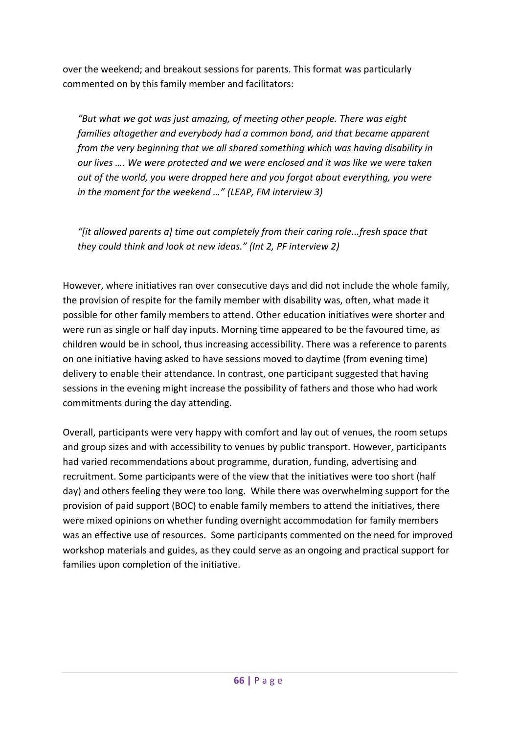over the weekend; and breakout sessions for parents. This format was particularly commented on by this family member and facilitators:

> *"But what we got was just amazing, of meeting other people. There was eight families altogether and everybody had a common bond, and that became apparent from the very beginning that we all shared something which was having disability in our lives …. We were protected and we were enclosed and it was like we were taken out of the world, you were dropped here and you forgot about everything, you were in the moment for the weekend …" (LEAP, FM interview 3)*

> *"[it allowed parents a] time out completely from their caring role...fresh space that they could think and look at new ideas." (Int 2, PF interview 2)*

However, where initiatives ran over consecutive days and did not include the whole family, the provision of respite for the family member with disability was, often, what made it possible for other family members to attend. Other education initiatives were shorter and were run as single or half day inputs. Morning time appeared to be the favoured time, as children would be in school, thus increasing accessibility. There was a reference to parents on one initiative having asked to have sessions moved to daytime (from evening time) delivery to enable their attendance. In contrast, one participant suggested that having sessions in the evening might increase the possibility of fathers and those who had work commitments during the day attending.

Overall, participants were very happy with comfort and lay out of venues, the room setups and group sizes and with accessibility to venues by public transport. However, participants had varied recommendations about programme, duration, funding, advertising and recruitment. Some participants were of the view that the initiatives were too short (half day) and others feeling they were too long. While there was overwhelming support for the provision of paid support (BOC) to enable family members to attend the initiatives, there were mixed opinions on whether funding overnight accommodation for family members was an effective use of resources. Some participants commented on the need for improved workshop materials and guides, as they could serve as an ongoing and practical support for families upon completion of the initiative.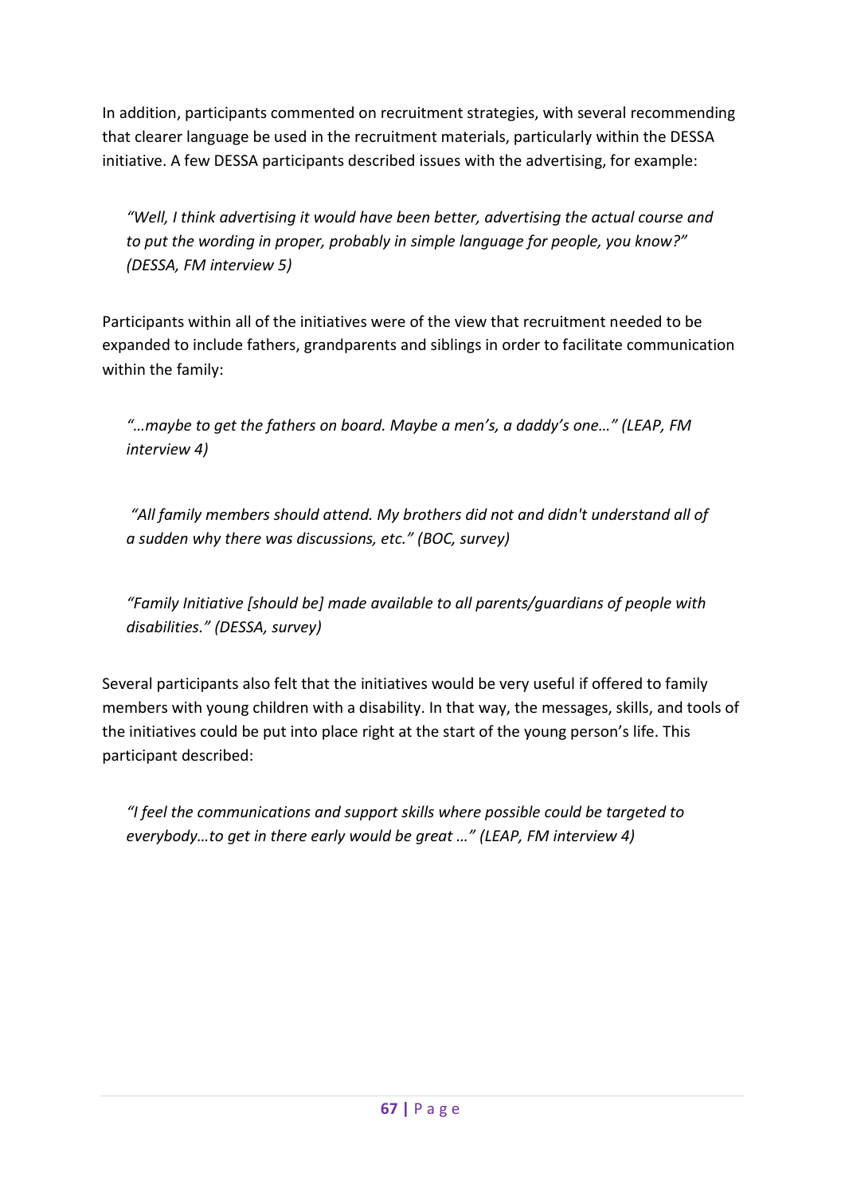In addition, participants commented on recruitment strategies, with several recommending that clearer language be used in the recruitment materials, particularly within the DESSA initiative. A few DESSA participants described issues with the advertising, for example:

> *"Well, I think advertising it would have been better, advertising the actual course and to put the wording in proper, probably in simple language for people, you know?" (DESSA, FM interview 5)*

Participants within all of the initiatives were of the view that recruitment needed to be expanded to include fathers, grandparents and siblings in order to facilitate communication within the family:

> *"…maybe to get the fathers on board. Maybe a men's, a daddy's one…" (LEAP, FM interview 4)*

> *"All family members should attend. My brothers did not and didn't understand all of a sudden why there was discussions, etc." (BOC, survey)*

> *"Family Initiative [should be] made available to all parents/guardians of people with disabilities." (DESSA, survey)*

Several participants also felt that the initiatives would be very useful if offered to family members with young children with a disability. In that way, the messages, skills, and tools of the initiatives could be put into place right at the start of the young person's life. This participant described:

> *"I feel the communications and support skills where possible could be targeted to everybody…to get in there early would be great …" (LEAP, FM interview 4)*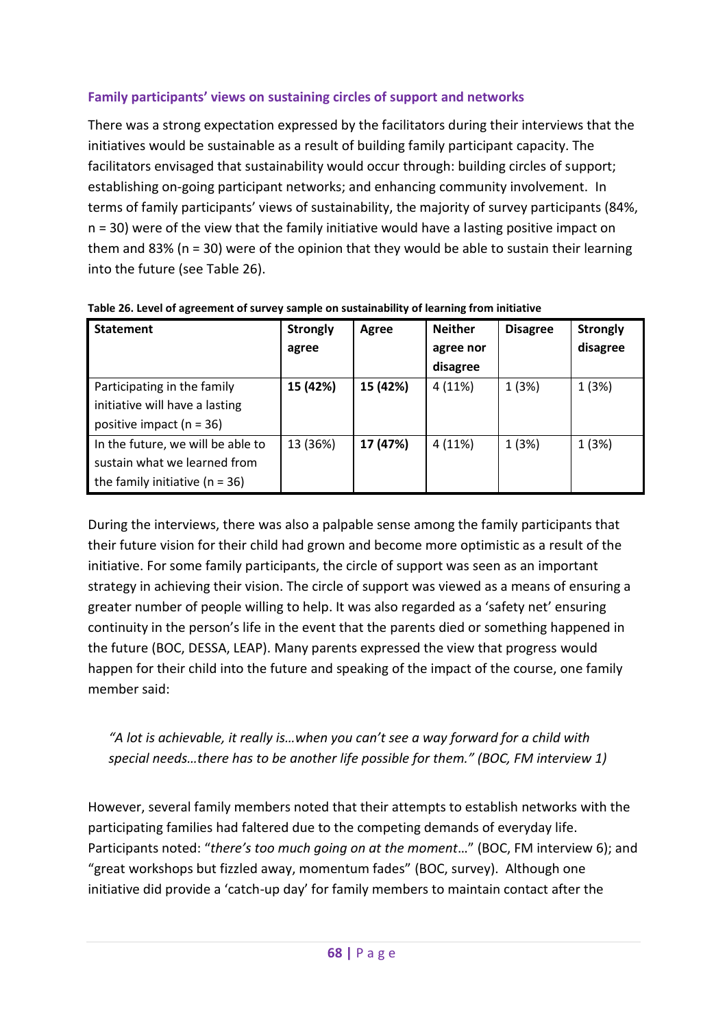### Family participants' views on sustaining circles of support and networks

There was a strong expectation expressed by the facilitators during their interviews that the initiatives would be sustainable as a result of building family participant capacity. The facilitators envisaged that sustainability would occur through: building circles of support; establishing on-going participant networks; and enhancing community involvement. In terms of family participants' views of sustainability, the majority of survey participants (84%, n = 30) were of the view that the family initiative would have a lasting positive impact on them and 83% (n = 30) were of the opinion that they would be able to sustain their learning into the future (see Table 26).

**Table 26. Level of agreement of survey sample on sustainability of learning from initiative**

| Statement | Strongly agree | Agree | Neither agree nor disagree | Disagree | Strongly disagree |
|---|---|---|---|---|---|
| Participating in the family initiative will have a lasting positive impact (n = 36) | **15 (42%)** | **15 (42%)** | 4 (11%) | 1 (3%) | 1 (3%) |
| In the future, we will be able to sustain what we learned from the family initiative (n = 36) | 13 (36%) | **17 (47%)** | 4 (11%) | 1 (3%) | 1 (3%) |

During the interviews, there was also a palpable sense among the family participants that their future vision for their child had grown and become more optimistic as a result of the initiative. For some family participants, the circle of support was seen as an important strategy in achieving their vision. The circle of support was viewed as a means of ensuring a greater number of people willing to help. It was also regarded as a 'safety net' ensuring continuity in the person's life in the event that the parents died or something happened in the future (BOC, DESSA, LEAP). Many parents expressed the view that progress would happen for their child into the future and speaking of the impact of the course, one family member said:

> *"A lot is achievable, it really is…when you can't see a way forward for a child with special needs…there has to be another life possible for them." (BOC, FM interview 1)*

However, several family members noted that their attempts to establish networks with the participating families had faltered due to the competing demands of everyday life. Participants noted: "*there's too much going on at the moment*…" (BOC, FM interview 6); and "great workshops but fizzled away, momentum fades" (BOC, survey). Although one initiative did provide a 'catch-up day' for family members to maintain contact after the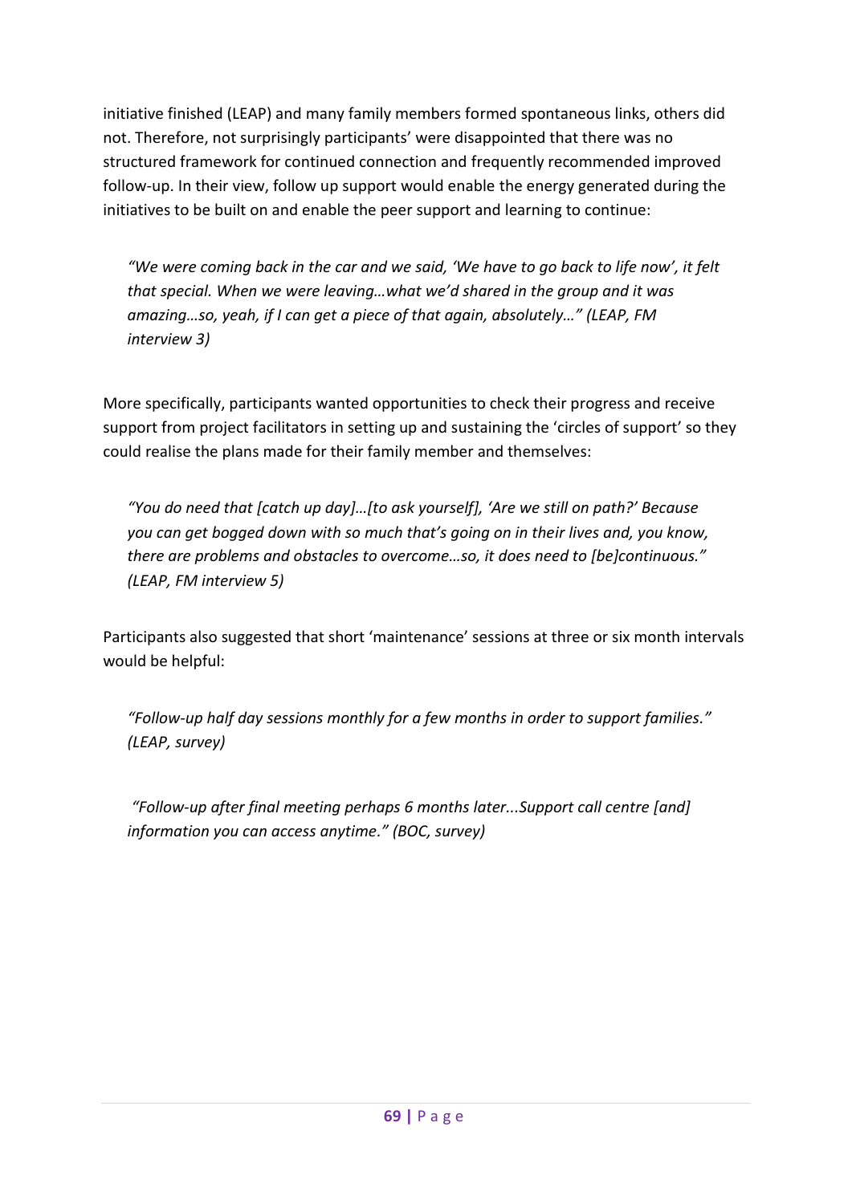initiative finished (LEAP) and many family members formed spontaneous links, others did not. Therefore, not surprisingly participants' were disappointed that there was no structured framework for continued connection and frequently recommended improved follow-up. In their view, follow up support would enable the energy generated during the initiatives to be built on and enable the peer support and learning to continue:

> *"We were coming back in the car and we said, 'We have to go back to life now', it felt that special. When we were leaving…what we'd shared in the group and it was amazing…so, yeah, if I can get a piece of that again, absolutely…" (LEAP, FM interview 3)*

More specifically, participants wanted opportunities to check their progress and receive support from project facilitators in setting up and sustaining the 'circles of support' so they could realise the plans made for their family member and themselves:

> *"You do need that [catch up day]…[to ask yourself], 'Are we still on path?' Because you can get bogged down with so much that's going on in their lives and, you know, there are problems and obstacles to overcome…so, it does need to [be]continuous." (LEAP, FM interview 5)*

Participants also suggested that short 'maintenance' sessions at three or six month intervals would be helpful:

> *"Follow-up half day sessions monthly for a few months in order to support families." (LEAP, survey)*

> *"Follow-up after final meeting perhaps 6 months later...Support call centre [and] information you can access anytime." (BOC, survey)*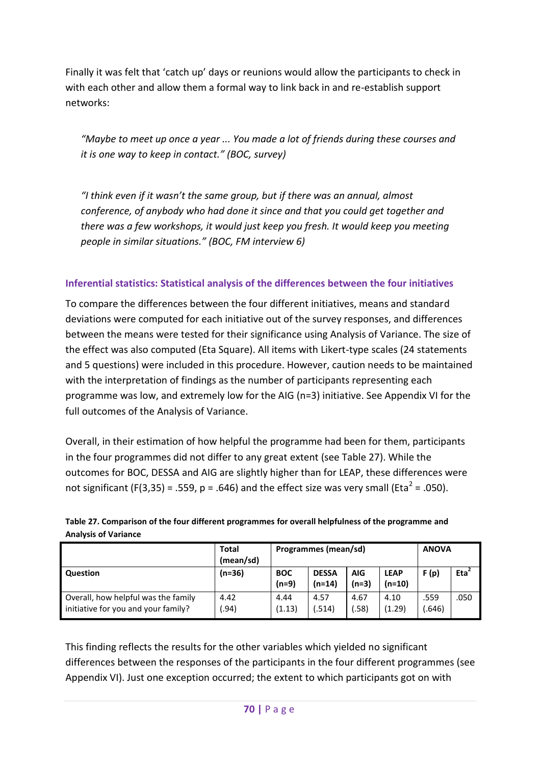Finally it was felt that 'catch up' days or reunions would allow the participants to check in with each other and allow them a formal way to link back in and re-establish support networks:

> *"Maybe to meet up once a year ... You made a lot of friends during these courses and it is one way to keep in contact." (BOC, survey)*

> *"I think even if it wasn't the same group, but if there was an annual, almost conference, of anybody who had done it since and that you could get together and there was a few workshops, it would just keep you fresh. It would keep you meeting people in similar situations." (BOC, FM interview 6)*

### Inferential statistics: Statistical analysis of the differences between the four initiatives

To compare the differences between the four different initiatives, means and standard deviations were computed for each initiative out of the survey responses, and differences between the means were tested for their significance using Analysis of Variance. The size of the effect was also computed (Eta Square). All items with Likert-type scales (24 statements and 5 questions) were included in this procedure. However, caution needs to be maintained with the interpretation of findings as the number of participants representing each programme was low, and extremely low for the AIG (n=3) initiative. See Appendix VI for the full outcomes of the Analysis of Variance.

Overall, in their estimation of how helpful the programme had been for them, participants in the four programmes did not differ to any great extent (see Table 27). While the outcomes for BOC, DESSA and AIG are slightly higher than for LEAP, these differences were not significant ($F(3,35) = .559$, $p = .646$) and the effect size was very small ($Eta^2 = .050$).

**Table 27. Comparison of the four different programmes for overall helpfulness of the programme and Analysis of Variance**

| | **Total (mean/sd)** | **Programmes (mean/sd)** | | | | **ANOVA** | |
|---|---|---|---|---|---|---|---|
| **Question** | **(n=36)** | **BOC (n=9)** | **DESSA (n=14)** | **AIG (n=3)** | **LEAP (n=10)** | **F (p)** | **$Eta^2$** |
| Overall, how helpful was the family initiative for you and your family? | 4.42 (.94) | 4.44 (1.13) | 4.57 (.514) | 4.67 (.58) | 4.10 (1.29) | .559 (.646) | .050 |

This finding reflects the results for the other variables which yielded no significant differences between the responses of the participants in the four different programmes (see Appendix VI). Just one exception occurred; the extent to which participants got on with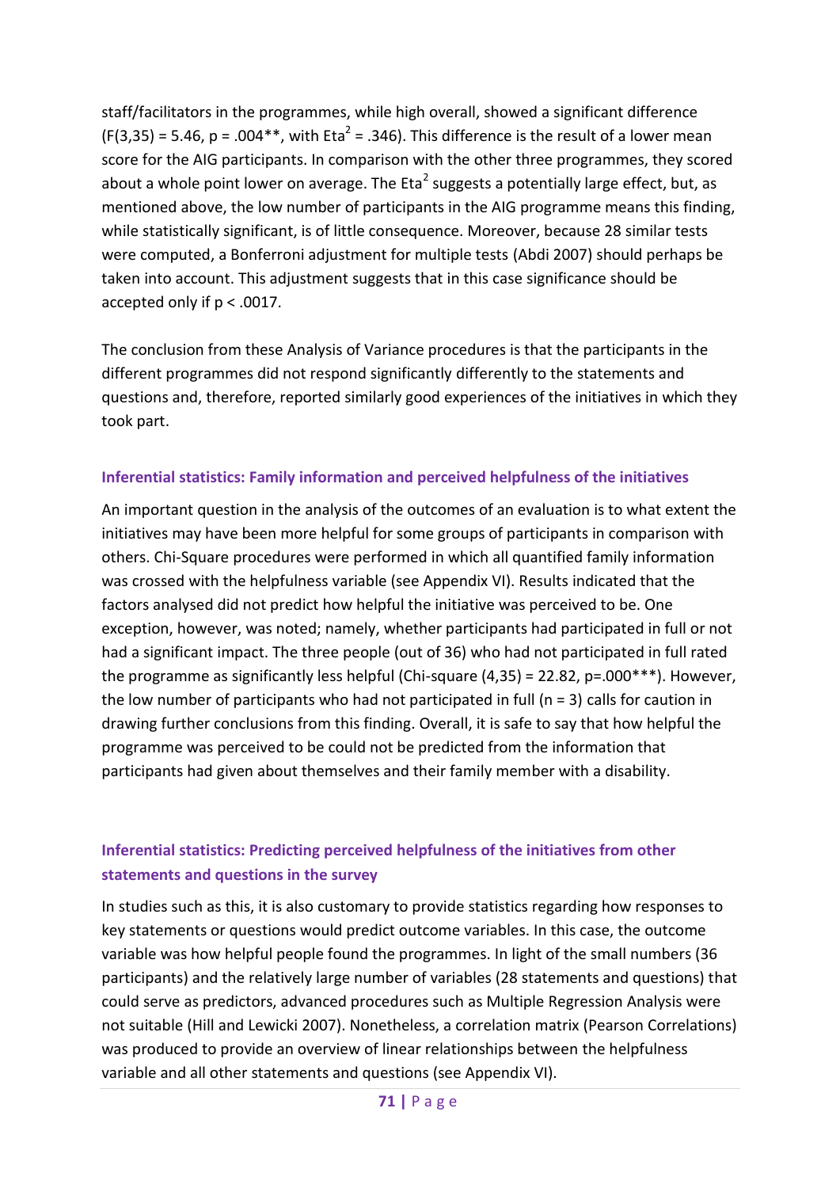staff/facilitators in the programmes, while high overall, showed a significant difference ($F(3,35) = 5.46$, $p = .004$**, with $Eta^2 = .346$). This difference is the result of a lower mean score for the AIG participants. In comparison with the other three programmes, they scored about a whole point lower on average. The $Eta^2$ suggests a potentially large effect, but, as mentioned above, the low number of participants in the AIG programme means this finding, while statistically significant, is of little consequence. Moreover, because 28 similar tests were computed, a Bonferroni adjustment for multiple tests (Abdi 2007) should perhaps be taken into account. This adjustment suggests that in this case significance should be accepted only if $p < .0017$.

The conclusion from these Analysis of Variance procedures is that the participants in the different programmes did not respond significantly differently to the statements and questions and, therefore, reported similarly good experiences of the initiatives in which they took part.

### Inferential statistics: Family information and perceived helpfulness of the initiatives

An important question in the analysis of the outcomes of an evaluation is to what extent the initiatives may have been more helpful for some groups of participants in comparison with others. Chi-Square procedures were performed in which all quantified family information was crossed with the helpfulness variable (see Appendix VI). Results indicated that the factors analysed did not predict how helpful the initiative was perceived to be. One exception, however, was noted; namely, whether participants had participated in full or not had a significant impact. The three people (out of 36) who had not participated in full rated the programme as significantly less helpful (Chi-square $(4,35) = 22.82$, $p=.000$***). However, the low number of participants who had not participated in full ($n = 3$) calls for caution in drawing further conclusions from this finding. Overall, it is safe to say that how helpful the programme was perceived to be could not be predicted from the information that participants had given about themselves and their family member with a disability.

### Inferential statistics: Predicting perceived helpfulness of the initiatives from other statements and questions in the survey

In studies such as this, it is also customary to provide statistics regarding how responses to key statements or questions would predict outcome variables. In this case, the outcome variable was how helpful people found the programmes. In light of the small numbers (36 participants) and the relatively large number of variables (28 statements and questions) that could serve as predictors, advanced procedures such as Multiple Regression Analysis were not suitable (Hill and Lewicki 2007). Nonetheless, a correlation matrix (Pearson Correlations) was produced to provide an overview of linear relationships between the helpfulness variable and all other statements and questions (see Appendix VI).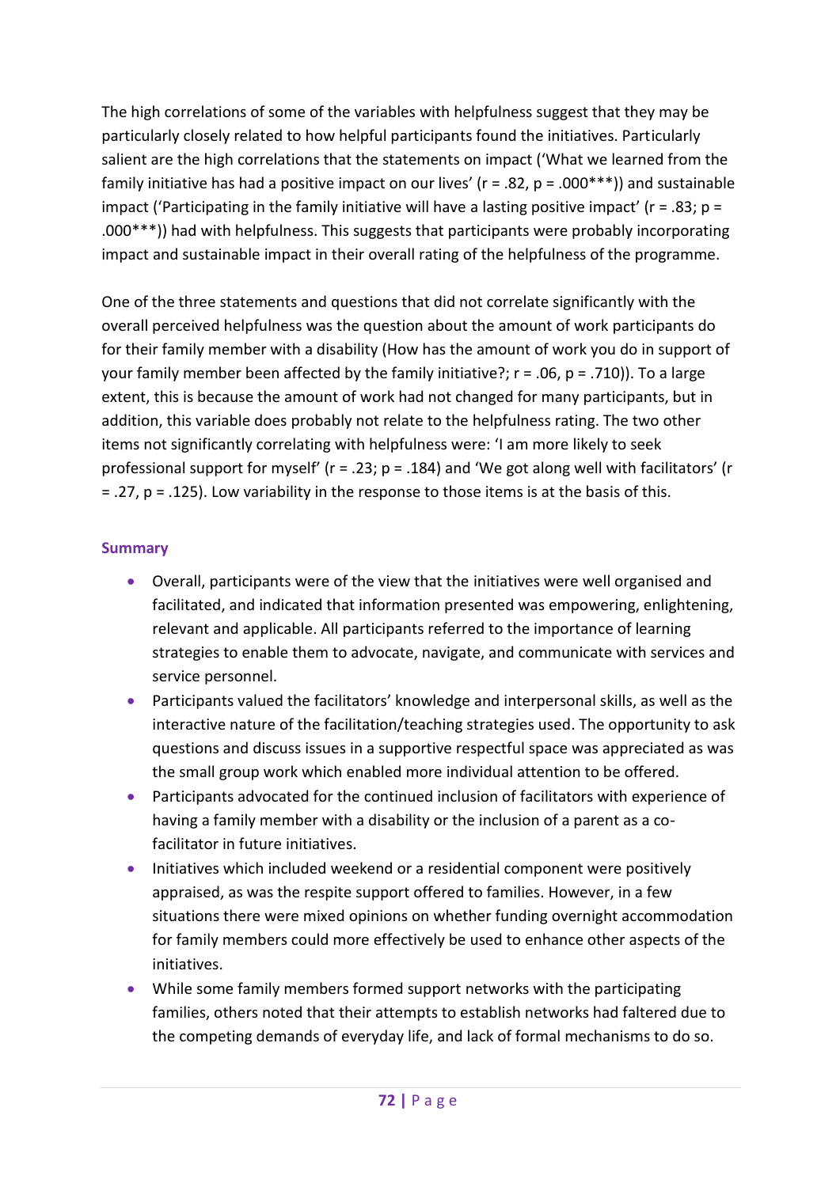The high correlations of some of the variables with helpfulness suggest that they may be particularly closely related to how helpful participants found the initiatives. Particularly salient are the high correlations that the statements on impact ('What we learned from the family initiative has had a positive impact on our lives' ($r = .82$, $p = .000$***)) and sustainable impact ('Participating in the family initiative will have a lasting positive impact' ($r = .83$; $p = .000$***)) had with helpfulness. This suggests that participants were probably incorporating impact and sustainable impact in their overall rating of the helpfulness of the programme.

One of the three statements and questions that did not correlate significantly with the overall perceived helpfulness was the question about the amount of work participants do for their family member with a disability (How has the amount of work you do in support of your family member been affected by the family initiative?; $r = .06$, $p = .710$)). To a large extent, this is because the amount of work had not changed for many participants, but in addition, this variable does probably not relate to the helpfulness rating. The two other items not significantly correlating with helpfulness were: 'I am more likely to seek professional support for myself' ($r = .23$; $p = .184$) and 'We got along well with facilitators' ($r = .27$, $p = .125$). Low variability in the response to those items is at the basis of this.

### Summary

- Overall, participants were of the view that the initiatives were well organised and facilitated, and indicated that information presented was empowering, enlightening, relevant and applicable. All participants referred to the importance of learning strategies to enable them to advocate, navigate, and communicate with services and service personnel.
- Participants valued the facilitators' knowledge and interpersonal skills, as well as the interactive nature of the facilitation/teaching strategies used. The opportunity to ask questions and discuss issues in a supportive respectful space was appreciated as was the small group work which enabled more individual attention to be offered.
- Participants advocated for the continued inclusion of facilitators with experience of having a family member with a disability or the inclusion of a parent as a co-facilitator in future initiatives.
- Initiatives which included weekend or a residential component were positively appraised, as was the respite support offered to families. However, in a few situations there were mixed opinions on whether funding overnight accommodation for family members could more effectively be used to enhance other aspects of the initiatives.
- While some family members formed support networks with the participating families, others noted that their attempts to establish networks had faltered due to the competing demands of everyday life, and lack of formal mechanisms to do so.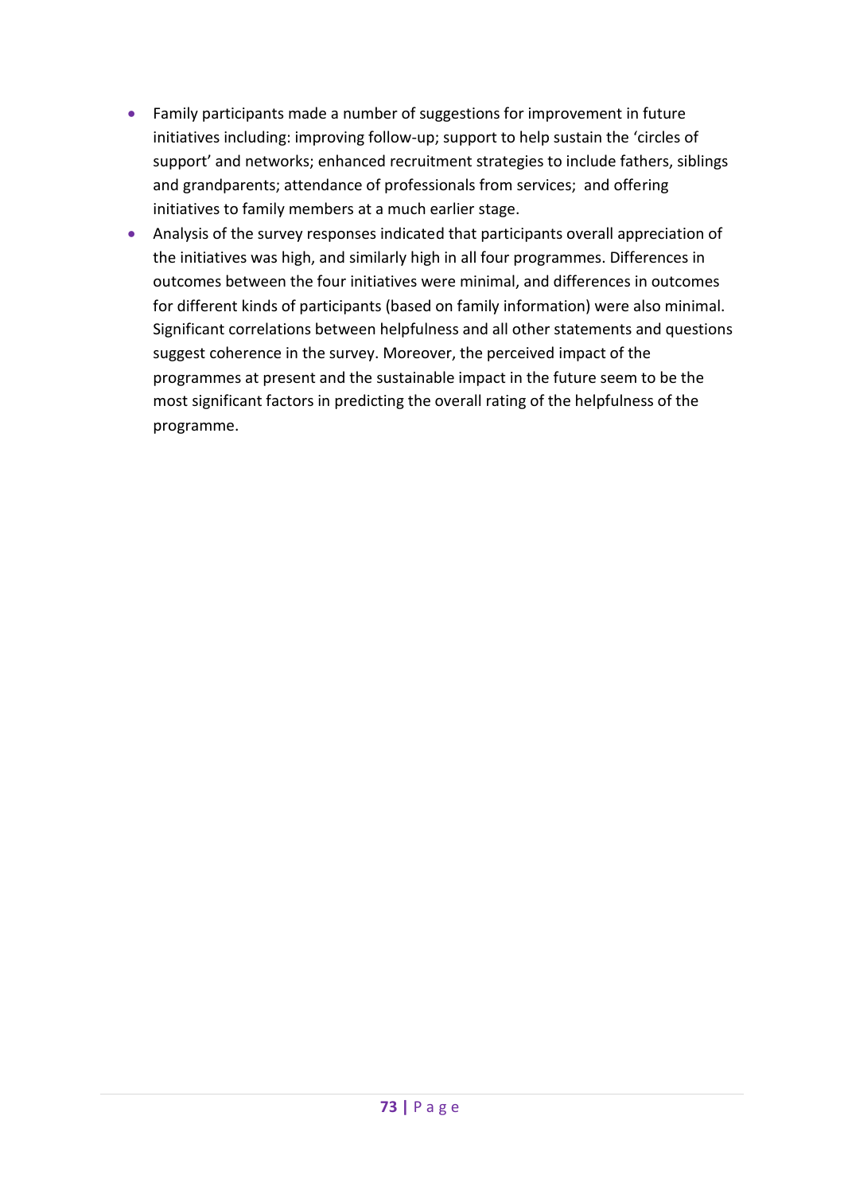- Family participants made a number of suggestions for improvement in future initiatives including: improving follow-up; support to help sustain the 'circles of support' and networks; enhanced recruitment strategies to include fathers, siblings and grandparents; attendance of professionals from services;  and offering initiatives to family members at a much earlier stage.
- Analysis of the survey responses indicated that participants overall appreciation of the initiatives was high, and similarly high in all four programmes. Differences in outcomes between the four initiatives were minimal, and differences in outcomes for different kinds of participants (based on family information) were also minimal. Significant correlations between helpfulness and all other statements and questions suggest coherence in the survey. Moreover, the perceived impact of the programmes at present and the sustainable impact in the future seem to be the most significant factors in predicting the overall rating of the helpfulness of the programme.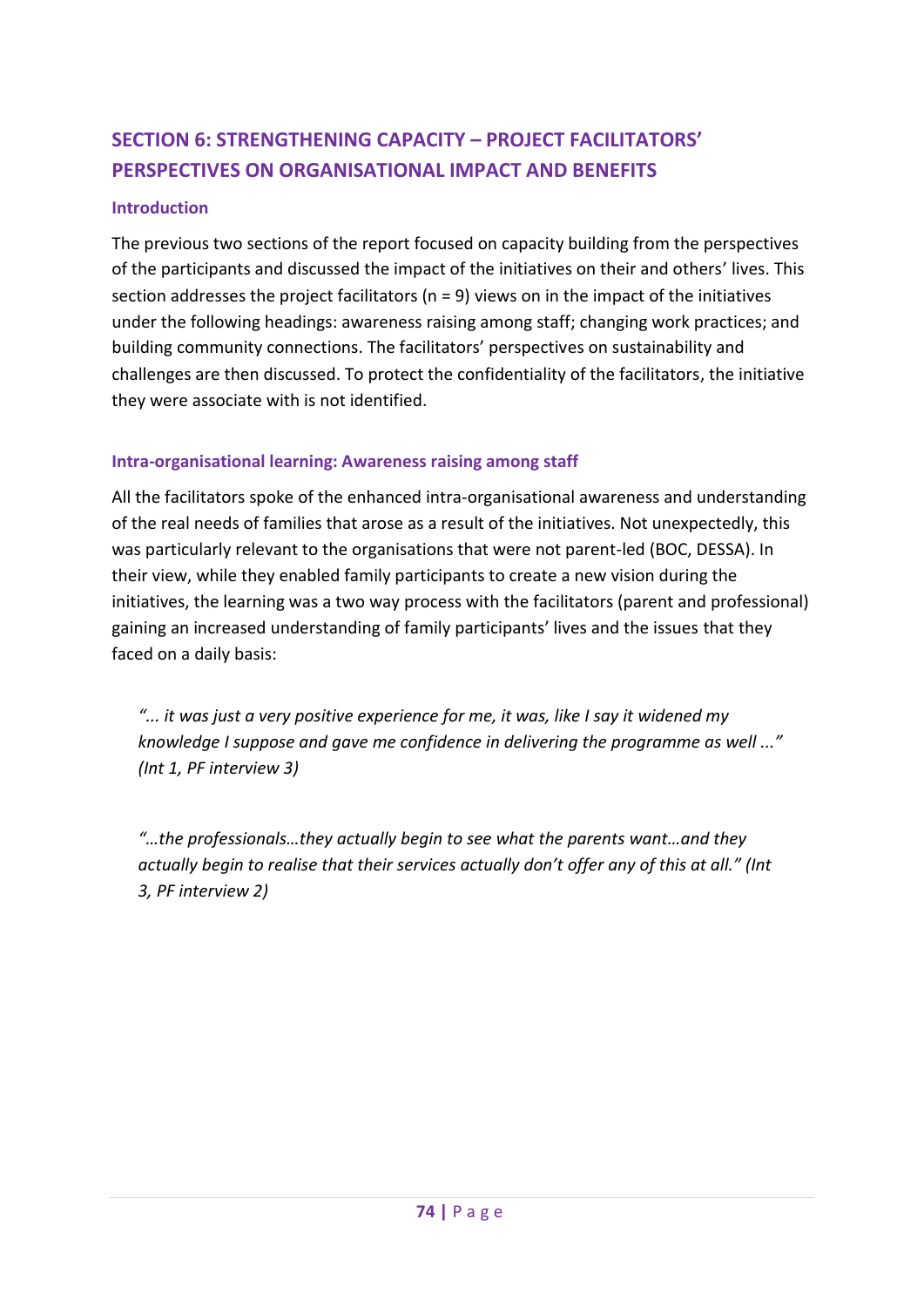## SECTION 6: STRENGTHENING CAPACITY – PROJECT FACILITATORS' PERSPECTIVES ON ORGANISATIONAL IMPACT AND BENEFITS

### Introduction

The previous two sections of the report focused on capacity building from the perspectives of the participants and discussed the impact of the initiatives on their and others' lives. This section addresses the project facilitators (n = 9) views on in the impact of the initiatives under the following headings: awareness raising among staff; changing work practices; and building community connections. The facilitators' perspectives on sustainability and challenges are then discussed. To protect the confidentiality of the facilitators, the initiative they were associate with is not identified.

### Intra-organisational learning: Awareness raising among staff

All the facilitators spoke of the enhanced intra-organisational awareness and understanding of the real needs of families that arose as a result of the initiatives. Not unexpectedly, this was particularly relevant to the organisations that were not parent-led (BOC, DESSA). In their view, while they enabled family participants to create a new vision during the initiatives, the learning was a two way process with the facilitators (parent and professional) gaining an increased understanding of family participants' lives and the issues that they faced on a daily basis:

> *"... it was just a very positive experience for me, it was, like I say it widened my knowledge I suppose and gave me confidence in delivering the programme as well ..." (Int 1, PF interview 3)*

> *"…the professionals…they actually begin to see what the parents want…and they actually begin to realise that their services actually don't offer any of this at all." (Int 3, PF interview 2)*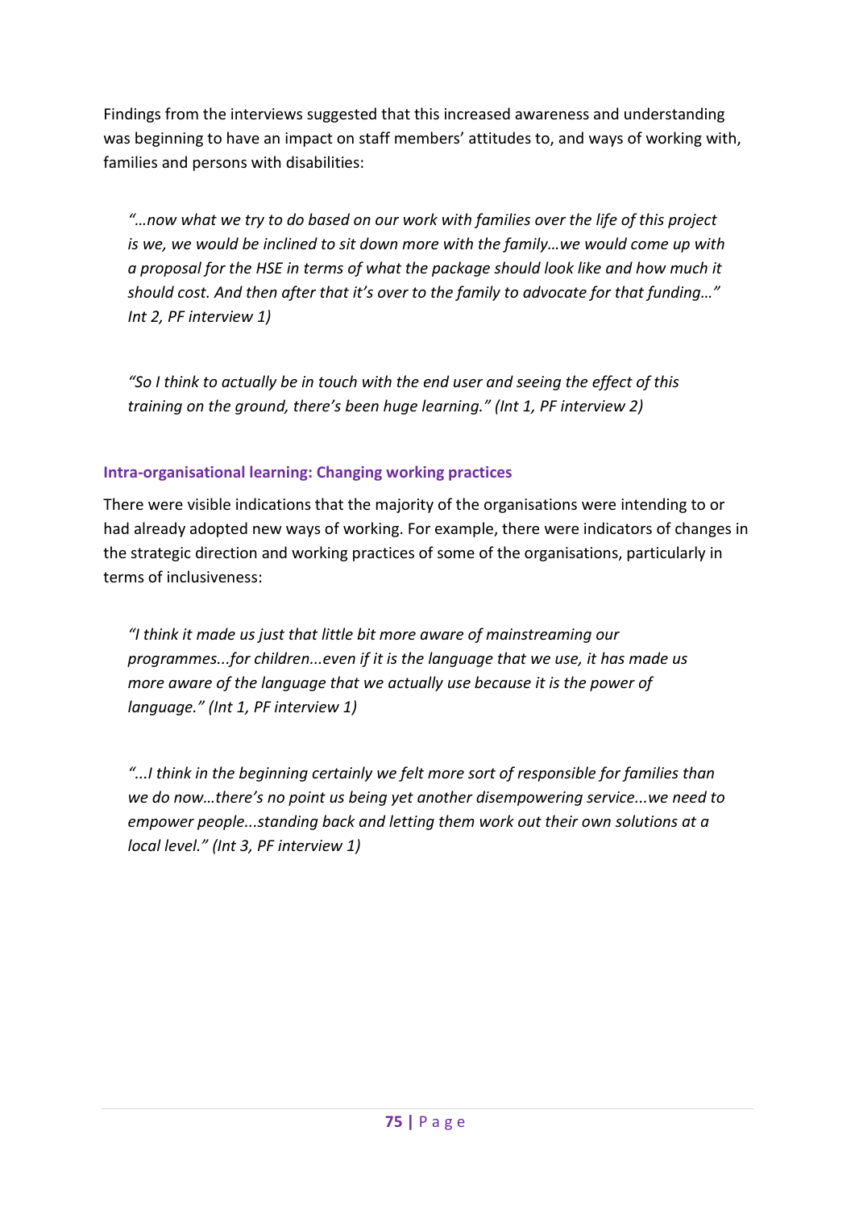Findings from the interviews suggested that this increased awareness and understanding was beginning to have an impact on staff members' attitudes to, and ways of working with, families and persons with disabilities:

> *"…now what we try to do based on our work with families over the life of this project is we, we would be inclined to sit down more with the family…we would come up with a proposal for the HSE in terms of what the package should look like and how much it should cost. And then after that it's over to the family to advocate for that funding…" Int 2, PF interview 1)*

> *"So I think to actually be in touch with the end user and seeing the effect of this training on the ground, there's been huge learning." (Int 1, PF interview 2)*

### Intra-organisational learning: Changing working practices

There were visible indications that the majority of the organisations were intending to or had already adopted new ways of working. For example, there were indicators of changes in the strategic direction and working practices of some of the organisations, particularly in terms of inclusiveness:

> *"I think it made us just that little bit more aware of mainstreaming our programmes...for children...even if it is the language that we use, it has made us more aware of the language that we actually use because it is the power of language." (Int 1, PF interview 1)*

> *"...I think in the beginning certainly we felt more sort of responsible for families than we do now…there's no point us being yet another disempowering service...we need to empower people...standing back and letting them work out their own solutions at a local level." (Int 3, PF interview 1)*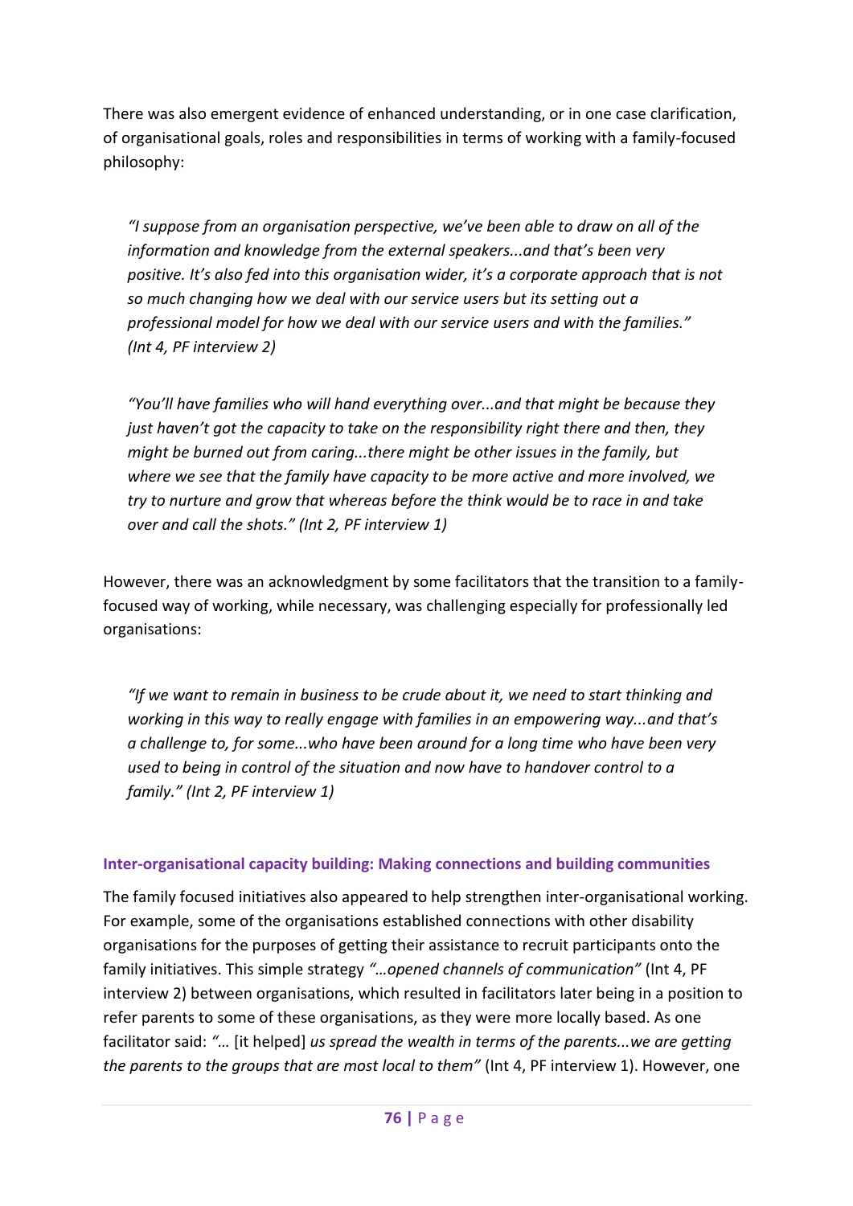There was also emergent evidence of enhanced understanding, or in one case clarification, of organisational goals, roles and responsibilities in terms of working with a family-focused philosophy:

> *"I suppose from an organisation perspective, we've been able to draw on all of the information and knowledge from the external speakers...and that's been very positive. It's also fed into this organisation wider, it's a corporate approach that is not so much changing how we deal with our service users but its setting out a professional model for how we deal with our service users and with the families." (Int 4, PF interview 2)*

> *"You'll have families who will hand everything over...and that might be because they just haven't got the capacity to take on the responsibility right there and then, they might be burned out from caring...there might be other issues in the family, but where we see that the family have capacity to be more active and more involved, we try to nurture and grow that whereas before the think would be to race in and take over and call the shots." (Int 2, PF interview 1)*

However, there was an acknowledgment by some facilitators that the transition to a family-focused way of working, while necessary, was challenging especially for professionally led organisations:

> *"If we want to remain in business to be crude about it, we need to start thinking and working in this way to really engage with families in an empowering way...and that's a challenge to, for some...who have been around for a long time who have been very used to being in control of the situation and now have to handover control to a family." (Int 2, PF interview 1)*

### Inter-organisational capacity building: Making connections and building communities

The family focused initiatives also appeared to help strengthen inter-organisational working. For example, some of the organisations established connections with other disability organisations for the purposes of getting their assistance to recruit participants onto the family initiatives. This simple strategy *"…opened channels of communication"* (Int 4, PF interview 2) between organisations, which resulted in facilitators later being in a position to refer parents to some of these organisations, as they were more locally based. As one facilitator said: *"…* [it helped] *us spread the wealth in terms of the parents...we are getting the parents to the groups that are most local to them"* (Int 4, PF interview 1). However, one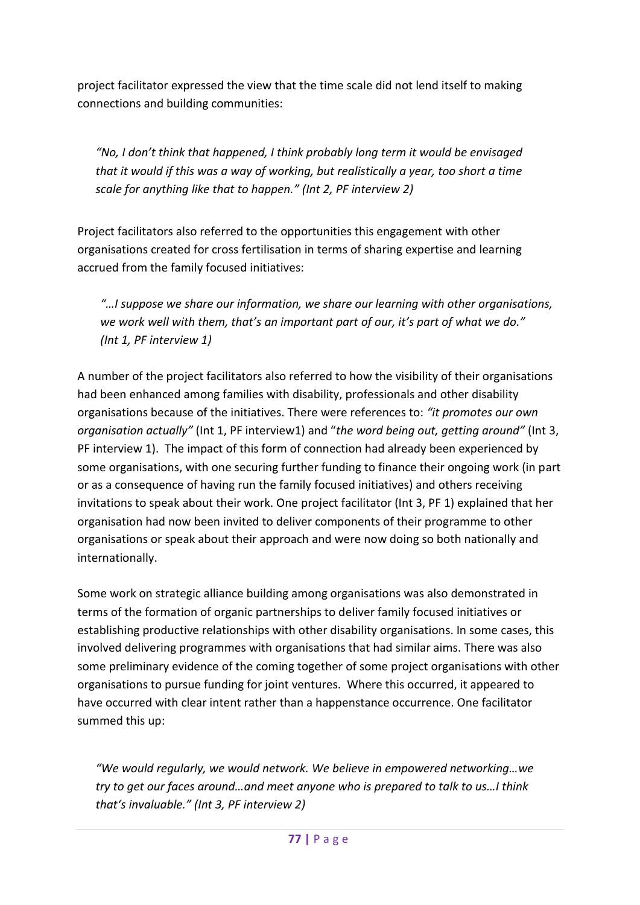project facilitator expressed the view that the time scale did not lend itself to making connections and building communities:

> *"No, I don't think that happened, I think probably long term it would be envisaged that it would if this was a way of working, but realistically a year, too short a time scale for anything like that to happen." (Int 2, PF interview 2)*

Project facilitators also referred to the opportunities this engagement with other organisations created for cross fertilisation in terms of sharing expertise and learning accrued from the family focused initiatives:

> *"…I suppose we share our information, we share our learning with other organisations, we work well with them, that's an important part of our, it's part of what we do." (Int 1, PF interview 1)*

A number of the project facilitators also referred to how the visibility of their organisations had been enhanced among families with disability, professionals and other disability organisations because of the initiatives. There were references to: *"it promotes our own organisation actually"* (Int 1, PF interview1) and "*the word being out, getting around"* (Int 3, PF interview 1). The impact of this form of connection had already been experienced by some organisations, with one securing further funding to finance their ongoing work (in part or as a consequence of having run the family focused initiatives) and others receiving invitations to speak about their work. One project facilitator (Int 3, PF 1) explained that her organisation had now been invited to deliver components of their programme to other organisations or speak about their approach and were now doing so both nationally and internationally.

Some work on strategic alliance building among organisations was also demonstrated in terms of the formation of organic partnerships to deliver family focused initiatives or establishing productive relationships with other disability organisations. In some cases, this involved delivering programmes with organisations that had similar aims. There was also some preliminary evidence of the coming together of some project organisations with other organisations to pursue funding for joint ventures. Where this occurred, it appeared to have occurred with clear intent rather than a happenstance occurrence. One facilitator summed this up:

> *"We would regularly, we would network. We believe in empowered networking…we try to get our faces around…and meet anyone who is prepared to talk to us…I think that's invaluable." (Int 3, PF interview 2)*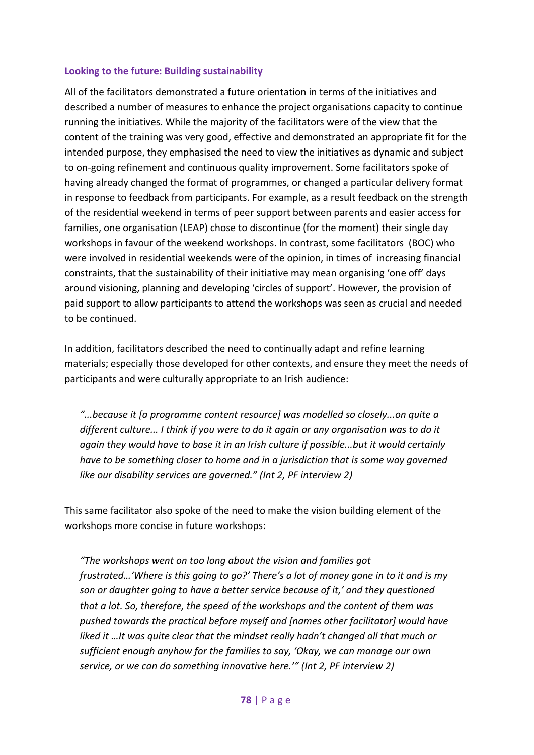### Looking to the future: Building sustainability

All of the facilitators demonstrated a future orientation in terms of the initiatives and described a number of measures to enhance the project organisations capacity to continue running the initiatives. While the majority of the facilitators were of the view that the content of the training was very good, effective and demonstrated an appropriate fit for the intended purpose, they emphasised the need to view the initiatives as dynamic and subject to on-going refinement and continuous quality improvement. Some facilitators spoke of having already changed the format of programmes, or changed a particular delivery format in response to feedback from participants. For example, as a result feedback on the strength of the residential weekend in terms of peer support between parents and easier access for families, one organisation (LEAP) chose to discontinue (for the moment) their single day workshops in favour of the weekend workshops. In contrast, some facilitators (BOC) who were involved in residential weekends were of the opinion, in times of increasing financial constraints, that the sustainability of their initiative may mean organising 'one off' days around visioning, planning and developing 'circles of support'. However, the provision of paid support to allow participants to attend the workshops was seen as crucial and needed to be continued.

In addition, facilitators described the need to continually adapt and refine learning materials; especially those developed for other contexts, and ensure they meet the needs of participants and were culturally appropriate to an Irish audience:

> *"...because it [a programme content resource] was modelled so closely...on quite a different culture... I think if you were to do it again or any organisation was to do it again they would have to base it in an Irish culture if possible...but it would certainly have to be something closer to home and in a jurisdiction that is some way governed like our disability services are governed." (Int 2, PF interview 2)*

This same facilitator also spoke of the need to make the vision building element of the workshops more concise in future workshops:

> *"The workshops went on too long about the vision and families got frustrated…'Where is this going to go?' There's a lot of money gone in to it and is my son or daughter going to have a better service because of it,' and they questioned that a lot. So, therefore, the speed of the workshops and the content of them was pushed towards the practical before myself and [names other facilitator] would have liked it …It was quite clear that the mindset really hadn't changed all that much or sufficient enough anyhow for the families to say, 'Okay, we can manage our own service, or we can do something innovative here.'" (Int 2, PF interview 2)*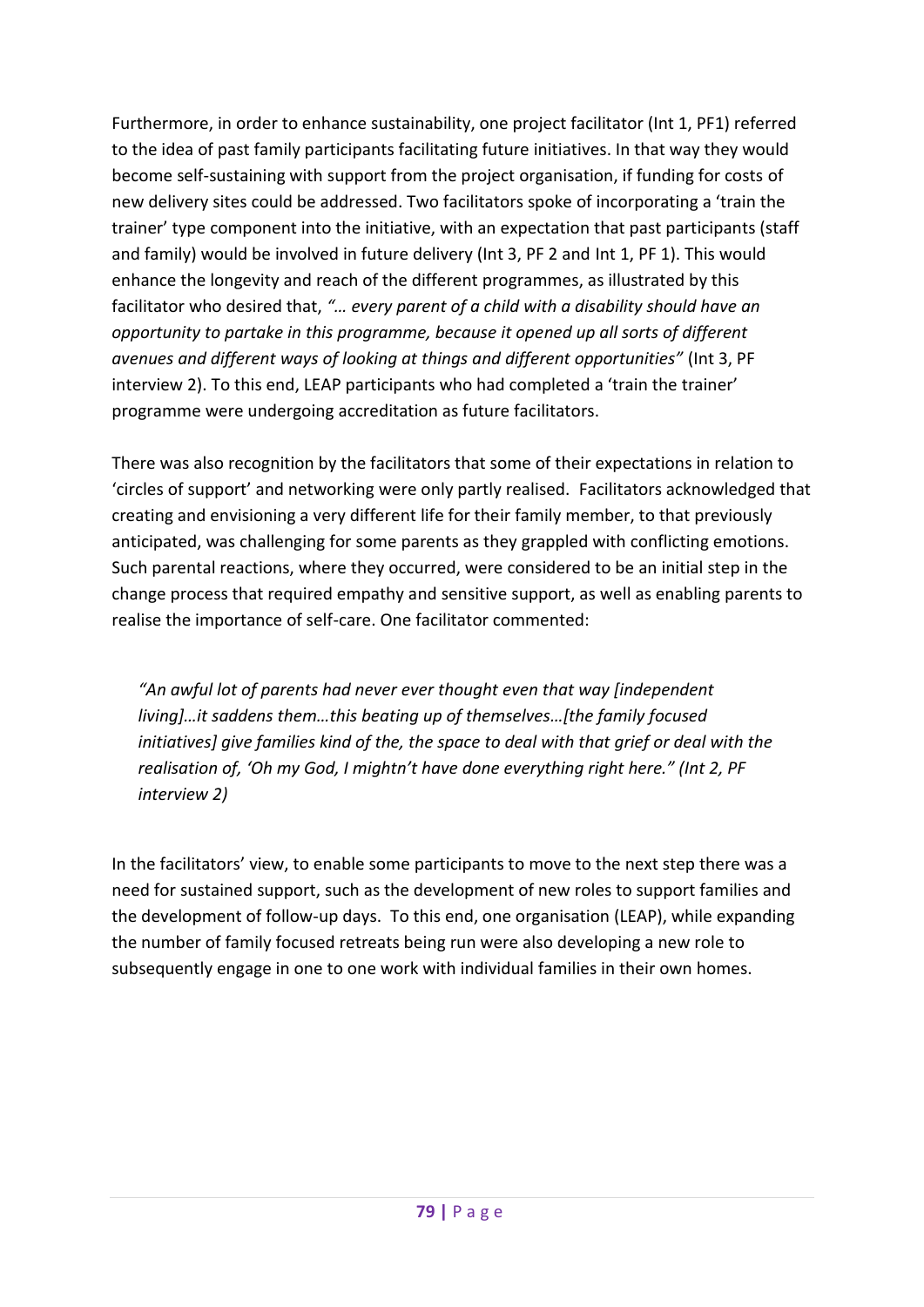Furthermore, in order to enhance sustainability, one project facilitator (Int 1, PF1) referred to the idea of past family participants facilitating future initiatives. In that way they would become self-sustaining with support from the project organisation, if funding for costs of new delivery sites could be addressed. Two facilitators spoke of incorporating a 'train the trainer' type component into the initiative, with an expectation that past participants (staff and family) would be involved in future delivery (Int 3, PF 2 and Int 1, PF 1). This would enhance the longevity and reach of the different programmes, as illustrated by this facilitator who desired that, *"… every parent of a child with a disability should have an opportunity to partake in this programme, because it opened up all sorts of different avenues and different ways of looking at things and different opportunities"* (Int 3, PF interview 2). To this end, LEAP participants who had completed a 'train the trainer' programme were undergoing accreditation as future facilitators.

There was also recognition by the facilitators that some of their expectations in relation to 'circles of support' and networking were only partly realised. Facilitators acknowledged that creating and envisioning a very different life for their family member, to that previously anticipated, was challenging for some parents as they grappled with conflicting emotions. Such parental reactions, where they occurred, were considered to be an initial step in the change process that required empathy and sensitive support, as well as enabling parents to realise the importance of self-care. One facilitator commented:

> *"An awful lot of parents had never ever thought even that way [independent living]…it saddens them…this beating up of themselves…[the family focused initiatives] give families kind of the, the space to deal with that grief or deal with the realisation of, 'Oh my God, I mightn't have done everything right here." (Int 2, PF interview 2)*

In the facilitators' view, to enable some participants to move to the next step there was a need for sustained support, such as the development of new roles to support families and the development of follow-up days. To this end, one organisation (LEAP), while expanding the number of family focused retreats being run were also developing a new role to subsequently engage in one to one work with individual families in their own homes.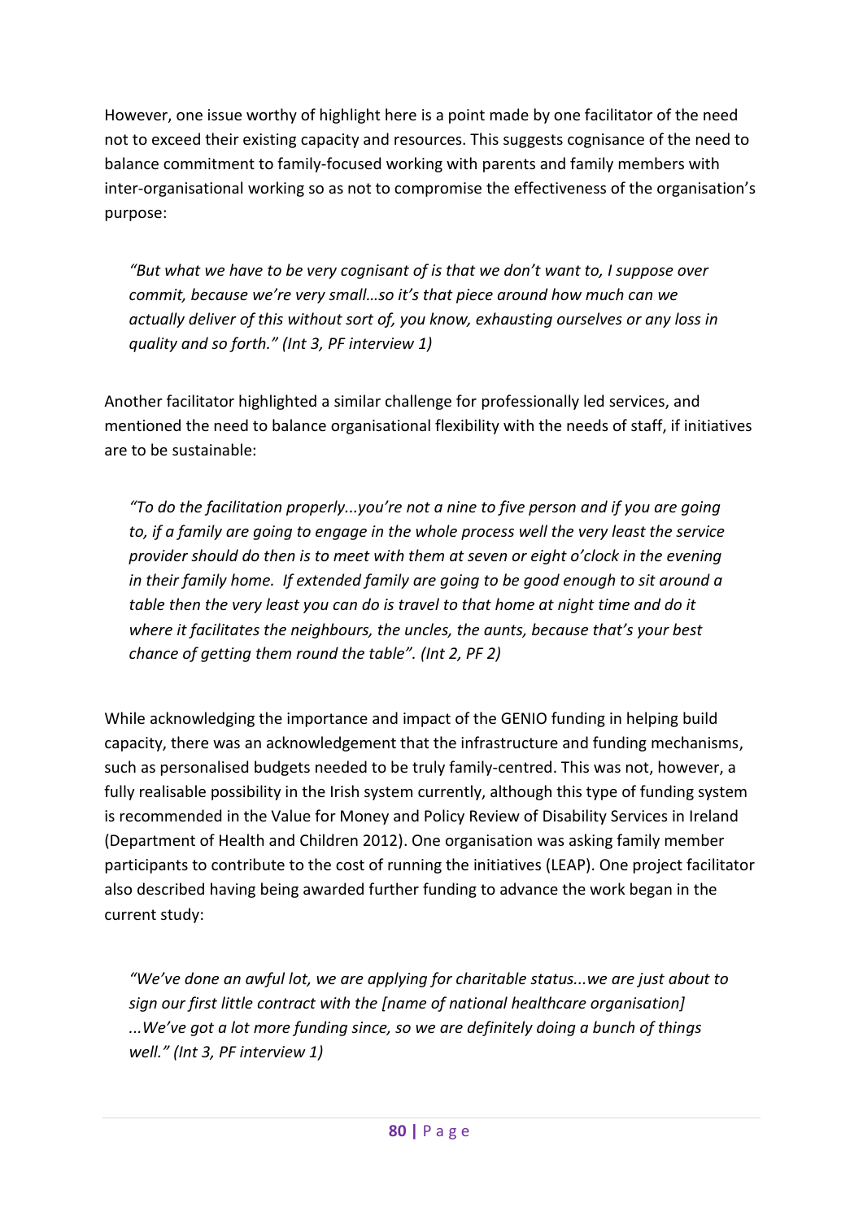However, one issue worthy of highlight here is a point made by one facilitator of the need not to exceed their existing capacity and resources. This suggests cognisance of the need to balance commitment to family-focused working with parents and family members with inter-organisational working so as not to compromise the effectiveness of the organisation's purpose:

> *"But what we have to be very cognisant of is that we don't want to, I suppose over commit, because we're very small…so it's that piece around how much can we actually deliver of this without sort of, you know, exhausting ourselves or any loss in quality and so forth." (Int 3, PF interview 1)*

Another facilitator highlighted a similar challenge for professionally led services, and mentioned the need to balance organisational flexibility with the needs of staff, if initiatives are to be sustainable:

> *"To do the facilitation properly...you're not a nine to five person and if you are going to, if a family are going to engage in the whole process well the very least the service provider should do then is to meet with them at seven or eight o'clock in the evening in their family home. If extended family are going to be good enough to sit around a table then the very least you can do is travel to that home at night time and do it where it facilitates the neighbours, the uncles, the aunts, because that's your best chance of getting them round the table". (Int 2, PF 2)*

While acknowledging the importance and impact of the GENIO funding in helping build capacity, there was an acknowledgement that the infrastructure and funding mechanisms, such as personalised budgets needed to be truly family-centred. This was not, however, a fully realisable possibility in the Irish system currently, although this type of funding system is recommended in the Value for Money and Policy Review of Disability Services in Ireland (Department of Health and Children 2012). One organisation was asking family member participants to contribute to the cost of running the initiatives (LEAP). One project facilitator also described having being awarded further funding to advance the work began in the current study:

> *"We've done an awful lot, we are applying for charitable status...we are just about to sign our first little contract with the [name of national healthcare organisation] ...We've got a lot more funding since, so we are definitely doing a bunch of things well." (Int 3, PF interview 1)*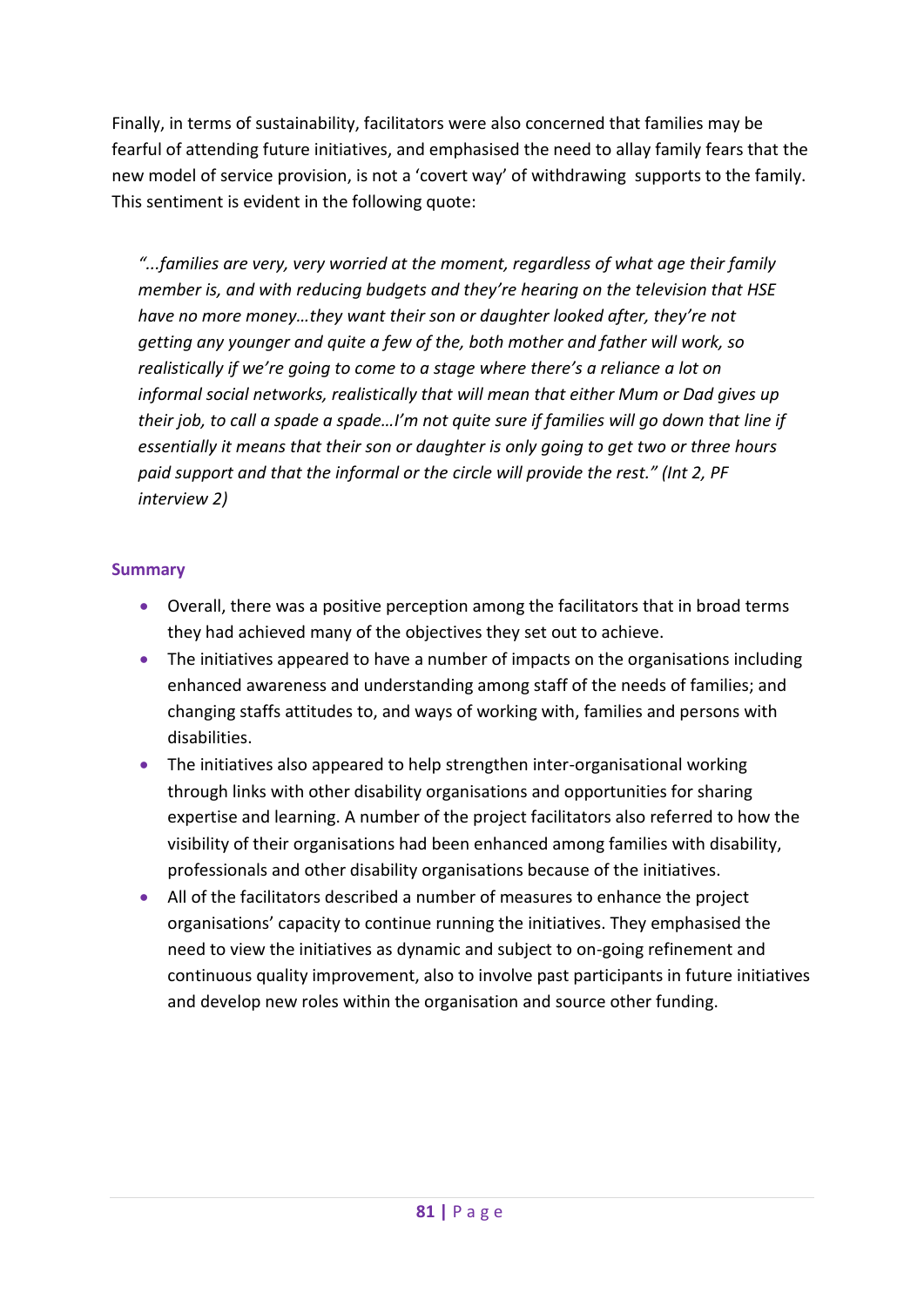Finally, in terms of sustainability, facilitators were also concerned that families may be fearful of attending future initiatives, and emphasised the need to allay family fears that the new model of service provision, is not a 'covert way' of withdrawing supports to the family. This sentiment is evident in the following quote:

> *"...families are very, very worried at the moment, regardless of what age their family member is, and with reducing budgets and they're hearing on the television that HSE have no more money…they want their son or daughter looked after, they're not getting any younger and quite a few of the, both mother and father will work, so realistically if we're going to come to a stage where there's a reliance a lot on informal social networks, realistically that will mean that either Mum or Dad gives up their job, to call a spade a spade…I'm not quite sure if families will go down that line if essentially it means that their son or daughter is only going to get two or three hours paid support and that the informal or the circle will provide the rest." (Int 2, PF interview 2)*

### Summary

- Overall, there was a positive perception among the facilitators that in broad terms they had achieved many of the objectives they set out to achieve.
- The initiatives appeared to have a number of impacts on the organisations including enhanced awareness and understanding among staff of the needs of families; and changing staffs attitudes to, and ways of working with, families and persons with disabilities.
- The initiatives also appeared to help strengthen inter-organisational working through links with other disability organisations and opportunities for sharing expertise and learning. A number of the project facilitators also referred to how the visibility of their organisations had been enhanced among families with disability, professionals and other disability organisations because of the initiatives.
- All of the facilitators described a number of measures to enhance the project organisations' capacity to continue running the initiatives. They emphasised the need to view the initiatives as dynamic and subject to on-going refinement and continuous quality improvement, also to involve past participants in future initiatives and develop new roles within the organisation and source other funding.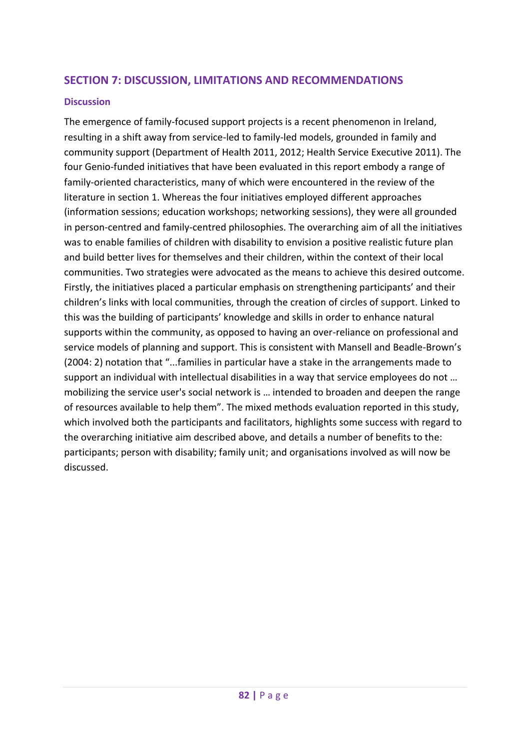## SECTION 7: DISCUSSION, LIMITATIONS AND RECOMMENDATIONS

### Discussion

The emergence of family-focused support projects is a recent phenomenon in Ireland, resulting in a shift away from service-led to family-led models, grounded in family and community support (Department of Health 2011, 2012; Health Service Executive 2011). The four Genio-funded initiatives that have been evaluated in this report embody a range of family-oriented characteristics, many of which were encountered in the review of the literature in section 1. Whereas the four initiatives employed different approaches (information sessions; education workshops; networking sessions), they were all grounded in person-centred and family-centred philosophies. The overarching aim of all the initiatives was to enable families of children with disability to envision a positive realistic future plan and build better lives for themselves and their children, within the context of their local communities. Two strategies were advocated as the means to achieve this desired outcome. Firstly, the initiatives placed a particular emphasis on strengthening participants' and their children's links with local communities, through the creation of circles of support. Linked to this was the building of participants' knowledge and skills in order to enhance natural supports within the community, as opposed to having an over-reliance on professional and service models of planning and support. This is consistent with Mansell and Beadle-Brown's (2004: 2) notation that "...families in particular have a stake in the arrangements made to support an individual with intellectual disabilities in a way that service employees do not … mobilizing the service user's social network is … intended to broaden and deepen the range of resources available to help them". The mixed methods evaluation reported in this study, which involved both the participants and facilitators, highlights some success with regard to the overarching initiative aim described above, and details a number of benefits to the: participants; person with disability; family unit; and organisations involved as will now be discussed.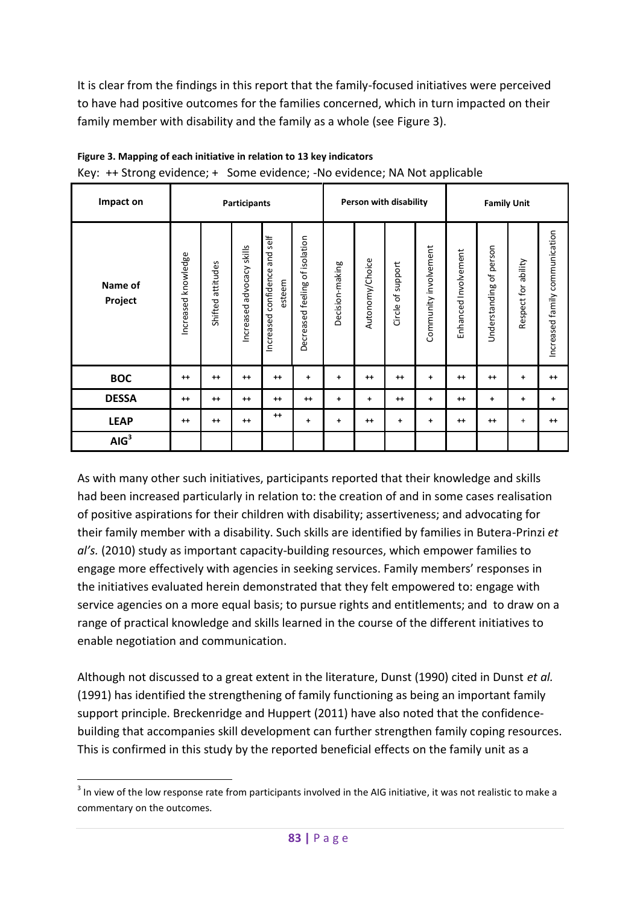It is clear from the findings in this report that the family-focused initiatives were perceived to have had positive outcomes for the families concerned, which in turn impacted on their family member with disability and the family as a whole (see Figure 3).

**Figure 3. Mapping of each initiative in relation to 13 key indicators**

Key: ++ Strong evidence; + Some evidence; -No evidence; NA Not applicable

| Impact on | Participants | | | | | Person with disability | | | | Family Unit | | | |
|---|---|---|---|---|---|---|---|---|---|---|---|---|---|
| Name of Project | Increased knowledge | Shifted attitudes | Increased advocacy skills | Increased confidence and self esteem | Decreased feeling of isolation | Decision-making | Autonomy/Choice | Circle of support | Community involvement | Enhanced Involvement | Understanding of person | Respect for ability | Increased family communication |
| **BOC** | ++ | ++ | ++ | ++ | + | + | ++ | ++ | + | ++ | ++ | + | ++ |
| **DESSA** | ++ | ++ | ++ | ++ | ++ | + | + | ++ | + | ++ | + | + | + |
| **LEAP** | ++ | ++ | ++ | ++ | + | + | ++ | + | + | ++ | ++ | + | ++ |
| **AIG**[3] | | | | | | | | | | | | | |

As with many other such initiatives, participants reported that their knowledge and skills had been increased particularly in relation to: the creation of and in some cases realisation of positive aspirations for their children with disability; assertiveness; and advocating for their family member with a disability. Such skills are identified by families in Butera-Prinzi *et al's.* (2010) study as important capacity-building resources, which empower families to engage more effectively with agencies in seeking services. Family members' responses in the initiatives evaluated herein demonstrated that they felt empowered to: engage with service agencies on a more equal basis; to pursue rights and entitlements; and to draw on a range of practical knowledge and skills learned in the course of the different initiatives to enable negotiation and communication.

Although not discussed to a great extent in the literature, Dunst (1990) cited in Dunst *et al.* (1991) has identified the strengthening of family functioning as being an important family support principle. Breckenridge and Huppert (2011) have also noted that the confidence-building that accompanies skill development can further strengthen family coping resources. This is confirmed in this study by the reported beneficial effects on the family unit as a

[3] In view of the low response rate from participants involved in the AIG initiative, it was not realistic to make a commentary on the outcomes.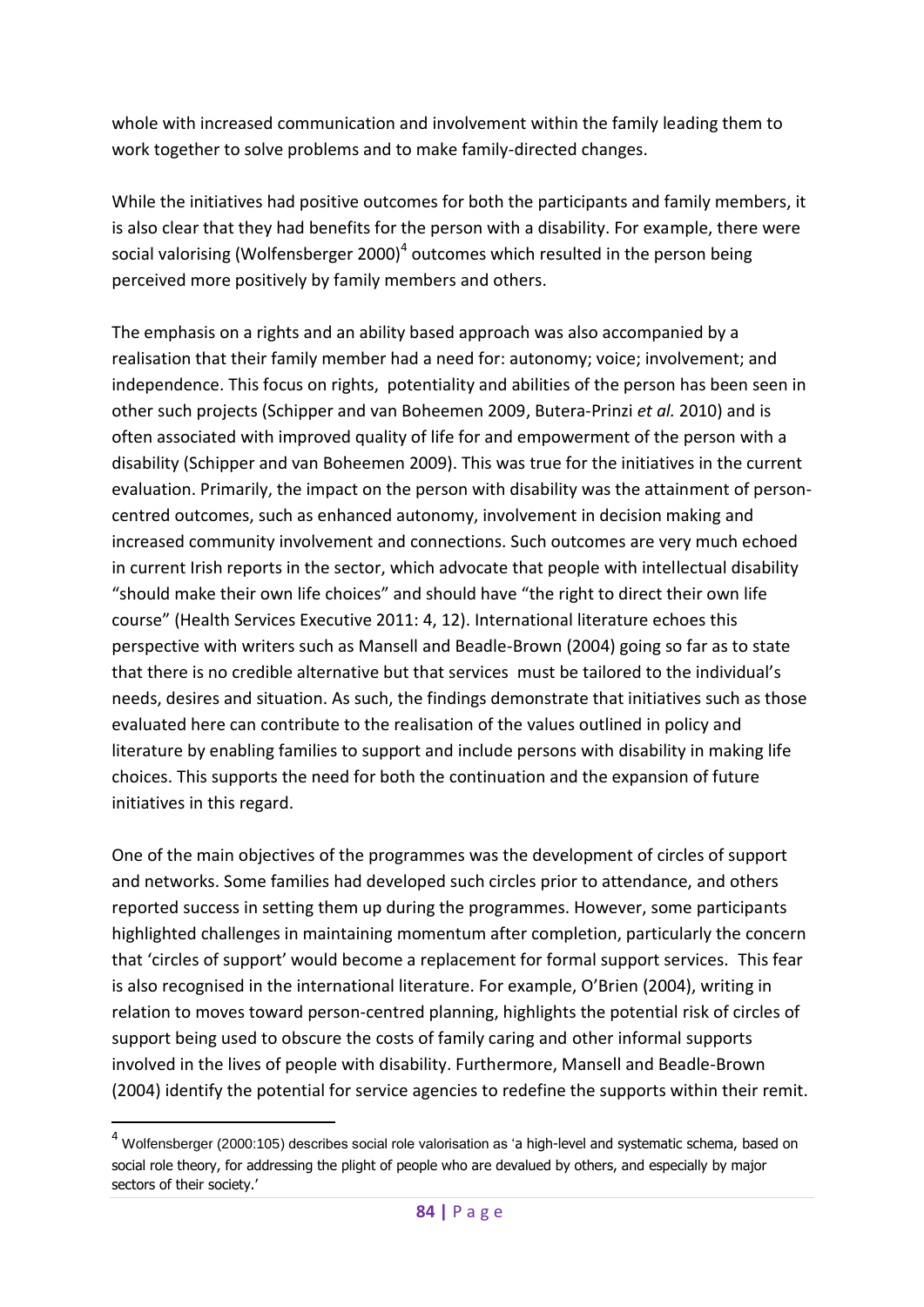whole with increased communication and involvement within the family leading them to work together to solve problems and to make family-directed changes.

While the initiatives had positive outcomes for both the participants and family members, it is also clear that they had benefits for the person with a disability. For example, there were social valorising (Wolfensberger 2000)[4] outcomes which resulted in the person being perceived more positively by family members and others.

The emphasis on a rights and an ability based approach was also accompanied by a realisation that their family member had a need for: autonomy; voice; involvement; and independence. This focus on rights, potentiality and abilities of the person has been seen in other such projects (Schipper and van Boheemen 2009, Butera-Prinzi *et al.* 2010) and is often associated with improved quality of life for and empowerment of the person with a disability (Schipper and van Boheemen 2009). This was true for the initiatives in the current evaluation. Primarily, the impact on the person with disability was the attainment of person-centred outcomes, such as enhanced autonomy, involvement in decision making and increased community involvement and connections. Such outcomes are very much echoed in current Irish reports in the sector, which advocate that people with intellectual disability "should make their own life choices" and should have "the right to direct their own life course" (Health Services Executive 2011: 4, 12). International literature echoes this perspective with writers such as Mansell and Beadle-Brown (2004) going so far as to state that there is no credible alternative but that services must be tailored to the individual's needs, desires and situation. As such, the findings demonstrate that initiatives such as those evaluated here can contribute to the realisation of the values outlined in policy and literature by enabling families to support and include persons with disability in making life choices. This supports the need for both the continuation and the expansion of future initiatives in this regard.

One of the main objectives of the programmes was the development of circles of support and networks. Some families had developed such circles prior to attendance, and others reported success in setting them up during the programmes. However, some participants highlighted challenges in maintaining momentum after completion, particularly the concern that 'circles of support' would become a replacement for formal support services. This fear is also recognised in the international literature. For example, O'Brien (2004), writing in relation to moves toward person-centred planning, highlights the potential risk of circles of support being used to obscure the costs of family caring and other informal supports involved in the lives of people with disability. Furthermore, Mansell and Beadle-Brown (2004) identify the potential for service agencies to redefine the supports within their remit.

---

[4] Wolfensberger (2000:105) describes social role valorisation as 'a high-level and systematic schema, based on social role theory, for addressing the plight of people who are devalued by others, and especially by major sectors of their society.'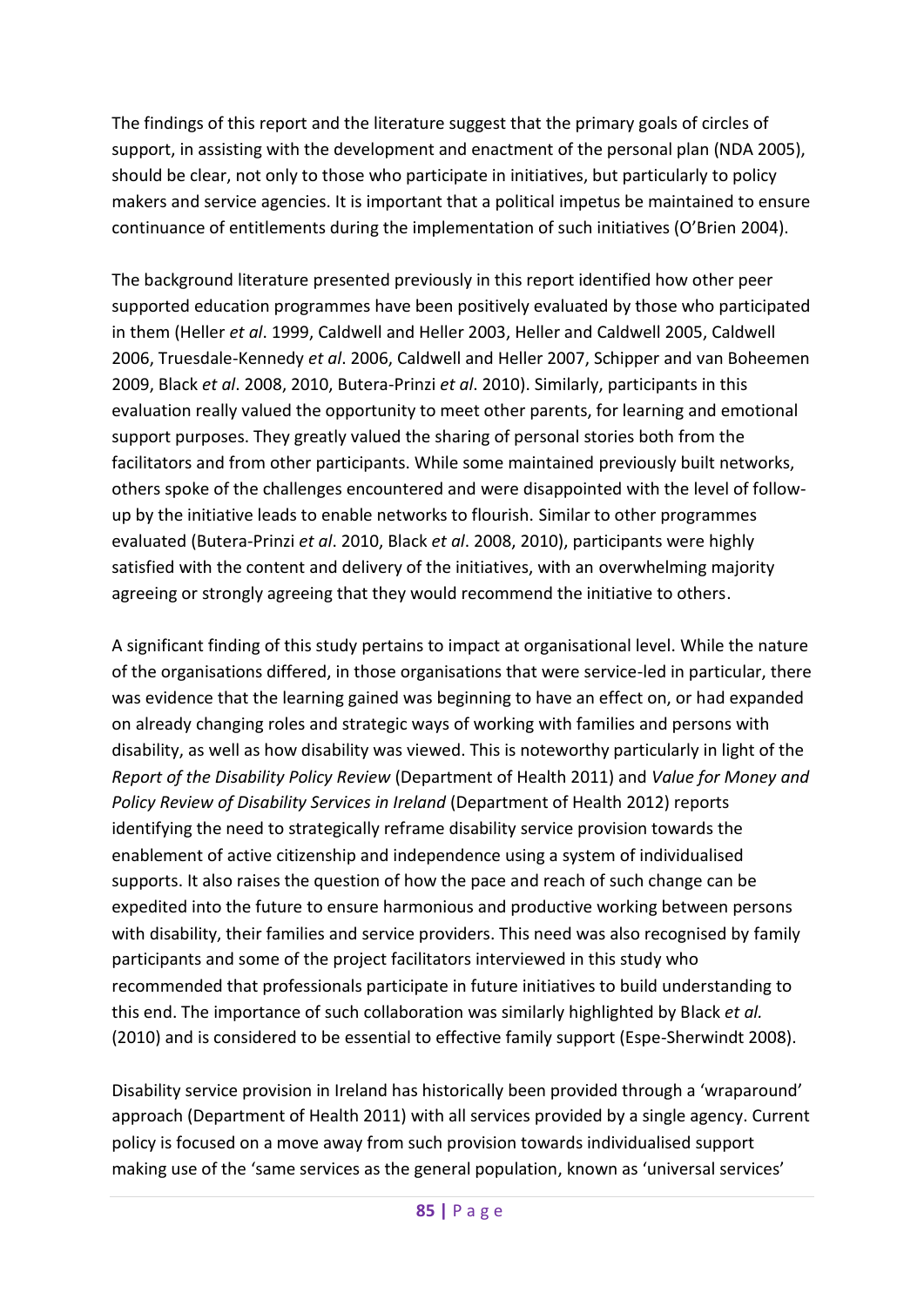The findings of this report and the literature suggest that the primary goals of circles of support, in assisting with the development and enactment of the personal plan (NDA 2005), should be clear, not only to those who participate in initiatives, but particularly to policy makers and service agencies. It is important that a political impetus be maintained to ensure continuance of entitlements during the implementation of such initiatives (O'Brien 2004).

The background literature presented previously in this report identified how other peer supported education programmes have been positively evaluated by those who participated in them (Heller *et al*. 1999, Caldwell and Heller 2003, Heller and Caldwell 2005, Caldwell 2006, Truesdale-Kennedy *et al*. 2006, Caldwell and Heller 2007, Schipper and van Boheemen 2009, Black *et al*. 2008, 2010, Butera-Prinzi *et al*. 2010). Similarly, participants in this evaluation really valued the opportunity to meet other parents, for learning and emotional support purposes. They greatly valued the sharing of personal stories both from the facilitators and from other participants. While some maintained previously built networks, others spoke of the challenges encountered and were disappointed with the level of follow-up by the initiative leads to enable networks to flourish. Similar to other programmes evaluated (Butera-Prinzi *et al*. 2010, Black *et al*. 2008, 2010), participants were highly satisfied with the content and delivery of the initiatives, with an overwhelming majority agreeing or strongly agreeing that they would recommend the initiative to others.

A significant finding of this study pertains to impact at organisational level. While the nature of the organisations differed, in those organisations that were service-led in particular, there was evidence that the learning gained was beginning to have an effect on, or had expanded on already changing roles and strategic ways of working with families and persons with disability, as well as how disability was viewed. This is noteworthy particularly in light of the *Report of the Disability Policy Review* (Department of Health 2011) and *Value for Money and Policy Review of Disability Services in Ireland* (Department of Health 2012) reports identifying the need to strategically reframe disability service provision towards the enablement of active citizenship and independence using a system of individualised supports. It also raises the question of how the pace and reach of such change can be expedited into the future to ensure harmonious and productive working between persons with disability, their families and service providers. This need was also recognised by family participants and some of the project facilitators interviewed in this study who recommended that professionals participate in future initiatives to build understanding to this end. The importance of such collaboration was similarly highlighted by Black *et al.* (2010) and is considered to be essential to effective family support (Espe-Sherwindt 2008).

Disability service provision in Ireland has historically been provided through a 'wraparound' approach (Department of Health 2011) with all services provided by a single agency. Current policy is focused on a move away from such provision towards individualised support making use of the 'same services as the general population, known as 'universal services'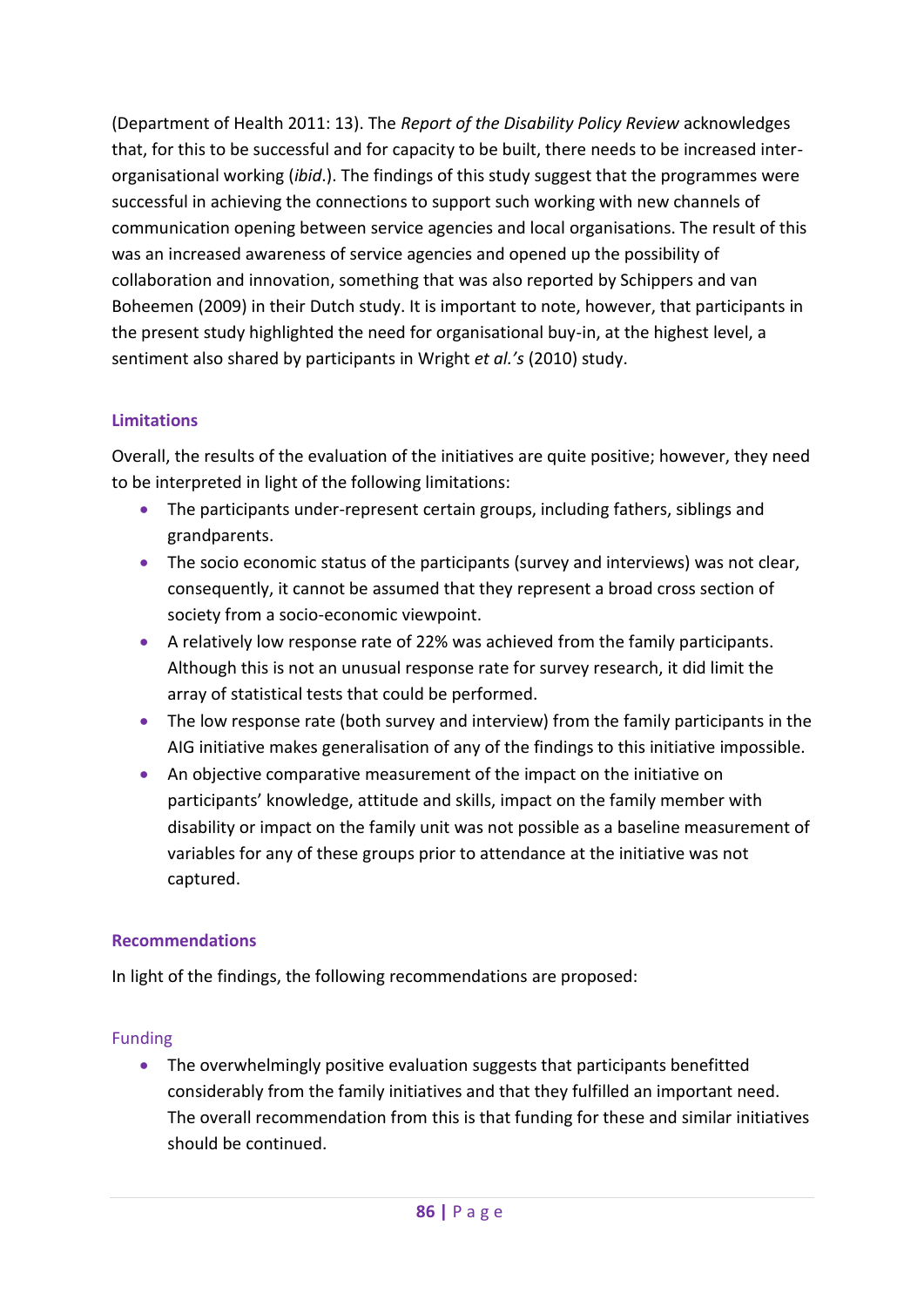(Department of Health 2011: 13). The *Report of the Disability Policy Review* acknowledges that, for this to be successful and for capacity to be built, there needs to be increased inter-organisational working (*ibid*.). The findings of this study suggest that the programmes were successful in achieving the connections to support such working with new channels of communication opening between service agencies and local organisations. The result of this was an increased awareness of service agencies and opened up the possibility of collaboration and innovation, something that was also reported by Schippers and van Boheemen (2009) in their Dutch study. It is important to note, however, that participants in the present study highlighted the need for organisational buy-in, at the highest level, a sentiment also shared by participants in Wright *et al.'s* (2010) study.

### Limitations

Overall, the results of the evaluation of the initiatives are quite positive; however, they need to be interpreted in light of the following limitations:

- The participants under-represent certain groups, including fathers, siblings and grandparents.
- The socio economic status of the participants (survey and interviews) was not clear, consequently, it cannot be assumed that they represent a broad cross section of society from a socio-economic viewpoint.
- A relatively low response rate of 22% was achieved from the family participants. Although this is not an unusual response rate for survey research, it did limit the array of statistical tests that could be performed.
- The low response rate (both survey and interview) from the family participants in the AIG initiative makes generalisation of any of the findings to this initiative impossible.
- An objective comparative measurement of the impact on the initiative on participants' knowledge, attitude and skills, impact on the family member with disability or impact on the family unit was not possible as a baseline measurement of variables for any of these groups prior to attendance at the initiative was not captured.

### Recommendations

In light of the findings, the following recommendations are proposed:

#### Funding

- The overwhelmingly positive evaluation suggests that participants benefitted considerably from the family initiatives and that they fulfilled an important need. The overall recommendation from this is that funding for these and similar initiatives should be continued.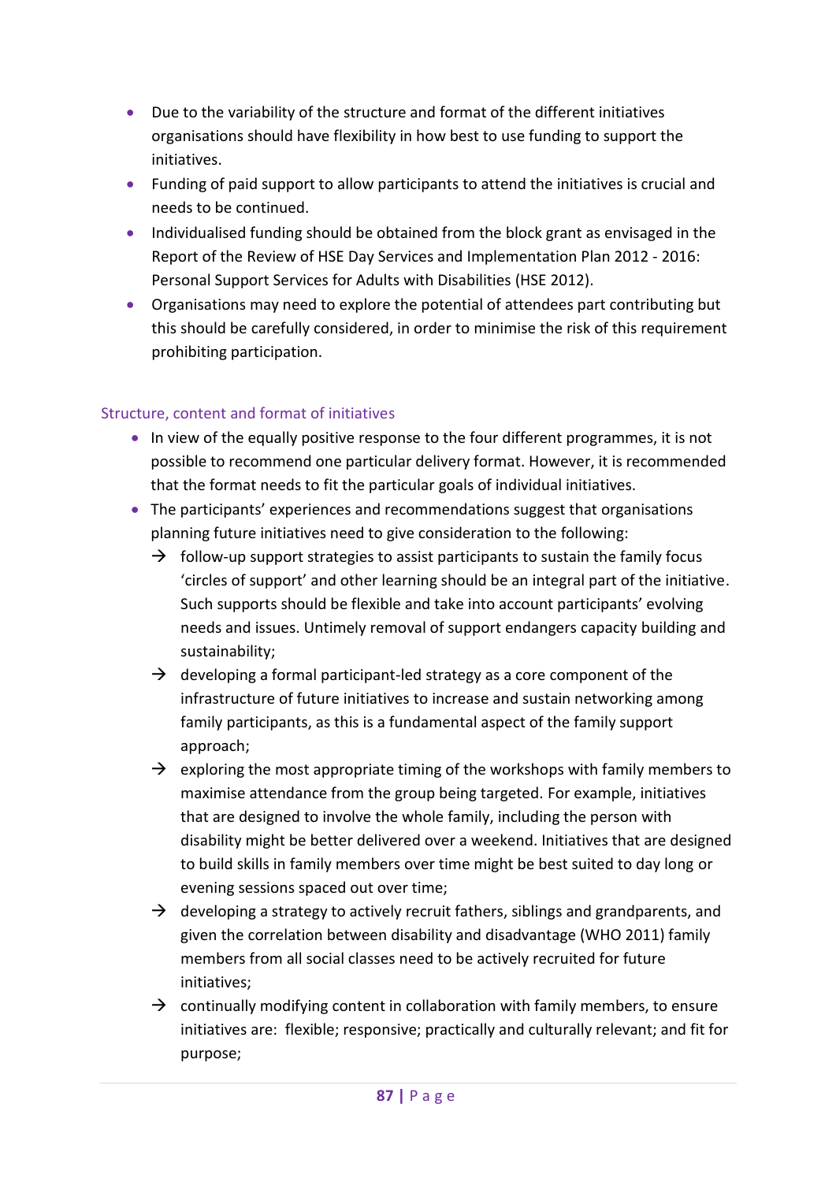- Due to the variability of the structure and format of the different initiatives organisations should have flexibility in how best to use funding to support the initiatives.
- Funding of paid support to allow participants to attend the initiatives is crucial and needs to be continued.
- Individualised funding should be obtained from the block grant as envisaged in the Report of the Review of HSE Day Services and Implementation Plan 2012 - 2016: Personal Support Services for Adults with Disabilities (HSE 2012).
- Organisations may need to explore the potential of attendees part contributing but this should be carefully considered, in order to minimise the risk of this requirement prohibiting participation.

### Structure, content and format of initiatives

- In view of the equally positive response to the four different programmes, it is not possible to recommend one particular delivery format. However, it is recommended that the format needs to fit the particular goals of individual initiatives.
- The participants' experiences and recommendations suggest that organisations planning future initiatives need to give consideration to the following:
  - → follow-up support strategies to assist participants to sustain the family focus 'circles of support' and other learning should be an integral part of the initiative. Such supports should be flexible and take into account participants' evolving needs and issues. Untimely removal of support endangers capacity building and sustainability;
  - → developing a formal participant-led strategy as a core component of the infrastructure of future initiatives to increase and sustain networking among family participants, as this is a fundamental aspect of the family support approach;
  - → exploring the most appropriate timing of the workshops with family members to maximise attendance from the group being targeted. For example, initiatives that are designed to involve the whole family, including the person with disability might be better delivered over a weekend. Initiatives that are designed to build skills in family members over time might be best suited to day long or evening sessions spaced out over time;
  - → developing a strategy to actively recruit fathers, siblings and grandparents, and given the correlation between disability and disadvantage (WHO 2011) family members from all social classes need to be actively recruited for future initiatives;
  - → continually modifying content in collaboration with family members, to ensure initiatives are: flexible; responsive; practically and culturally relevant; and fit for purpose;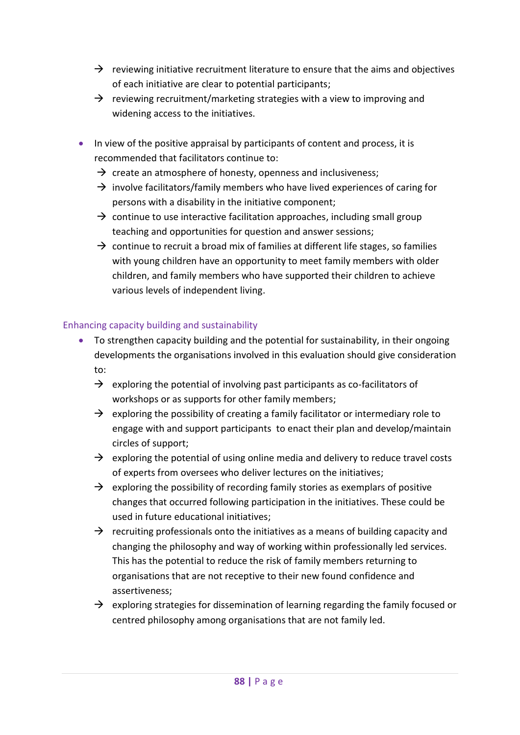- → reviewing initiative recruitment literature to ensure that the aims and objectives of each initiative are clear to potential participants;
  - → reviewing recruitment/marketing strategies with a view to improving and widening access to the initiatives.

- In view of the positive appraisal by participants of content and process, it is recommended that facilitators continue to:
  - → create an atmosphere of honesty, openness and inclusiveness;
  - → involve facilitators/family members who have lived experiences of caring for persons with a disability in the initiative component;
  - → continue to use interactive facilitation approaches, including small group teaching and opportunities for question and answer sessions;
  - → continue to recruit a broad mix of families at different life stages, so families with young children have an opportunity to meet family members with older children, and family members who have supported their children to achieve various levels of independent living.

### Enhancing capacity building and sustainability

- To strengthen capacity building and the potential for sustainability, in their ongoing developments the organisations involved in this evaluation should give consideration to:
  - → exploring the potential of involving past participants as co-facilitators of workshops or as supports for other family members;
  - → exploring the possibility of creating a family facilitator or intermediary role to engage with and support participants to enact their plan and develop/maintain circles of support;
  - → exploring the potential of using online media and delivery to reduce travel costs of experts from oversees who deliver lectures on the initiatives;
  - → exploring the possibility of recording family stories as exemplars of positive changes that occurred following participation in the initiatives. These could be used in future educational initiatives;
  - → recruiting professionals onto the initiatives as a means of building capacity and changing the philosophy and way of working within professionally led services. This has the potential to reduce the risk of family members returning to organisations that are not receptive to their new found confidence and assertiveness;
  - → exploring strategies for dissemination of learning regarding the family focused or centred philosophy among organisations that are not family led.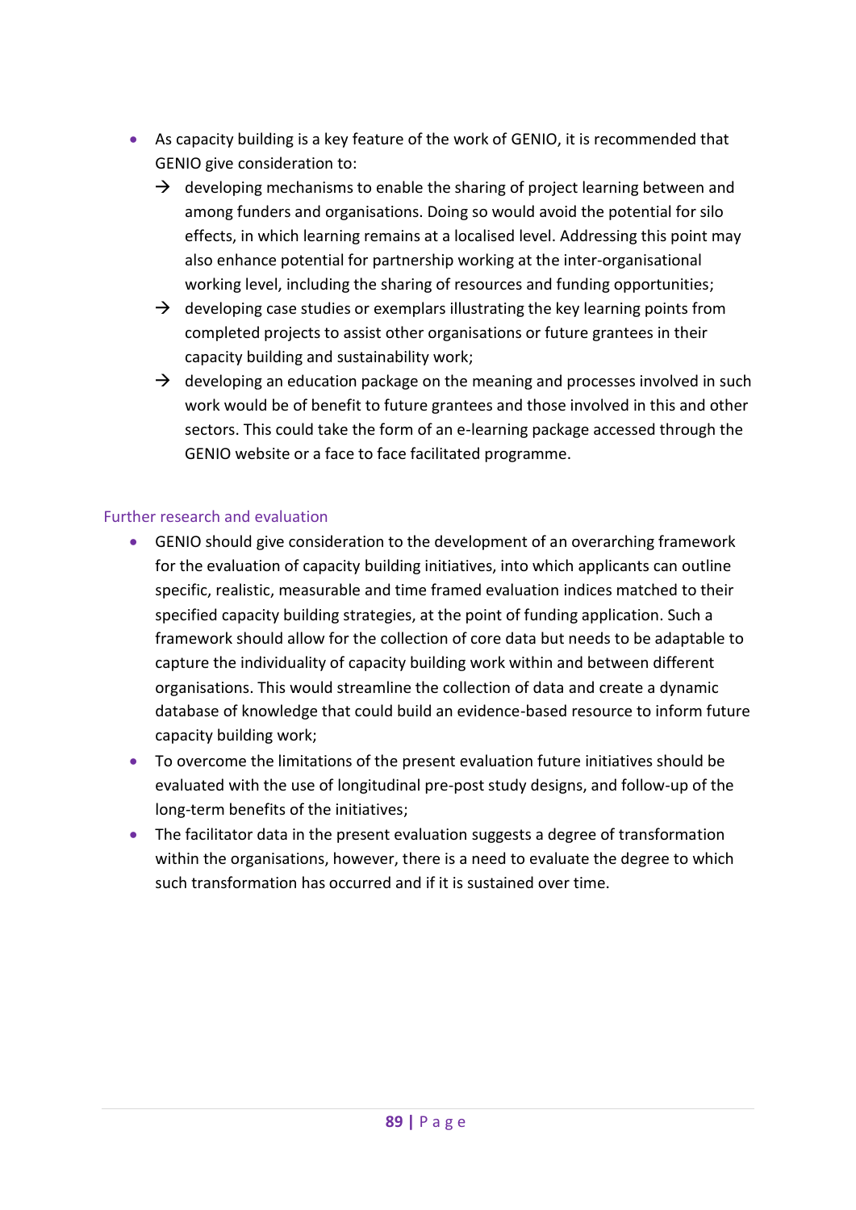- As capacity building is a key feature of the work of GENIO, it is recommended that GENIO give consideration to:
  - → developing mechanisms to enable the sharing of project learning between and among funders and organisations. Doing so would avoid the potential for silo effects, in which learning remains at a localised level. Addressing this point may also enhance potential for partnership working at the inter-organisational working level, including the sharing of resources and funding opportunities;
  - → developing case studies or exemplars illustrating the key learning points from completed projects to assist other organisations or future grantees in their capacity building and sustainability work;
  - → developing an education package on the meaning and processes involved in such work would be of benefit to future grantees and those involved in this and other sectors. This could take the form of an e-learning package accessed through the GENIO website or a face to face facilitated programme.

### Further research and evaluation

- GENIO should give consideration to the development of an overarching framework for the evaluation of capacity building initiatives, into which applicants can outline specific, realistic, measurable and time framed evaluation indices matched to their specified capacity building strategies, at the point of funding application. Such a framework should allow for the collection of core data but needs to be adaptable to capture the individuality of capacity building work within and between different organisations. This would streamline the collection of data and create a dynamic database of knowledge that could build an evidence-based resource to inform future capacity building work;
- To overcome the limitations of the present evaluation future initiatives should be evaluated with the use of longitudinal pre-post study designs, and follow-up of the long-term benefits of the initiatives;
- The facilitator data in the present evaluation suggests a degree of transformation within the organisations, however, there is a need to evaluate the degree to which such transformation has occurred and if it is sustained over time.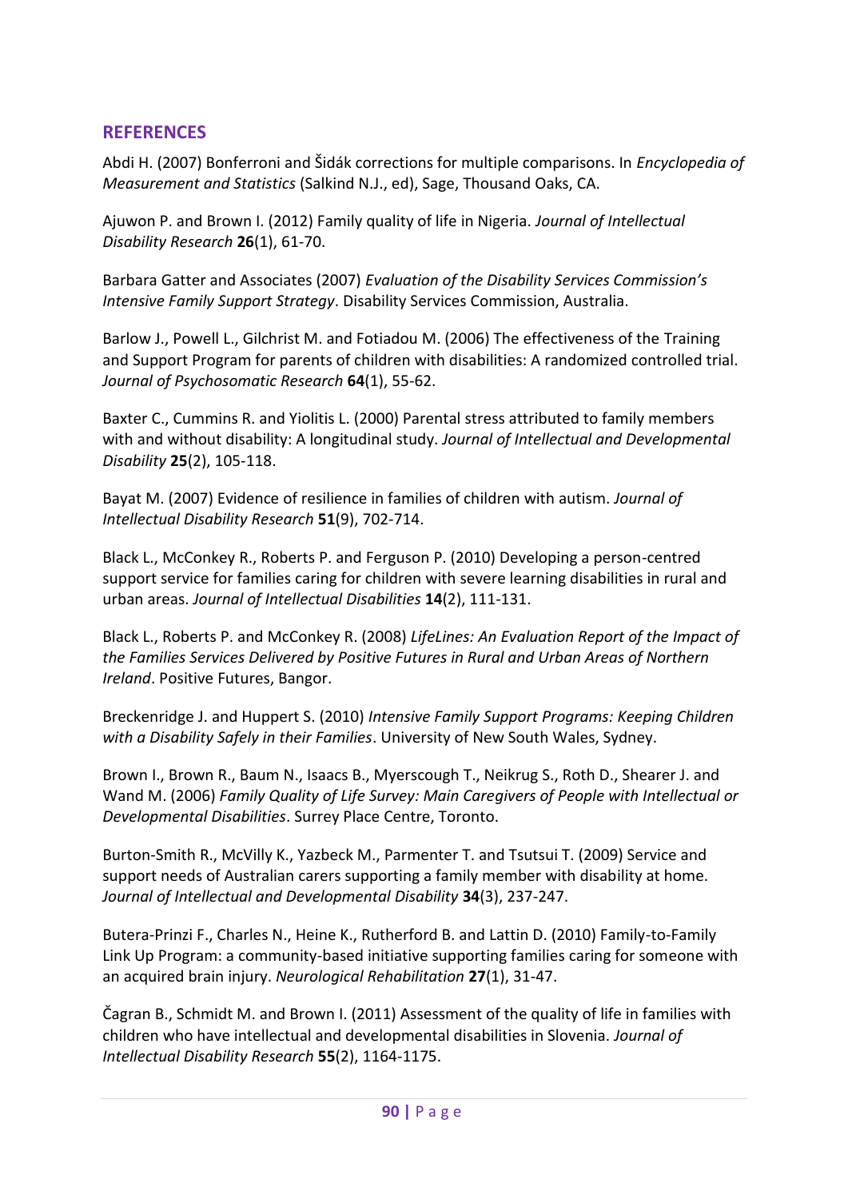## REFERENCES

Abdi H. (2007) Bonferroni and Šidák corrections for multiple comparisons. In *Encyclopedia of Measurement and Statistics* (Salkind N.J., ed), Sage, Thousand Oaks, CA.

Ajuwon P. and Brown I. (2012) Family quality of life in Nigeria. *Journal of Intellectual Disability Research* **26**(1), 61-70.

Barbara Gatter and Associates (2007) *Evaluation of the Disability Services Commission's Intensive Family Support Strategy*. Disability Services Commission, Australia.

Barlow J., Powell L., Gilchrist M. and Fotiadou M. (2006) The effectiveness of the Training and Support Program for parents of children with disabilities: A randomized controlled trial. *Journal of Psychosomatic Research* **64**(1), 55-62.

Baxter C., Cummins R. and Yiolitis L. (2000) Parental stress attributed to family members with and without disability: A longitudinal study. *Journal of Intellectual and Developmental Disability* **25**(2), 105-118.

Bayat M. (2007) Evidence of resilience in families of children with autism. *Journal of Intellectual Disability Research* **51**(9), 702-714.

Black L., McConkey R., Roberts P. and Ferguson P. (2010) Developing a person-centred support service for families caring for children with severe learning disabilities in rural and urban areas. *Journal of Intellectual Disabilities* **14**(2), 111-131.

Black L., Roberts P. and McConkey R. (2008) *LifeLines: An Evaluation Report of the Impact of the Families Services Delivered by Positive Futures in Rural and Urban Areas of Northern Ireland*. Positive Futures, Bangor.

Breckenridge J. and Huppert S. (2010) *Intensive Family Support Programs: Keeping Children with a Disability Safely in their Families*. University of New South Wales, Sydney.

Brown I., Brown R., Baum N., Isaacs B., Myerscough T., Neikrug S., Roth D., Shearer J. and Wand M. (2006) *Family Quality of Life Survey: Main Caregivers of People with Intellectual or Developmental Disabilities*. Surrey Place Centre, Toronto.

Burton-Smith R., McVilly K., Yazbeck M., Parmenter T. and Tsutsui T. (2009) Service and support needs of Australian carers supporting a family member with disability at home. *Journal of Intellectual and Developmental Disability* **34**(3), 237-247.

Butera-Prinzi F., Charles N., Heine K., Rutherford B. and Lattin D. (2010) Family-to-Family Link Up Program: a community-based initiative supporting families caring for someone with an acquired brain injury. *Neurological Rehabilitation* **27**(1), 31-47.

Čagran B., Schmidt M. and Brown I. (2011) Assessment of the quality of life in families with children who have intellectual and developmental disabilities in Slovenia. *Journal of Intellectual Disability Research* **55**(2), 1164-1175.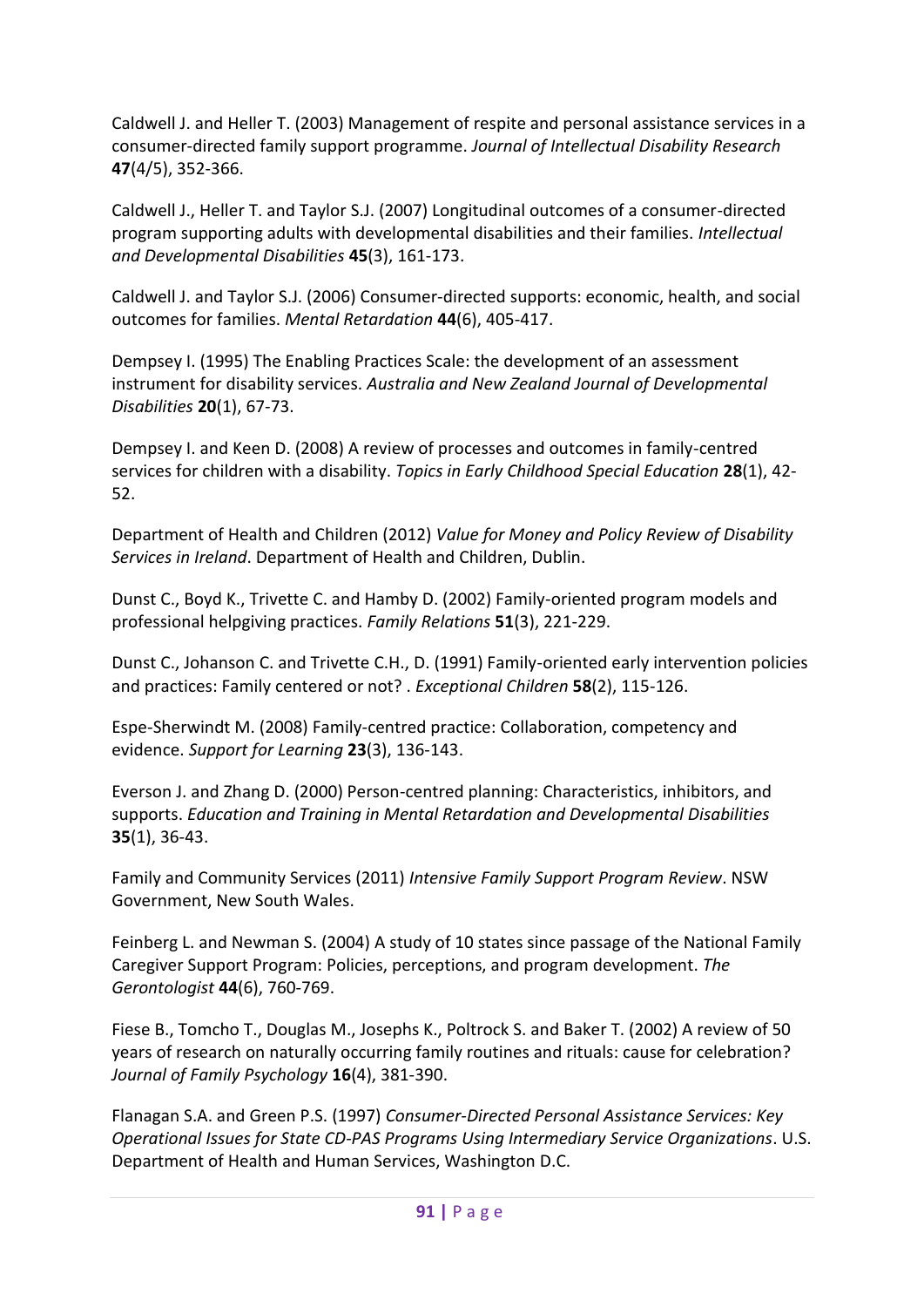Caldwell J. and Heller T. (2003) Management of respite and personal assistance services in a consumer-directed family support programme. *Journal of Intellectual Disability Research* **47**(4/5), 352-366.

Caldwell J., Heller T. and Taylor S.J. (2007) Longitudinal outcomes of a consumer-directed program supporting adults with developmental disabilities and their families. *Intellectual and Developmental Disabilities* **45**(3), 161-173.

Caldwell J. and Taylor S.J. (2006) Consumer-directed supports: economic, health, and social outcomes for families. *Mental Retardation* **44**(6), 405-417.

Dempsey I. (1995) The Enabling Practices Scale: the development of an assessment instrument for disability services. *Australia and New Zealand Journal of Developmental Disabilities* **20**(1), 67-73.

Dempsey I. and Keen D. (2008) A review of processes and outcomes in family-centred services for children with a disability. *Topics in Early Childhood Special Education* **28**(1), 42-52.

Department of Health and Children (2012) *Value for Money and Policy Review of Disability Services in Ireland*. Department of Health and Children, Dublin.

Dunst C., Boyd K., Trivette C. and Hamby D. (2002) Family-oriented program models and professional helpgiving practices. *Family Relations* **51**(3), 221-229.

Dunst C., Johanson C. and Trivette C.H., D. (1991) Family-oriented early intervention policies and practices: Family centered or not? . *Exceptional Children* **58**(2), 115-126.

Espe-Sherwindt M. (2008) Family-centred practice: Collaboration, competency and evidence. *Support for Learning* **23**(3), 136-143.

Everson J. and Zhang D. (2000) Person-centred planning: Characteristics, inhibitors, and supports. *Education and Training in Mental Retardation and Developmental Disabilities* **35**(1), 36-43.

Family and Community Services (2011) *Intensive Family Support Program Review*. NSW Government, New South Wales.

Feinberg L. and Newman S. (2004) A study of 10 states since passage of the National Family Caregiver Support Program: Policies, perceptions, and program development. *The Gerontologist* **44**(6), 760-769.

Fiese B., Tomcho T., Douglas M., Josephs K., Poltrock S. and Baker T. (2002) A review of 50 years of research on naturally occurring family routines and rituals: cause for celebration? *Journal of Family Psychology* **16**(4), 381-390.

Flanagan S.A. and Green P.S. (1997) *Consumer-Directed Personal Assistance Services: Key Operational Issues for State CD-PAS Programs Using Intermediary Service Organizations*. U.S. Department of Health and Human Services, Washington D.C.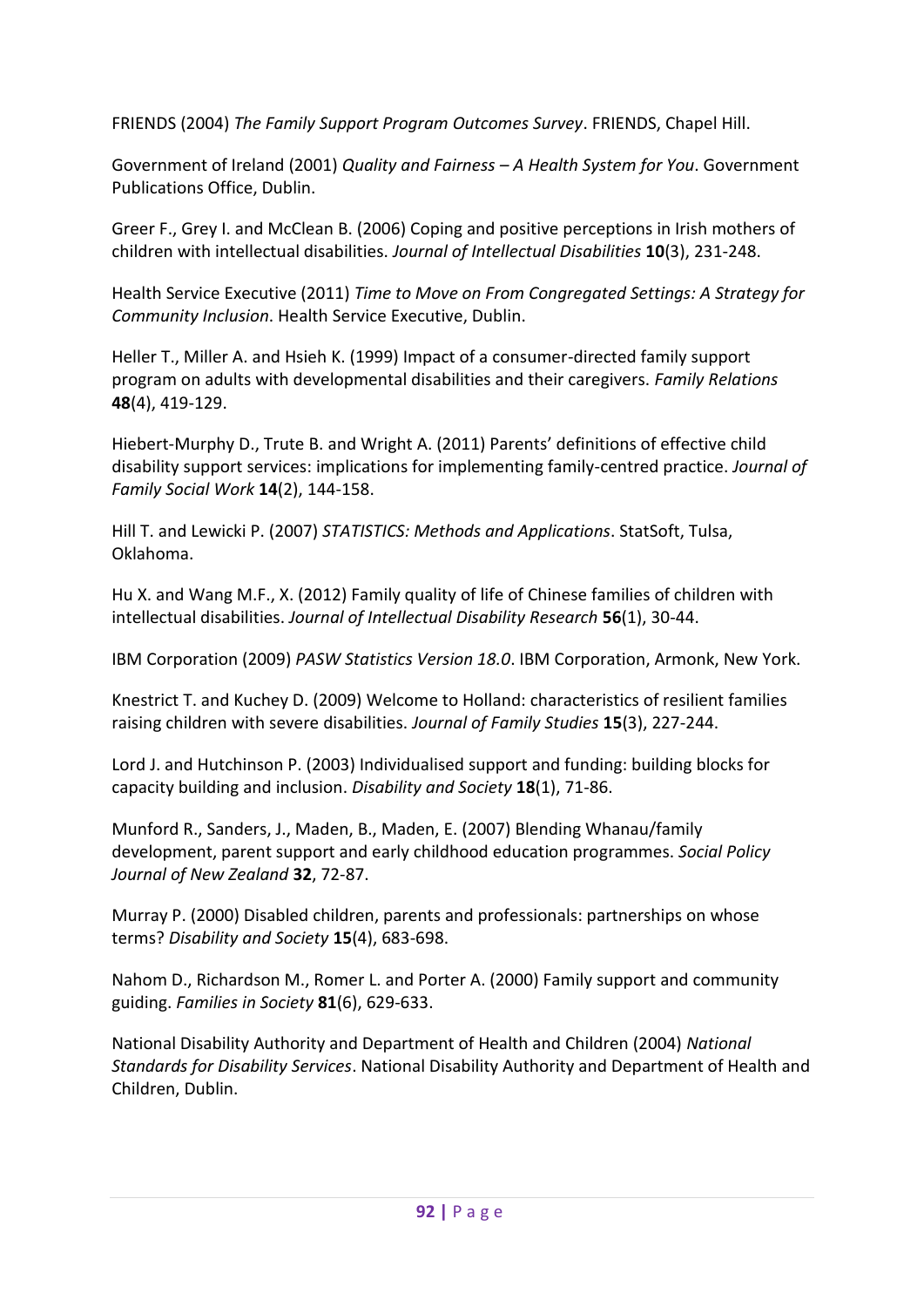FRIENDS (2004) *The Family Support Program Outcomes Survey*. FRIENDS, Chapel Hill.

Government of Ireland (2001) *Quality and Fairness – A Health System for You*. Government Publications Office, Dublin.

Greer F., Grey I. and McClean B. (2006) Coping and positive perceptions in Irish mothers of children with intellectual disabilities. *Journal of Intellectual Disabilities* **10**(3), 231-248.

Health Service Executive (2011) *Time to Move on From Congregated Settings: A Strategy for Community Inclusion*. Health Service Executive, Dublin.

Heller T., Miller A. and Hsieh K. (1999) Impact of a consumer-directed family support program on adults with developmental disabilities and their caregivers. *Family Relations* **48**(4), 419-129.

Hiebert-Murphy D., Trute B. and Wright A. (2011) Parents' definitions of effective child disability support services: implications for implementing family-centred practice. *Journal of Family Social Work* **14**(2), 144-158.

Hill T. and Lewicki P. (2007) *STATISTICS: Methods and Applications*. StatSoft, Tulsa, Oklahoma.

Hu X. and Wang M.F., X. (2012) Family quality of life of Chinese families of children with intellectual disabilities. *Journal of Intellectual Disability Research* **56**(1), 30-44.

IBM Corporation (2009) *PASW Statistics Version 18.0*. IBM Corporation, Armonk, New York.

Knestrict T. and Kuchey D. (2009) Welcome to Holland: characteristics of resilient families raising children with severe disabilities. *Journal of Family Studies* **15**(3), 227-244.

Lord J. and Hutchinson P. (2003) Individualised support and funding: building blocks for capacity building and inclusion. *Disability and Society* **18**(1), 71-86.

Munford R., Sanders, J., Maden, B., Maden, E. (2007) Blending Whanau/family development, parent support and early childhood education programmes. *Social Policy Journal of New Zealand* **32**, 72-87.

Murray P. (2000) Disabled children, parents and professionals: partnerships on whose terms? *Disability and Society* **15**(4), 683-698.

Nahom D., Richardson M., Romer L. and Porter A. (2000) Family support and community guiding. *Families in Society* **81**(6), 629-633.

National Disability Authority and Department of Health and Children (2004) *National Standards for Disability Services*. National Disability Authority and Department of Health and Children, Dublin.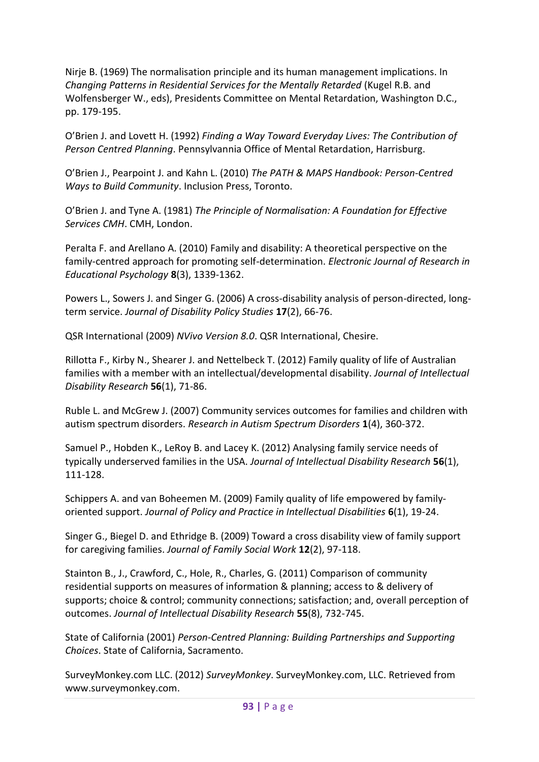Nirje B. (1969) The normalisation principle and its human management implications. In *Changing Patterns in Residential Services for the Mentally Retarded* (Kugel R.B. and Wolfensberger W., eds), Presidents Committee on Mental Retardation, Washington D.C., pp. 179-195.

O'Brien J. and Lovett H. (1992) *Finding a Way Toward Everyday Lives: The Contribution of Person Centred Planning*. Pennsylvannia Office of Mental Retardation, Harrisburg.

O'Brien J., Pearpoint J. and Kahn L. (2010) *The PATH & MAPS Handbook: Person-Centred Ways to Build Community*. Inclusion Press, Toronto.

O'Brien J. and Tyne A. (1981) *The Principle of Normalisation: A Foundation for Effective Services CMH*. CMH, London.

Peralta F. and Arellano A. (2010) Family and disability: A theoretical perspective on the family-centred approach for promoting self-determination. *Electronic Journal of Research in Educational Psychology* **8**(3), 1339-1362.

Powers L., Sowers J. and Singer G. (2006) A cross-disability analysis of person-directed, long-term service. *Journal of Disability Policy Studies* **17**(2), 66-76.

QSR International (2009) *NVivo Version 8.0*. QSR International, Chesire.

Rillotta F., Kirby N., Shearer J. and Nettelbeck T. (2012) Family quality of life of Australian families with a member with an intellectual/developmental disability. *Journal of Intellectual Disability Research* **56**(1), 71-86.

Ruble L. and McGrew J. (2007) Community services outcomes for families and children with autism spectrum disorders. *Research in Autism Spectrum Disorders* **1**(4), 360-372.

Samuel P., Hobden K., LeRoy B. and Lacey K. (2012) Analysing family service needs of typically underserved families in the USA. *Journal of Intellectual Disability Research* **56**(1), 111-128.

Schippers A. and van Boheemen M. (2009) Family quality of life empowered by family-oriented support. *Journal of Policy and Practice in Intellectual Disabilities* **6**(1), 19-24.

Singer G., Biegel D. and Ethridge B. (2009) Toward a cross disability view of family support for caregiving families. *Journal of Family Social Work* **12**(2), 97-118.

Stainton B., J., Crawford, C., Hole, R., Charles, G. (2011) Comparison of community residential supports on measures of information & planning; access to & delivery of supports; choice & control; community connections; satisfaction; and, overall perception of outcomes. *Journal of Intellectual Disability Research* **55**(8), 732-745.

State of California (2001) *Person-Centred Planning: Building Partnerships and Supporting Choices*. State of California, Sacramento.

SurveyMonkey.com LLC. (2012) *SurveyMonkey*. SurveyMonkey.com, LLC. Retrieved from www.surveymonkey.com.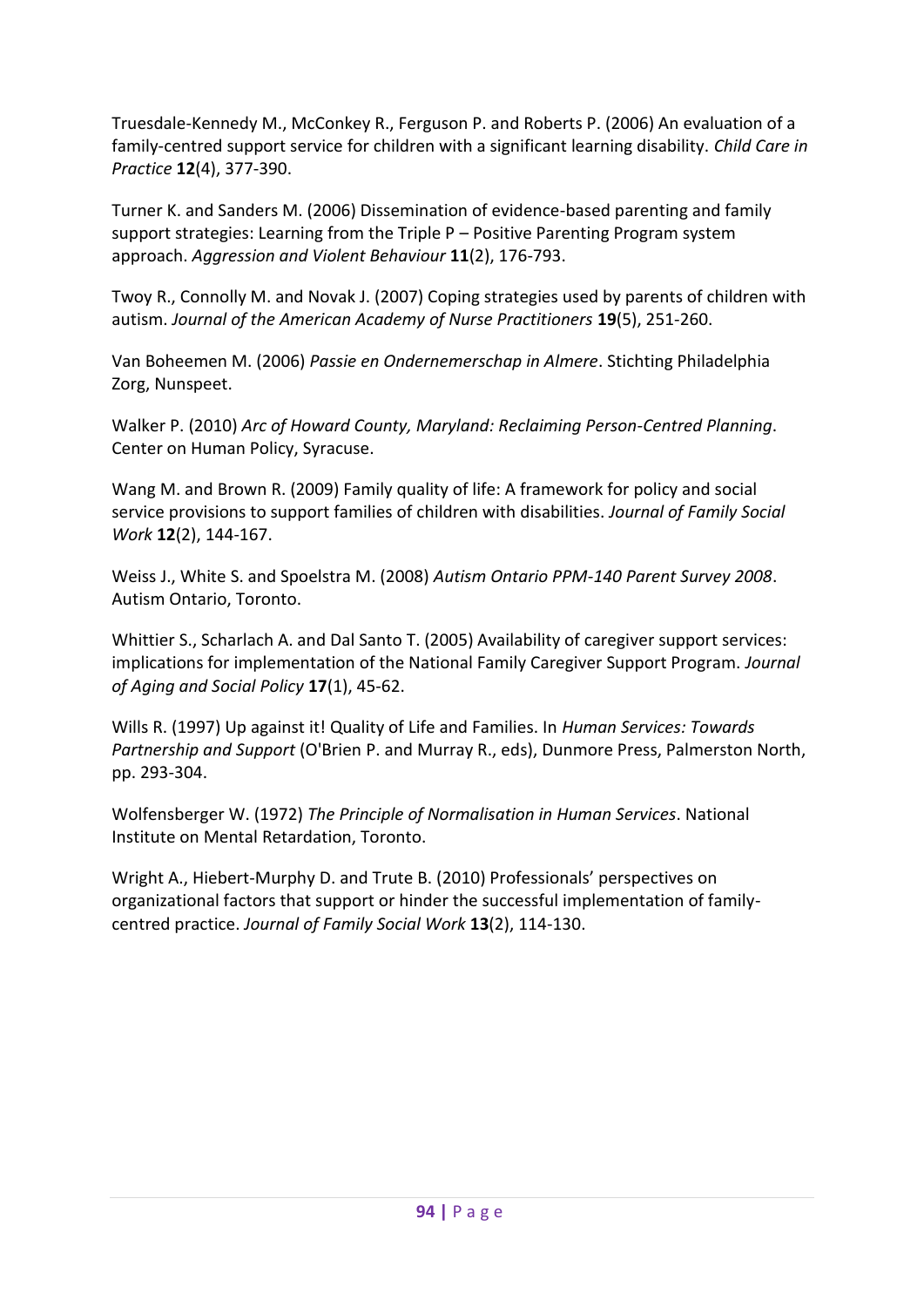Truesdale-Kennedy M., McConkey R., Ferguson P. and Roberts P. (2006) An evaluation of a family-centred support service for children with a significant learning disability. *Child Care in Practice* **12**(4), 377-390.

Turner K. and Sanders M. (2006) Dissemination of evidence-based parenting and family support strategies: Learning from the Triple P – Positive Parenting Program system approach. *Aggression and Violent Behaviour* **11**(2), 176-793.

Twoy R., Connolly M. and Novak J. (2007) Coping strategies used by parents of children with autism. *Journal of the American Academy of Nurse Practitioners* **19**(5), 251-260.

Van Boheemen M. (2006) *Passie en Ondernemerschap in Almere*. Stichting Philadelphia Zorg, Nunspeet.

Walker P. (2010) *Arc of Howard County, Maryland: Reclaiming Person-Centred Planning*. Center on Human Policy, Syracuse.

Wang M. and Brown R. (2009) Family quality of life: A framework for policy and social service provisions to support families of children with disabilities. *Journal of Family Social Work* **12**(2), 144-167.

Weiss J., White S. and Spoelstra M. (2008) *Autism Ontario PPM-140 Parent Survey 2008*. Autism Ontario, Toronto.

Whittier S., Scharlach A. and Dal Santo T. (2005) Availability of caregiver support services: implications for implementation of the National Family Caregiver Support Program. *Journal of Aging and Social Policy* **17**(1), 45-62.

Wills R. (1997) Up against it! Quality of Life and Families. In *Human Services: Towards Partnership and Support* (O'Brien P. and Murray R., eds), Dunmore Press, Palmerston North, pp. 293-304.

Wolfensberger W. (1972) *The Principle of Normalisation in Human Services*. National Institute on Mental Retardation, Toronto.

Wright A., Hiebert-Murphy D. and Trute B. (2010) Professionals' perspectives on organizational factors that support or hinder the successful implementation of family-centred practice. *Journal of Family Social Work* **13**(2), 114-130.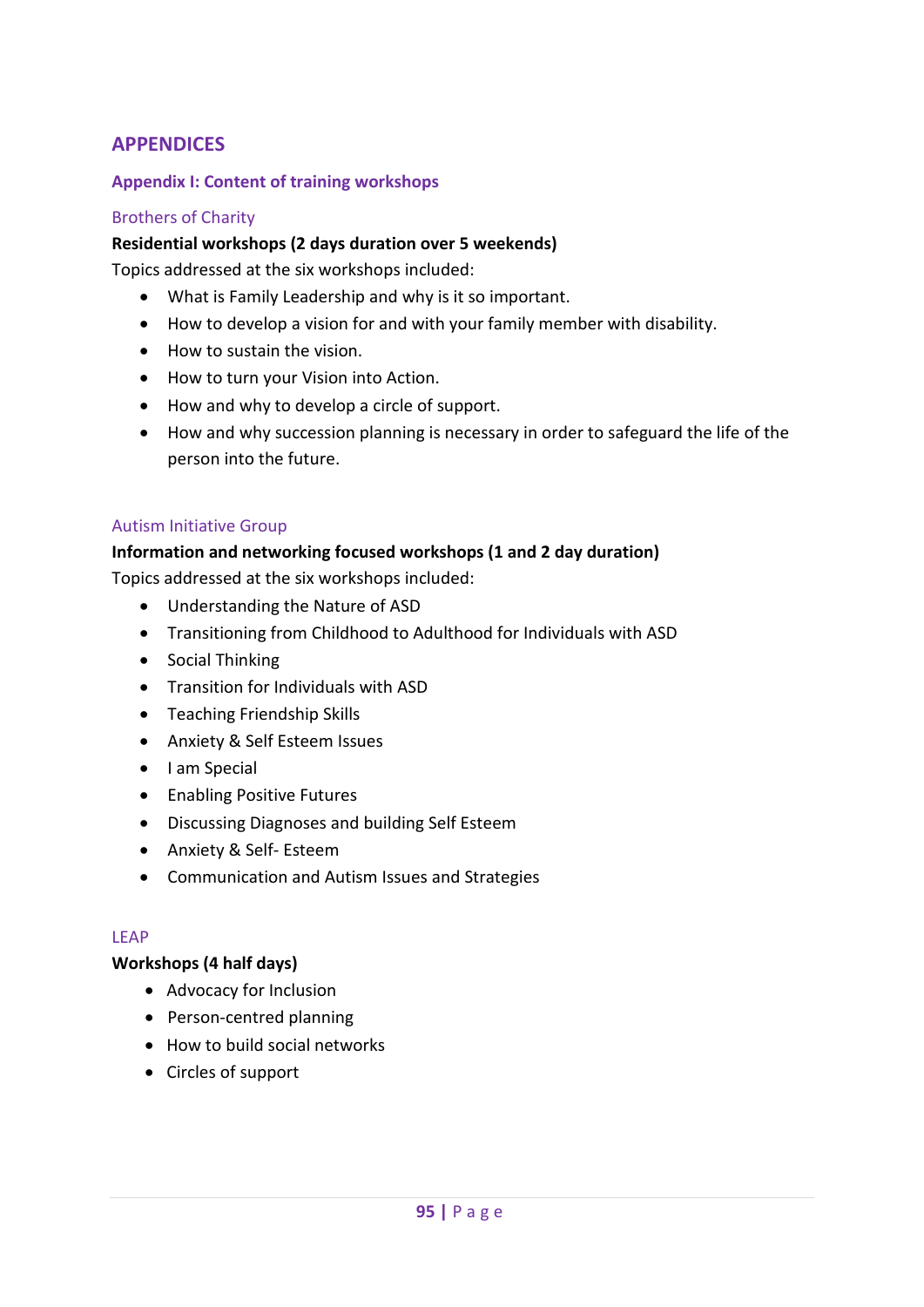# APPENDICES

## Appendix I: Content of training workshops

### Brothers of Charity

**Residential workshops (2 days duration over 5 weekends)**

Topics addressed at the six workshops included:

- What is Family Leadership and why is it so important.
- How to develop a vision for and with your family member with disability.
- How to sustain the vision.
- How to turn your Vision into Action.
- How and why to develop a circle of support.
- How and why succession planning is necessary in order to safeguard the life of the person into the future.

### Autism Initiative Group

**Information and networking focused workshops (1 and 2 day duration)**

Topics addressed at the six workshops included:

- Understanding the Nature of ASD
- Transitioning from Childhood to Adulthood for Individuals with ASD
- Social Thinking
- Transition for Individuals with ASD
- Teaching Friendship Skills
- Anxiety & Self Esteem Issues
- I am Special
- Enabling Positive Futures
- Discussing Diagnoses and building Self Esteem
- Anxiety & Self- Esteem
- Communication and Autism Issues and Strategies

### LEAP

**Workshops (4 half days)**

- Advocacy for Inclusion
- Person-centred planning
- How to build social networks
- Circles of support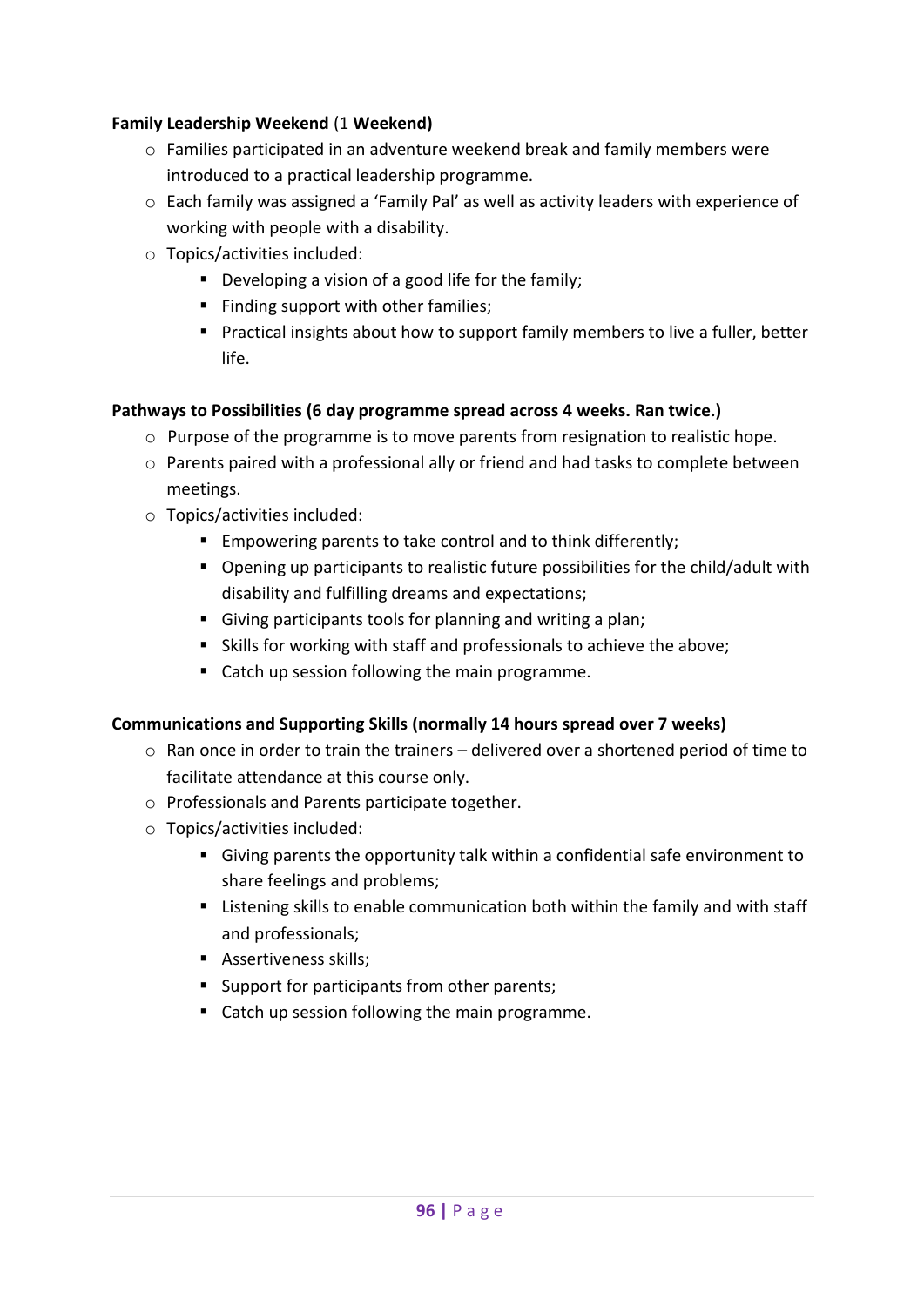**Family Leadership Weekend** (1 **Weekend)**

- Families participated in an adventure weekend break and family members were introduced to a practical leadership programme.
- Each family was assigned a 'Family Pal' as well as activity leaders with experience of working with people with a disability.
- Topics/activities included:
  - Developing a vision of a good life for the family;
  - Finding support with other families;
  - Practical insights about how to support family members to live a fuller, better life.

**Pathways to Possibilities (6 day programme spread across 4 weeks. Ran twice.)**

- Purpose of the programme is to move parents from resignation to realistic hope.
- Parents paired with a professional ally or friend and had tasks to complete between meetings.
- Topics/activities included:
  - Empowering parents to take control and to think differently;
  - Opening up participants to realistic future possibilities for the child/adult with disability and fulfilling dreams and expectations;
  - Giving participants tools for planning and writing a plan;
  - Skills for working with staff and professionals to achieve the above;
  - Catch up session following the main programme.

**Communications and Supporting Skills (normally 14 hours spread over 7 weeks)**

- Ran once in order to train the trainers – delivered over a shortened period of time to facilitate attendance at this course only.
- Professionals and Parents participate together.
- Topics/activities included:
  - Giving parents the opportunity talk within a confidential safe environment to share feelings and problems;
  - Listening skills to enable communication both within the family and with staff and professionals;
  - Assertiveness skills;
  - Support for participants from other parents;
  - Catch up session following the main programme.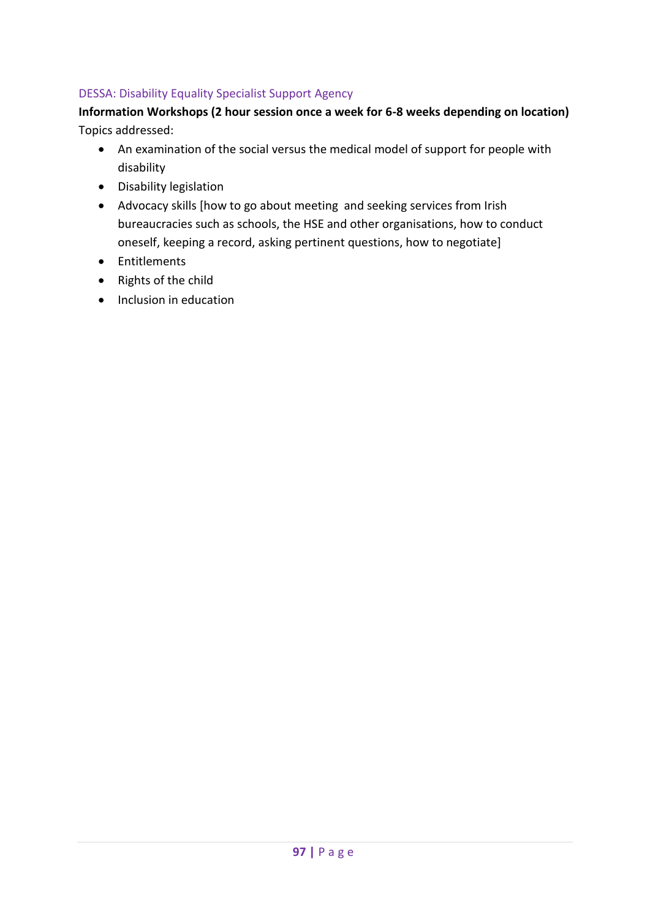### DESSA: Disability Equality Specialist Support Agency

**Information Workshops (2 hour session once a week for 6-8 weeks depending on location)**

Topics addressed:

- An examination of the social versus the medical model of support for people with disability
- Disability legislation
- Advocacy skills [how to go about meeting and seeking services from Irish bureaucracies such as schools, the HSE and other organisations, how to conduct oneself, keeping a record, asking pertinent questions, how to negotiate]
- Entitlements
- Rights of the child
- Inclusion in education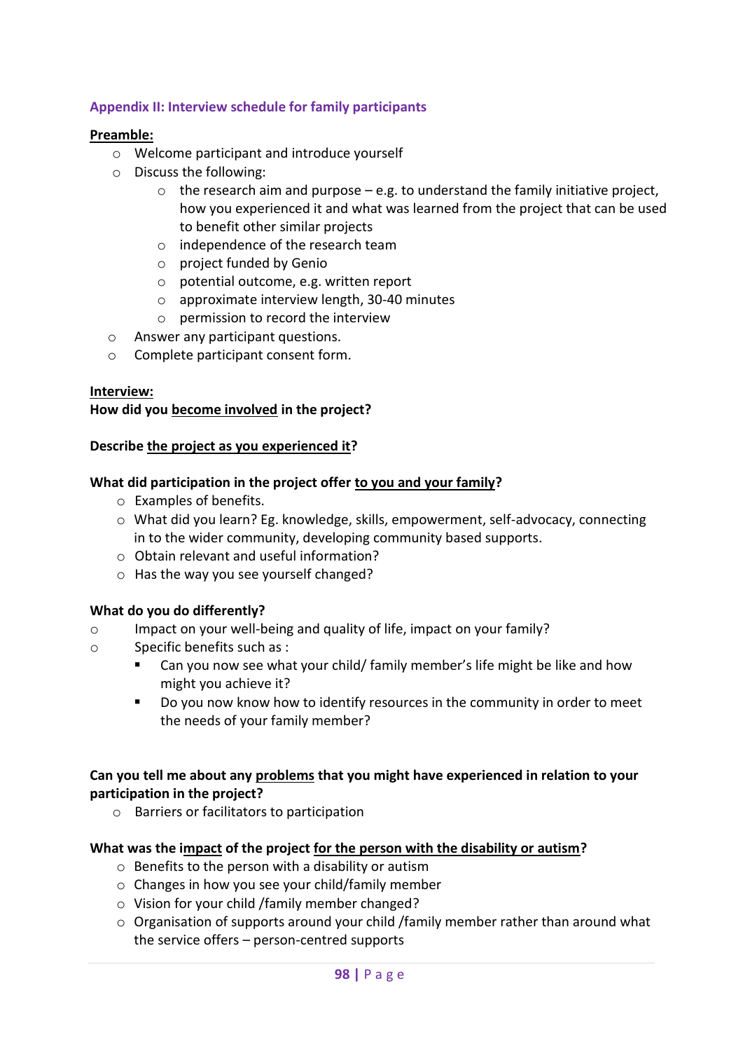## Appendix II: Interview schedule for family participants

**Preamble:**

- Welcome participant and introduce yourself
- Discuss the following:
    - the research aim and purpose – e.g. to understand the family initiative project, how you experienced it and what was learned from the project that can be used to benefit other similar projects
    - independence of the research team
    - project funded by Genio
    - potential outcome, e.g. written report
    - approximate interview length, 30-40 minutes
    - permission to record the interview
- Answer any participant questions.
- Complete participant consent form.

**Interview:**

**How did you become involved in the project?**

**Describe the project as you experienced it?**

**What did participation in the project offer to you and your family?**

- Examples of benefits.
- What did you learn? Eg. knowledge, skills, empowerment, self-advocacy, connecting in to the wider community, developing community based supports.
- Obtain relevant and useful information?
- Has the way you see yourself changed?

**What do you do differently?**

- Impact on your well-being and quality of life, impact on your family?
- Specific benefits such as :
    - Can you now see what your child/ family member's life might be like and how might you achieve it?
    - Do you now know how to identify resources in the community in order to meet the needs of your family member?

**Can you tell me about any problems that you might have experienced in relation to your participation in the project?**

- Barriers or facilitators to participation

**What was the impact of the project for the person with the disability or autism?**

- Benefits to the person with a disability or autism
- Changes in how you see your child/family member
- Vision for your child /family member changed?
- Organisation of supports around your child /family member rather than around what the service offers – person-centred supports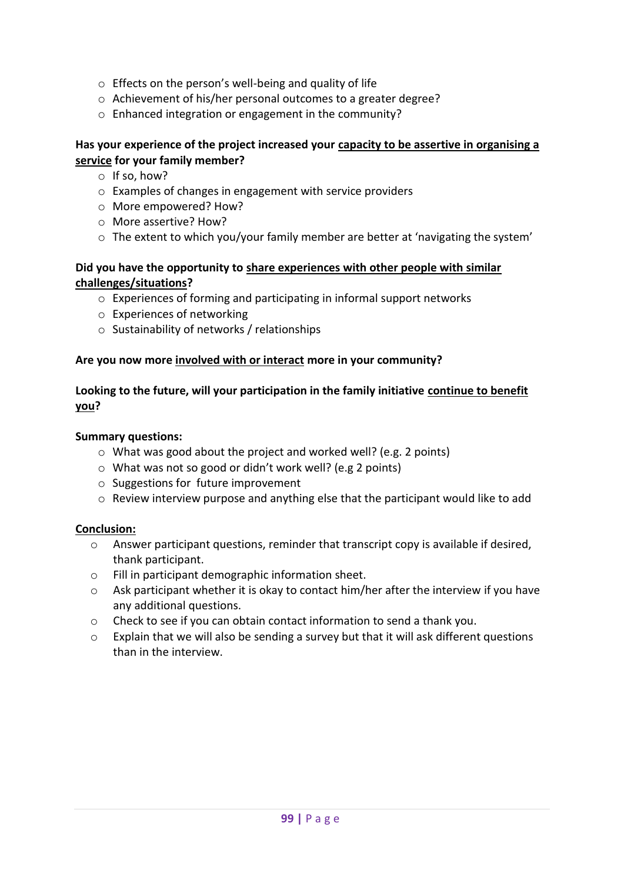- Effects on the person's well-being and quality of life
- Achievement of his/her personal outcomes to a greater degree?
- Enhanced integration or engagement in the community?

**Has your experience of the project increased your <u>capacity to be assertive in organising a service</u> for your family member?**

- If so, how?
- Examples of changes in engagement with service providers
- More empowered? How?
- More assertive? How?
- The extent to which you/your family member are better at 'navigating the system'

**Did you have the opportunity to <u>share experiences with other people with similar challenges/situations</u>?**

- Experiences of forming and participating in informal support networks
- Experiences of networking
- Sustainability of networks / relationships

**Are you now more <u>involved with or interact</u> more in your community?**

**Looking to the future, will your participation in the family initiative <u>continue to benefit you</u>?**

**Summary questions:**

- What was good about the project and worked well? (e.g. 2 points)
- What was not so good or didn't work well? (e.g 2 points)
- Suggestions for future improvement
- Review interview purpose and anything else that the participant would like to add

**<u>Conclusion:</u>**

- Answer participant questions, reminder that transcript copy is available if desired, thank participant.
- Fill in participant demographic information sheet.
- Ask participant whether it is okay to contact him/her after the interview if you have any additional questions.
- Check to see if you can obtain contact information to send a thank you.
- Explain that we will also be sending a survey but that it will ask different questions than in the interview.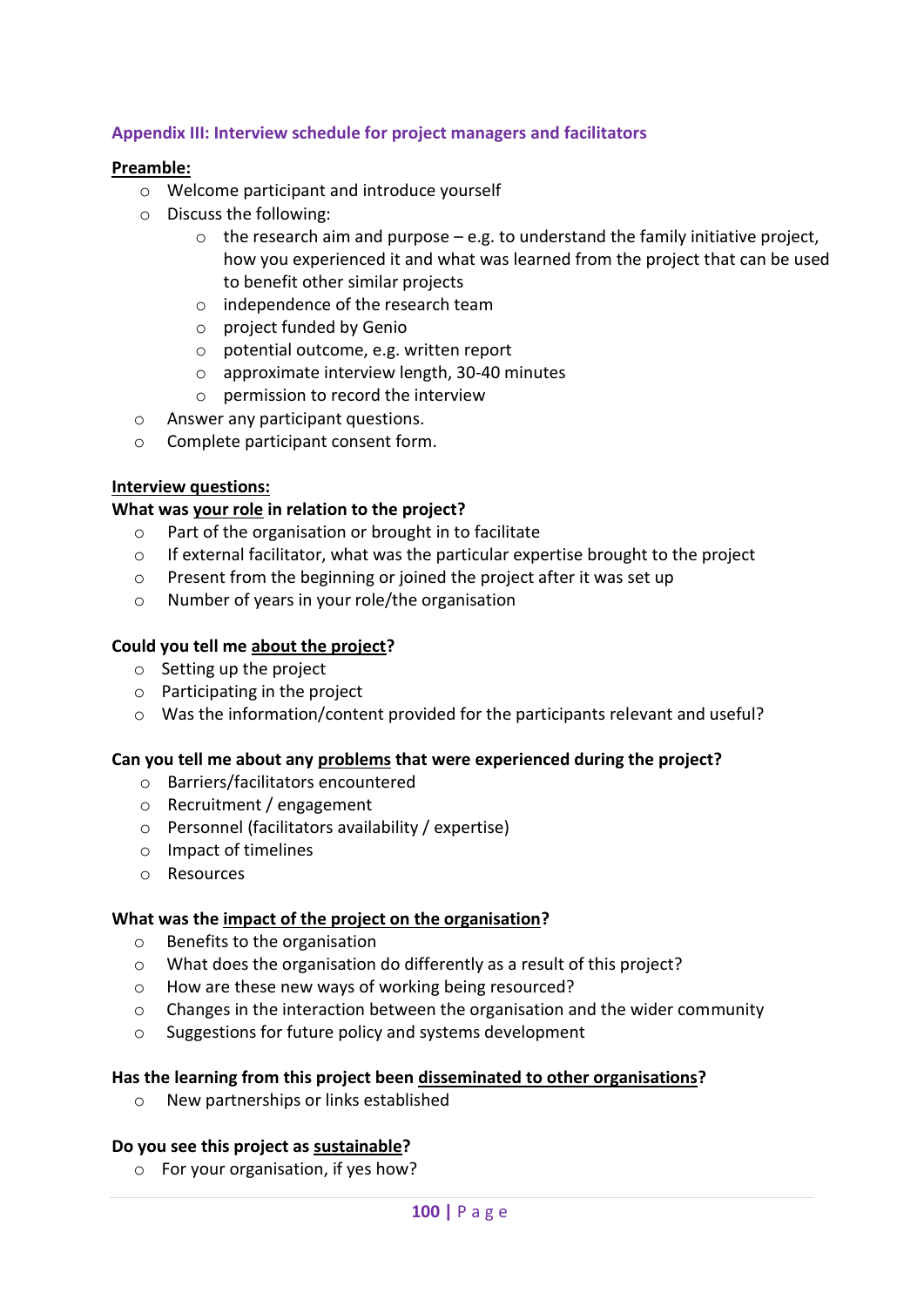## Appendix III: Interview schedule for project managers and facilitators

**<u>Preamble:</u>**

- Welcome participant and introduce yourself
- Discuss the following:
  - the research aim and purpose – e.g. to understand the family initiative project, how you experienced it and what was learned from the project that can be used to benefit other similar projects
  - independence of the research team
  - project funded by Genio
  - potential outcome, e.g. written report
  - approximate interview length, 30-40 minutes
  - permission to record the interview
- Answer any participant questions.
- Complete participant consent form.

**<u>Interview questions:</u>**

**What was <u>your role</u> in relation to the project?**

- Part of the organisation or brought in to facilitate
- If external facilitator, what was the particular expertise brought to the project
- Present from the beginning or joined the project after it was set up
- Number of years in your role/the organisation

**Could you tell me <u>about the project</u>?**

- Setting up the project
- Participating in the project
- Was the information/content provided for the participants relevant and useful?

**Can you tell me about any <u>problems</u> that were experienced during the project?**

- Barriers/facilitators encountered
- Recruitment / engagement
- Personnel (facilitators availability / expertise)
- Impact of timelines
- Resources

**What was the <u>impact of the project on the organisation</u>?**

- Benefits to the organisation
- What does the organisation do differently as a result of this project?
- How are these new ways of working being resourced?
- Changes in the interaction between the organisation and the wider community
- Suggestions for future policy and systems development

**Has the learning from this project been <u>disseminated to other organisations</u>?**

- New partnerships or links established

**Do you see this project as <u>sustainable</u>?**

- For your organisation, if yes how?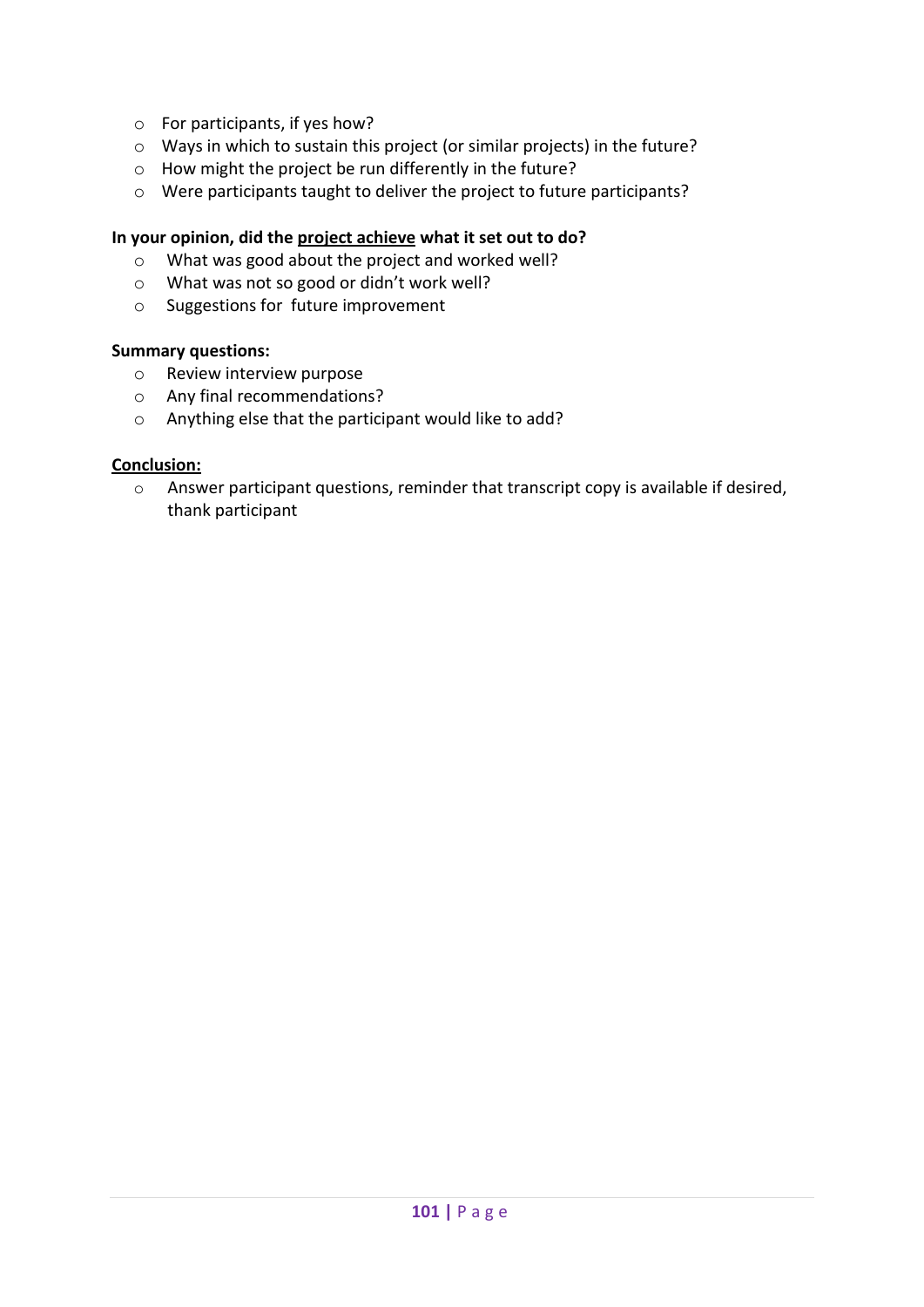- For participants, if yes how?
- Ways in which to sustain this project (or similar projects) in the future?
- How might the project be run differently in the future?
- Were participants taught to deliver the project to future participants?

**In your opinion, did the <u>project achieve</u> what it set out to do?**

- What was good about the project and worked well?
- What was not so good or didn't work well?
- Suggestions for future improvement

**Summary questions:**

- Review interview purpose
- Any final recommendations?
- Anything else that the participant would like to add?

**<u>Conclusion:</u>**

- Answer participant questions, reminder that transcript copy is available if desired, thank participant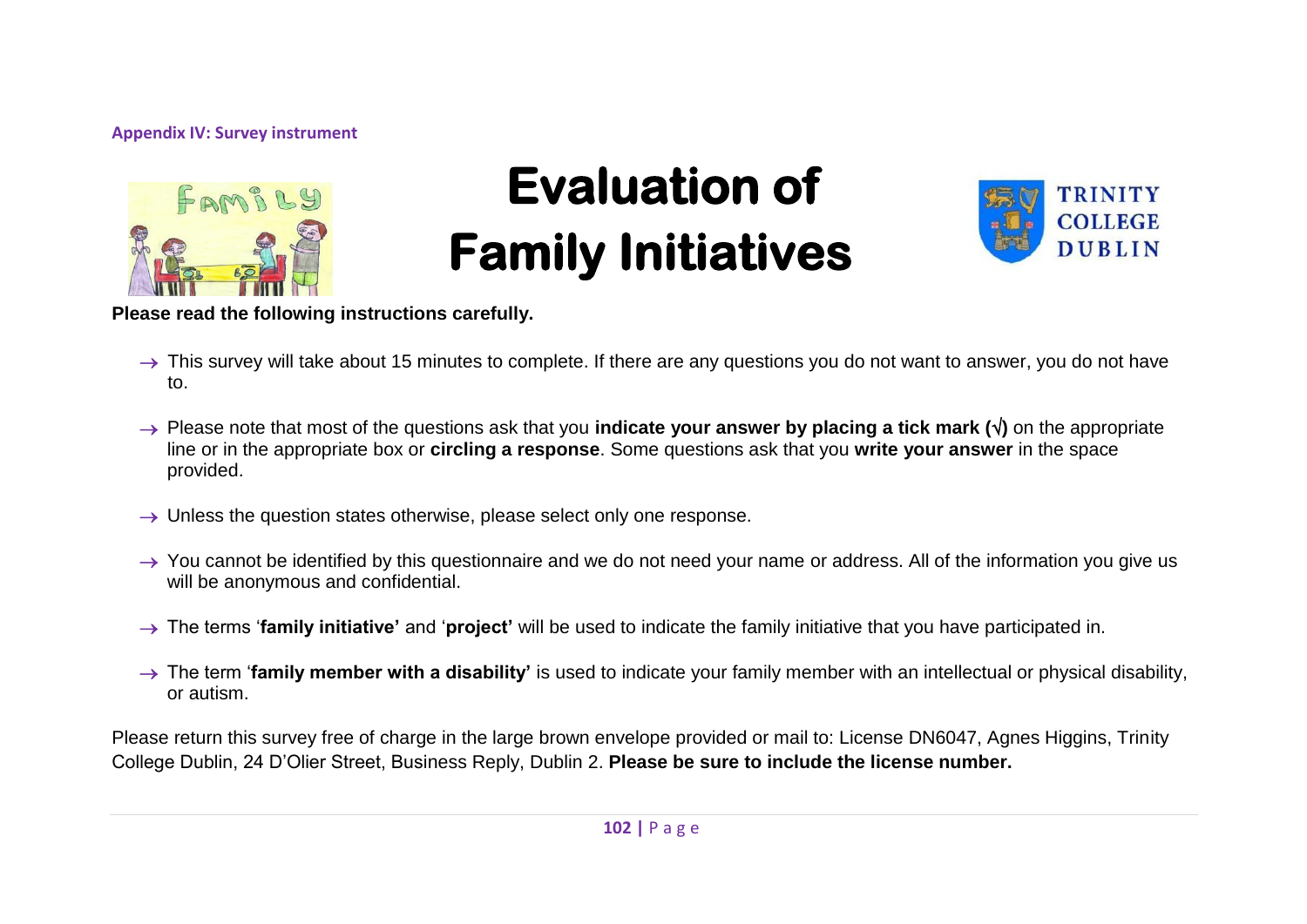**Appendix IV: Survey instrument**

# Evaluation of Family Initiatives

**Please read the following instructions carefully.**

→ This survey will take about 15 minutes to complete. If there are any questions you do not want to answer, you do not have to.

→ Please note that most of the questions ask that you **indicate your answer by placing a tick mark (√)** on the appropriate line or in the appropriate box or **circling a response**. Some questions ask that you **write your answer** in the space provided.

→ Unless the question states otherwise, please select only one response.

→ You cannot be identified by this questionnaire and we do not need your name or address. All of the information you give us will be anonymous and confidential.

→ The terms '**family initiative'** and '**project'** will be used to indicate the family initiative that you have participated in.

→ The term '**family member with a disability'** is used to indicate your family member with an intellectual or physical disability, or autism.

Please return this survey free of charge in the large brown envelope provided or mail to: License DN6047, Agnes Higgins, Trinity College Dublin, 24 D'Olier Street, Business Reply, Dublin 2. **Please be sure to include the license number.**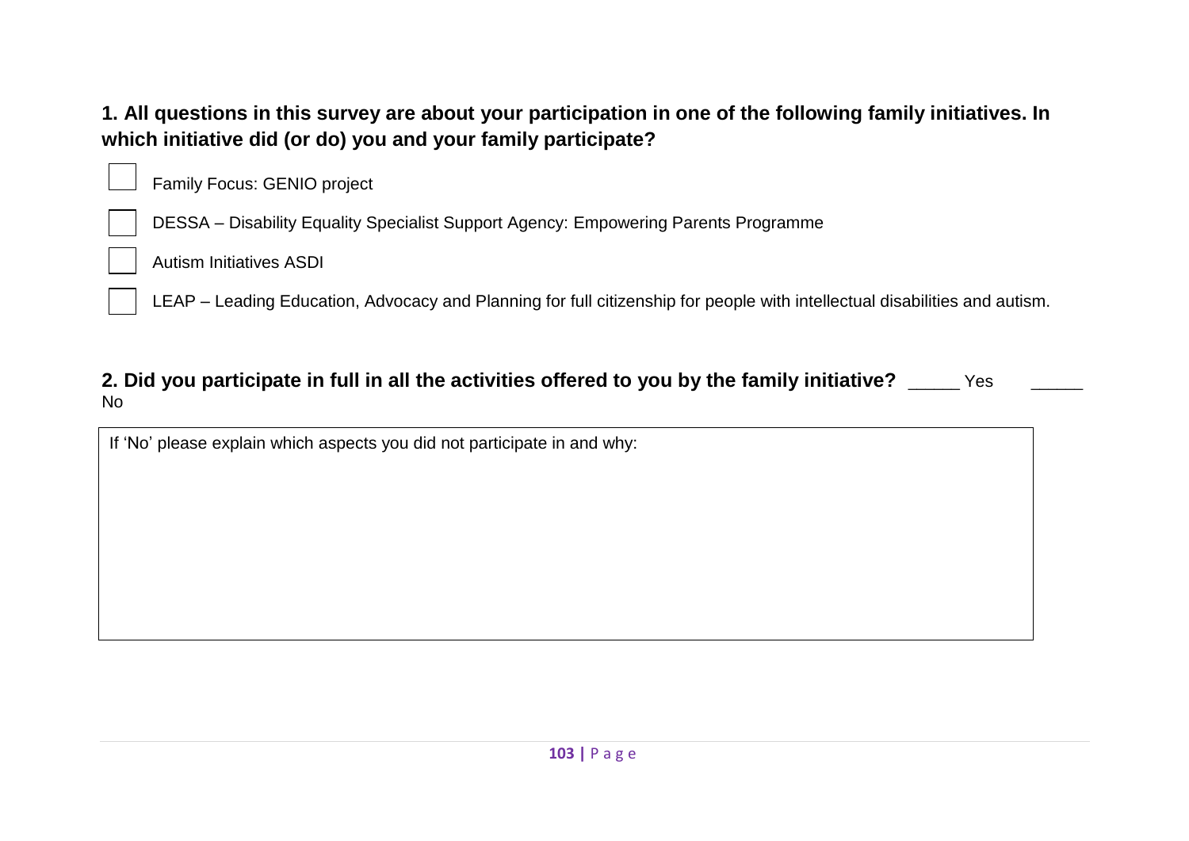**1. All questions in this survey are about your participation in one of the following family initiatives. In which initiative did (or do) you and your family participate?**

- ☐ Family Focus: GENIO project
- ☐ DESSA – Disability Equality Specialist Support Agency: Empowering Parents Programme
- ☐ Autism Initiatives ASDI
- ☐ LEAP – Leading Education, Advocacy and Planning for full citizenship for people with intellectual disabilities and autism.

**2. Did you participate in full in all the activities offered to you by the family initiative?** _____ Yes _____ No

| If 'No' please explain which aspects you did not participate in and why: |
|---|
| |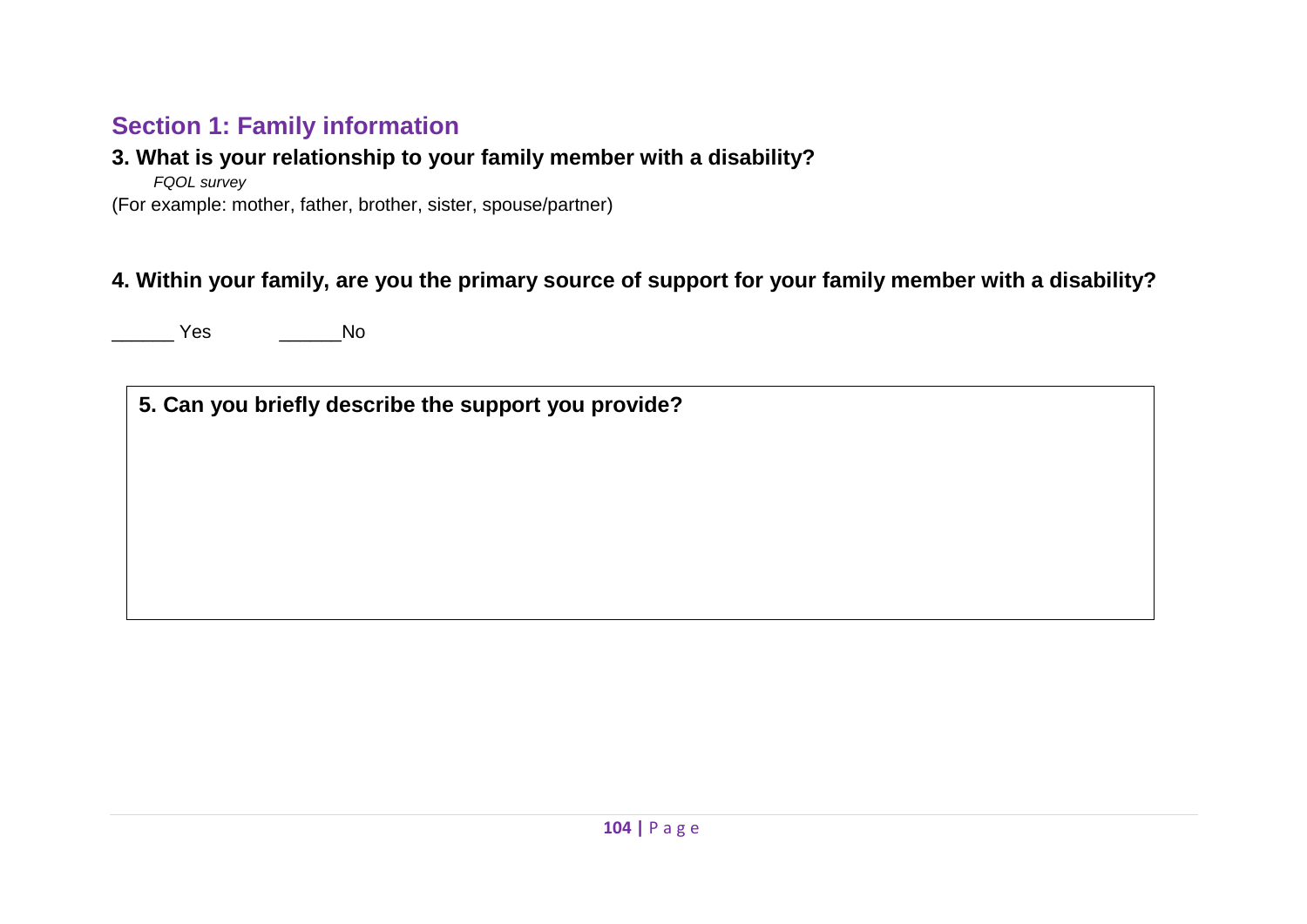## Section 1: Family information

### 3. What is your relationship to your family member with a disability?

*FQOL survey*

(For example: mother, father, brother, sister, spouse/partner)

### 4. Within your family, are you the primary source of support for your family member with a disability?

______ Yes ______No

| **5. Can you briefly describe the support you provide?** |
|---|
| |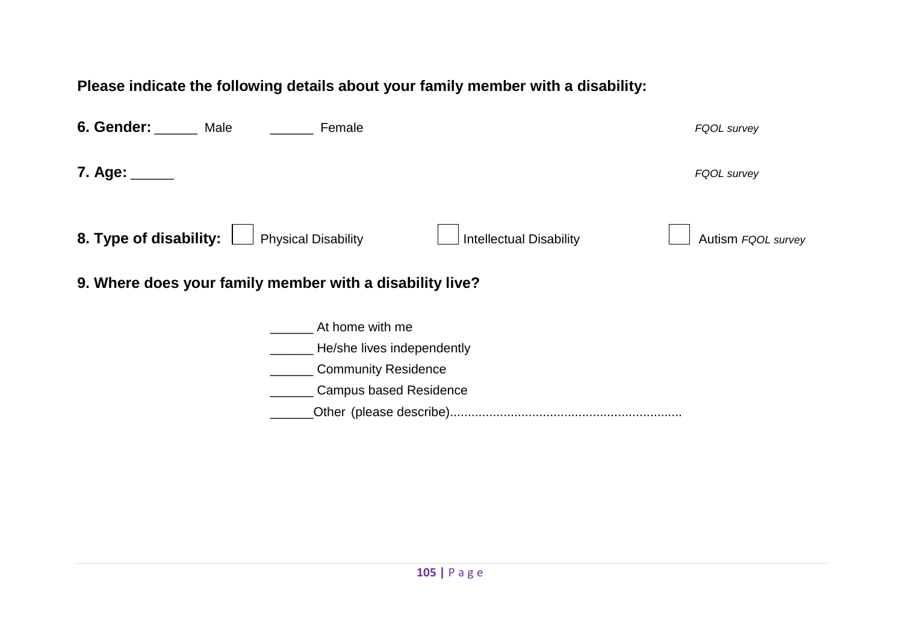**Please indicate the following details about your family member with a disability:**

**6. Gender:** ______ Male ______ Female *FQOL survey*

**7. Age:** _____ *FQOL survey*

**8. Type of disability:** ☐ Physical Disability ☐ Intellectual Disability ☐ Autism *FQOL survey*

**9. Where does your family member with a disability live?**

______ At home with me
______ He/she lives independently
______ Community Residence
______ Campus based Residence
______Other (please describe)................................................................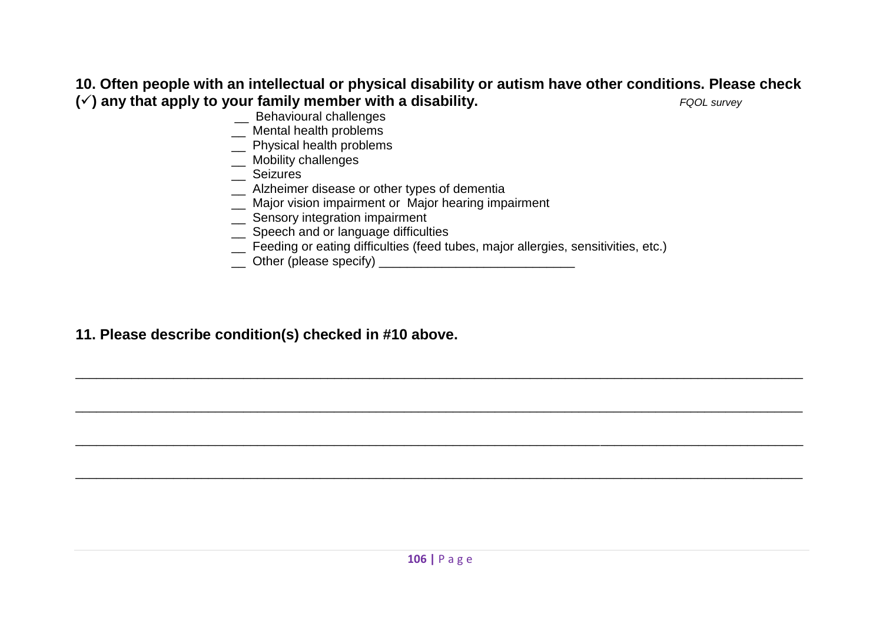**10. Often people with an intellectual or physical disability or autism have other conditions. Please check (✓) any that apply to your family member with a disability.** *FQOL survey*

__ Behavioural challenges
__ Mental health problems
__ Physical health problems
__ Mobility challenges
__ Seizures
__ Alzheimer disease or other types of dementia
__ Major vision impairment or Major hearing impairment
__ Sensory integration impairment
__ Speech and or language difficulties
__ Feeding or eating difficulties (feed tubes, major allergies, sensitivities, etc.)
__ Other (please specify) ___________________________

**11. Please describe condition(s) checked in #10 above.**

___________________________________________________________________________________

___________________________________________________________________________________

___________________________________________________________________________________

___________________________________________________________________________________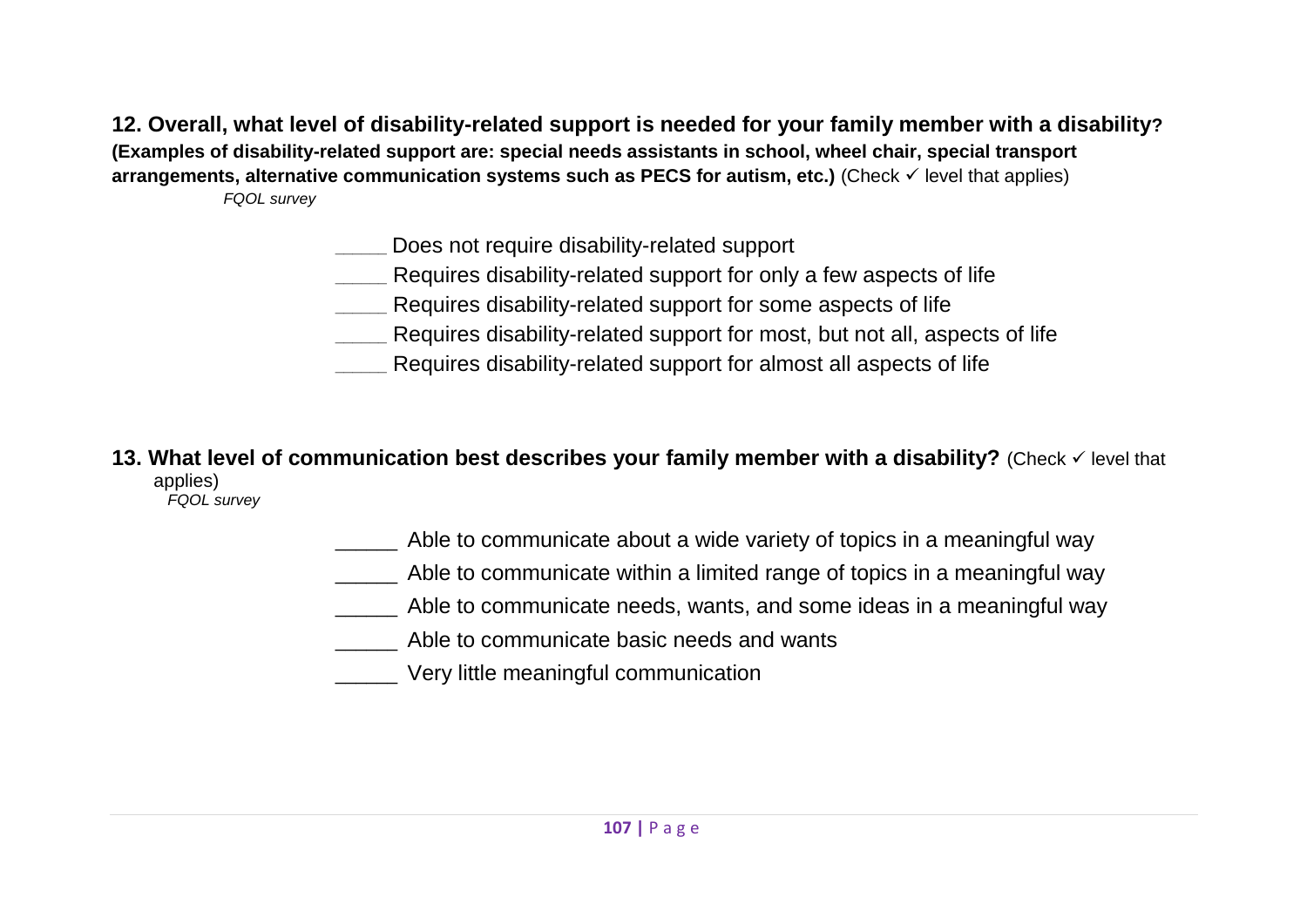**12. Overall, what level of disability-related support is needed for your family member with a disability? (Examples of disability-related support are: special needs assistants in school, wheel chair, special transport arrangements, alternative communication systems such as PECS for autism, etc.)** (Check ✓ level that applies)

*FQOL survey*

_____ Does not require disability-related support

_____ Requires disability-related support for only a few aspects of life

_____ Requires disability-related support for some aspects of life

_____ Requires disability-related support for most, but not all, aspects of life

_____ Requires disability-related support for almost all aspects of life

**13. What level of communication best describes your family member with a disability?** (Check ✓ level that applies)

*FQOL survey*

_____ Able to communicate about a wide variety of topics in a meaningful way

_____ Able to communicate within a limited range of topics in a meaningful way

_____ Able to communicate needs, wants, and some ideas in a meaningful way

_____ Able to communicate basic needs and wants

_____ Very little meaningful communication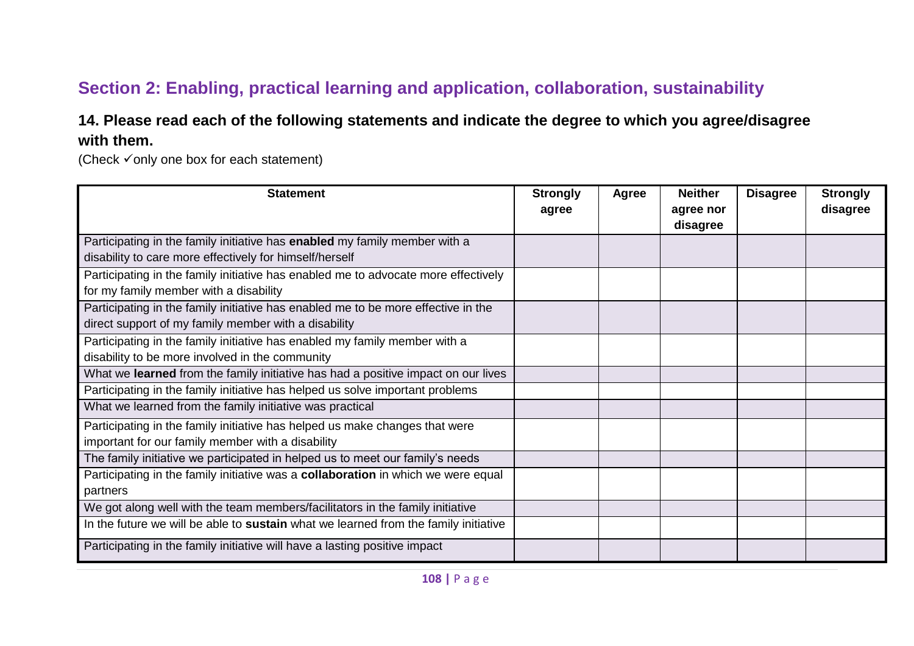## Section 2: Enabling, practical learning and application, collaboration, sustainability

### 14. Please read each of the following statements and indicate the degree to which you agree/disagree with them.

(Check ✓only one box for each statement)

| Statement | Strongly agree | Agree | Neither agree nor disagree | Disagree | Strongly disagree |
|---|---|---|---|---|---|
| Participating in the family initiative has **enabled** my family member with a disability to care more effectively for himself/herself | | | | | |
| Participating in the family initiative has enabled me to advocate more effectively for my family member with a disability | | | | | |
| Participating in the family initiative has enabled me to be more effective in the direct support of my family member with a disability | | | | | |
| Participating in the family initiative has enabled my family member with a disability to be more involved in the community | | | | | |
| What we **learned** from the family initiative has had a positive impact on our lives | | | | | |
| Participating in the family initiative has helped us solve important problems | | | | | |
| What we learned from the family initiative was practical | | | | | |
| Participating in the family initiative has helped us make changes that were important for our family member with a disability | | | | | |
| The family initiative we participated in helped us to meet our family's needs | | | | | |
| Participating in the family initiative was a **collaboration** in which we were equal partners | | | | | |
| We got along well with the team members/facilitators in the family initiative | | | | | |
| In the future we will be able to **sustain** what we learned from the family initiative | | | | | |
| Participating in the family initiative will have a lasting positive impact | | | | | |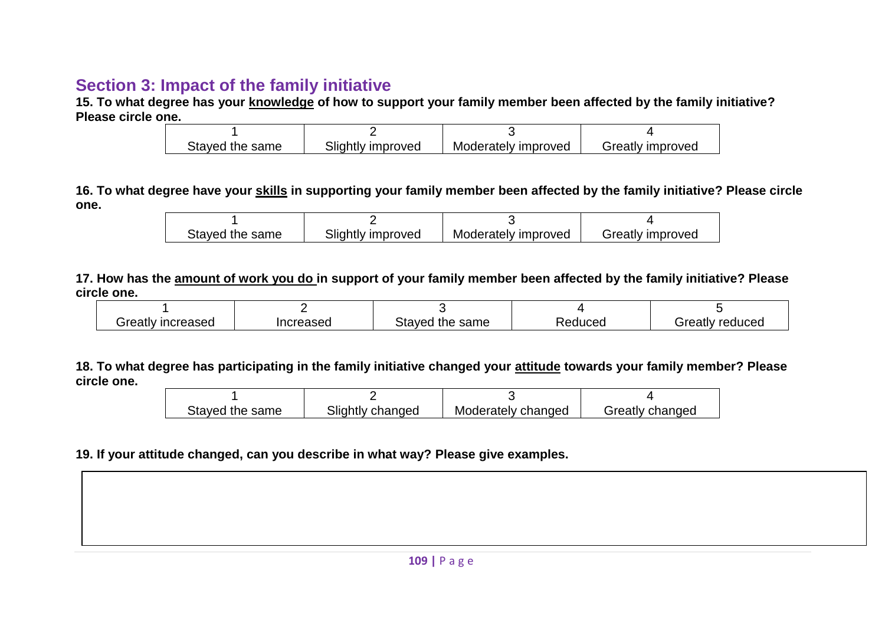## Section 3: Impact of the family initiative

**15. To what degree has your <u>knowledge</u> of how to support your family member been affected by the family initiative? Please circle one.**

| 1 | 2 | 3 | 4 |
|---|---|---|---|
| Stayed the same | Slightly improved | Moderately improved | Greatly improved |

**16. To what degree have your <u>skills</u> in supporting your family member been affected by the family initiative? Please circle one.**

| 1 | 2 | 3 | 4 |
|---|---|---|---|
| Stayed the same | Slightly improved | Moderately improved | Greatly improved |

**17. How has the <u>amount of work you do</u> in support of your family member been affected by the family initiative? Please circle one.**

| 1 | 2 | 3 | 4 | 5 |
|---|---|---|---|---|
| Greatly increased | Increased | Stayed the same | Reduced | Greatly reduced |

**18. To what degree has participating in the family initiative changed your <u>attitude</u> towards your family member? Please circle one.**

| 1 | 2 | 3 | 4 |
|---|---|---|---|
| Stayed the same | Slightly changed | Moderately changed | Greatly changed |

**19. If your attitude changed, can you describe in what way? Please give examples.**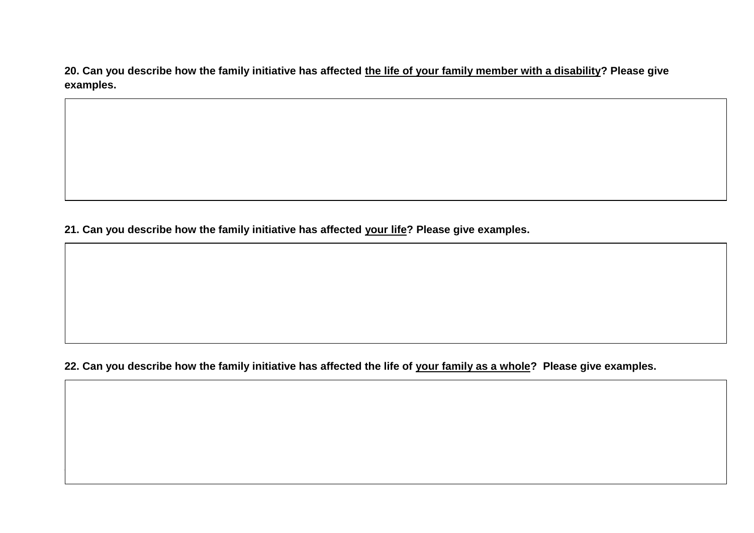**20. Can you describe how the family initiative has affected <u>the life of your family member with a disability</u>? Please give examples.**

| |
|---|
| |

**21. Can you describe how the family initiative has affected <u>your life</u>? Please give examples.**

| |
|---|
| |

**22. Can you describe how the family initiative has affected the life of <u>your family as a whole</u>? Please give examples.**

| |
|---|
| |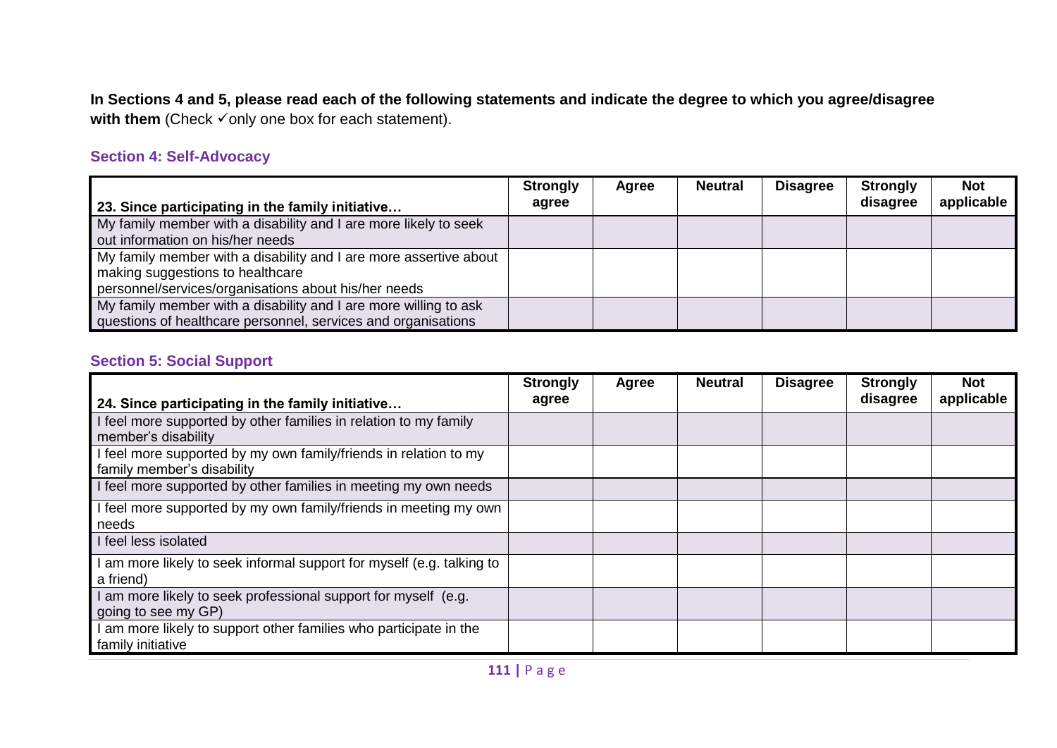**In Sections 4 and 5, please read each of the following statements and indicate the degree to which you agree/disagree with them** (Check ✓only one box for each statement).

### Section 4: Self-Advocacy

| 23. Since participating in the family initiative… | Strongly agree | Agree | Neutral | Disagree | Strongly disagree | Not applicable |
|---|---|---|---|---|---|---|
| My family member with a disability and I are more likely to seek out information on his/her needs | | | | | | |
| My family member with a disability and I are more assertive about making suggestions to healthcare personnel/services/organisations about his/her needs | | | | | | |
| My family member with a disability and I are more willing to ask questions of healthcare personnel, services and organisations | | | | | | |

### Section 5: Social Support

| 24. Since participating in the family initiative… | Strongly agree | Agree | Neutral | Disagree | Strongly disagree | Not applicable |
|---|---|---|---|---|---|---|
| I feel more supported by other families in relation to my family member's disability | | | | | | |
| I feel more supported by my own family/friends in relation to my family member's disability | | | | | | |
| I feel more supported by other families in meeting my own needs | | | | | | |
| I feel more supported by my own family/friends in meeting my own needs | | | | | | |
| I feel less isolated | | | | | | |
| I am more likely to seek informal support for myself (e.g. talking to a friend) | | | | | | |
| I am more likely to seek professional support for myself (e.g. going to see my GP) | | | | | | |
| I am more likely to support other families who participate in the family initiative | | | | | | |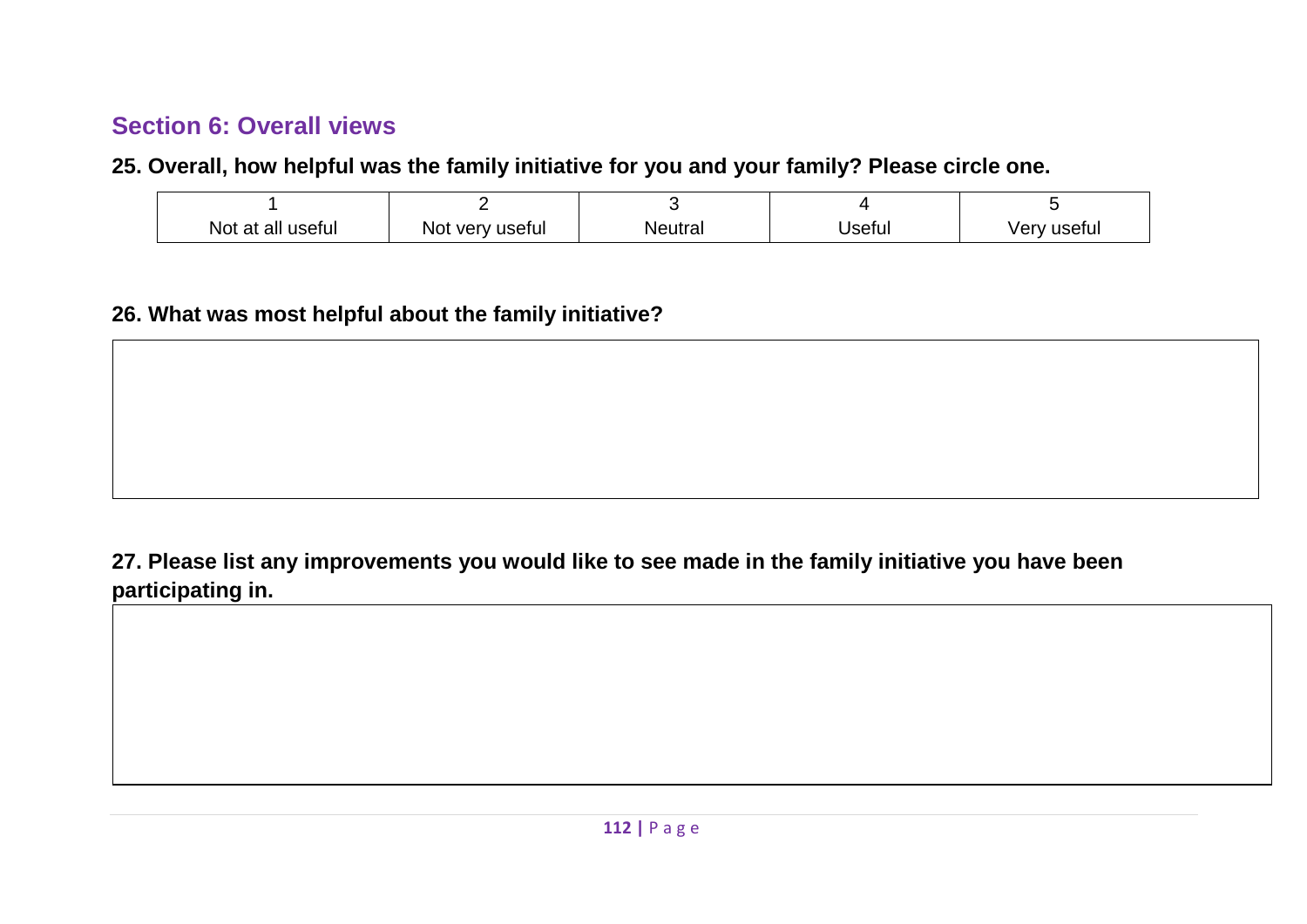## Section 6: Overall views

**25. Overall, how helpful was the family initiative for you and your family? Please circle one.**

| 1<br>Not at all useful | 2<br>Not very useful | 3<br>Neutral | 4<br>Useful | 5<br>Very useful |
|---|---|---|---|---|

**26. What was most helpful about the family initiative?**

| |
|---|
| |

**27. Please list any improvements you would like to see made in the family initiative you have been participating in.**

| |
|---|
| |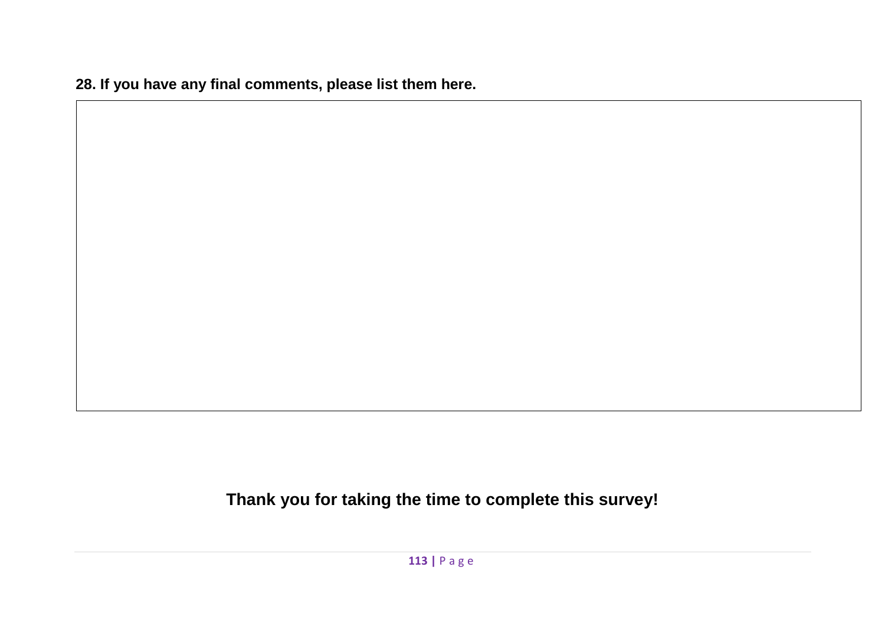**28. If you have any final comments, please list them here.**

|   |
|---|
|   |

**Thank you for taking the time to complete this survey!**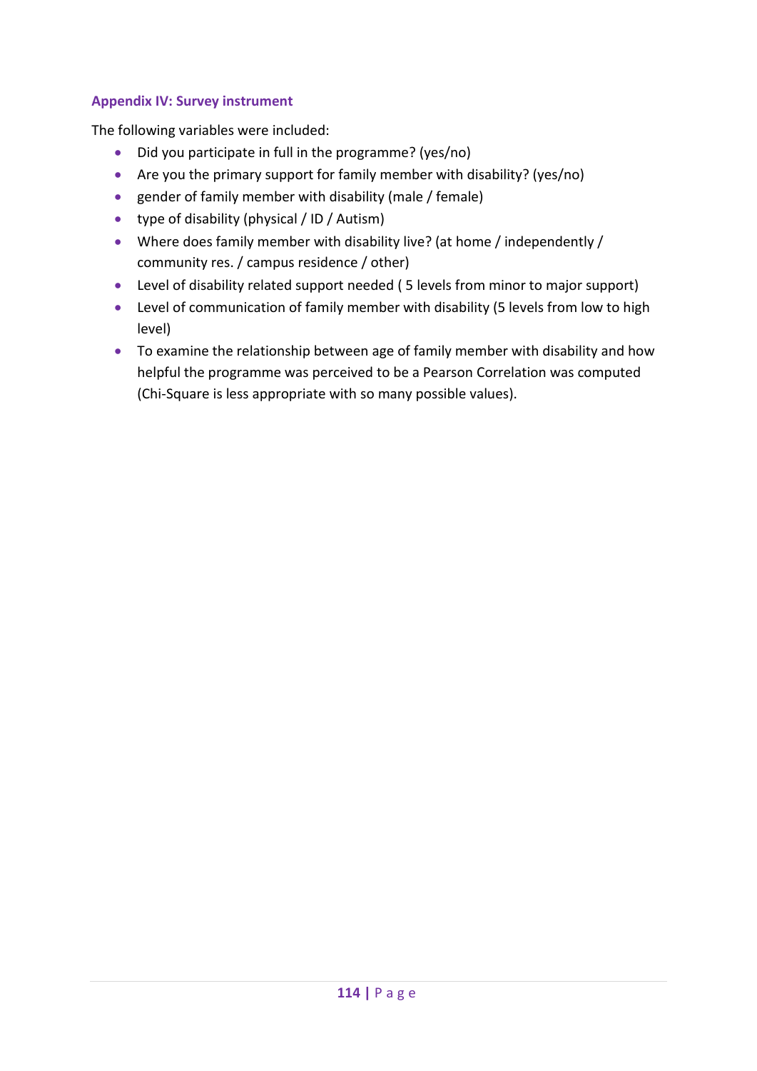### Appendix IV: Survey instrument

The following variables were included:

- Did you participate in full in the programme? (yes/no)
- Are you the primary support for family member with disability? (yes/no)
- gender of family member with disability (male / female)
- type of disability (physical / ID / Autism)
- Where does family member with disability live? (at home / independently / community res. / campus residence / other)
- Level of disability related support needed ( 5 levels from minor to major support)
- Level of communication of family member with disability (5 levels from low to high level)
- To examine the relationship between age of family member with disability and how helpful the programme was perceived to be a Pearson Correlation was computed (Chi-Square is less appropriate with so many possible values).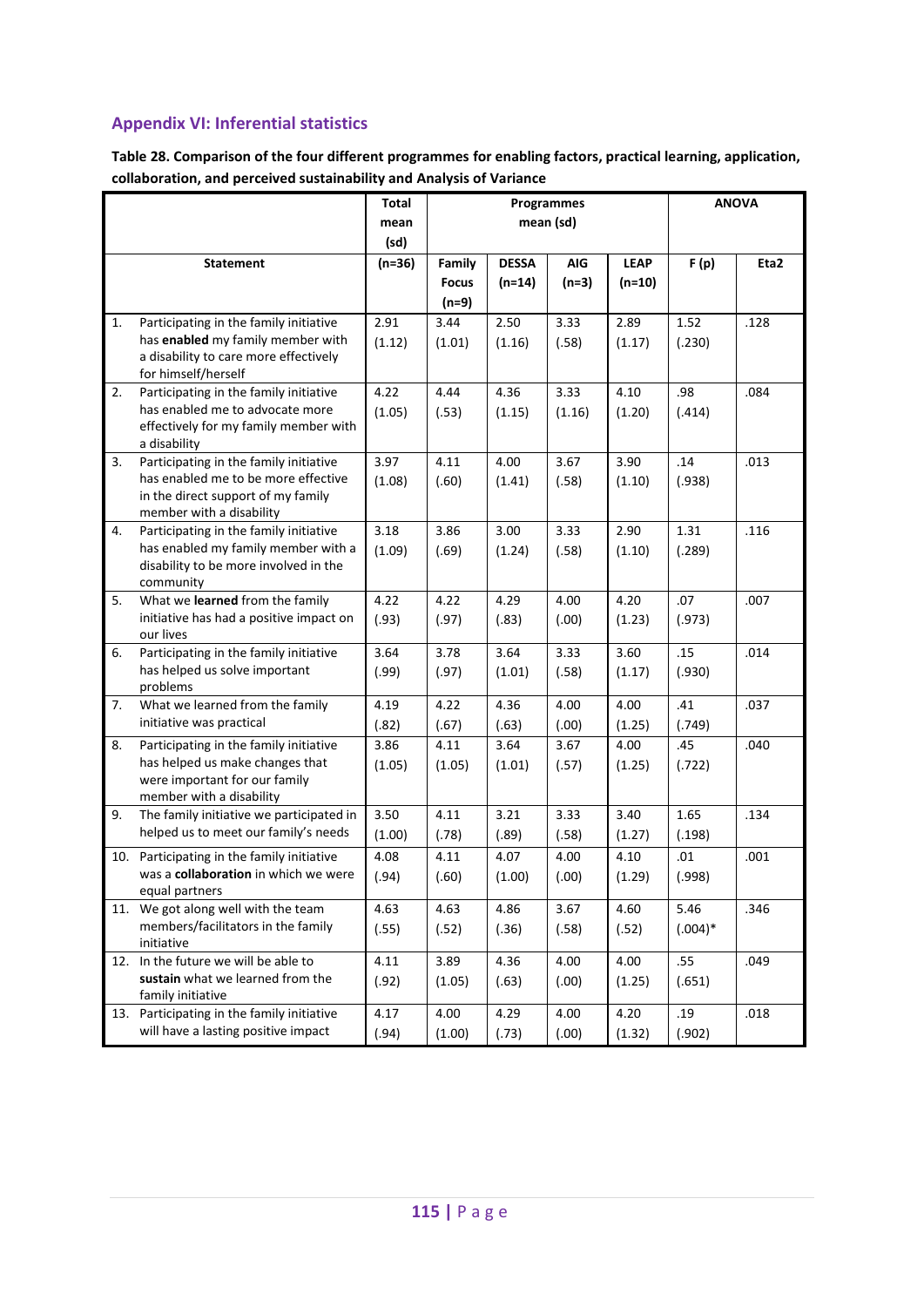## Appendix VI: Inferential statistics

**Table 28. Comparison of the four different programmes for enabling factors, practical learning, application, collaboration, and perceived sustainability and Analysis of Variance**

| | Total mean (sd) | Programmes mean (sd) | | | | ANOVA | |
|---|---|---|---|---|---|---|---|
| **Statement** | **(n=36)** | **Family Focus (n=9)** | **DESSA (n=14)** | **AIG (n=3)** | **LEAP (n=10)** | **F (p)** | **Eta2** |
| 1. Participating in the family initiative has **enabled** my family member with a disability to care more effectively for himself/herself | 2.91 (1.12) | 3.44 (1.01) | 2.50 (1.16) | 3.33 (.58) | 2.89 (1.17) | 1.52 (.230) | .128 |
| 2. Participating in the family initiative has enabled me to advocate more effectively for my family member with a disability | 4.22 (1.05) | 4.44 (.53) | 4.36 (1.15) | 3.33 (1.16) | 4.10 (1.20) | .98 (.414) | .084 |
| 3. Participating in the family initiative has enabled me to be more effective in the direct support of my family member with a disability | 3.97 (1.08) | 4.11 (.60) | 4.00 (1.41) | 3.67 (.58) | 3.90 (1.10) | .14 (.938) | .013 |
| 4. Participating in the family initiative has enabled my family member with a disability to be more involved in the community | 3.18 (1.09) | 3.86 (.69) | 3.00 (1.24) | 3.33 (.58) | 2.90 (1.10) | 1.31 (.289) | .116 |
| 5. What we **learned** from the family initiative has had a positive impact on our lives | 4.22 (.93) | 4.22 (.97) | 4.29 (.83) | 4.00 (.00) | 4.20 (1.23) | .07 (.973) | .007 |
| 6. Participating in the family initiative has helped us solve important problems | 3.64 (.99) | 3.78 (.97) | 3.64 (1.01) | 3.33 (.58) | 3.60 (1.17) | .15 (.930) | .014 |
| 7. What we learned from the family initiative was practical | 4.19 (.82) | 4.22 (.67) | 4.36 (.63) | 4.00 (.00) | 4.00 (1.25) | .41 (.749) | .037 |
| 8. Participating in the family initiative has helped us make changes that were important for our family member with a disability | 3.86 (1.05) | 4.11 (1.05) | 3.64 (1.01) | 3.67 (.57) | 4.00 (1.25) | .45 (.722) | .040 |
| 9. The family initiative we participated in helped us to meet our family's needs | 3.50 (1.00) | 4.11 (.78) | 3.21 (.89) | 3.33 (.58) | 3.40 (1.27) | 1.65 (.198) | .134 |
| 10. Participating in the family initiative was a **collaboration** in which we were equal partners | 4.08 (.94) | 4.11 (.60) | 4.07 (1.00) | 4.00 (.00) | 4.10 (1.29) | .01 (.998) | .001 |
| 11. We got along well with the team members/facilitators in the family initiative | 4.63 (.55) | 4.63 (.52) | 4.86 (.36) | 3.67 (.58) | 4.60 (.52) | 5.46 (.004)* | .346 |
| 12. In the future we will be able to **sustain** what we learned from the family initiative | 4.11 (.92) | 3.89 (1.05) | 4.36 (.63) | 4.00 (.00) | 4.00 (1.25) | .55 (.651) | .049 |
| 13. Participating in the family initiative will have a lasting positive impact | 4.17 (.94) | 4.00 (1.00) | 4.29 (.73) | 4.00 (.00) | 4.20 (1.32) | .19 (.902) | .018 |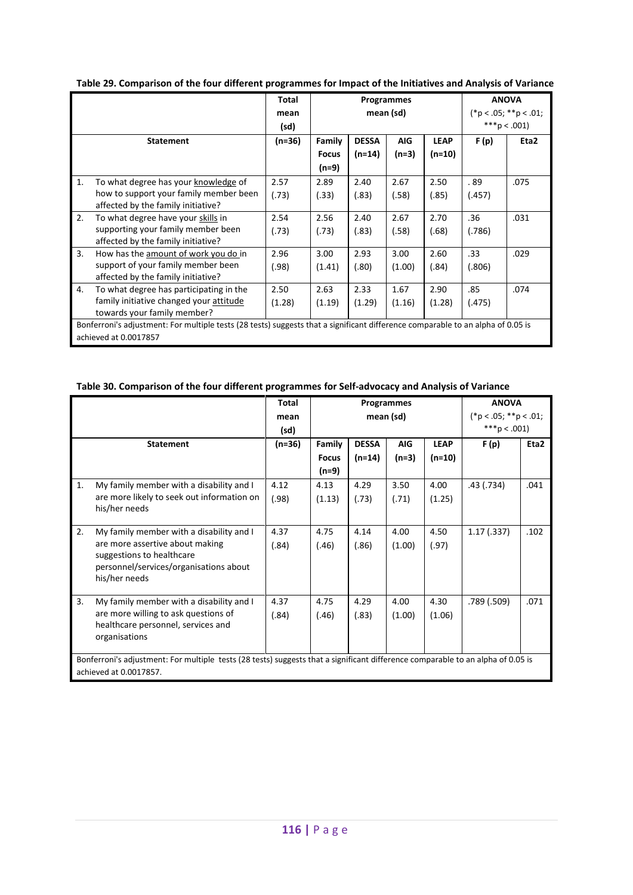**Table 29. Comparison of the four different programmes for Impact of the Initiatives and Analysis of Variance**

| Statement | Total mean (sd) | Programmes mean (sd) | | | | ANOVA (*p < .05; **p < .01; ***p < .001) | |
|---|---|---|---|---|---|---|---|
| | (n=36) | Family Focus (n=9) | DESSA (n=14) | AIG (n=3) | LEAP (n=10) | F (p) | Eta2 |
| 1. To what degree has your <u>knowledge</u> of how to support your family member been affected by the family initiative? | 2.57 (.73) | 2.89 (.33) | 2.40 (.83) | 2.67 (.58) | 2.50 (.85) | . 89 (.457) | .075 |
| 2. To what degree have your <u>skills</u> in supporting your family member been affected by the family initiative? | 2.54 (.73) | 2.56 (.73) | 2.40 (.83) | 2.67 (.58) | 2.70 (.68) | .36 (.786) | .031 |
| 3. How has the <u>amount of work you do</u> in support of your family member been affected by the family initiative? | 2.96 (.98) | 3.00 (1.41) | 2.93 (.80) | 3.00 (1.00) | 2.60 (.84) | .33 (.806) | .029 |
| 4. To what degree has participating in the family initiative changed your <u>attitude</u> towards your family member? | 2.50 (1.28) | 2.63 (1.19) | 2.33 (1.29) | 1.67 (1.16) | 2.90 (1.28) | .85 (.475) | .074 |

Bonferroni's adjustment: For multiple tests (28 tests) suggests that a significant difference comparable to an alpha of 0.05 is achieved at 0.0017857

**Table 30. Comparison of the four different programmes for Self-advocacy and Analysis of Variance**

| Statement | Total mean (sd) | Programmes mean (sd) | | | | ANOVA (*p < .05; **p < .01; ***p < .001) | |
|---|---|---|---|---|---|---|---|
| | (n=36) | Family Focus (n=9) | DESSA (n=14) | AIG (n=3) | LEAP (n=10) | F (p) | Eta2 |
| 1. My family member with a disability and I are more likely to seek out information on his/her needs | 4.12 (.98) | 4.13 (1.13) | 4.29 (.73) | 3.50 (.71) | 4.00 (1.25) | .43 (.734) | .041 |
| 2. My family member with a disability and I are more assertive about making suggestions to healthcare personnel/services/organisations about his/her needs | 4.37 (.84) | 4.75 (.46) | 4.14 (.86) | 4.00 (1.00) | 4.50 (.97) | 1.17 (.337) | .102 |
| 3. My family member with a disability and I are more willing to ask questions of healthcare personnel, services and organisations | 4.37 (.84) | 4.75 (.46) | 4.29 (.83) | 4.00 (1.00) | 4.30 (1.06) | .789 (.509) | .071 |

Bonferroni's adjustment: For multiple tests (28 tests) suggests that a significant difference comparable to an alpha of 0.05 is achieved at 0.0017857.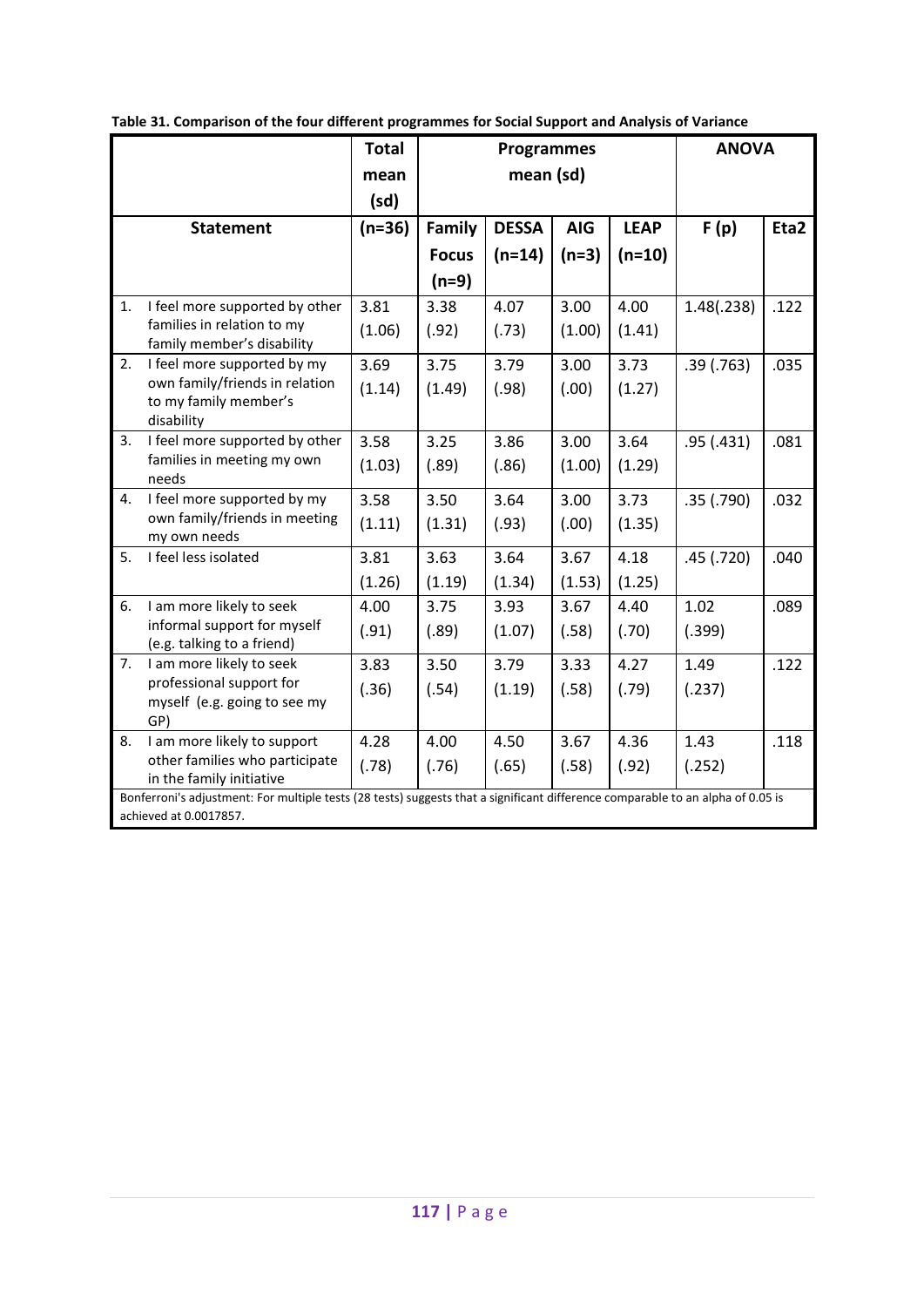**Table 31. Comparison of the four different programmes for Social Support and Analysis of Variance**

| | Total mean (sd) | Programmes mean (sd) | | | | ANOVA | |
|---|---|---|---|---|---|---|---|
| **Statement** | **(n=36)** | **Family Focus (n=9)** | **DESSA (n=14)** | **AIG (n=3)** | **LEAP (n=10)** | **F (p)** | **Eta2** |
| 1. I feel more supported by other families in relation to my family member's disability | 3.81 (1.06) | 3.38 (.92) | 4.07 (.73) | 3.00 (1.00) | 4.00 (1.41) | 1.48(.238) | .122 |
| 2. I feel more supported by my own family/friends in relation to my family member's disability | 3.69 (1.14) | 3.75 (1.49) | 3.79 (.98) | 3.00 (.00) | 3.73 (1.27) | .39 (.763) | .035 |
| 3. I feel more supported by other families in meeting my own needs | 3.58 (1.03) | 3.25 (.89) | 3.86 (.86) | 3.00 (1.00) | 3.64 (1.29) | .95 (.431) | .081 |
| 4. I feel more supported by my own family/friends in meeting my own needs | 3.58 (1.11) | 3.50 (1.31) | 3.64 (.93) | 3.00 (.00) | 3.73 (1.35) | .35 (.790) | .032 |
| 5. I feel less isolated | 3.81 (1.26) | 3.63 (1.19) | 3.64 (1.34) | 3.67 (1.53) | 4.18 (1.25) | .45 (.720) | .040 |
| 6. I am more likely to seek informal support for myself (e.g. talking to a friend) | 4.00 (.91) | 3.75 (.89) | 3.93 (1.07) | 3.67 (.58) | 4.40 (.70) | 1.02 (.399) | .089 |
| 7. I am more likely to seek professional support for myself (e.g. going to see my GP) | 3.83 (.36) | 3.50 (.54) | 3.79 (1.19) | 3.33 (.58) | 4.27 (.79) | 1.49 (.237) | .122 |
| 8. I am more likely to support other families who participate in the family initiative | 4.28 (.78) | 4.00 (.76) | 4.50 (.65) | 3.67 (.58) | 4.36 (.92) | 1.43 (.252) | .118 |

Bonferroni's adjustment: For multiple tests (28 tests) suggests that a significant difference comparable to an alpha of 0.05 is achieved at 0.0017857.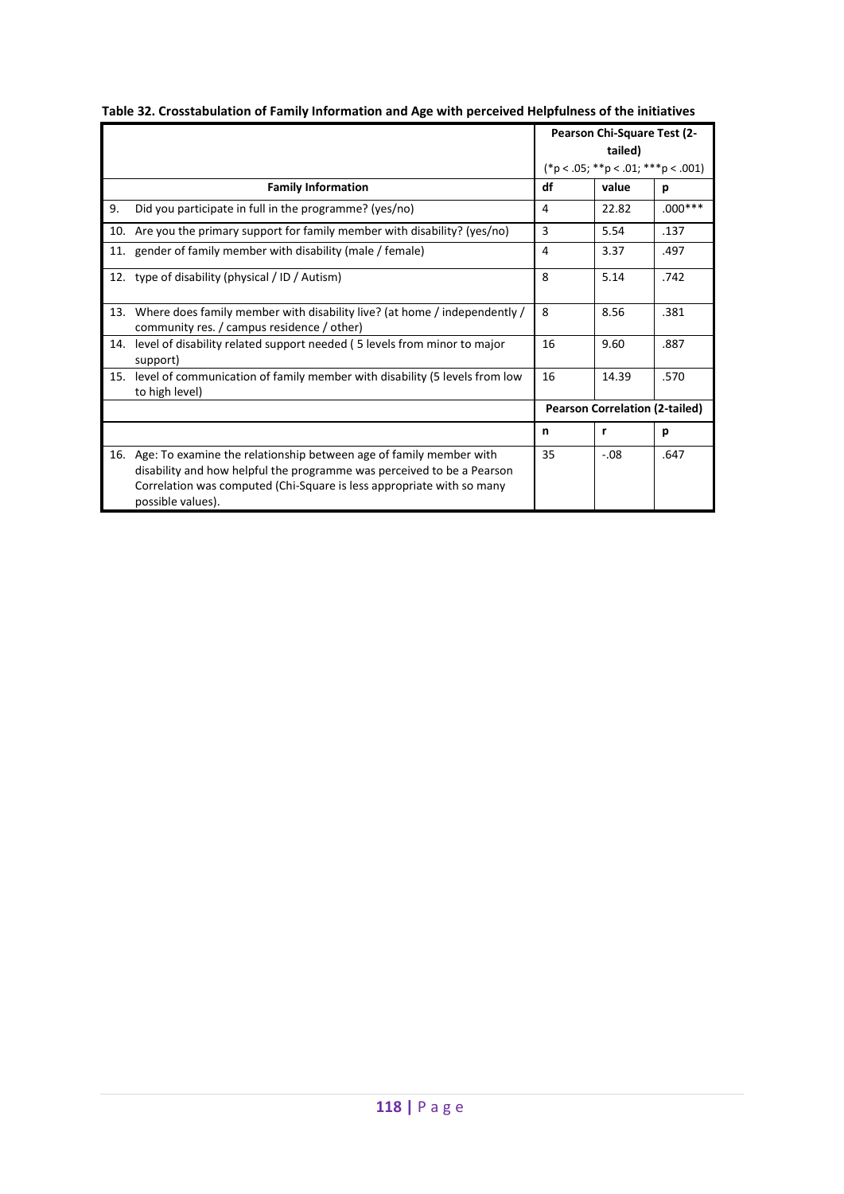**Table 32. Crosstabulation of Family Information and Age with perceived Helpfulness of the initiatives**

| | Pearson Chi-Square Test (2-tailed) (*p < .05; **p < .01; ***p < .001) | | |
|---|---|---|---|
| **Family Information** | **df** | **value** | **p** |
| 9. Did you participate in full in the programme? (yes/no) | 4 | 22.82 | .000*** |
| 10. Are you the primary support for family member with disability? (yes/no) | 3 | 5.54 | .137 |
| 11. gender of family member with disability (male / female) | 4 | 3.37 | .497 |
| 12. type of disability (physical / ID / Autism) | 8 | 5.14 | .742 |
| 13. Where does family member with disability live? (at home / independently / community res. / campus residence / other) | 8 | 8.56 | .381 |
| 14. level of disability related support needed ( 5 levels from minor to major support) | 16 | 9.60 | .887 |
| 15. level of communication of family member with disability (5 levels from low to high level) | 16 | 14.39 | .570 |
| | **Pearson Correlation (2-tailed)** | | |
| | **n** | **r** | **p** |
| 16. Age: To examine the relationship between age of family member with disability and how helpful the programme was perceived to be a Pearson Correlation was computed (Chi-Square is less appropriate with so many possible values). | 35 | -.08 | .647 |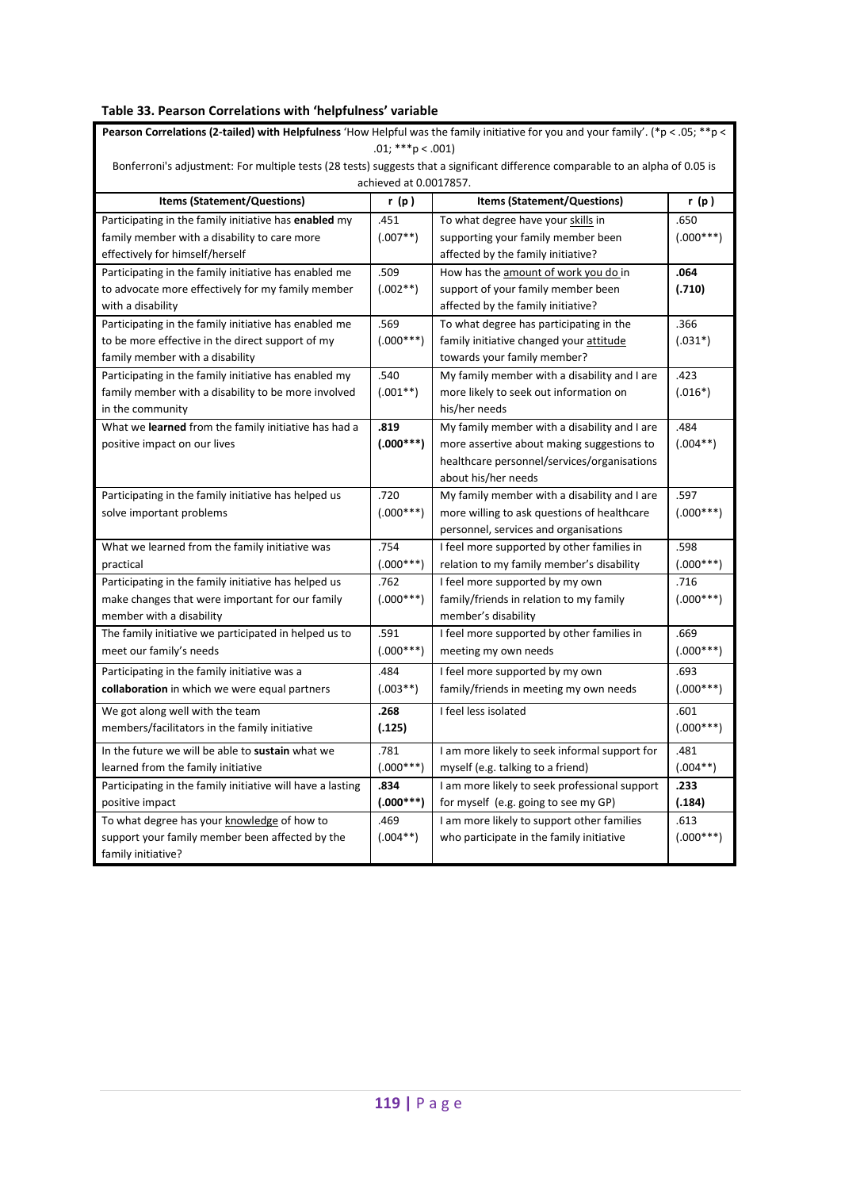**Table 33. Pearson Correlations with 'helpfulness' variable**

| **Pearson Correlations (2-tailed) with Helpfulness** 'How Helpful was the family initiative for you and your family'. (*p < .05; **p < .01; ***p < .001) Bonferroni's adjustment: For multiple tests (28 tests) suggests that a significant difference comparable to an alpha of 0.05 is achieved at 0.0017857. | | | |
|---|---|---|---|
| **Items (Statement/Questions)** | **r (p)** | **Items (Statement/Questions)** | **r (p)** |
| Participating in the family initiative has **enabled** my family member with a disability to care more effectively for himself/herself | .451 (.007**) | To what degree have your skills in supporting your family member been affected by the family initiative? | .650 (.000***) |
| Participating in the family initiative has enabled me to advocate more effectively for my family member with a disability | .509 (.002**) | How has the amount of work you do in support of your family member been affected by the family initiative? | **.064 (.710)** |
| Participating in the family initiative has enabled me to be more effective in the direct support of my family member with a disability | .569 (.000***) | To what degree has participating in the family initiative changed your attitude towards your family member? | .366 (.031*) |
| Participating in the family initiative has enabled my family member with a disability to be more involved in the community | .540 (.001**) | My family member with a disability and I are more likely to seek out information on his/her needs | .423 (.016*) |
| What we **learned** from the family initiative has had a positive impact on our lives | **.819 (.000***)** | My family member with a disability and I are more assertive about making suggestions to healthcare personnel/services/organisations about his/her needs | .484 (.004**) |
| Participating in the family initiative has helped us solve important problems | .720 (.000***) | My family member with a disability and I are more willing to ask questions of healthcare personnel, services and organisations | .597 (.000***) |
| What we learned from the family initiative was practical | .754 (.000***) | I feel more supported by other families in relation to my family member's disability | .598 (.000***) |
| Participating in the family initiative has helped us make changes that were important for our family member with a disability | .762 (.000***) | I feel more supported by my own family/friends in relation to my family member's disability | .716 (.000***) |
| The family initiative we participated in helped us to meet our family's needs | .591 (.000***) | I feel more supported by other families in meeting my own needs | .669 (.000***) |
| Participating in the family initiative was a **collaboration** in which we were equal partners | .484 (.003**) | I feel more supported by my own family/friends in meeting my own needs | .693 (.000***) |
| We got along well with the team members/facilitators in the family initiative | **.268 (.125)** | I feel less isolated | .601 (.000***) |
| In the future we will be able to **sustain** what we learned from the family initiative | .781 (.000***) | I am more likely to seek informal support for myself (e.g. talking to a friend) | .481 (.004**) |
| Participating in the family initiative will have a lasting positive impact | **.834 (.000***)** | I am more likely to seek professional support for myself (e.g. going to see my GP) | **.233 (.184)** |
| To what degree has your knowledge of how to support your family member been affected by the family initiative? | .469 (.004**) | I am more likely to support other families who participate in the family initiative | .613 (.000***) |